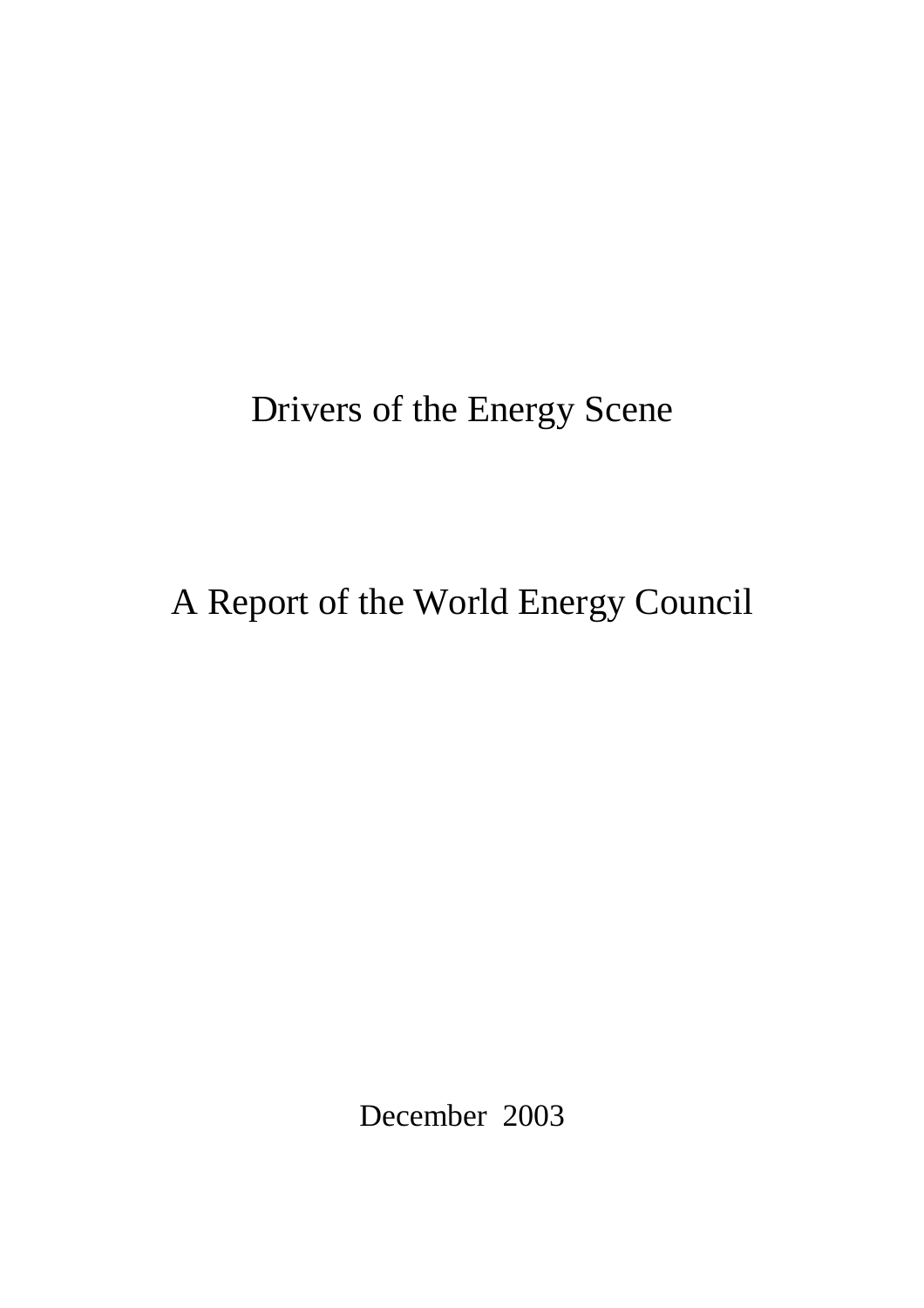# Drivers of the Energy Scene

## A Report of the World Energy Council

December 2003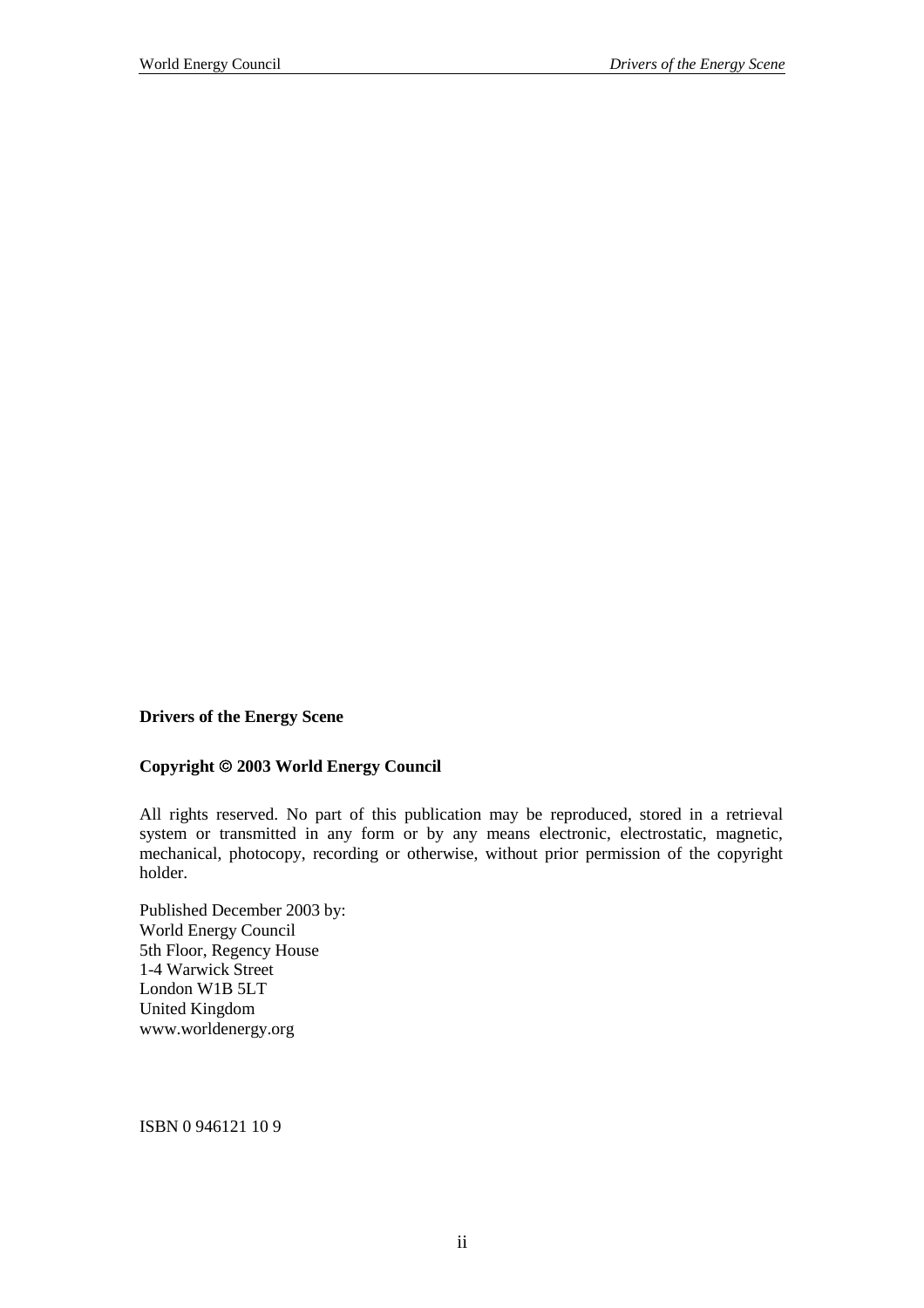**Drivers of the Energy Scene**

**Copyright © 2003 World Energy Council**

All rights reserved. No part of this publication may be reproduced, stored in a retrieval system or transmitted in any form or by any means electronic, electrostatic, magnetic, mechanical, photocopy, recording or otherwise, without prior permission of the copyright holder.

Published December 2003 by:
World Energy Council
5th Floor, Regency House
1-4 Warwick Street
London W1B 5LT
United Kingdom
www.worldenergy.org

ISBN 0 946121 10 9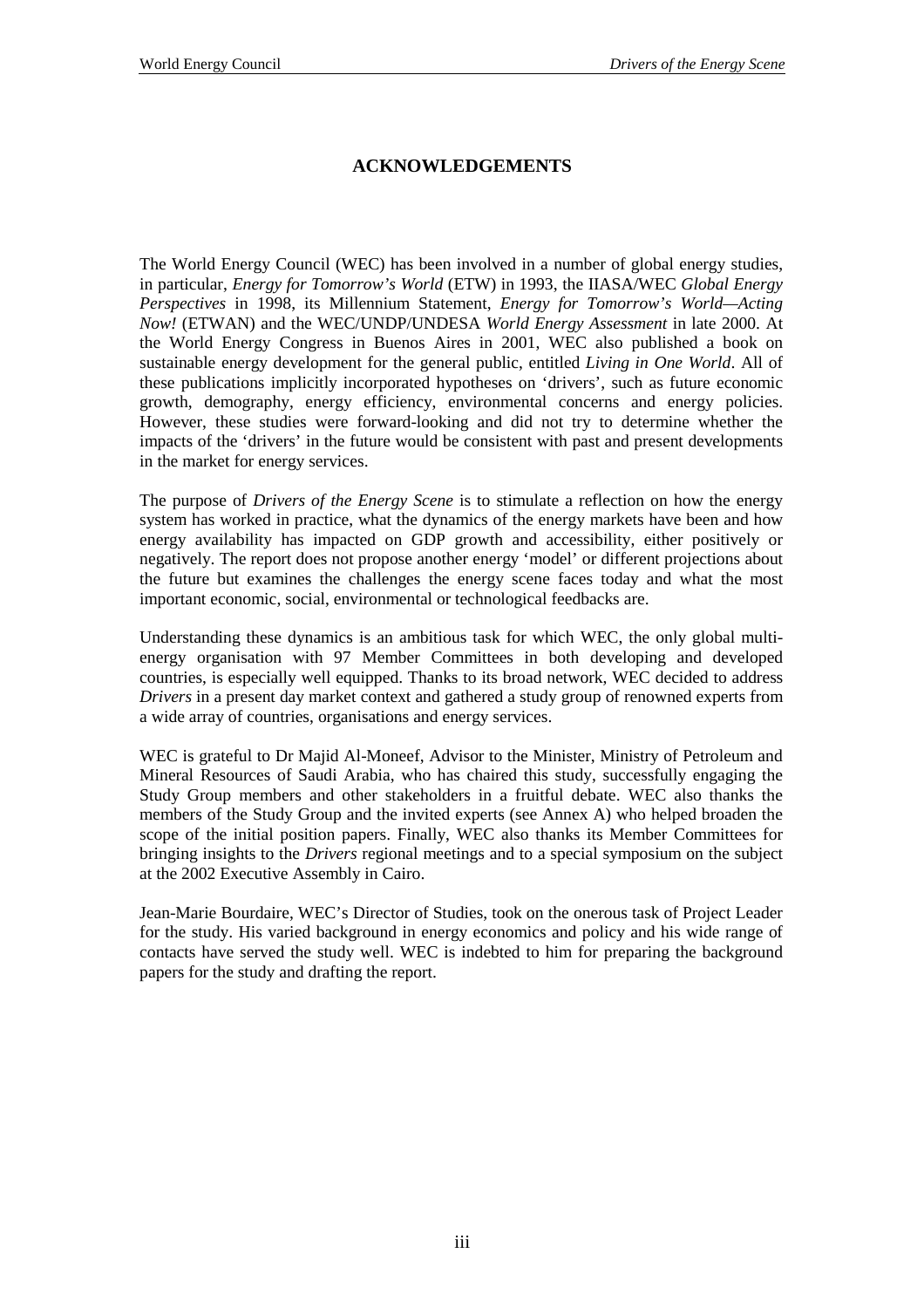# ACKNOWLEDGEMENTS

The World Energy Council (WEC) has been involved in a number of global energy studies, in particular, *Energy for Tomorrow's World* (ETW) in 1993, the IIASA/WEC *Global Energy Perspectives* in 1998, its Millennium Statement, *Energy for Tomorrow's World—Acting Now!* (ETWAN) and the WEC/UNDP/UNDESA *World Energy Assessment* in late 2000. At the World Energy Congress in Buenos Aires in 2001, WEC also published a book on sustainable energy development for the general public, entitled *Living in One World*. All of these publications implicitly incorporated hypotheses on 'drivers', such as future economic growth, demography, energy efficiency, environmental concerns and energy policies. However, these studies were forward-looking and did not try to determine whether the impacts of the 'drivers' in the future would be consistent with past and present developments in the market for energy services.

The purpose of *Drivers of the Energy Scene* is to stimulate a reflection on how the energy system has worked in practice, what the dynamics of the energy markets have been and how energy availability has impacted on GDP growth and accessibility, either positively or negatively. The report does not propose another energy 'model' or different projections about the future but examines the challenges the energy scene faces today and what the most important economic, social, environmental or technological feedbacks are.

Understanding these dynamics is an ambitious task for which WEC, the only global multi-energy organisation with 97 Member Committees in both developing and developed countries, is especially well equipped. Thanks to its broad network, WEC decided to address *Drivers* in a present day market context and gathered a study group of renowned experts from a wide array of countries, organisations and energy services.

WEC is grateful to Dr Majid Al-Moneef, Advisor to the Minister, Ministry of Petroleum and Mineral Resources of Saudi Arabia, who has chaired this study, successfully engaging the Study Group members and other stakeholders in a fruitful debate. WEC also thanks the members of the Study Group and the invited experts (see Annex A) who helped broaden the scope of the initial position papers. Finally, WEC also thanks its Member Committees for bringing insights to the *Drivers* regional meetings and to a special symposium on the subject at the 2002 Executive Assembly in Cairo.

Jean-Marie Bourdaire, WEC's Director of Studies, took on the onerous task of Project Leader for the study. His varied background in energy economics and policy and his wide range of contacts have served the study well. WEC is indebted to him for preparing the background papers for the study and drafting the report.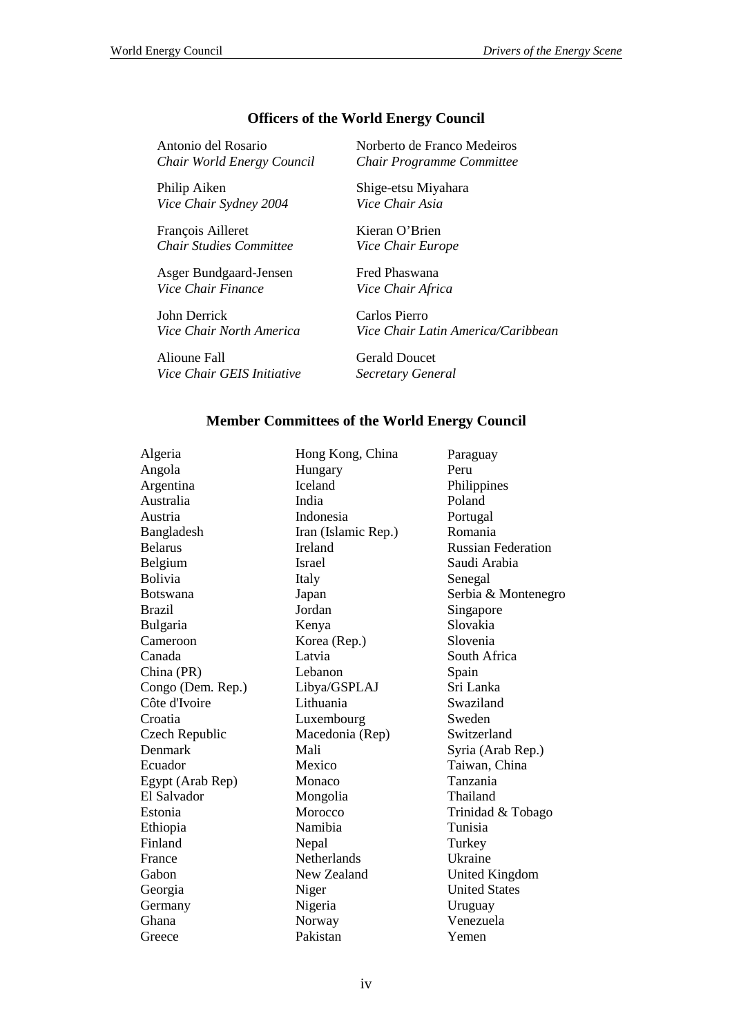## Officers of the World Energy Council

Antonio del Rosario
*Chair World Energy Council*

Norberto de Franco Medeiros
*Chair Programme Committee*

Philip Aiken
*Vice Chair Sydney 2004*

Shige-etsu Miyahara
*Vice Chair Asia*

François Ailleret
*Chair Studies Committee*

Kieran O'Brien
*Vice Chair Europe*

Asger Bundgaard-Jensen
*Vice Chair Finance*

Fred Phaswana
*Vice Chair Africa*

John Derrick
*Vice Chair North America*

Carlos Pierro
*Vice Chair Latin America/Caribbean*

Alioune Fall
*Vice Chair GEIS Initiative*

Gerald Doucet
*Secretary General*

## Member Committees of the World Energy Council

Algeria
Angola
Argentina
Australia
Austria
Bangladesh
Belarus
Belgium
Bolivia
Botswana
Brazil
Bulgaria
Cameroon
Canada
China (PR)
Congo (Dem. Rep.)
Côte d'Ivoire
Croatia
Czech Republic
Denmark
Ecuador
Egypt (Arab Rep)
El Salvador
Estonia
Ethiopia
Finland
France
Gabon
Georgia
Germany
Ghana
Greece
Hong Kong, China
Hungary
Iceland
India
Indonesia
Iran (Islamic Rep.)
Ireland
Israel
Italy
Japan
Jordan
Kenya
Korea (Rep.)
Latvia
Lebanon
Libya/GSPLAJ
Lithuania
Luxembourg
Macedonia (Rep)
Mali
Mexico
Monaco
Mongolia
Morocco
Namibia
Nepal
Netherlands
New Zealand
Niger
Nigeria
Norway
Pakistan
Paraguay
Peru
Philippines
Poland
Portugal
Romania
Russian Federation
Saudi Arabia
Senegal
Serbia & Montenegro
Singapore
Slovakia
Slovenia
South Africa
Spain
Sri Lanka
Swaziland
Sweden
Switzerland
Syria (Arab Rep.)
Taiwan, China
Tanzania
Thailand
Trinidad & Tobago
Tunisia
Turkey
Ukraine
United Kingdom
United States
Uruguay
Venezuela
Yemen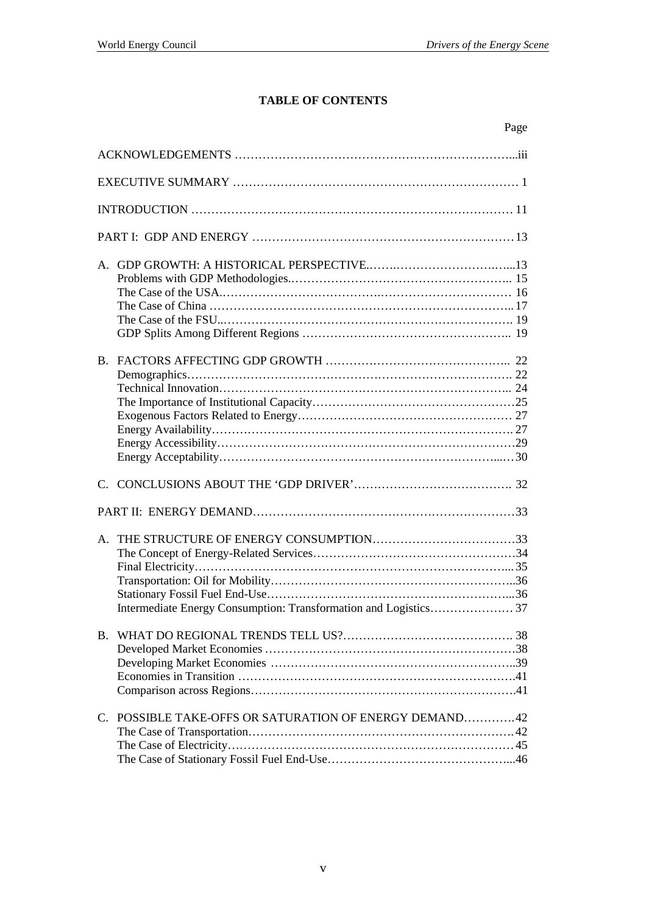## TABLE OF CONTENTS

| | Page |
|---|---|
| ACKNOWLEDGEMENTS | iii |
| EXECUTIVE SUMMARY | 1 |
| INTRODUCTION | 11 |
| PART I: GDP AND ENERGY | 13 |
| A. GDP GROWTH: A HISTORICAL PERSPECTIVE | 13 |
| Problems with GDP Methodologies | 15 |
| The Case of the USA | 16 |
| The Case of China | 17 |
| The Case of the FSU | 19 |
| GDP Splits Among Different Regions | 19 |
| B. FACTORS AFFECTING GDP GROWTH | 22 |
| Demographics | 22 |
| Technical Innovation | 24 |
| The Importance of Institutional Capacity | 25 |
| Exogenous Factors Related to Energy | 27 |
| Energy Availability | 27 |
| Energy Accessibility | 29 |
| Energy Acceptability | 30 |
| C. CONCLUSIONS ABOUT THE 'GDP DRIVER' | 32 |
| PART II: ENERGY DEMAND | 33 |
| A. THE STRUCTURE OF ENERGY CONSUMPTION | 33 |
| The Concept of Energy-Related Services | 34 |
| Final Electricity | 35 |
| Transportation: Oil for Mobility | 36 |
| Stationary Fossil Fuel End-Use | 36 |
| Intermediate Energy Consumption: Transformation and Logistics | 37 |
| B. WHAT DO REGIONAL TRENDS TELL US? | 38 |
| Developed Market Economies | 38 |
| Developing Market Economies | 39 |
| Economies in Transition | 41 |
| Comparison across Regions | 41 |
| C. POSSIBLE TAKE-OFFS OR SATURATION OF ENERGY DEMAND | 42 |
| The Case of Transportation | 42 |
| The Case of Electricity | 45 |
| The Case of Stationary Fossil Fuel End-Use | 46 |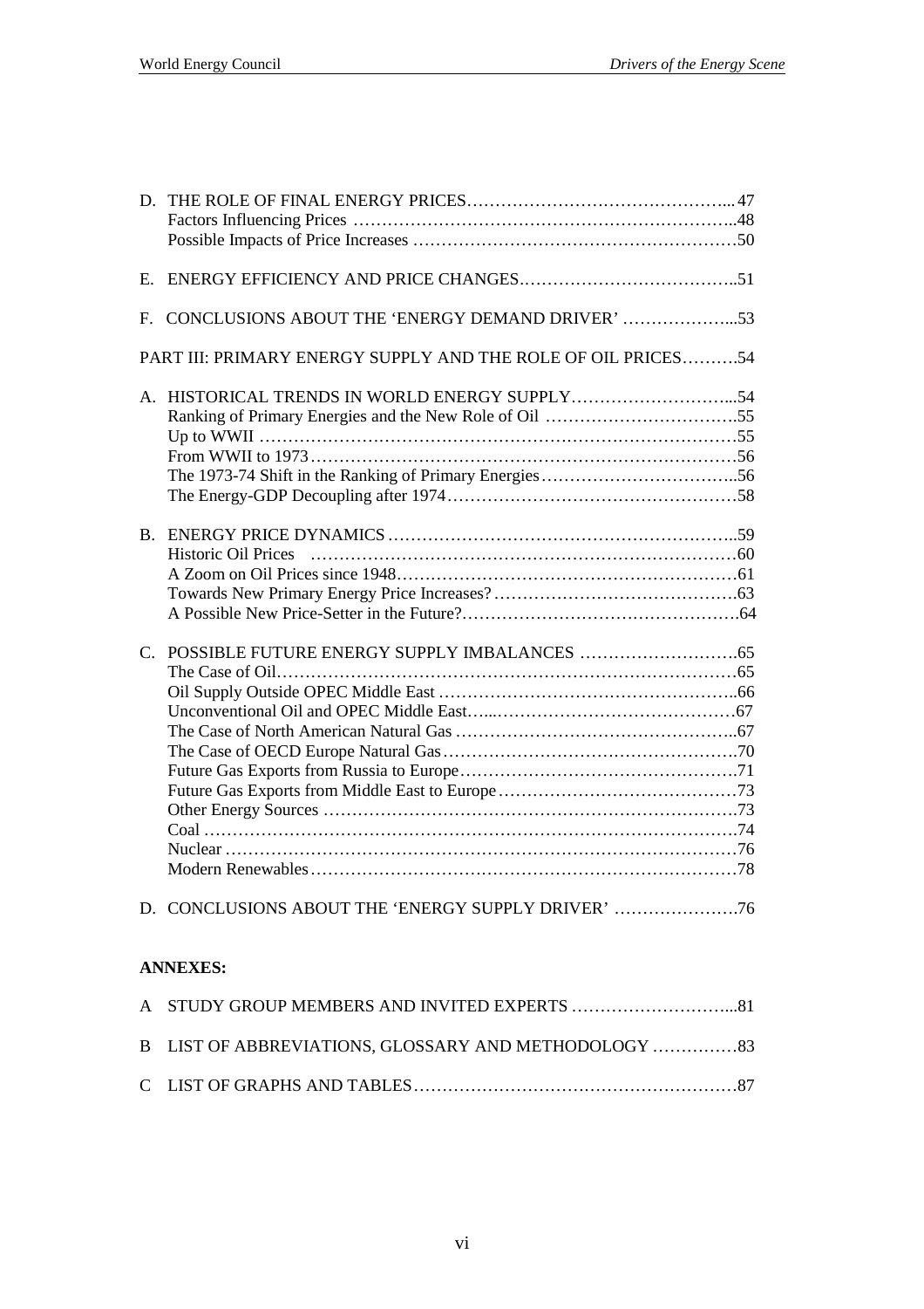D. THE ROLE OF FINAL ENERGY PRICES………………………………………... 47
- Factors Influencing Prices ……………………………………………………….48
- Possible Impacts of Price Increases …………………………………………………50

E. ENERGY EFFICIENCY AND PRICE CHANGES………………………………..51

F. CONCLUSIONS ABOUT THE 'ENERGY DEMAND DRIVER' ………………...53

PART III: PRIMARY ENERGY SUPPLY AND THE ROLE OF OIL PRICES……….54

A. HISTORICAL TRENDS IN WORLD ENERGY SUPPLY………………………...54
- Ranking of Primary Energies and the New Role of Oil …………………………….55
- Up to WWII …………………………………………………………………………55
- From WWII to 1973…………………………………………………………………56
- The 1973-74 Shift in the Ranking of Primary Energies……………………………..56
- The Energy-GDP Decoupling after 1974……………………………………………58

B. ENERGY PRICE DYNAMICS ……………………………………………………..59
- Historic Oil Prices ……………………………………………………………………60
- A Zoom on Oil Prices since 1948……………………………………………………61
- Towards New Primary Energy Price Increases? ……………………………………63
- A Possible New Price-Setter in the Future?…………………………………………64

C. POSSIBLE FUTURE ENERGY SUPPLY IMBALANCES ……………………….65
- The Case of Oil………………………………………………………………………65
- Oil Supply Outside OPEC Middle East ……………………………………………..66
- Unconventional Oil and OPEC Middle East…...……………………………………67
- The Case of North American Natural Gas …………………………………………..67
- The Case of OECD Europe Natural Gas…………………………………………….70
- Future Gas Exports from Russia to Europe…………………………………………71
- Future Gas Exports from Middle East to Europe……………………………………73
- Other Energy Sources …………………………………………………………….…73
- Coal ………………………………………………………………………………….74
- Nuclear ………………………………………………………………………………76
- Modern Renewables…………………………………………………………………78

D. CONCLUSIONS ABOUT THE 'ENERGY SUPPLY DRIVER' ………………….76

**ANNEXES:**

A STUDY GROUP MEMBERS AND INVITED EXPERTS ………………………...81

B LIST OF ABBREVIATIONS, GLOSSARY AND METHODOLOGY ……………83

C LIST OF GRAPHS AND TABLES…………………………………………………87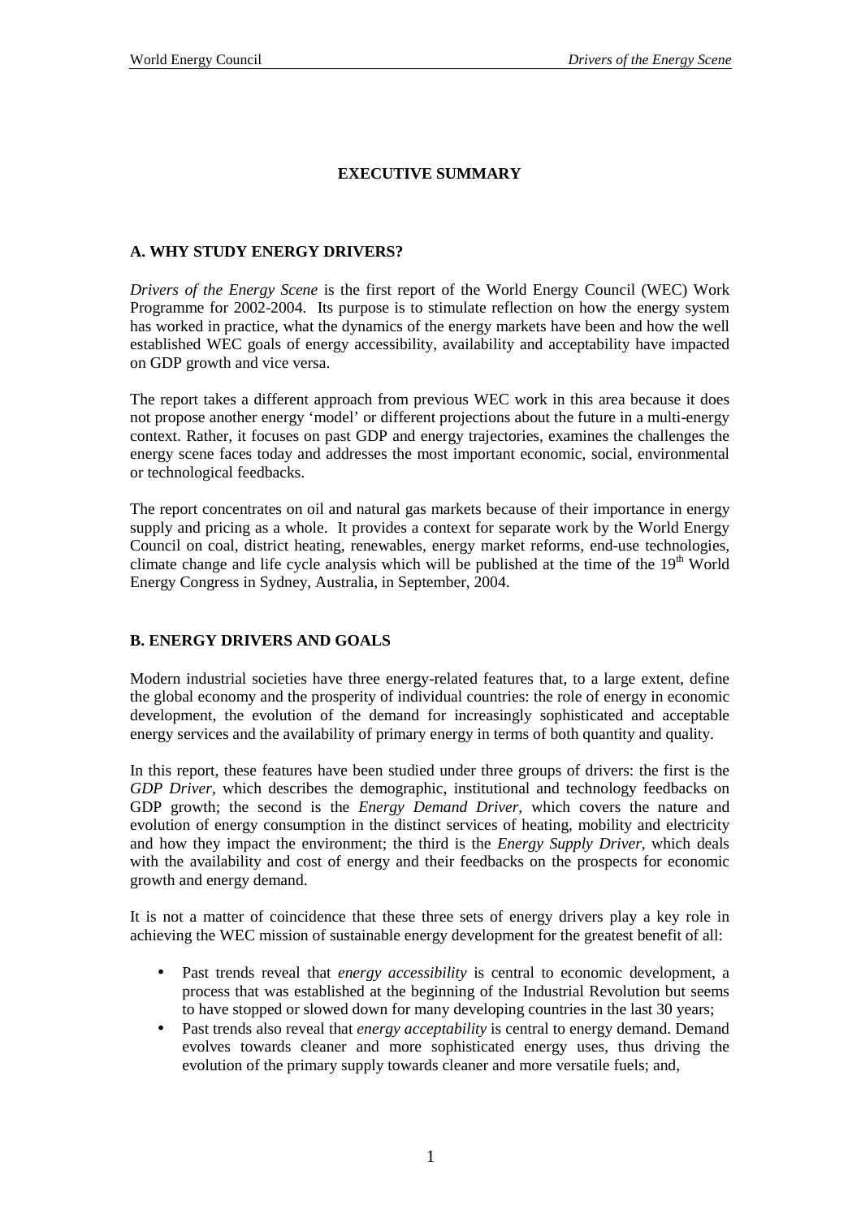# EXECUTIVE SUMMARY

## A. WHY STUDY ENERGY DRIVERS?

*Drivers of the Energy Scene* is the first report of the World Energy Council (WEC) Work Programme for 2002-2004. Its purpose is to stimulate reflection on how the energy system has worked in practice, what the dynamics of the energy markets have been and how the well established WEC goals of energy accessibility, availability and acceptability have impacted on GDP growth and vice versa.

The report takes a different approach from previous WEC work in this area because it does not propose another energy 'model' or different projections about the future in a multi-energy context. Rather, it focuses on past GDP and energy trajectories, examines the challenges the energy scene faces today and addresses the most important economic, social, environmental or technological feedbacks.

The report concentrates on oil and natural gas markets because of their importance in energy supply and pricing as a whole. It provides a context for separate work by the World Energy Council on coal, district heating, renewables, energy market reforms, end-use technologies, climate change and life cycle analysis which will be published at the time of the 19th World Energy Congress in Sydney, Australia, in September, 2004.

## B. ENERGY DRIVERS AND GOALS

Modern industrial societies have three energy-related features that, to a large extent, define the global economy and the prosperity of individual countries: the role of energy in economic development, the evolution of the demand for increasingly sophisticated and acceptable energy services and the availability of primary energy in terms of both quantity and quality.

In this report, these features have been studied under three groups of drivers: the first is the *GDP Driver*, which describes the demographic, institutional and technology feedbacks on GDP growth; the second is the *Energy Demand Driver*, which covers the nature and evolution of energy consumption in the distinct services of heating, mobility and electricity and how they impact the environment; the third is the *Energy Supply Driver*, which deals with the availability and cost of energy and their feedbacks on the prospects for economic growth and energy demand.

It is not a matter of coincidence that these three sets of energy drivers play a key role in achieving the WEC mission of sustainable energy development for the greatest benefit of all:

- Past trends reveal that *energy accessibility* is central to economic development, a process that was established at the beginning of the Industrial Revolution but seems to have stopped or slowed down for many developing countries in the last 30 years;
- Past trends also reveal that *energy acceptability* is central to energy demand. Demand evolves towards cleaner and more sophisticated energy uses, thus driving the evolution of the primary supply towards cleaner and more versatile fuels; and,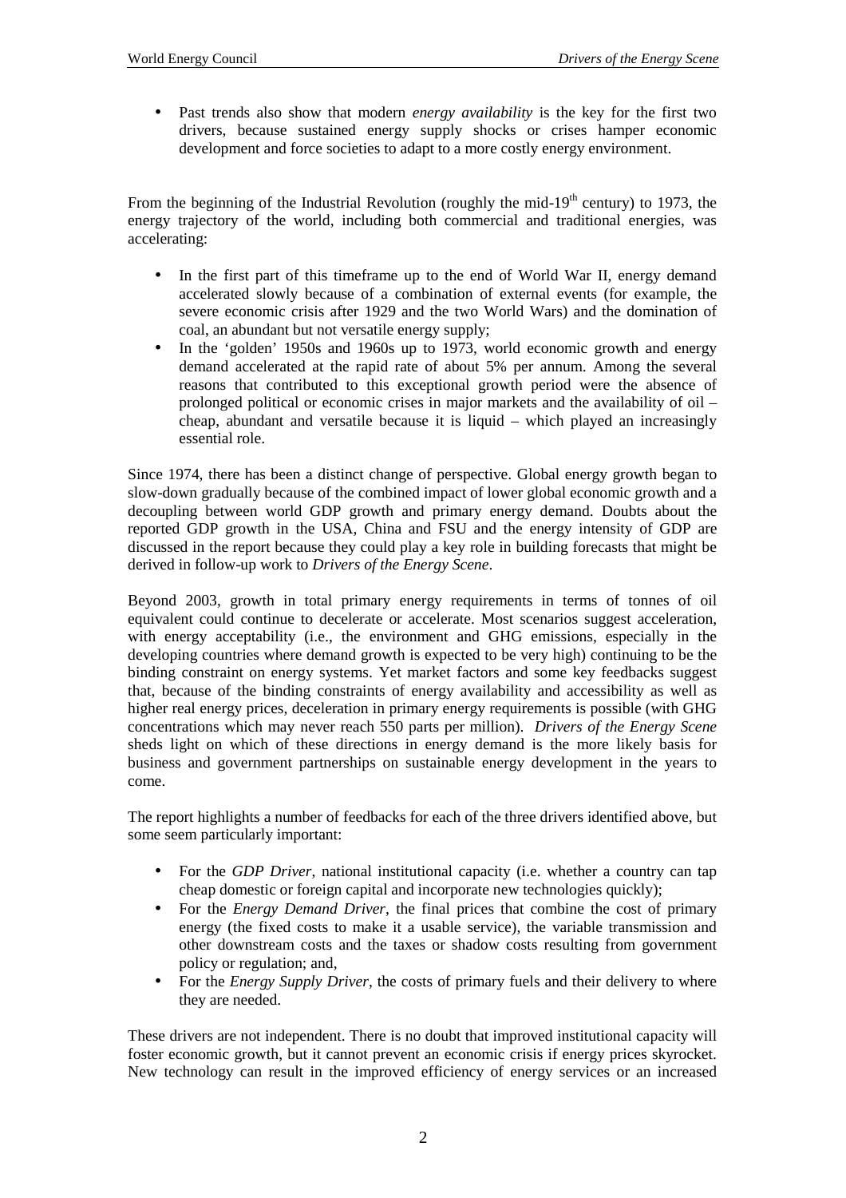- Past trends also show that modern *energy availability* is the key for the first two drivers, because sustained energy supply shocks or crises hamper economic development and force societies to adapt to a more costly energy environment.

From the beginning of the Industrial Revolution (roughly the mid-19th century) to 1973, the energy trajectory of the world, including both commercial and traditional energies, was accelerating:

- In the first part of this timeframe up to the end of World War II, energy demand accelerated slowly because of a combination of external events (for example, the severe economic crisis after 1929 and the two World Wars) and the domination of coal, an abundant but not versatile energy supply;
- In the 'golden' 1950s and 1960s up to 1973, world economic growth and energy demand accelerated at the rapid rate of about 5% per annum. Among the several reasons that contributed to this exceptional growth period were the absence of prolonged political or economic crises in major markets and the availability of oil – cheap, abundant and versatile because it is liquid – which played an increasingly essential role.

Since 1974, there has been a distinct change of perspective. Global energy growth began to slow-down gradually because of the combined impact of lower global economic growth and a decoupling between world GDP growth and primary energy demand. Doubts about the reported GDP growth in the USA, China and FSU and the energy intensity of GDP are discussed in the report because they could play a key role in building forecasts that might be derived in follow-up work to *Drivers of the Energy Scene*.

Beyond 2003, growth in total primary energy requirements in terms of tonnes of oil equivalent could continue to decelerate or accelerate. Most scenarios suggest acceleration, with energy acceptability (i.e., the environment and GHG emissions, especially in the developing countries where demand growth is expected to be very high) continuing to be the binding constraint on energy systems. Yet market factors and some key feedbacks suggest that, because of the binding constraints of energy availability and accessibility as well as higher real energy prices, deceleration in primary energy requirements is possible (with GHG concentrations which may never reach 550 parts per million). *Drivers of the Energy Scene* sheds light on which of these directions in energy demand is the more likely basis for business and government partnerships on sustainable energy development in the years to come.

The report highlights a number of feedbacks for each of the three drivers identified above, but some seem particularly important:

- For the *GDP Driver*, national institutional capacity (i.e. whether a country can tap cheap domestic or foreign capital and incorporate new technologies quickly);
- For the *Energy Demand Driver*, the final prices that combine the cost of primary energy (the fixed costs to make it a usable service), the variable transmission and other downstream costs and the taxes or shadow costs resulting from government policy or regulation; and,
- For the *Energy Supply Driver*, the costs of primary fuels and their delivery to where they are needed.

These drivers are not independent. There is no doubt that improved institutional capacity will foster economic growth, but it cannot prevent an economic crisis if energy prices skyrocket. New technology can result in the improved efficiency of energy services or an increased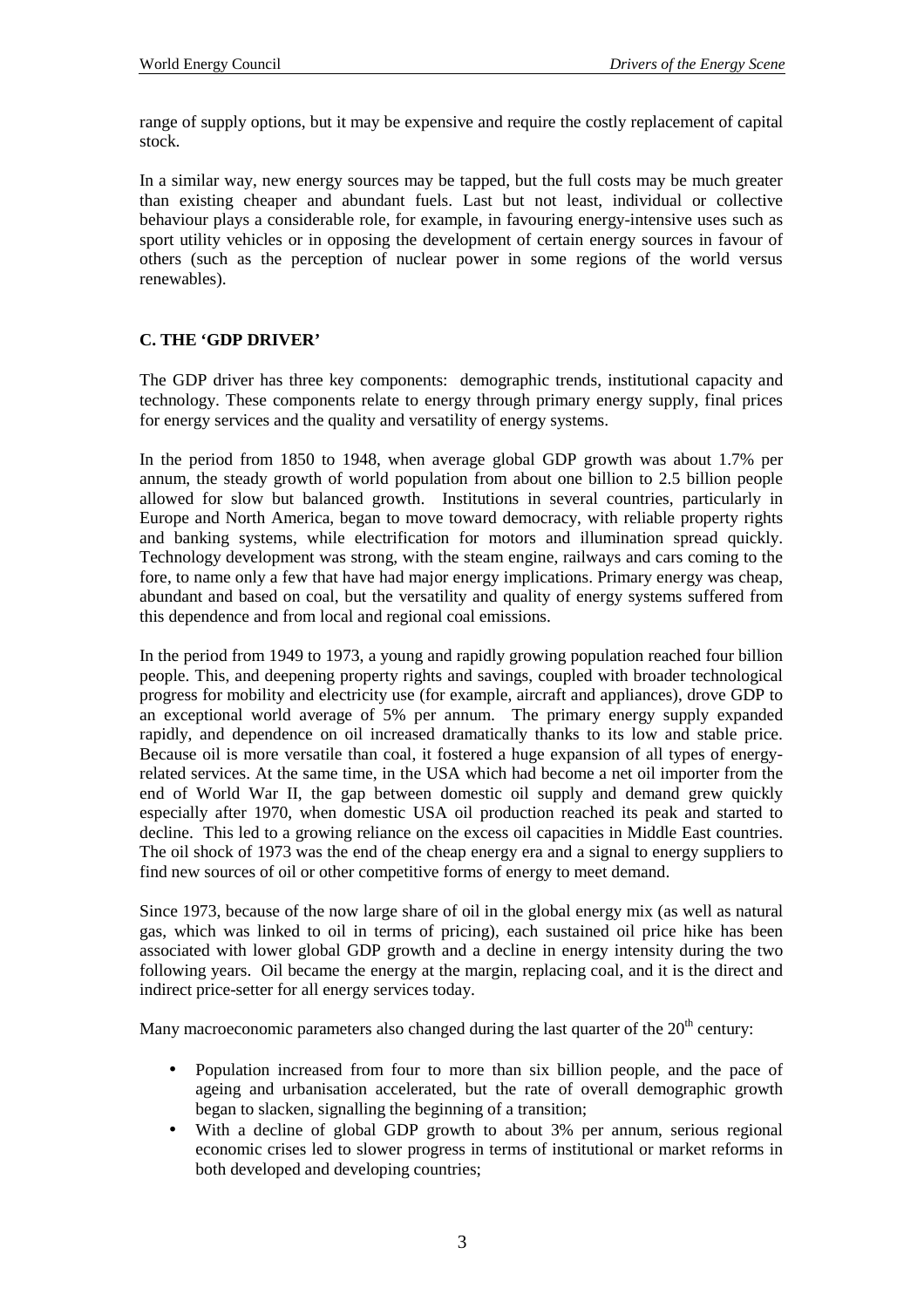range of supply options, but it may be expensive and require the costly replacement of capital stock.

In a similar way, new energy sources may be tapped, but the full costs may be much greater than existing cheaper and abundant fuels. Last but not least, individual or collective behaviour plays a considerable role, for example, in favouring energy-intensive uses such as sport utility vehicles or in opposing the development of certain energy sources in favour of others (such as the perception of nuclear power in some regions of the world versus renewables).

## C. THE 'GDP DRIVER'

The GDP driver has three key components: demographic trends, institutional capacity and technology. These components relate to energy through primary energy supply, final prices for energy services and the quality and versatility of energy systems.

In the period from 1850 to 1948, when average global GDP growth was about 1.7% per annum, the steady growth of world population from about one billion to 2.5 billion people allowed for slow but balanced growth. Institutions in several countries, particularly in Europe and North America, began to move toward democracy, with reliable property rights and banking systems, while electrification for motors and illumination spread quickly. Technology development was strong, with the steam engine, railways and cars coming to the fore, to name only a few that have had major energy implications. Primary energy was cheap, abundant and based on coal, but the versatility and quality of energy systems suffered from this dependence and from local and regional coal emissions.

In the period from 1949 to 1973, a young and rapidly growing population reached four billion people. This, and deepening property rights and savings, coupled with broader technological progress for mobility and electricity use (for example, aircraft and appliances), drove GDP to an exceptional world average of 5% per annum. The primary energy supply expanded rapidly, and dependence on oil increased dramatically thanks to its low and stable price. Because oil is more versatile than coal, it fostered a huge expansion of all types of energy-related services. At the same time, in the USA which had become a net oil importer from the end of World War II, the gap between domestic oil supply and demand grew quickly especially after 1970, when domestic USA oil production reached its peak and started to decline. This led to a growing reliance on the excess oil capacities in Middle East countries. The oil shock of 1973 was the end of the cheap energy era and a signal to energy suppliers to find new sources of oil or other competitive forms of energy to meet demand.

Since 1973, because of the now large share of oil in the global energy mix (as well as natural gas, which was linked to oil in terms of pricing), each sustained oil price hike has been associated with lower global GDP growth and a decline in energy intensity during the two following years. Oil became the energy at the margin, replacing coal, and it is the direct and indirect price-setter for all energy services today.

Many macroeconomic parameters also changed during the last quarter of the 20th century:

- Population increased from four to more than six billion people, and the pace of ageing and urbanisation accelerated, but the rate of overall demographic growth began to slacken, signalling the beginning of a transition;
- With a decline of global GDP growth to about 3% per annum, serious regional economic crises led to slower progress in terms of institutional or market reforms in both developed and developing countries;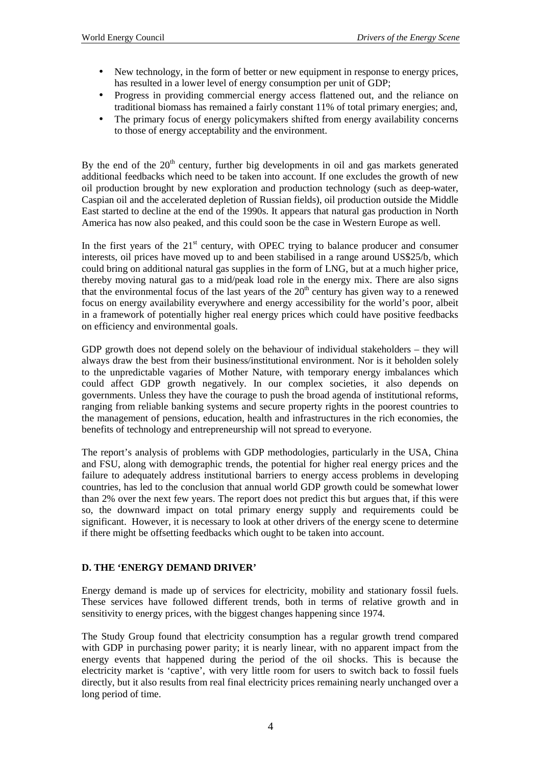- New technology, in the form of better or new equipment in response to energy prices, has resulted in a lower level of energy consumption per unit of GDP;
- Progress in providing commercial energy access flattened out, and the reliance on traditional biomass has remained a fairly constant 11% of total primary energies; and,
- The primary focus of energy policymakers shifted from energy availability concerns to those of energy acceptability and the environment.

By the end of the 20th century, further big developments in oil and gas markets generated additional feedbacks which need to be taken into account. If one excludes the growth of new oil production brought by new exploration and production technology (such as deep-water, Caspian oil and the accelerated depletion of Russian fields), oil production outside the Middle East started to decline at the end of the 1990s. It appears that natural gas production in North America has now also peaked, and this could soon be the case in Western Europe as well.

In the first years of the 21st century, with OPEC trying to balance producer and consumer interests, oil prices have moved up to and been stabilised in a range around US$25/b, which could bring on additional natural gas supplies in the form of LNG, but at a much higher price, thereby moving natural gas to a mid/peak load role in the energy mix. There are also signs that the environmental focus of the last years of the 20th century has given way to a renewed focus on energy availability everywhere and energy accessibility for the world's poor, albeit in a framework of potentially higher real energy prices which could have positive feedbacks on efficiency and environmental goals.

GDP growth does not depend solely on the behaviour of individual stakeholders – they will always draw the best from their business/institutional environment. Nor is it beholden solely to the unpredictable vagaries of Mother Nature, with temporary energy imbalances which could affect GDP growth negatively. In our complex societies, it also depends on governments. Unless they have the courage to push the broad agenda of institutional reforms, ranging from reliable banking systems and secure property rights in the poorest countries to the management of pensions, education, health and infrastructures in the rich economies, the benefits of technology and entrepreneurship will not spread to everyone.

The report's analysis of problems with GDP methodologies, particularly in the USA, China and FSU, along with demographic trends, the potential for higher real energy prices and the failure to adequately address institutional barriers to energy access problems in developing countries, has led to the conclusion that annual world GDP growth could be somewhat lower than 2% over the next few years. The report does not predict this but argues that, if this were so, the downward impact on total primary energy supply and requirements could be significant. However, it is necessary to look at other drivers of the energy scene to determine if there might be offsetting feedbacks which ought to be taken into account.

## D. THE 'ENERGY DEMAND DRIVER'

Energy demand is made up of services for electricity, mobility and stationary fossil fuels. These services have followed different trends, both in terms of relative growth and in sensitivity to energy prices, with the biggest changes happening since 1974.

The Study Group found that electricity consumption has a regular growth trend compared with GDP in purchasing power parity; it is nearly linear, with no apparent impact from the energy events that happened during the period of the oil shocks. This is because the electricity market is 'captive', with very little room for users to switch back to fossil fuels directly, but it also results from real final electricity prices remaining nearly unchanged over a long period of time.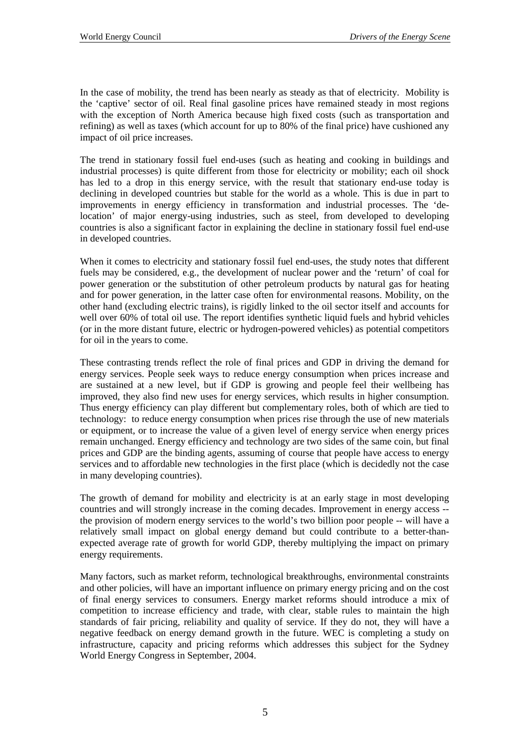In the case of mobility, the trend has been nearly as steady as that of electricity. Mobility is the 'captive' sector of oil. Real final gasoline prices have remained steady in most regions with the exception of North America because high fixed costs (such as transportation and refining) as well as taxes (which account for up to 80% of the final price) have cushioned any impact of oil price increases.

The trend in stationary fossil fuel end-uses (such as heating and cooking in buildings and industrial processes) is quite different from those for electricity or mobility; each oil shock has led to a drop in this energy service, with the result that stationary end-use today is declining in developed countries but stable for the world as a whole. This is due in part to improvements in energy efficiency in transformation and industrial processes. The 'de-location' of major energy-using industries, such as steel, from developed to developing countries is also a significant factor in explaining the decline in stationary fossil fuel end-use in developed countries.

When it comes to electricity and stationary fossil fuel end-uses, the study notes that different fuels may be considered, e.g., the development of nuclear power and the 'return' of coal for power generation or the substitution of other petroleum products by natural gas for heating and for power generation, in the latter case often for environmental reasons. Mobility, on the other hand (excluding electric trains), is rigidly linked to the oil sector itself and accounts for well over 60% of total oil use. The report identifies synthetic liquid fuels and hybrid vehicles (or in the more distant future, electric or hydrogen-powered vehicles) as potential competitors for oil in the years to come.

These contrasting trends reflect the role of final prices and GDP in driving the demand for energy services. People seek ways to reduce energy consumption when prices increase and are sustained at a new level, but if GDP is growing and people feel their wellbeing has improved, they also find new uses for energy services, which results in higher consumption. Thus energy efficiency can play different but complementary roles, both of which are tied to technology: to reduce energy consumption when prices rise through the use of new materials or equipment, or to increase the value of a given level of energy service when energy prices remain unchanged. Energy efficiency and technology are two sides of the same coin, but final prices and GDP are the binding agents, assuming of course that people have access to energy services and to affordable new technologies in the first place (which is decidedly not the case in many developing countries).

The growth of demand for mobility and electricity is at an early stage in most developing countries and will strongly increase in the coming decades. Improvement in energy access -- the provision of modern energy services to the world's two billion poor people -- will have a relatively small impact on global energy demand but could contribute to a better-than-expected average rate of growth for world GDP, thereby multiplying the impact on primary energy requirements.

Many factors, such as market reform, technological breakthroughs, environmental constraints and other policies, will have an important influence on primary energy pricing and on the cost of final energy services to consumers. Energy market reforms should introduce a mix of competition to increase efficiency and trade, with clear, stable rules to maintain the high standards of fair pricing, reliability and quality of service. If they do not, they will have a negative feedback on energy demand growth in the future. WEC is completing a study on infrastructure, capacity and pricing reforms which addresses this subject for the Sydney World Energy Congress in September, 2004.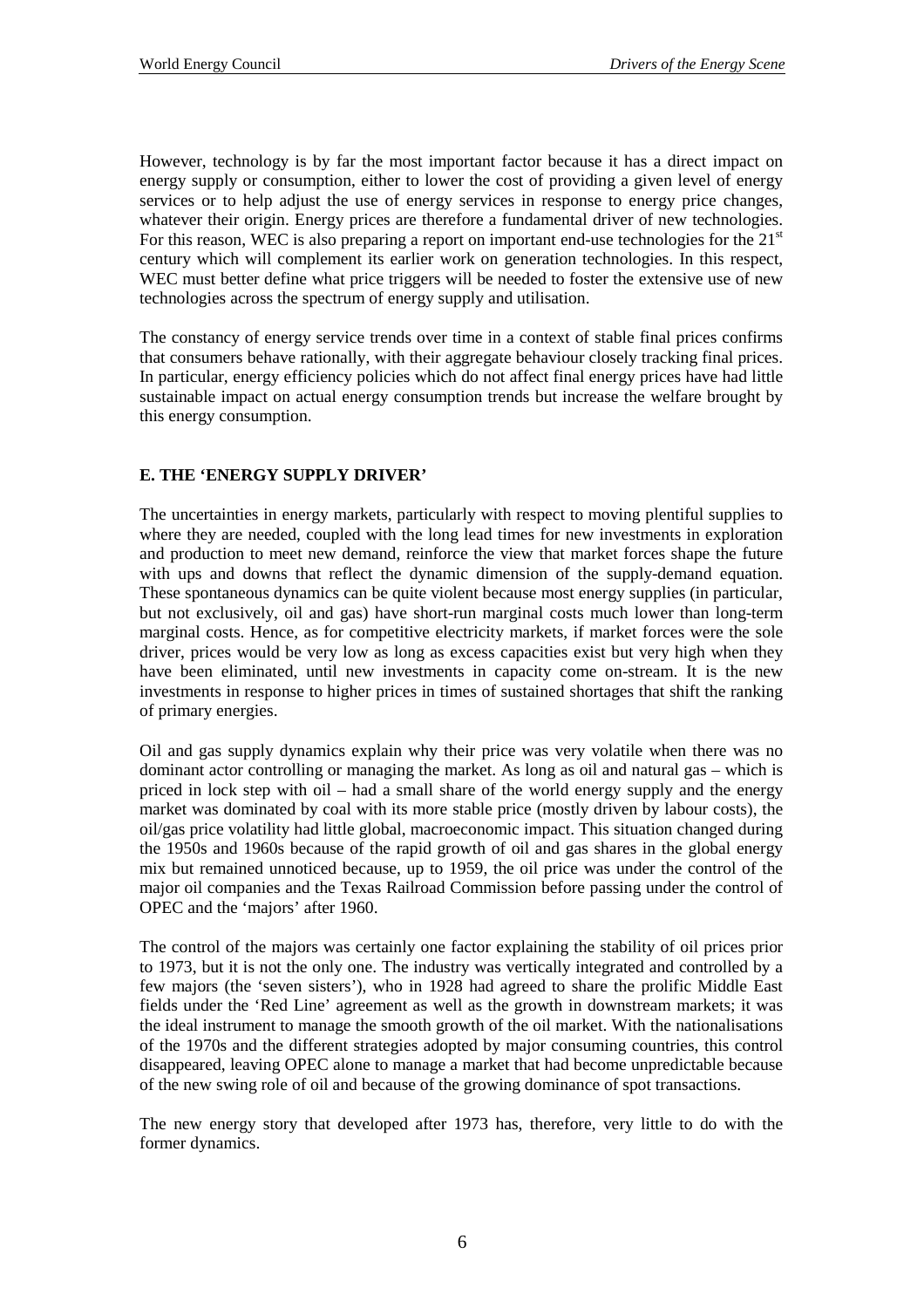However, technology is by far the most important factor because it has a direct impact on energy supply or consumption, either to lower the cost of providing a given level of energy services or to help adjust the use of energy services in response to energy price changes, whatever their origin. Energy prices are therefore a fundamental driver of new technologies. For this reason, WEC is also preparing a report on important end-use technologies for the 21st century which will complement its earlier work on generation technologies. In this respect, WEC must better define what price triggers will be needed to foster the extensive use of new technologies across the spectrum of energy supply and utilisation.

The constancy of energy service trends over time in a context of stable final prices confirms that consumers behave rationally, with their aggregate behaviour closely tracking final prices. In particular, energy efficiency policies which do not affect final energy prices have had little sustainable impact on actual energy consumption trends but increase the welfare brought by this energy consumption.

## E. THE 'ENERGY SUPPLY DRIVER'

The uncertainties in energy markets, particularly with respect to moving plentiful supplies to where they are needed, coupled with the long lead times for new investments in exploration and production to meet new demand, reinforce the view that market forces shape the future with ups and downs that reflect the dynamic dimension of the supply-demand equation. These spontaneous dynamics can be quite violent because most energy supplies (in particular, but not exclusively, oil and gas) have short-run marginal costs much lower than long-term marginal costs. Hence, as for competitive electricity markets, if market forces were the sole driver, prices would be very low as long as excess capacities exist but very high when they have been eliminated, until new investments in capacity come on-stream. It is the new investments in response to higher prices in times of sustained shortages that shift the ranking of primary energies.

Oil and gas supply dynamics explain why their price was very volatile when there was no dominant actor controlling or managing the market. As long as oil and natural gas – which is priced in lock step with oil – had a small share of the world energy supply and the energy market was dominated by coal with its more stable price (mostly driven by labour costs), the oil/gas price volatility had little global, macroeconomic impact. This situation changed during the 1950s and 1960s because of the rapid growth of oil and gas shares in the global energy mix but remained unnoticed because, up to 1959, the oil price was under the control of the major oil companies and the Texas Railroad Commission before passing under the control of OPEC and the 'majors' after 1960.

The control of the majors was certainly one factor explaining the stability of oil prices prior to 1973, but it is not the only one. The industry was vertically integrated and controlled by a few majors (the 'seven sisters'), who in 1928 had agreed to share the prolific Middle East fields under the 'Red Line' agreement as well as the growth in downstream markets; it was the ideal instrument to manage the smooth growth of the oil market. With the nationalisations of the 1970s and the different strategies adopted by major consuming countries, this control disappeared, leaving OPEC alone to manage a market that had become unpredictable because of the new swing role of oil and because of the growing dominance of spot transactions.

The new energy story that developed after 1973 has, therefore, very little to do with the former dynamics.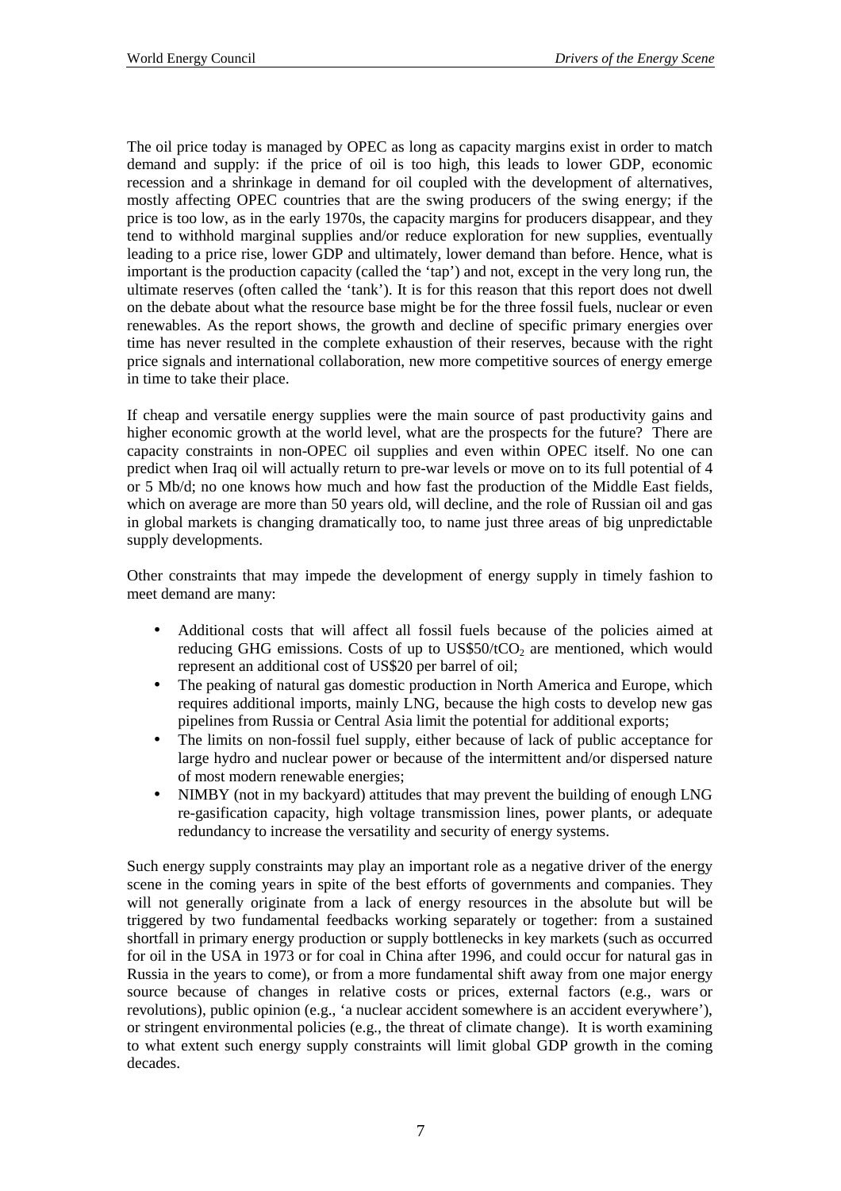The oil price today is managed by OPEC as long as capacity margins exist in order to match demand and supply: if the price of oil is too high, this leads to lower GDP, economic recession and a shrinkage in demand for oil coupled with the development of alternatives, mostly affecting OPEC countries that are the swing producers of the swing energy; if the price is too low, as in the early 1970s, the capacity margins for producers disappear, and they tend to withhold marginal supplies and/or reduce exploration for new supplies, eventually leading to a price rise, lower GDP and ultimately, lower demand than before. Hence, what is important is the production capacity (called the 'tap') and not, except in the very long run, the ultimate reserves (often called the 'tank'). It is for this reason that this report does not dwell on the debate about what the resource base might be for the three fossil fuels, nuclear or even renewables. As the report shows, the growth and decline of specific primary energies over time has never resulted in the complete exhaustion of their reserves, because with the right price signals and international collaboration, new more competitive sources of energy emerge in time to take their place.

If cheap and versatile energy supplies were the main source of past productivity gains and higher economic growth at the world level, what are the prospects for the future? There are capacity constraints in non-OPEC oil supplies and even within OPEC itself. No one can predict when Iraq oil will actually return to pre-war levels or move on to its full potential of 4 or 5 Mb/d; no one knows how much and how fast the production of the Middle East fields, which on average are more than 50 years old, will decline, and the role of Russian oil and gas in global markets is changing dramatically too, to name just three areas of big unpredictable supply developments.

Other constraints that may impede the development of energy supply in timely fashion to meet demand are many:

- Additional costs that will affect all fossil fuels because of the policies aimed at reducing GHG emissions. Costs of up to US\$50/t$CO_2$ are mentioned, which would represent an additional cost of US\$20 per barrel of oil;
- The peaking of natural gas domestic production in North America and Europe, which requires additional imports, mainly LNG, because the high costs to develop new gas pipelines from Russia or Central Asia limit the potential for additional exports;
- The limits on non-fossil fuel supply, either because of lack of public acceptance for large hydro and nuclear power or because of the intermittent and/or dispersed nature of most modern renewable energies;
- NIMBY (not in my backyard) attitudes that may prevent the building of enough LNG re-gasification capacity, high voltage transmission lines, power plants, or adequate redundancy to increase the versatility and security of energy systems.

Such energy supply constraints may play an important role as a negative driver of the energy scene in the coming years in spite of the best efforts of governments and companies. They will not generally originate from a lack of energy resources in the absolute but will be triggered by two fundamental feedbacks working separately or together: from a sustained shortfall in primary energy production or supply bottlenecks in key markets (such as occurred for oil in the USA in 1973 or for coal in China after 1996, and could occur for natural gas in Russia in the years to come), or from a more fundamental shift away from one major energy source because of changes in relative costs or prices, external factors (e.g., wars or revolutions), public opinion (e.g., 'a nuclear accident somewhere is an accident everywhere'), or stringent environmental policies (e.g., the threat of climate change). It is worth examining to what extent such energy supply constraints will limit global GDP growth in the coming decades.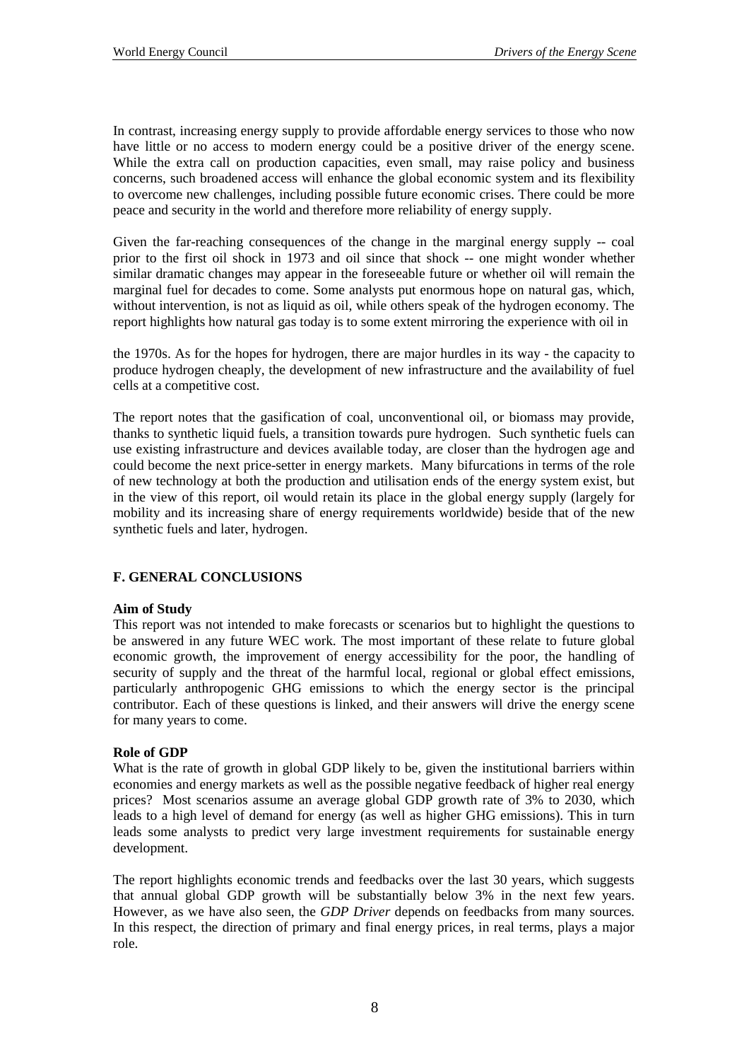In contrast, increasing energy supply to provide affordable energy services to those who now have little or no access to modern energy could be a positive driver of the energy scene. While the extra call on production capacities, even small, may raise policy and business concerns, such broadened access will enhance the global economic system and its flexibility to overcome new challenges, including possible future economic crises. There could be more peace and security in the world and therefore more reliability of energy supply.

Given the far-reaching consequences of the change in the marginal energy supply -- coal prior to the first oil shock in 1973 and oil since that shock -- one might wonder whether similar dramatic changes may appear in the foreseeable future or whether oil will remain the marginal fuel for decades to come. Some analysts put enormous hope on natural gas, which, without intervention, is not as liquid as oil, while others speak of the hydrogen economy. The report highlights how natural gas today is to some extent mirroring the experience with oil in the 1970s. As for the hopes for hydrogen, there are major hurdles in its way - the capacity to produce hydrogen cheaply, the development of new infrastructure and the availability of fuel cells at a competitive cost.

The report notes that the gasification of coal, unconventional oil, or biomass may provide, thanks to synthetic liquid fuels, a transition towards pure hydrogen. Such synthetic fuels can use existing infrastructure and devices available today, are closer than the hydrogen age and could become the next price-setter in energy markets. Many bifurcations in terms of the role of new technology at both the production and utilisation ends of the energy system exist, but in the view of this report, oil would retain its place in the global energy supply (largely for mobility and its increasing share of energy requirements worldwide) beside that of the new synthetic fuels and later, hydrogen.

## F. GENERAL CONCLUSIONS

**Aim of Study**

This report was not intended to make forecasts or scenarios but to highlight the questions to be answered in any future WEC work. The most important of these relate to future global economic growth, the improvement of energy accessibility for the poor, the handling of security of supply and the threat of the harmful local, regional or global effect emissions, particularly anthropogenic GHG emissions to which the energy sector is the principal contributor. Each of these questions is linked, and their answers will drive the energy scene for many years to come.

**Role of GDP**

What is the rate of growth in global GDP likely to be, given the institutional barriers within economies and energy markets as well as the possible negative feedback of higher real energy prices? Most scenarios assume an average global GDP growth rate of 3% to 2030, which leads to a high level of demand for energy (as well as higher GHG emissions). This in turn leads some analysts to predict very large investment requirements for sustainable energy development.

The report highlights economic trends and feedbacks over the last 30 years, which suggests that annual global GDP growth will be substantially below 3% in the next few years. However, as we have also seen, the *GDP Driver* depends on feedbacks from many sources. In this respect, the direction of primary and final energy prices, in real terms, plays a major role.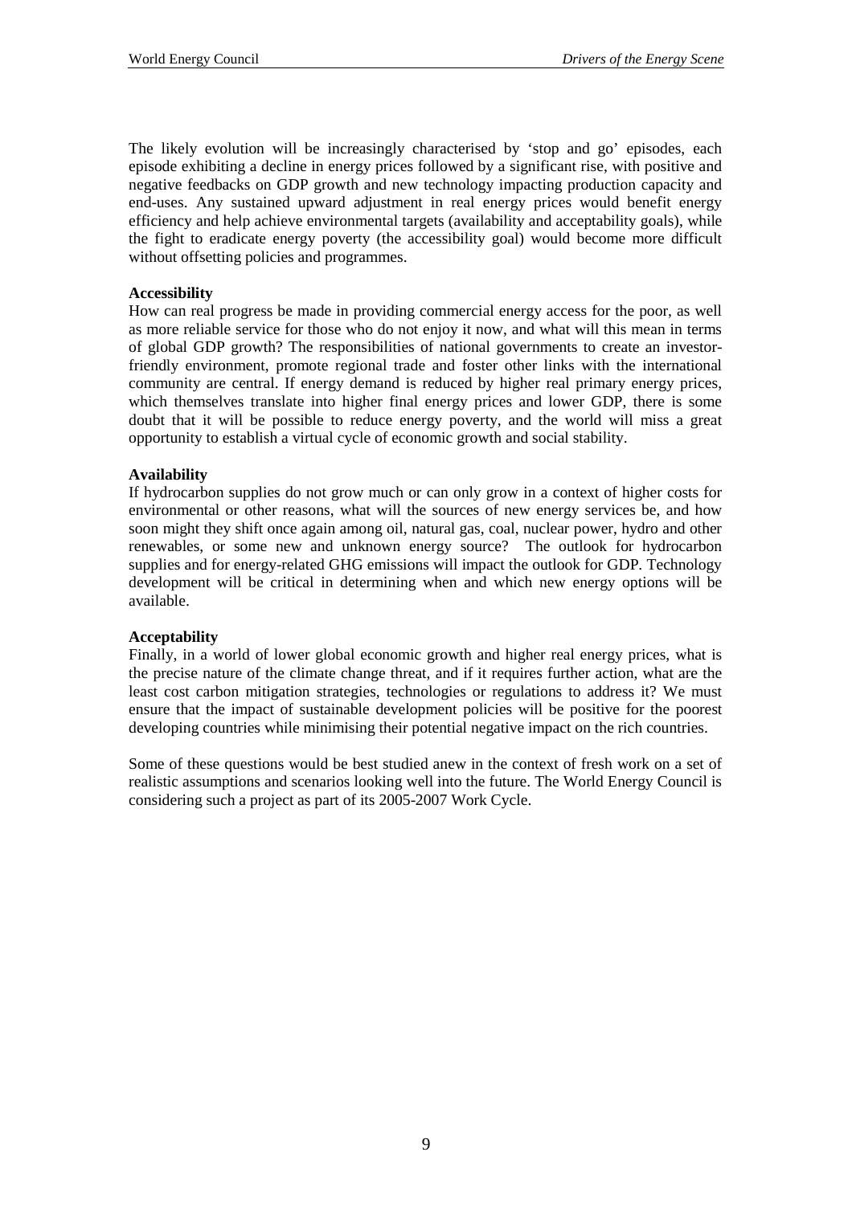The likely evolution will be increasingly characterised by 'stop and go' episodes, each episode exhibiting a decline in energy prices followed by a significant rise, with positive and negative feedbacks on GDP growth and new technology impacting production capacity and end-uses. Any sustained upward adjustment in real energy prices would benefit energy efficiency and help achieve environmental targets (availability and acceptability goals), while the fight to eradicate energy poverty (the accessibility goal) would become more difficult without offsetting policies and programmes.

**Accessibility**
How can real progress be made in providing commercial energy access for the poor, as well as more reliable service for those who do not enjoy it now, and what will this mean in terms of global GDP growth? The responsibilities of national governments to create an investor-friendly environment, promote regional trade and foster other links with the international community are central. If energy demand is reduced by higher real primary energy prices, which themselves translate into higher final energy prices and lower GDP, there is some doubt that it will be possible to reduce energy poverty, and the world will miss a great opportunity to establish a virtual cycle of economic growth and social stability.

**Availability**
If hydrocarbon supplies do not grow much or can only grow in a context of higher costs for environmental or other reasons, what will the sources of new energy services be, and how soon might they shift once again among oil, natural gas, coal, nuclear power, hydro and other renewables, or some new and unknown energy source? The outlook for hydrocarbon supplies and for energy-related GHG emissions will impact the outlook for GDP. Technology development will be critical in determining when and which new energy options will be available.

**Acceptability**
Finally, in a world of lower global economic growth and higher real energy prices, what is the precise nature of the climate change threat, and if it requires further action, what are the least cost carbon mitigation strategies, technologies or regulations to address it? We must ensure that the impact of sustainable development policies will be positive for the poorest developing countries while minimising their potential negative impact on the rich countries.

Some of these questions would be best studied anew in the context of fresh work on a set of realistic assumptions and scenarios looking well into the future. The World Energy Council is considering such a project as part of its 2005-2007 Work Cycle.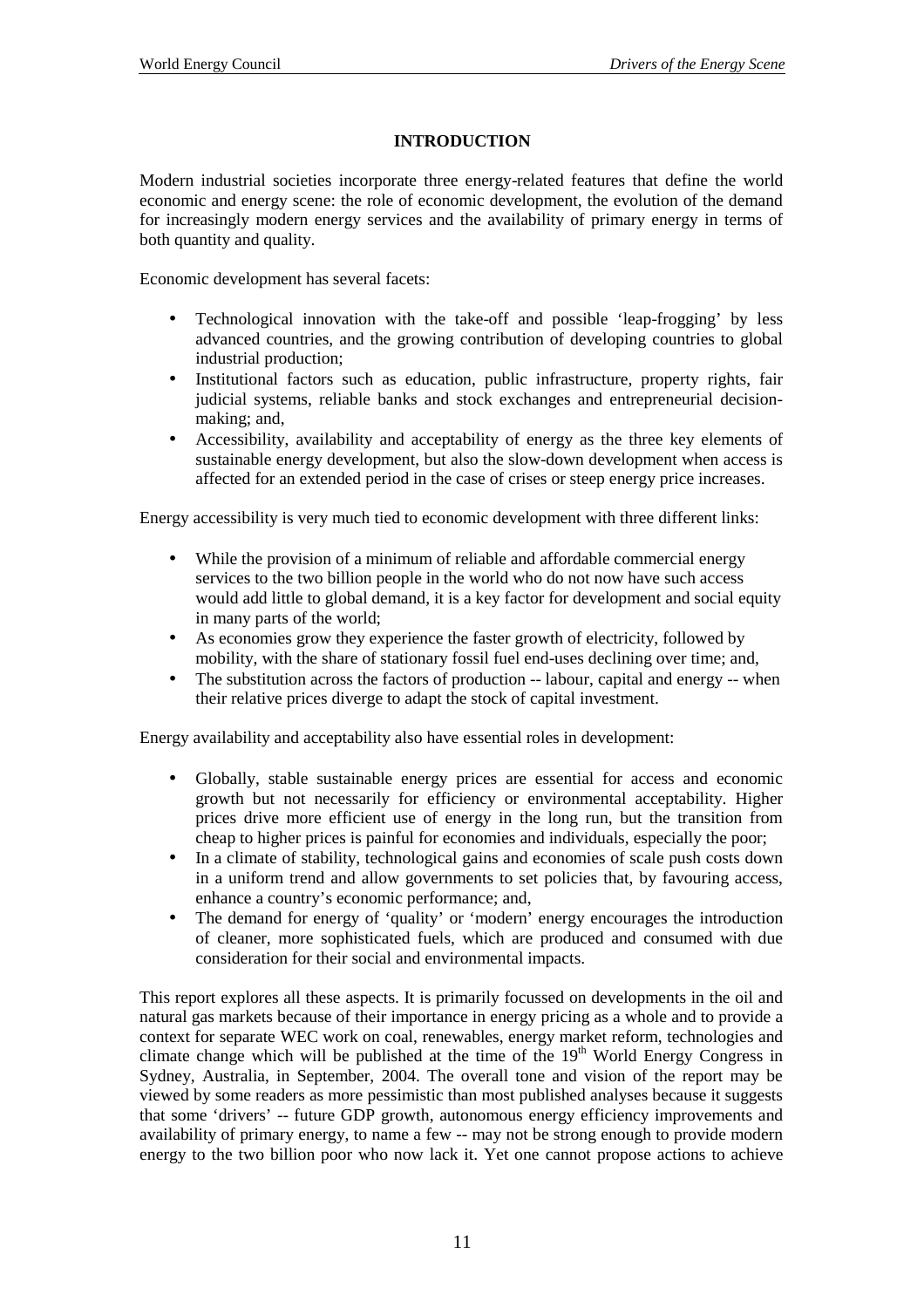## INTRODUCTION

Modern industrial societies incorporate three energy-related features that define the world economic and energy scene: the role of economic development, the evolution of the demand for increasingly modern energy services and the availability of primary energy in terms of both quantity and quality.

Economic development has several facets:

- Technological innovation with the take-off and possible 'leap-frogging' by less advanced countries, and the growing contribution of developing countries to global industrial production;
- Institutional factors such as education, public infrastructure, property rights, fair judicial systems, reliable banks and stock exchanges and entrepreneurial decision-making; and,
- Accessibility, availability and acceptability of energy as the three key elements of sustainable energy development, but also the slow-down development when access is affected for an extended period in the case of crises or steep energy price increases.

Energy accessibility is very much tied to economic development with three different links:

- While the provision of a minimum of reliable and affordable commercial energy services to the two billion people in the world who do not now have such access would add little to global demand, it is a key factor for development and social equity in many parts of the world;
- As economies grow they experience the faster growth of electricity, followed by mobility, with the share of stationary fossil fuel end-uses declining over time; and,
- The substitution across the factors of production -- labour, capital and energy -- when their relative prices diverge to adapt the stock of capital investment.

Energy availability and acceptability also have essential roles in development:

- Globally, stable sustainable energy prices are essential for access and economic growth but not necessarily for efficiency or environmental acceptability. Higher prices drive more efficient use of energy in the long run, but the transition from cheap to higher prices is painful for economies and individuals, especially the poor;
- In a climate of stability, technological gains and economies of scale push costs down in a uniform trend and allow governments to set policies that, by favouring access, enhance a country's economic performance; and,
- The demand for energy of 'quality' or 'modern' energy encourages the introduction of cleaner, more sophisticated fuels, which are produced and consumed with due consideration for their social and environmental impacts.

This report explores all these aspects. It is primarily focussed on developments in the oil and natural gas markets because of their importance in energy pricing as a whole and to provide a context for separate WEC work on coal, renewables, energy market reform, technologies and climate change which will be published at the time of the 19th World Energy Congress in Sydney, Australia, in September, 2004. The overall tone and vision of the report may be viewed by some readers as more pessimistic than most published analyses because it suggests that some 'drivers' -- future GDP growth, autonomous energy efficiency improvements and availability of primary energy, to name a few -- may not be strong enough to provide modern energy to the two billion poor who now lack it. Yet one cannot propose actions to achieve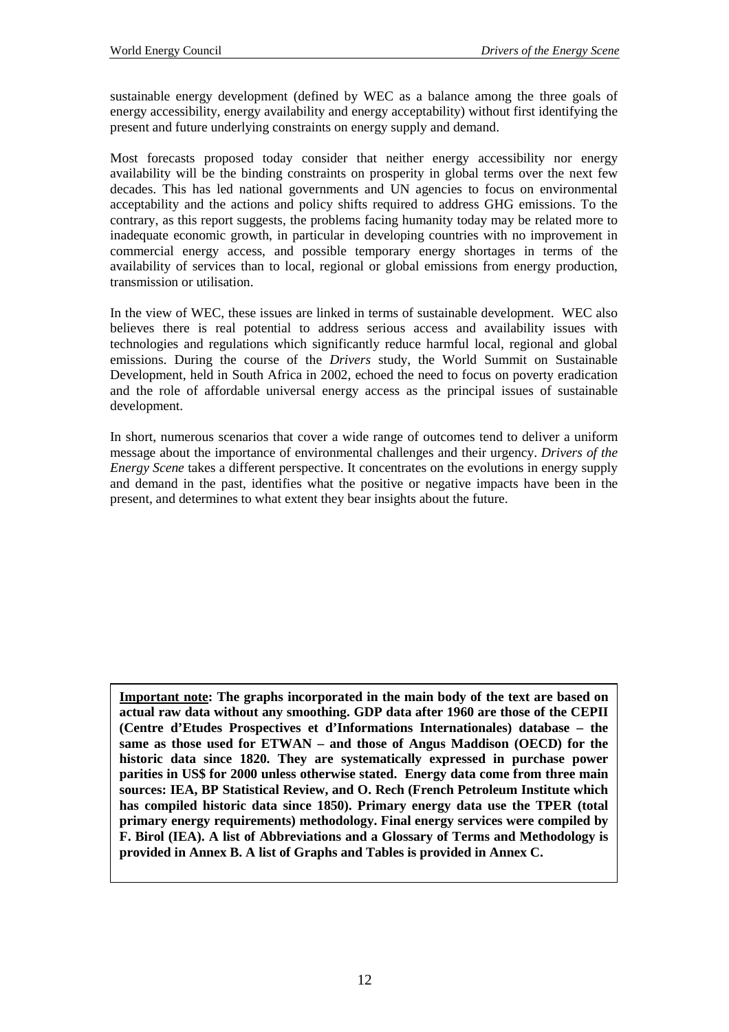sustainable energy development (defined by WEC as a balance among the three goals of energy accessibility, energy availability and energy acceptability) without first identifying the present and future underlying constraints on energy supply and demand.

Most forecasts proposed today consider that neither energy accessibility nor energy availability will be the binding constraints on prosperity in global terms over the next few decades. This has led national governments and UN agencies to focus on environmental acceptability and the actions and policy shifts required to address GHG emissions. To the contrary, as this report suggests, the problems facing humanity today may be related more to inadequate economic growth, in particular in developing countries with no improvement in commercial energy access, and possible temporary energy shortages in terms of the availability of services than to local, regional or global emissions from energy production, transmission or utilisation.

In the view of WEC, these issues are linked in terms of sustainable development. WEC also believes there is real potential to address serious access and availability issues with technologies and regulations which significantly reduce harmful local, regional and global emissions. During the course of the *Drivers* study, the World Summit on Sustainable Development, held in South Africa in 2002, echoed the need to focus on poverty eradication and the role of affordable universal energy access as the principal issues of sustainable development.

In short, numerous scenarios that cover a wide range of outcomes tend to deliver a uniform message about the importance of environmental challenges and their urgency. *Drivers of the Energy Scene* takes a different perspective. It concentrates on the evolutions in energy supply and demand in the past, identifies what the positive or negative impacts have been in the present, and determines to what extent they bear insights about the future.

**Important note: The graphs incorporated in the main body of the text are based on actual raw data without any smoothing. GDP data after 1960 are those of the CEPII (Centre d'Etudes Prospectives et d'Informations Internationales) database – the same as those used for ETWAN – and those of Angus Maddison (OECD) for the historic data since 1820. They are systematically expressed in purchase power parities in US$ for 2000 unless otherwise stated. Energy data come from three main sources: IEA, BP Statistical Review, and O. Rech (French Petroleum Institute which has compiled historic data since 1850). Primary energy data use the TPER (total primary energy requirements) methodology. Final energy services were compiled by F. Birol (IEA). A list of Abbreviations and a Glossary of Terms and Methodology is provided in Annex B. A list of Graphs and Tables is provided in Annex C.**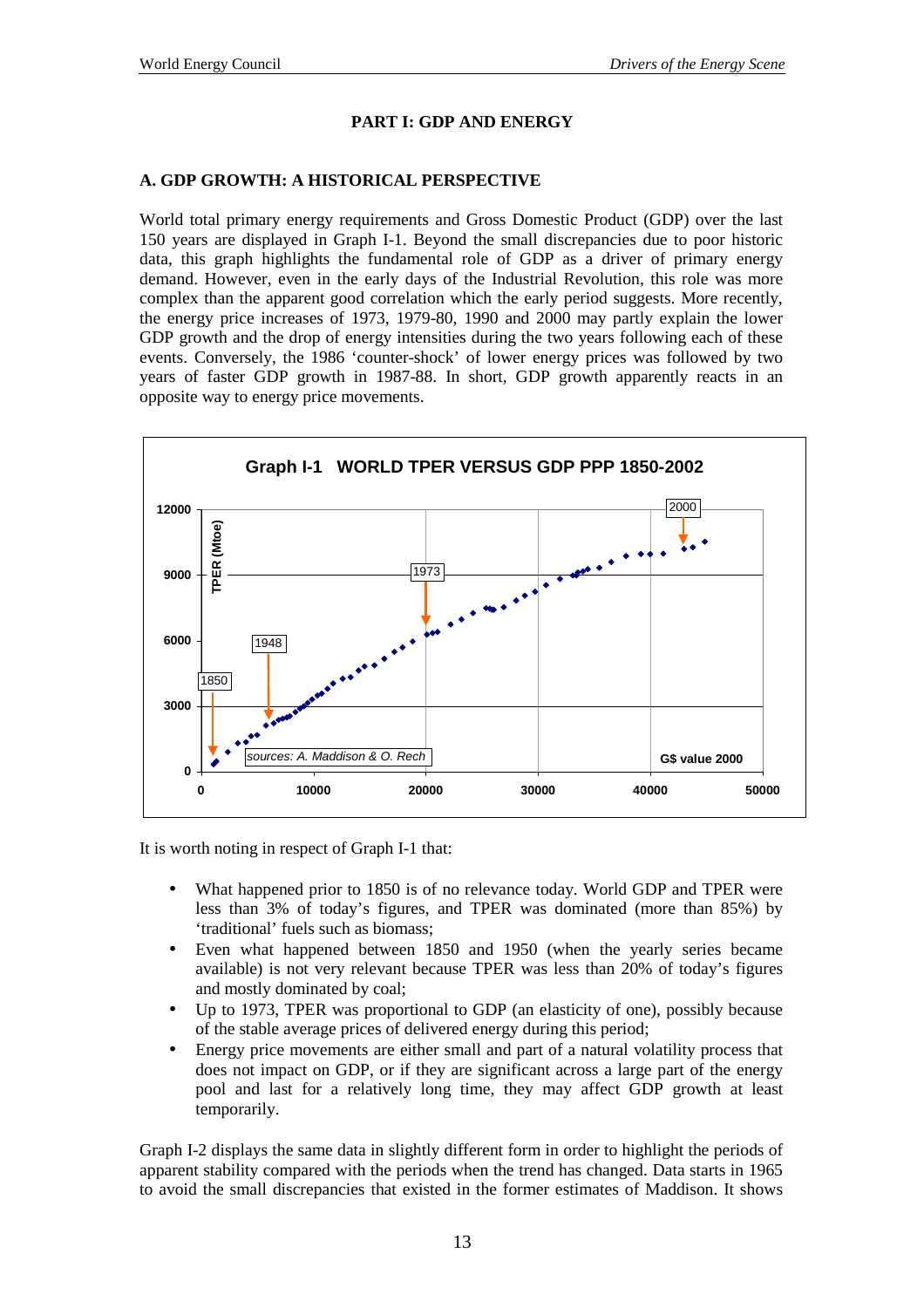# PART I: GDP AND ENERGY

## A. GDP GROWTH: A HISTORICAL PERSPECTIVE

World total primary energy requirements and Gross Domestic Product (GDP) over the last 150 years are displayed in Graph I-1. Beyond the small discrepancies due to poor historic data, this graph highlights the fundamental role of GDP as a driver of primary energy demand. However, even in the early days of the Industrial Revolution, this role was more complex than the apparent good correlation which the early period suggests. More recently, the energy price increases of 1973, 1979-80, 1990 and 2000 may partly explain the lower GDP growth and the drop of energy intensities during the two years following each of these events. Conversely, the 1986 'counter-shock' of lower energy prices was followed by two years of faster GDP growth in 1987-88. In short, GDP growth apparently reacts in an opposite way to energy price movements.

**Graph I-1 WORLD TPER VERSUS GDP PPP 1850-2002**

It is worth noting in respect of Graph I-1 that:

- What happened prior to 1850 is of no relevance today. World GDP and TPER were less than 3% of today's figures, and TPER was dominated (more than 85%) by 'traditional' fuels such as biomass;
- Even what happened between 1850 and 1950 (when the yearly series became available) is not very relevant because TPER was less than 20% of today's figures and mostly dominated by coal;
- Up to 1973, TPER was proportional to GDP (an elasticity of one), possibly because of the stable average prices of delivered energy during this period;
- Energy price movements are either small and part of a natural volatility process that does not impact on GDP, or if they are significant across a large part of the energy pool and last for a relatively long time, they may affect GDP growth at least temporarily.

Graph I-2 displays the same data in slightly different form in order to highlight the periods of apparent stability compared with the periods when the trend has changed. Data starts in 1965 to avoid the small discrepancies that existed in the former estimates of Maddison. It shows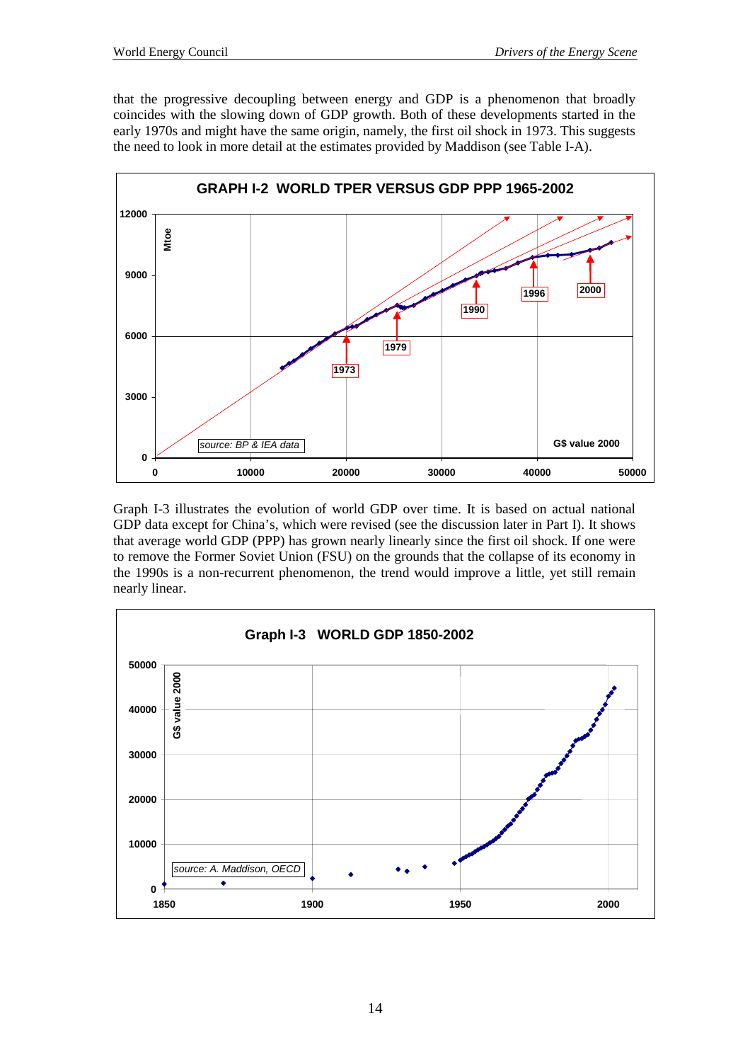that the progressive decoupling between energy and GDP is a phenomenon that broadly coincides with the slowing down of GDP growth. Both of these developments started in the early 1970s and might have the same origin, namely, the first oil shock in 1973. This suggests the need to look in more detail at the estimates provided by Maddison (see Table I-A).

**GRAPH I-2 WORLD TPER VERSUS GDP PPP 1965-2002**

Graph I-3 illustrates the evolution of world GDP over time. It is based on actual national GDP data except for China's, which were revised (see the discussion later in Part I). It shows that average world GDP (PPP) has grown nearly linearly since the first oil shock. If one were to remove the Former Soviet Union (FSU) on the grounds that the collapse of its economy in the 1990s is a non-recurrent phenomenon, the trend would improve a little, yet still remain nearly linear.

**Graph I-3 WORLD GDP 1850-2002**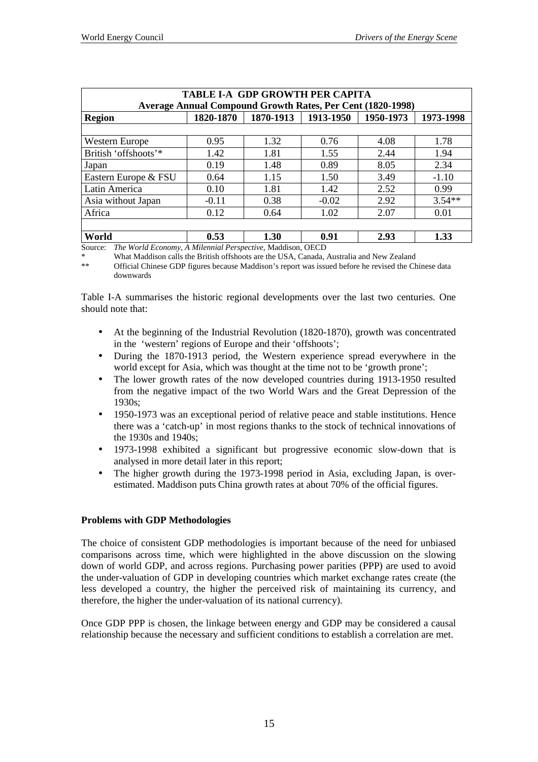| TABLE I-A GDP GROWTH PER CAPITA Average Annual Compound Growth Rates, Per Cent (1820-1998) | | | | | |
|---|---|---|---|---|---|
| **Region** | **1820-1870** | **1870-1913** | **1913-1950** | **1950-1973** | **1973-1998** |
| Western Europe | 0.95 | 1.32 | 0.76 | 4.08 | 1.78 |
| British 'offshoots'* | 1.42 | 1.81 | 1.55 | 2.44 | 1.94 |
| Japan | 0.19 | 1.48 | 0.89 | 8.05 | 2.34 |
| Eastern Europe & FSU | 0.64 | 1.15 | 1.50 | 3.49 | -1.10 |
| Latin America | 0.10 | 1.81 | 1.42 | 2.52 | 0.99 |
| Asia without Japan | -0.11 | 0.38 | -0.02 | 2.92 | 3.54** |
| Africa | 0.12 | 0.64 | 1.02 | 2.07 | 0.01 |
| **World** | **0.53** | **1.30** | **0.91** | **2.93** | **1.33** |

Source: *The World Economy, A Milennial Perspective,* Maddison, OECD

\* What Maddison calls the British offshoots are the USA, Canada, Australia and New Zealand

\*\* Official Chinese GDP figures because Maddison's report was issued before he revised the Chinese data downwards

Table I-A summarises the historic regional developments over the last two centuries. One should note that:

- At the beginning of the Industrial Revolution (1820-1870), growth was concentrated in the 'western' regions of Europe and their 'offshoots';
- During the 1870-1913 period, the Western experience spread everywhere in the world except for Asia, which was thought at the time not to be 'growth prone';
- The lower growth rates of the now developed countries during 1913-1950 resulted from the negative impact of the two World Wars and the Great Depression of the 1930s;
- 1950-1973 was an exceptional period of relative peace and stable institutions. Hence there was a 'catch-up' in most regions thanks to the stock of technical innovations of the 1930s and 1940s;
- 1973-1998 exhibited a significant but progressive economic slow-down that is analysed in more detail later in this report;
- The higher growth during the 1973-1998 period in Asia, excluding Japan, is over-estimated. Maddison puts China growth rates at about 70% of the official figures.

**Problems with GDP Methodologies**

The choice of consistent GDP methodologies is important because of the need for unbiased comparisons across time, which were highlighted in the above discussion on the slowing down of world GDP, and across regions. Purchasing power parities (PPP) are used to avoid the under-valuation of GDP in developing countries which market exchange rates create (the less developed a country, the higher the perceived risk of maintaining its currency, and therefore, the higher the under-valuation of its national currency).

Once GDP PPP is chosen, the linkage between energy and GDP may be considered a causal relationship because the necessary and sufficient conditions to establish a correlation are met.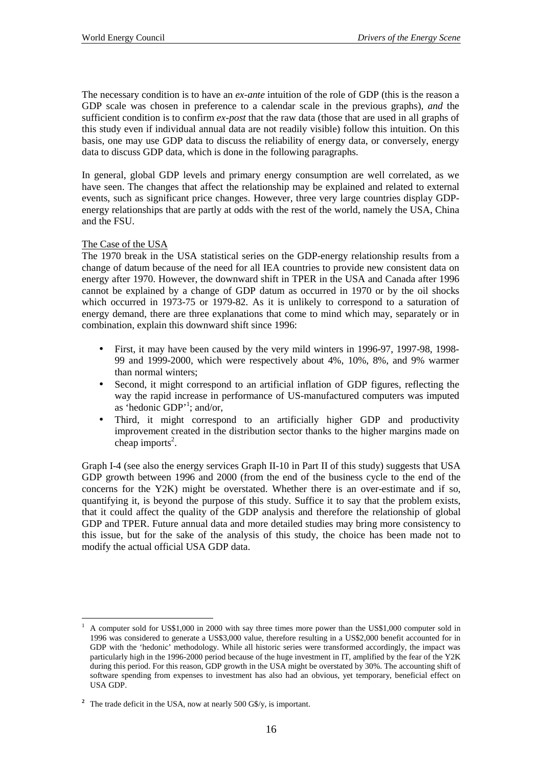The necessary condition is to have an *ex-ante* intuition of the role of GDP (this is the reason a GDP scale was chosen in preference to a calendar scale in the previous graphs), *and* the sufficient condition is to confirm *ex-post* that the raw data (those that are used in all graphs of this study even if individual annual data are not readily visible) follow this intuition. On this basis, one may use GDP data to discuss the reliability of energy data, or conversely, energy data to discuss GDP data, which is done in the following paragraphs.

In general, global GDP levels and primary energy consumption are well correlated, as we have seen. The changes that affect the relationship may be explained and related to external events, such as significant price changes. However, three very large countries display GDP-energy relationships that are partly at odds with the rest of the world, namely the USA, China and the FSU.

The Case of the USA

The 1970 break in the USA statistical series on the GDP-energy relationship results from a change of datum because of the need for all IEA countries to provide new consistent data on energy after 1970. However, the downward shift in TPER in the USA and Canada after 1996 cannot be explained by a change of GDP datum as occurred in 1970 or by the oil shocks which occurred in 1973-75 or 1979-82. As it is unlikely to correspond to a saturation of energy demand, there are three explanations that come to mind which may, separately or in combination, explain this downward shift since 1996:

- First, it may have been caused by the very mild winters in 1996-97, 1997-98, 1998-99 and 1999-2000, which were respectively about 4%, 10%, 8%, and 9% warmer than normal winters;
- Second, it might correspond to an artificial inflation of GDP figures, reflecting the way the rapid increase in performance of US-manufactured computers was imputed as 'hedonic GDP'[1]; and/or,
- Third, it might correspond to an artificially higher GDP and productivity improvement created in the distribution sector thanks to the higher margins made on cheap imports[2].

Graph I-4 (see also the energy services Graph II-10 in Part II of this study) suggests that USA GDP growth between 1996 and 2000 (from the end of the business cycle to the end of the concerns for the Y2K) might be overstated. Whether there is an over-estimate and if so, quantifying it, is beyond the purpose of this study. Suffice it to say that the problem exists, that it could affect the quality of the GDP analysis and therefore the relationship of global GDP and TPER. Future annual data and more detailed studies may bring more consistency to this issue, but for the sake of the analysis of this study, the choice has been made not to modify the actual official USA GDP data.

---

[1] A computer sold for US$1,000 in 2000 with say three times more power than the US$1,000 computer sold in 1996 was considered to generate a US$3,000 value, therefore resulting in a US$2,000 benefit accounted for in GDP with the 'hedonic' methodology. While all historic series were transformed accordingly, the impact was particularly high in the 1996-2000 period because of the huge investment in IT, amplified by the fear of the Y2K during this period. For this reason, GDP growth in the USA might be overstated by 30%. The accounting shift of software spending from expenses to investment has also had an obvious, yet temporary, beneficial effect on USA GDP.

[2] The trade deficit in the USA, now at nearly 500 G$/y, is important.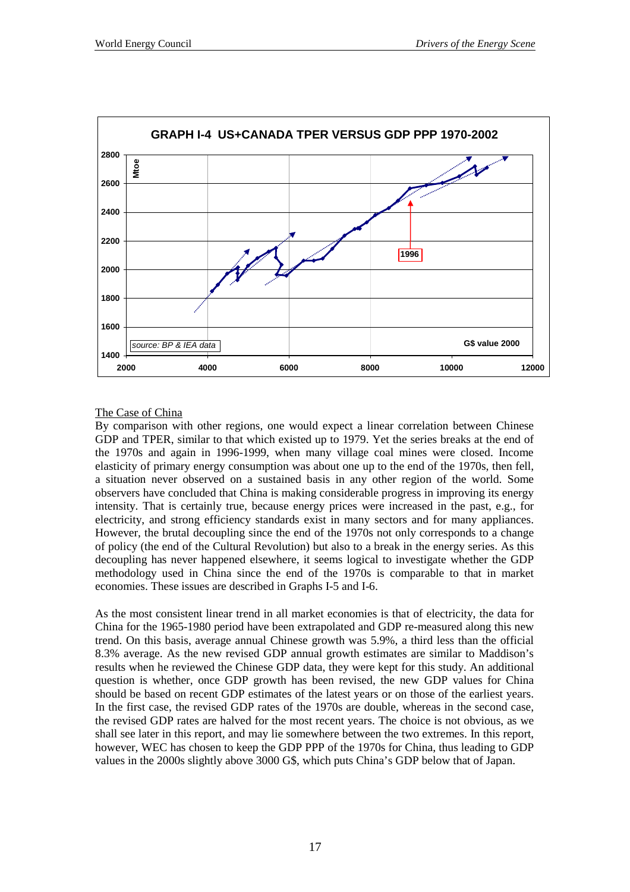GRAPH I-4 US+CANADA TPER VERSUS GDP PPP 1970-2002

The Case of China

By comparison with other regions, one would expect a linear correlation between Chinese GDP and TPER, similar to that which existed up to 1979. Yet the series breaks at the end of the 1970s and again in 1996-1999, when many village coal mines were closed. Income elasticity of primary energy consumption was about one up to the end of the 1970s, then fell, a situation never observed on a sustained basis in any other region of the world. Some observers have concluded that China is making considerable progress in improving its energy intensity. That is certainly true, because energy prices were increased in the past, e.g., for electricity, and strong efficiency standards exist in many sectors and for many appliances. However, the brutal decoupling since the end of the 1970s not only corresponds to a change of policy (the end of the Cultural Revolution) but also to a break in the energy series. As this decoupling has never happened elsewhere, it seems logical to investigate whether the GDP methodology used in China since the end of the 1970s is comparable to that in market economies. These issues are described in Graphs I-5 and I-6.

As the most consistent linear trend in all market economies is that of electricity, the data for China for the 1965-1980 period have been extrapolated and GDP re-measured along this new trend. On this basis, average annual Chinese growth was 5.9%, a third less than the official 8.3% average. As the new revised GDP annual growth estimates are similar to Maddison's results when he reviewed the Chinese GDP data, they were kept for this study. An additional question is whether, once GDP growth has been revised, the new GDP values for China should be based on recent GDP estimates of the latest years or on those of the earliest years. In the first case, the revised GDP rates of the 1970s are double, whereas in the second case, the revised GDP rates are halved for the most recent years. The choice is not obvious, as we shall see later in this report, and may lie somewhere between the two extremes. In this report, however, WEC has chosen to keep the GDP PPP of the 1970s for China, thus leading to GDP values in the 2000s slightly above 3000 G$, which puts China's GDP below that of Japan.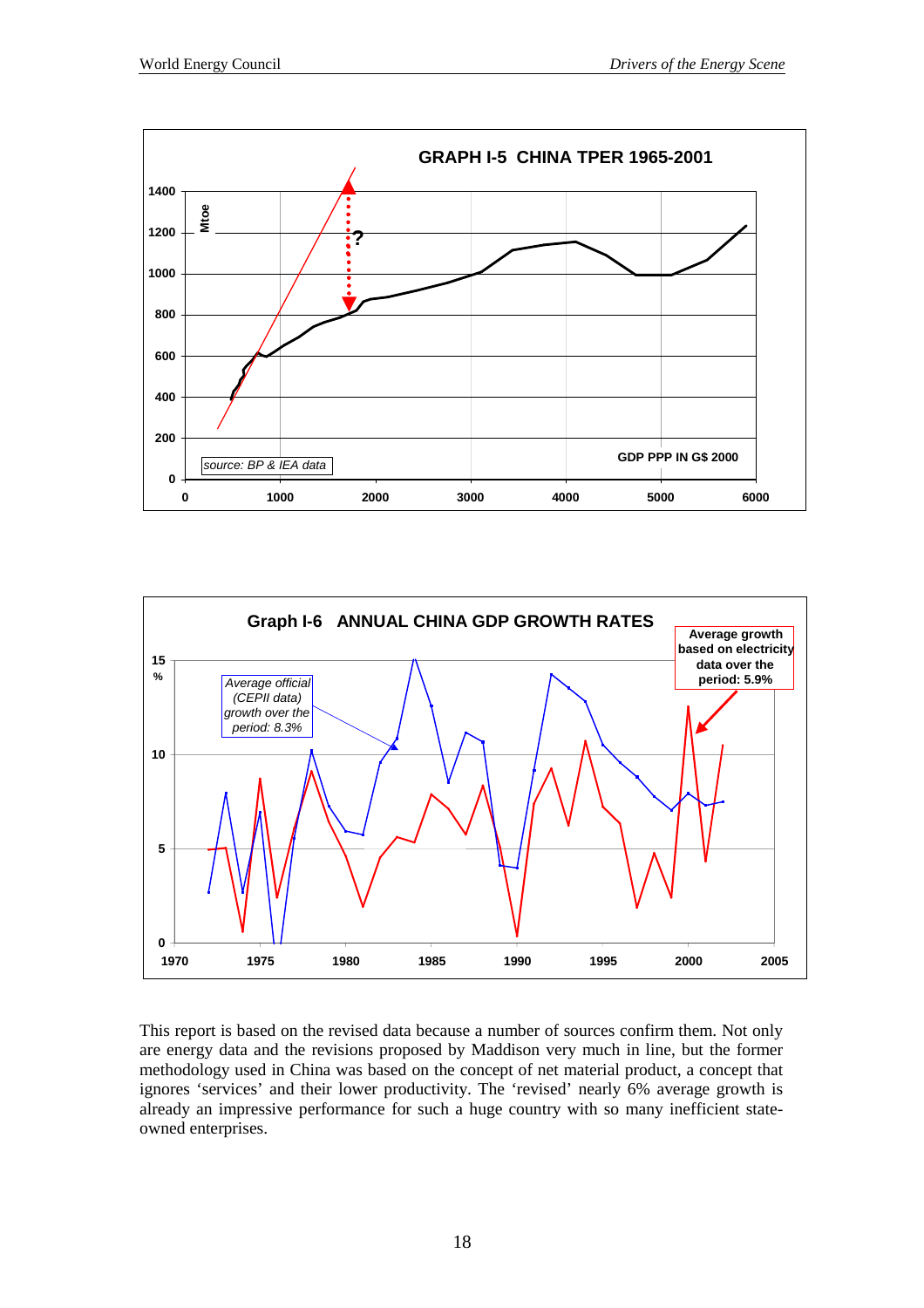**GRAPH I-5 CHINA TPER 1965-2001**

Mtoe

source: BP & IEA data

GDP PPP IN G$ 2000

**Graph I-6 ANNUAL CHINA GDP GROWTH RATES**

*Average official (CEPII data) growth over the period: 8.3%*

**Average growth based on electricity data over the period: 5.9%**

This report is based on the revised data because a number of sources confirm them. Not only are energy data and the revisions proposed by Maddison very much in line, but the former methodology used in China was based on the concept of net material product, a concept that ignores 'services' and their lower productivity. The 'revised' nearly 6% average growth is already an impressive performance for such a huge country with so many inefficient state-owned enterprises.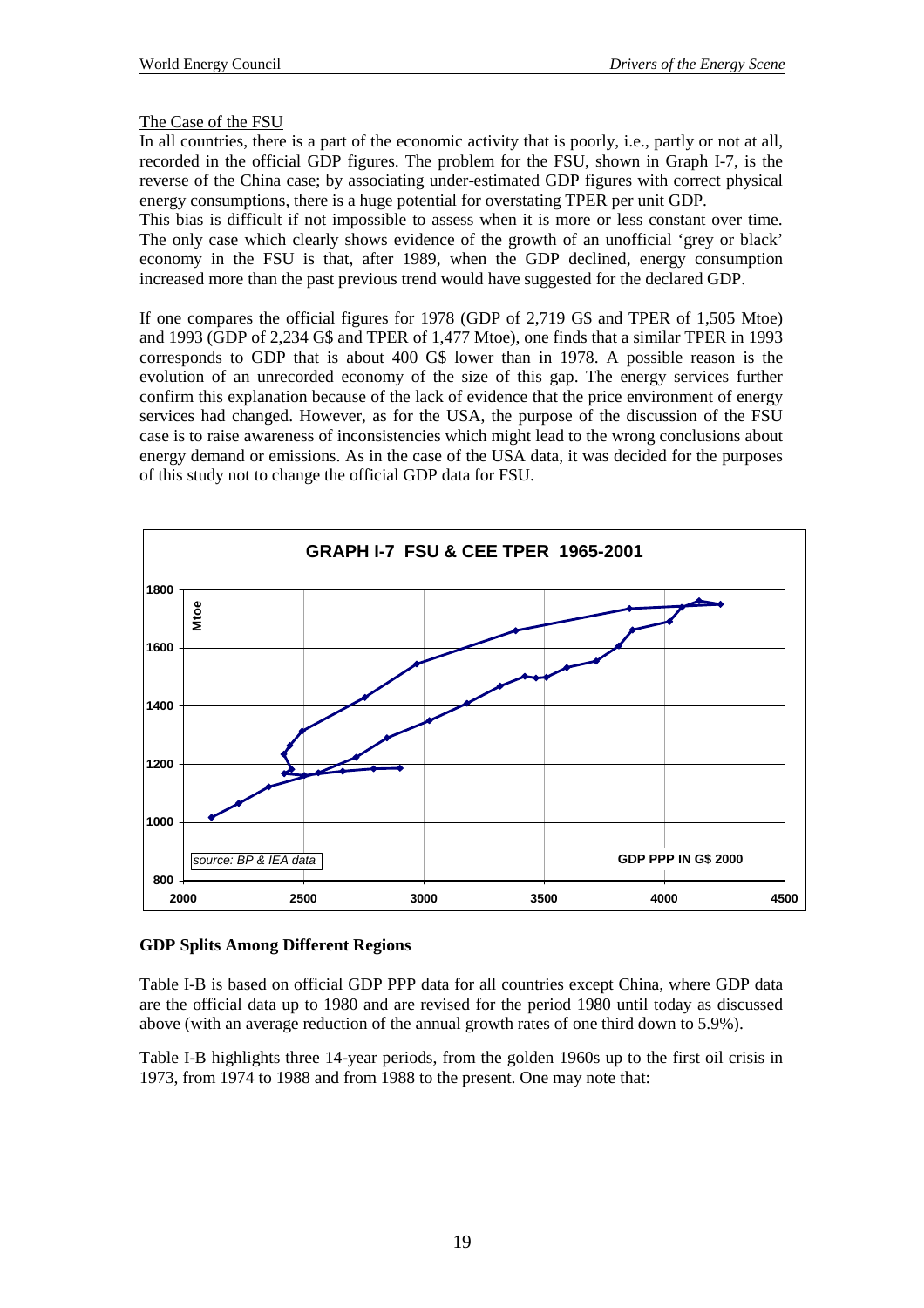The Case of the FSU

In all countries, there is a part of the economic activity that is poorly, i.e., partly or not at all, recorded in the official GDP figures. The problem for the FSU, shown in Graph I-7, is the reverse of the China case; by associating under-estimated GDP figures with correct physical energy consumptions, there is a huge potential for overstating TPER per unit GDP.

This bias is difficult if not impossible to assess when it is more or less constant over time. The only case which clearly shows evidence of the growth of an unofficial 'grey or black' economy in the FSU is that, after 1989, when the GDP declined, energy consumption increased more than the past previous trend would have suggested for the declared GDP.

If one compares the official figures for 1978 (GDP of 2,719 G$ and TPER of 1,505 Mtoe) and 1993 (GDP of 2,234 G$ and TPER of 1,477 Mtoe), one finds that a similar TPER in 1993 corresponds to GDP that is about 400 G$ lower than in 1978. A possible reason is the evolution of an unrecorded economy of the size of this gap. The energy services further confirm this explanation because of the lack of evidence that the price environment of energy services had changed. However, as for the USA, the purpose of the discussion of the FSU case is to raise awareness of inconsistencies which might lead to the wrong conclusions about energy demand or emissions. As in the case of the USA data, it was decided for the purposes of this study not to change the official GDP data for FSU.

**GRAPH I-7 FSU & CEE TPER 1965-2001**

*source: BP & IEA data*

### GDP Splits Among Different Regions

Table I-B is based on official GDP PPP data for all countries except China, where GDP data are the official data up to 1980 and are revised for the period 1980 until today as discussed above (with an average reduction of the annual growth rates of one third down to 5.9%).

Table I-B highlights three 14-year periods, from the golden 1960s up to the first oil crisis in 1973, from 1974 to 1988 and from 1988 to the present. One may note that: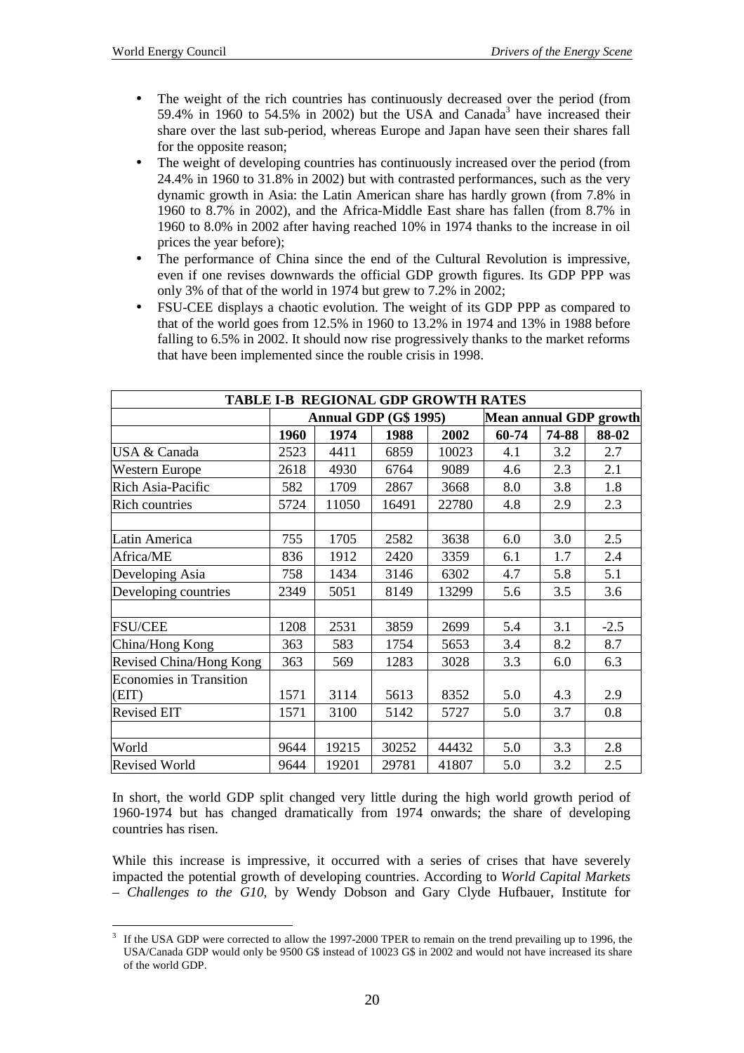- The weight of the rich countries has continuously decreased over the period (from 59.4% in 1960 to 54.5% in 2002) but the USA and Canada[3] have increased their share over the last sub-period, whereas Europe and Japan have seen their shares fall for the opposite reason;
- The weight of developing countries has continuously increased over the period (from 24.4% in 1960 to 31.8% in 2002) but with contrasted performances, such as the very dynamic growth in Asia: the Latin American share has hardly grown (from 7.8% in 1960 to 8.7% in 2002), and the Africa-Middle East share has fallen (from 8.7% in 1960 to 8.0% in 2002 after having reached 10% in 1974 thanks to the increase in oil prices the year before);
- The performance of China since the end of the Cultural Revolution is impressive, even if one revises downwards the official GDP growth figures. Its GDP PPP was only 3% of that of the world in 1974 but grew to 7.2% in 2002;
- FSU-CEE displays a chaotic evolution. The weight of its GDP PPP as compared to that of the world goes from 12.5% in 1960 to 13.2% in 1974 and 13% in 1988 before falling to 6.5% in 2002. It should now rise progressively thanks to the market reforms that have been implemented since the rouble crisis in 1998.

**TABLE I-B REGIONAL GDP GROWTH RATES**

| | Annual GDP (G$ 1995) | | | | Mean annual GDP growth | | |
|---|---|---|---|---|---|---|---|
| | 1960 | 1974 | 1988 | 2002 | 60-74 | 74-88 | 88-02 |
| USA & Canada | 2523 | 4411 | 6859 | 10023 | 4.1 | 3.2 | 2.7 |
| Western Europe | 2618 | 4930 | 6764 | 9089 | 4.6 | 2.3 | 2.1 |
| Rich Asia-Pacific | 582 | 1709 | 2867 | 3668 | 8.0 | 3.8 | 1.8 |
| Rich countries | 5724 | 11050 | 16491 | 22780 | 4.8 | 2.9 | 2.3 |
| | | | | | | | |
| Latin America | 755 | 1705 | 2582 | 3638 | 6.0 | 3.0 | 2.5 |
| Africa/ME | 836 | 1912 | 2420 | 3359 | 6.1 | 1.7 | 2.4 |
| Developing Asia | 758 | 1434 | 3146 | 6302 | 4.7 | 5.8 | 5.1 |
| Developing countries | 2349 | 5051 | 8149 | 13299 | 5.6 | 3.5 | 3.6 |
| | | | | | | | |
| FSU/CEE | 1208 | 2531 | 3859 | 2699 | 5.4 | 3.1 | -2.5 |
| China/Hong Kong | 363 | 583 | 1754 | 5653 | 3.4 | 8.2 | 8.7 |
| Revised China/Hong Kong | 363 | 569 | 1283 | 3028 | 3.3 | 6.0 | 6.3 |
| Economies in Transition (EIT) | 1571 | 3114 | 5613 | 8352 | 5.0 | 4.3 | 2.9 |
| Revised EIT | 1571 | 3100 | 5142 | 5727 | 5.0 | 3.7 | 0.8 |
| | | | | | | | |
| World | 9644 | 19215 | 30252 | 44432 | 5.0 | 3.3 | 2.8 |
| Revised World | 9644 | 19201 | 29781 | 41807 | 5.0 | 3.2 | 2.5 |

In short, the world GDP split changed very little during the high world growth period of 1960-1974 but has changed dramatically from 1974 onwards; the share of developing countries has risen.

While this increase is impressive, it occurred with a series of crises that have severely impacted the potential growth of developing countries. According to *World Capital Markets – Challenges to the G10*, by Wendy Dobson and Gary Clyde Hufbauer, Institute for

[3] If the USA GDP were corrected to allow the 1997-2000 TPER to remain on the trend prevailing up to 1996, the USA/Canada GDP would only be 9500 G$ instead of 10023 G$ in 2002 and would not have increased its share of the world GDP.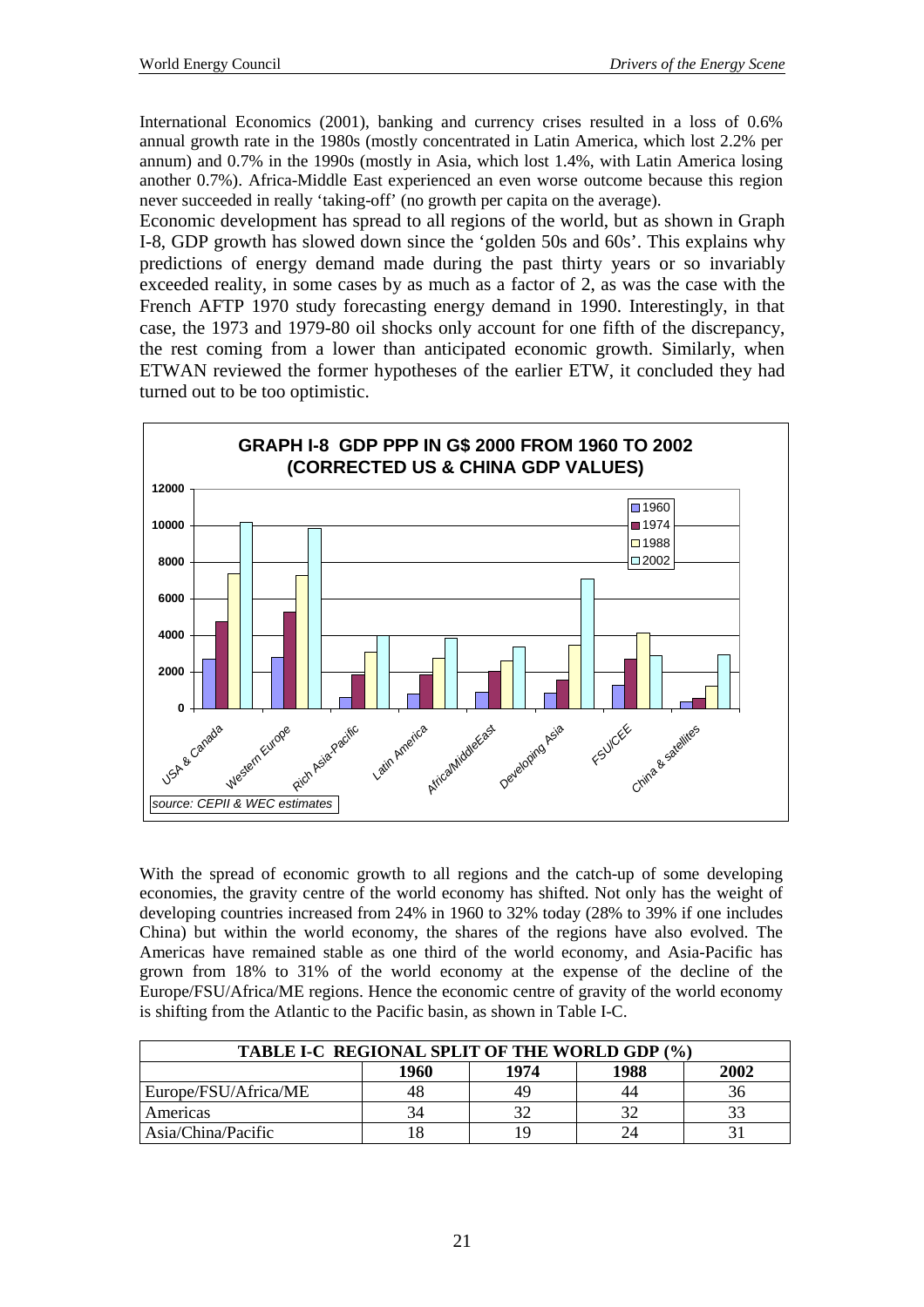International Economics (2001), banking and currency crises resulted in a loss of 0.6% annual growth rate in the 1980s (mostly concentrated in Latin America, which lost 2.2% per annum) and 0.7% in the 1990s (mostly in Asia, which lost 1.4%, with Latin America losing another 0.7%). Africa-Middle East experienced an even worse outcome because this region never succeeded in really 'taking-off' (no growth per capita on the average).

Economic development has spread to all regions of the world, but as shown in Graph I-8, GDP growth has slowed down since the 'golden 50s and 60s'. This explains why predictions of energy demand made during the past thirty years or so invariably exceeded reality, in some cases by as much as a factor of 2, as was the case with the French AFTP 1970 study forecasting energy demand in 1990. Interestingly, in that case, the 1973 and 1979-80 oil shocks only account for one fifth of the discrepancy, the rest coming from a lower than anticipated economic growth. Similarly, when ETWAN reviewed the former hypotheses of the earlier ETW, it concluded they had turned out to be too optimistic.

**GRAPH I-8 GDP PPP IN G$ 2000 FROM 1960 TO 2002 (CORRECTED US & CHINA GDP VALUES)**

*source: CEPII & WEC estimates*

With the spread of economic growth to all regions and the catch-up of some developing economies, the gravity centre of the world economy has shifted. Not only has the weight of developing countries increased from 24% in 1960 to 32% today (28% to 39% if one includes China) but within the world economy, the shares of the regions have also evolved. The Americas have remained stable as one third of the world economy, and Asia-Pacific has grown from 18% to 31% of the world economy at the expense of the decline of the Europe/FSU/Africa/ME regions. Hence the economic centre of gravity of the world economy is shifting from the Atlantic to the Pacific basin, as shown in Table I-C.

**TABLE I-C REGIONAL SPLIT OF THE WORLD GDP (%)**

| | 1960 | 1974 | 1988 | 2002 |
|---|---|---|---|---|
| Europe/FSU/Africa/ME | 48 | 49 | 44 | 36 |
| Americas | 34 | 32 | 32 | 33 |
| Asia/China/Pacific | 18 | 19 | 24 | 31 |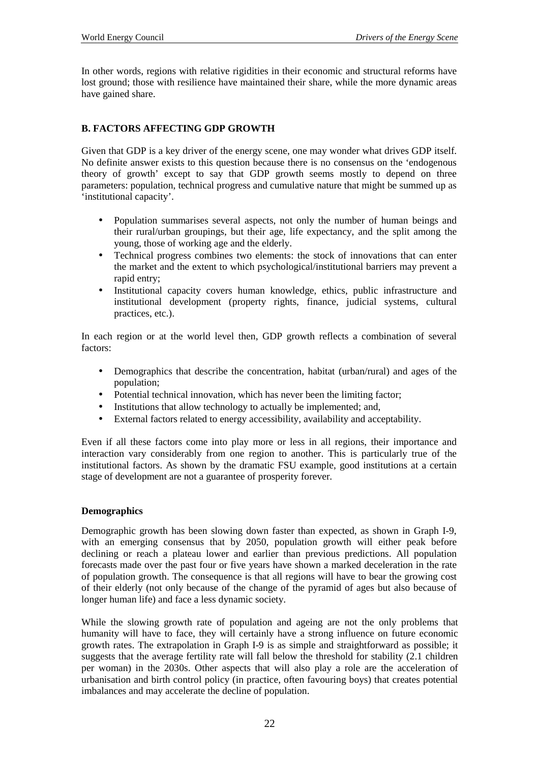In other words, regions with relative rigidities in their economic and structural reforms have lost ground; those with resilience have maintained their share, while the more dynamic areas have gained share.

## B. FACTORS AFFECTING GDP GROWTH

Given that GDP is a key driver of the energy scene, one may wonder what drives GDP itself. No definite answer exists to this question because there is no consensus on the 'endogenous theory of growth' except to say that GDP growth seems mostly to depend on three parameters: population, technical progress and cumulative nature that might be summed up as 'institutional capacity'.

- Population summarises several aspects, not only the number of human beings and their rural/urban groupings, but their age, life expectancy, and the split among the young, those of working age and the elderly.
- Technical progress combines two elements: the stock of innovations that can enter the market and the extent to which psychological/institutional barriers may prevent a rapid entry;
- Institutional capacity covers human knowledge, ethics, public infrastructure and institutional development (property rights, finance, judicial systems, cultural practices, etc.).

In each region or at the world level then, GDP growth reflects a combination of several factors:

- Demographics that describe the concentration, habitat (urban/rural) and ages of the population;
- Potential technical innovation, which has never been the limiting factor;
- Institutions that allow technology to actually be implemented; and,
- External factors related to energy accessibility, availability and acceptability.

Even if all these factors come into play more or less in all regions, their importance and interaction vary considerably from one region to another. This is particularly true of the institutional factors. As shown by the dramatic FSU example, good institutions at a certain stage of development are not a guarantee of prosperity forever.

### Demographics

Demographic growth has been slowing down faster than expected, as shown in Graph I-9, with an emerging consensus that by 2050, population growth will either peak before declining or reach a plateau lower and earlier than previous predictions. All population forecasts made over the past four or five years have shown a marked deceleration in the rate of population growth. The consequence is that all regions will have to bear the growing cost of their elderly (not only because of the change of the pyramid of ages but also because of longer human life) and face a less dynamic society.

While the slowing growth rate of population and ageing are not the only problems that humanity will have to face, they will certainly have a strong influence on future economic growth rates. The extrapolation in Graph I-9 is as simple and straightforward as possible; it suggests that the average fertility rate will fall below the threshold for stability (2.1 children per woman) in the 2030s. Other aspects that will also play a role are the acceleration of urbanisation and birth control policy (in practice, often favouring boys) that creates potential imbalances and may accelerate the decline of population.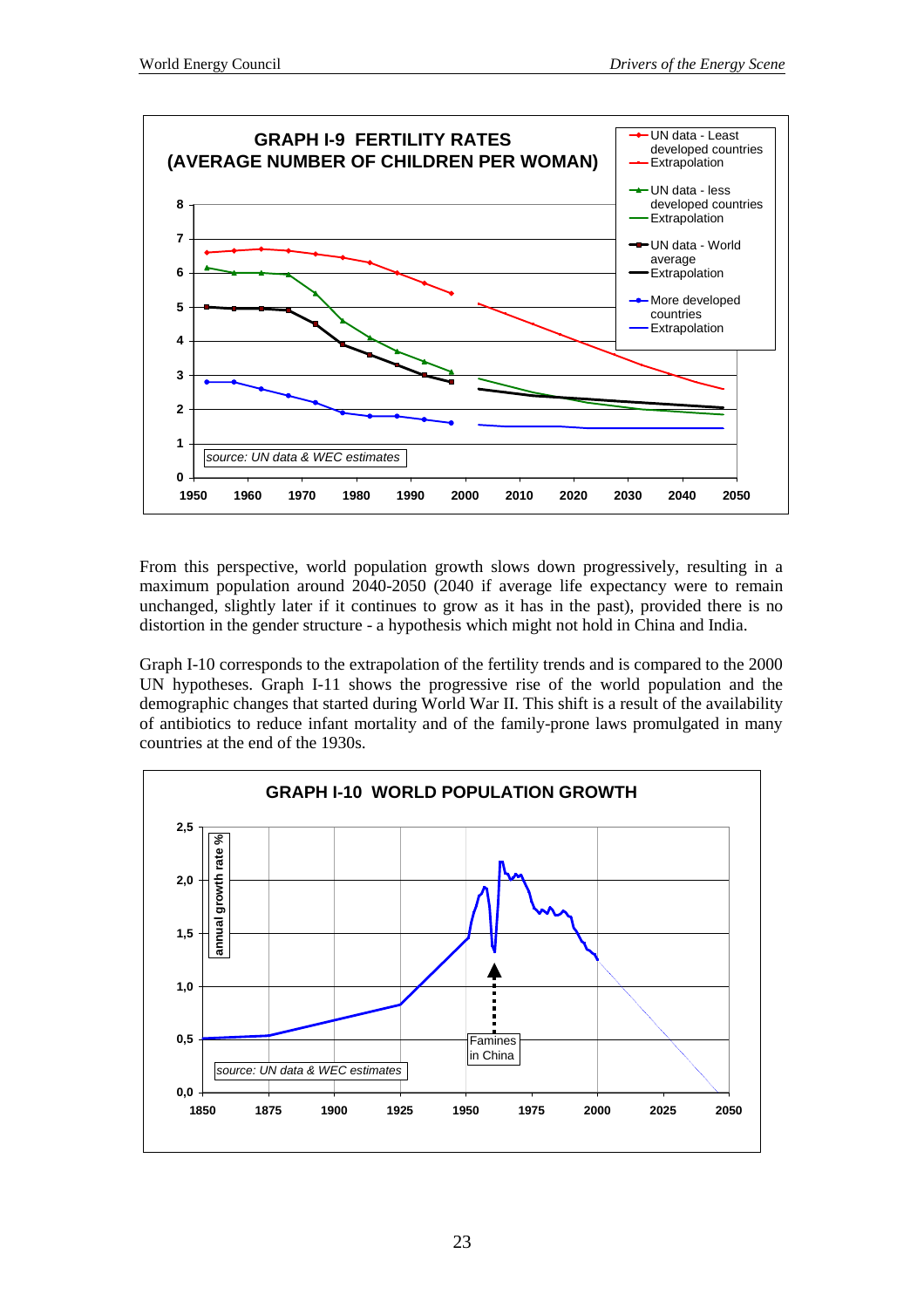GRAPH I-9 FERTILITY RATES (AVERAGE NUMBER OF CHILDREN PER WOMAN)

From this perspective, world population growth slows down progressively, resulting in a maximum population around 2040-2050 (2040 if average life expectancy were to remain unchanged, slightly later if it continues to grow as it has in the past), provided there is no distortion in the gender structure - a hypothesis which might not hold in China and India.

Graph I-10 corresponds to the extrapolation of the fertility trends and is compared to the 2000 UN hypotheses. Graph I-11 shows the progressive rise of the world population and the demographic changes that started during World War II. This shift is a result of the availability of antibiotics to reduce infant mortality and of the family-prone laws promulgated in many countries at the end of the 1930s.

GRAPH I-10 WORLD POPULATION GROWTH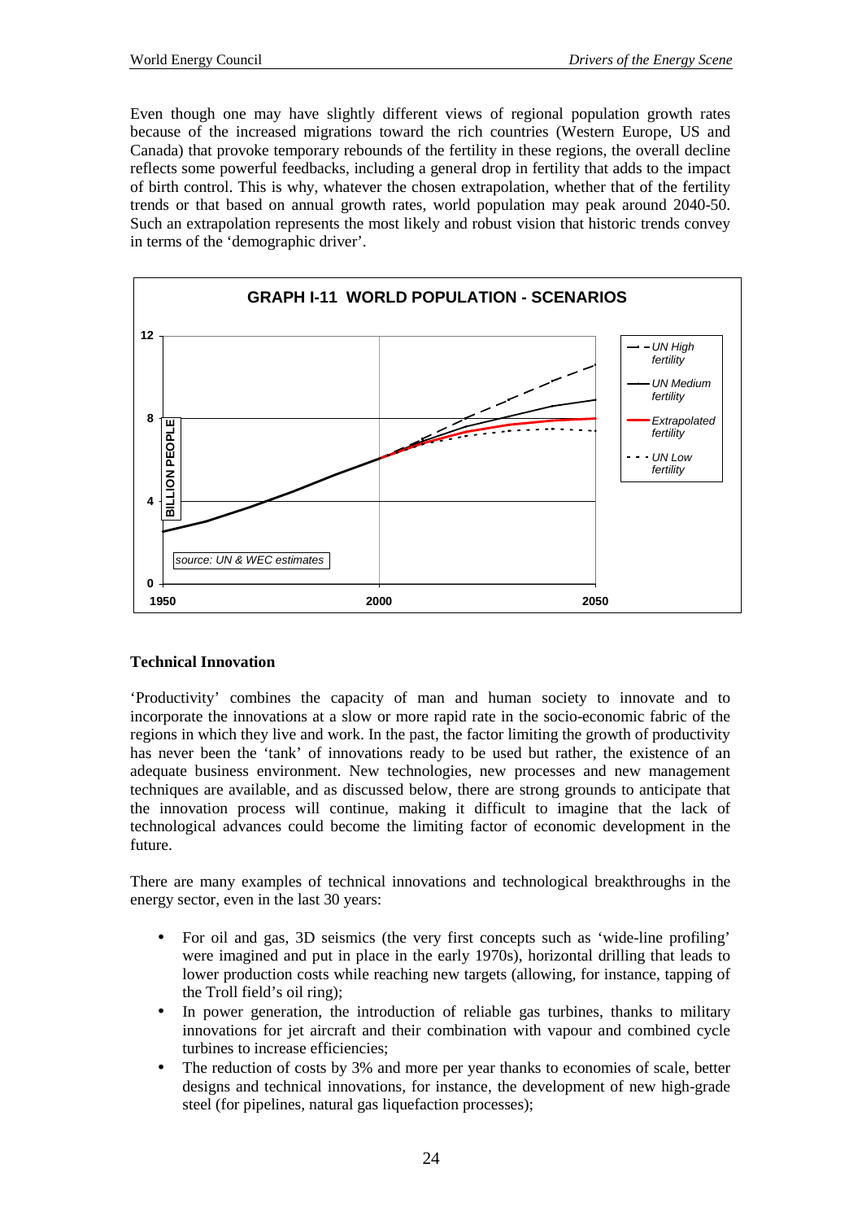Even though one may have slightly different views of regional population growth rates because of the increased migrations toward the rich countries (Western Europe, US and Canada) that provoke temporary rebounds of the fertility in these regions, the overall decline reflects some powerful feedbacks, including a general drop in fertility that adds to the impact of birth control. This is why, whatever the chosen extrapolation, whether that of the fertility trends or that based on annual growth rates, world population may peak around 2040-50. Such an extrapolation represents the most likely and robust vision that historic trends convey in terms of the 'demographic driver'.

**GRAPH I-11 WORLD POPULATION - SCENARIOS**

## Technical Innovation

'Productivity' combines the capacity of man and human society to innovate and to incorporate the innovations at a slow or more rapid rate in the socio-economic fabric of the regions in which they live and work. In the past, the factor limiting the growth of productivity has never been the 'tank' of innovations ready to be used but rather, the existence of an adequate business environment. New technologies, new processes and new management techniques are available, and as discussed below, there are strong grounds to anticipate that the innovation process will continue, making it difficult to imagine that the lack of technological advances could become the limiting factor of economic development in the future.

There are many examples of technical innovations and technological breakthroughs in the energy sector, even in the last 30 years:

- For oil and gas, 3D seismics (the very first concepts such as 'wide-line profiling' were imagined and put in place in the early 1970s), horizontal drilling that leads to lower production costs while reaching new targets (allowing, for instance, tapping of the Troll field's oil ring);
- In power generation, the introduction of reliable gas turbines, thanks to military innovations for jet aircraft and their combination with vapour and combined cycle turbines to increase efficiencies;
- The reduction of costs by 3% and more per year thanks to economies of scale, better designs and technical innovations, for instance, the development of new high-grade steel (for pipelines, natural gas liquefaction processes);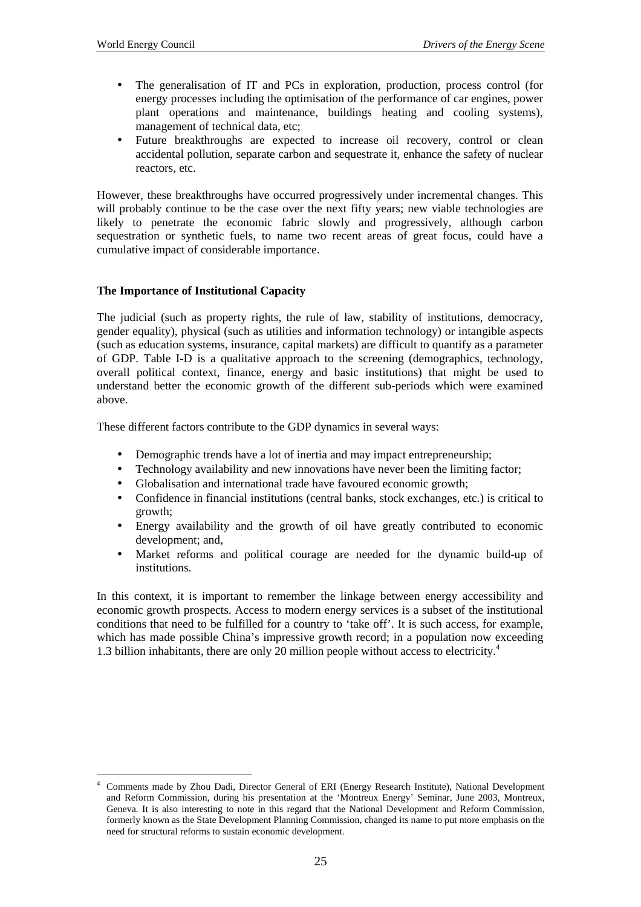- The generalisation of IT and PCs in exploration, production, process control (for energy processes including the optimisation of the performance of car engines, power plant operations and maintenance, buildings heating and cooling systems), management of technical data, etc;
- Future breakthroughs are expected to increase oil recovery, control or clean accidental pollution, separate carbon and sequestrate it, enhance the safety of nuclear reactors, etc.

However, these breakthroughs have occurred progressively under incremental changes. This will probably continue to be the case over the next fifty years; new viable technologies are likely to penetrate the economic fabric slowly and progressively, although carbon sequestration or synthetic fuels, to name two recent areas of great focus, could have a cumulative impact of considerable importance.

**The Importance of Institutional Capacity**

The judicial (such as property rights, the rule of law, stability of institutions, democracy, gender equality), physical (such as utilities and information technology) or intangible aspects (such as education systems, insurance, capital markets) are difficult to quantify as a parameter of GDP. Table I-D is a qualitative approach to the screening (demographics, technology, overall political context, finance, energy and basic institutions) that might be used to understand better the economic growth of the different sub-periods which were examined above.

These different factors contribute to the GDP dynamics in several ways:

- Demographic trends have a lot of inertia and may impact entrepreneurship;
- Technology availability and new innovations have never been the limiting factor;
- Globalisation and international trade have favoured economic growth;
- Confidence in financial institutions (central banks, stock exchanges, etc.) is critical to growth;
- Energy availability and the growth of oil have greatly contributed to economic development; and,
- Market reforms and political courage are needed for the dynamic build-up of institutions.

In this context, it is important to remember the linkage between energy accessibility and economic growth prospects. Access to modern energy services is a subset of the institutional conditions that need to be fulfilled for a country to 'take off'. It is such access, for example, which has made possible China's impressive growth record; in a population now exceeding 1.3 billion inhabitants, there are only 20 million people without access to electricity.[4]

---

[4] Comments made by Zhou Dadi, Director General of ERI (Energy Research Institute), National Development and Reform Commission, during his presentation at the 'Montreux Energy' Seminar, June 2003, Montreux, Geneva. It is also interesting to note in this regard that the National Development and Reform Commission, formerly known as the State Development Planning Commission, changed its name to put more emphasis on the need for structural reforms to sustain economic development.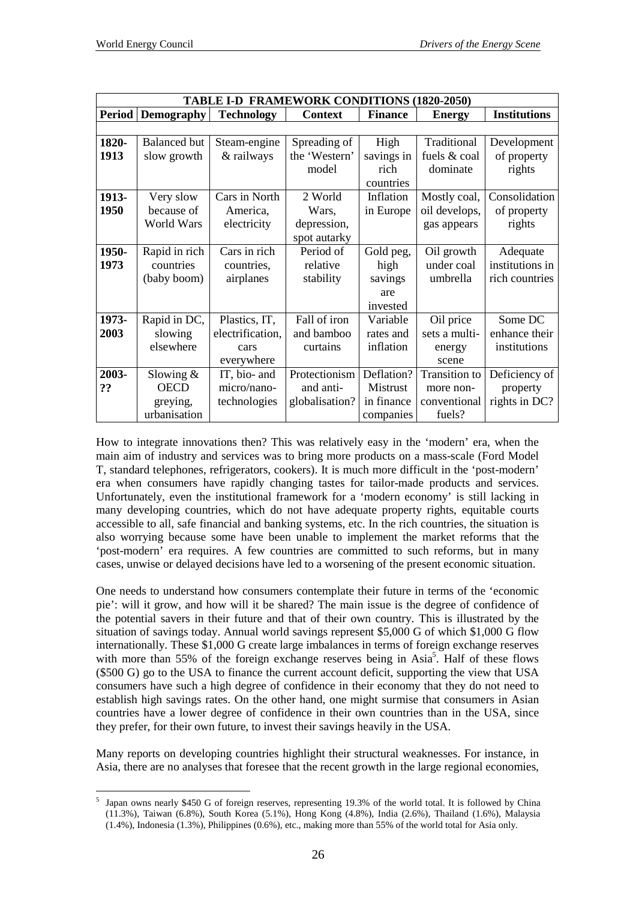| TABLE I-D FRAMEWORK CONDITIONS (1820-2050) | | | | | | |
|---|---|---|---|---|---|---|
| **Period** | **Demography** | **Technology** | **Context** | **Finance** | **Energy** | **Institutions** |
| **1820-1913** | Balanced but slow growth | Steam-engine & railways | Spreading of the 'Western' model | High savings in rich countries | Traditional fuels & coal dominate | Development of property rights |
| **1913-1950** | Very slow because of World Wars | Cars in North America, electricity | 2 World Wars, depression, spot autarky | Inflation in Europe | Mostly coal, oil develops, gas appears | Consolidation of property rights |
| **1950-1973** | Rapid in rich countries (baby boom) | Cars in rich countries, airplanes | Period of relative stability | Gold peg, high savings are invested | Oil growth under coal umbrella | Adequate institutions in rich countries |
| **1973-2003** | Rapid in DC, slowing elsewhere | Plastics, IT, electrification, cars everywhere | Fall of iron and bamboo curtains | Variable rates and inflation | Oil price sets a multi-energy scene | Some DC enhance their institutions |
| **2003-??** | Slowing & OECD greying, urbanisation | IT, bio- and micro/nano-technologies | Protectionism and anti-globalisation? | Deflation? Mistrust in finance companies | Transition to more non-conventional fuels? | Deficiency of property rights in DC? |

How to integrate innovations then? This was relatively easy in the 'modern' era, when the main aim of industry and services was to bring more products on a mass-scale (Ford Model T, standard telephones, refrigerators, cookers). It is much more difficult in the 'post-modern' era when consumers have rapidly changing tastes for tailor-made products and services. Unfortunately, even the institutional framework for a 'modern economy' is still lacking in many developing countries, which do not have adequate property rights, equitable courts accessible to all, safe financial and banking systems, etc. In the rich countries, the situation is also worrying because some have been unable to implement the market reforms that the 'post-modern' era requires. A few countries are committed to such reforms, but in many cases, unwise or delayed decisions have led to a worsening of the present economic situation.

One needs to understand how consumers contemplate their future in terms of the 'economic pie': will it grow, and how will it be shared? The main issue is the degree of confidence of the potential savers in their future and that of their own country. This is illustrated by the situation of savings today. Annual world savings represent $5,000 G of which $1,000 G flow internationally. These $1,000 G create large imbalances in terms of foreign exchange reserves with more than 55% of the foreign exchange reserves being in Asia[5]. Half of these flows ($500 G) go to the USA to finance the current account deficit, supporting the view that USA consumers have such a high degree of confidence in their economy that they do not need to establish high savings rates. On the other hand, one might surmise that consumers in Asian countries have a lower degree of confidence in their own countries than in the USA, since they prefer, for their own future, to invest their savings heavily in the USA.

Many reports on developing countries highlight their structural weaknesses. For instance, in Asia, there are no analyses that foresee that the recent growth in the large regional economies,

[5] Japan owns nearly $450 G of foreign reserves, representing 19.3% of the world total. It is followed by China (11.3%), Taiwan (6.8%), South Korea (5.1%), Hong Kong (4.8%), India (2.6%), Thailand (1.6%), Malaysia (1.4%), Indonesia (1.3%), Philippines (0.6%), etc., making more than 55% of the world total for Asia only.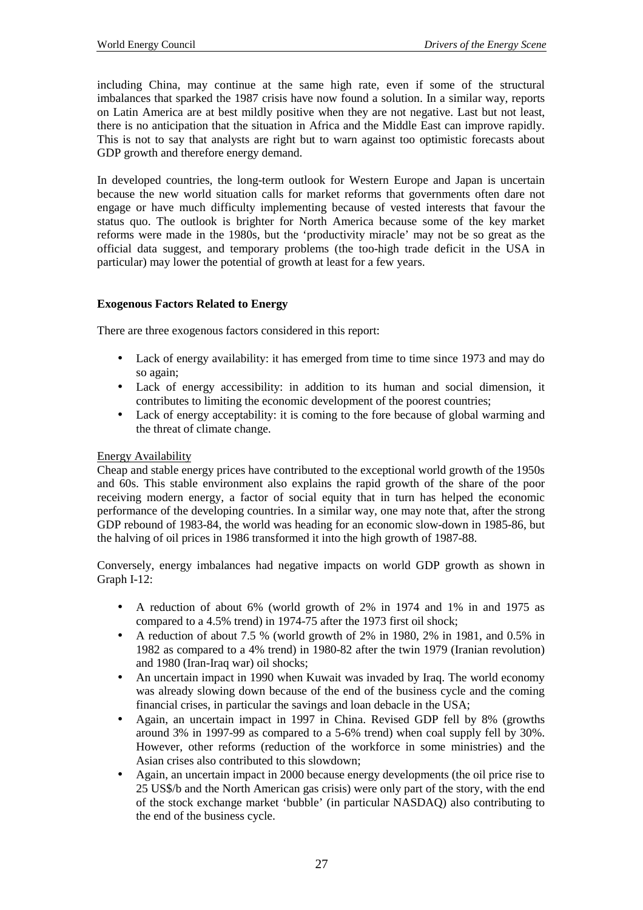including China, may continue at the same high rate, even if some of the structural imbalances that sparked the 1987 crisis have now found a solution. In a similar way, reports on Latin America are at best mildly positive when they are not negative. Last but not least, there is no anticipation that the situation in Africa and the Middle East can improve rapidly. This is not to say that analysts are right but to warn against too optimistic forecasts about GDP growth and therefore energy demand.

In developed countries, the long-term outlook for Western Europe and Japan is uncertain because the new world situation calls for market reforms that governments often dare not engage or have much difficulty implementing because of vested interests that favour the status quo. The outlook is brighter for North America because some of the key market reforms were made in the 1980s, but the 'productivity miracle' may not be so great as the official data suggest, and temporary problems (the too-high trade deficit in the USA in particular) may lower the potential of growth at least for a few years.

**Exogenous Factors Related to Energy**

There are three exogenous factors considered in this report:

- Lack of energy availability: it has emerged from time to time since 1973 and may do so again;
- Lack of energy accessibility: in addition to its human and social dimension, it contributes to limiting the economic development of the poorest countries;
- Lack of energy acceptability: it is coming to the fore because of global warming and the threat of climate change.

Energy Availability

Cheap and stable energy prices have contributed to the exceptional world growth of the 1950s and 60s. This stable environment also explains the rapid growth of the share of the poor receiving modern energy, a factor of social equity that in turn has helped the economic performance of the developing countries. In a similar way, one may note that, after the strong GDP rebound of 1983-84, the world was heading for an economic slow-down in 1985-86, but the halving of oil prices in 1986 transformed it into the high growth of 1987-88.

Conversely, energy imbalances had negative impacts on world GDP growth as shown in Graph I-12:

- A reduction of about 6% (world growth of 2% in 1974 and 1% in and 1975 as compared to a 4.5% trend) in 1974-75 after the 1973 first oil shock;
- A reduction of about 7.5 % (world growth of 2% in 1980, 2% in 1981, and 0.5% in 1982 as compared to a 4% trend) in 1980-82 after the twin 1979 (Iranian revolution) and 1980 (Iran-Iraq war) oil shocks;
- An uncertain impact in 1990 when Kuwait was invaded by Iraq. The world economy was already slowing down because of the end of the business cycle and the coming financial crises, in particular the savings and loan debacle in the USA;
- Again, an uncertain impact in 1997 in China. Revised GDP fell by 8% (growths around 3% in 1997-99 as compared to a 5-6% trend) when coal supply fell by 30%. However, other reforms (reduction of the workforce in some ministries) and the Asian crises also contributed to this slowdown;
- Again, an uncertain impact in 2000 because energy developments (the oil price rise to 25 US$/b and the North American gas crisis) were only part of the story, with the end of the stock exchange market 'bubble' (in particular NASDAQ) also contributing to the end of the business cycle.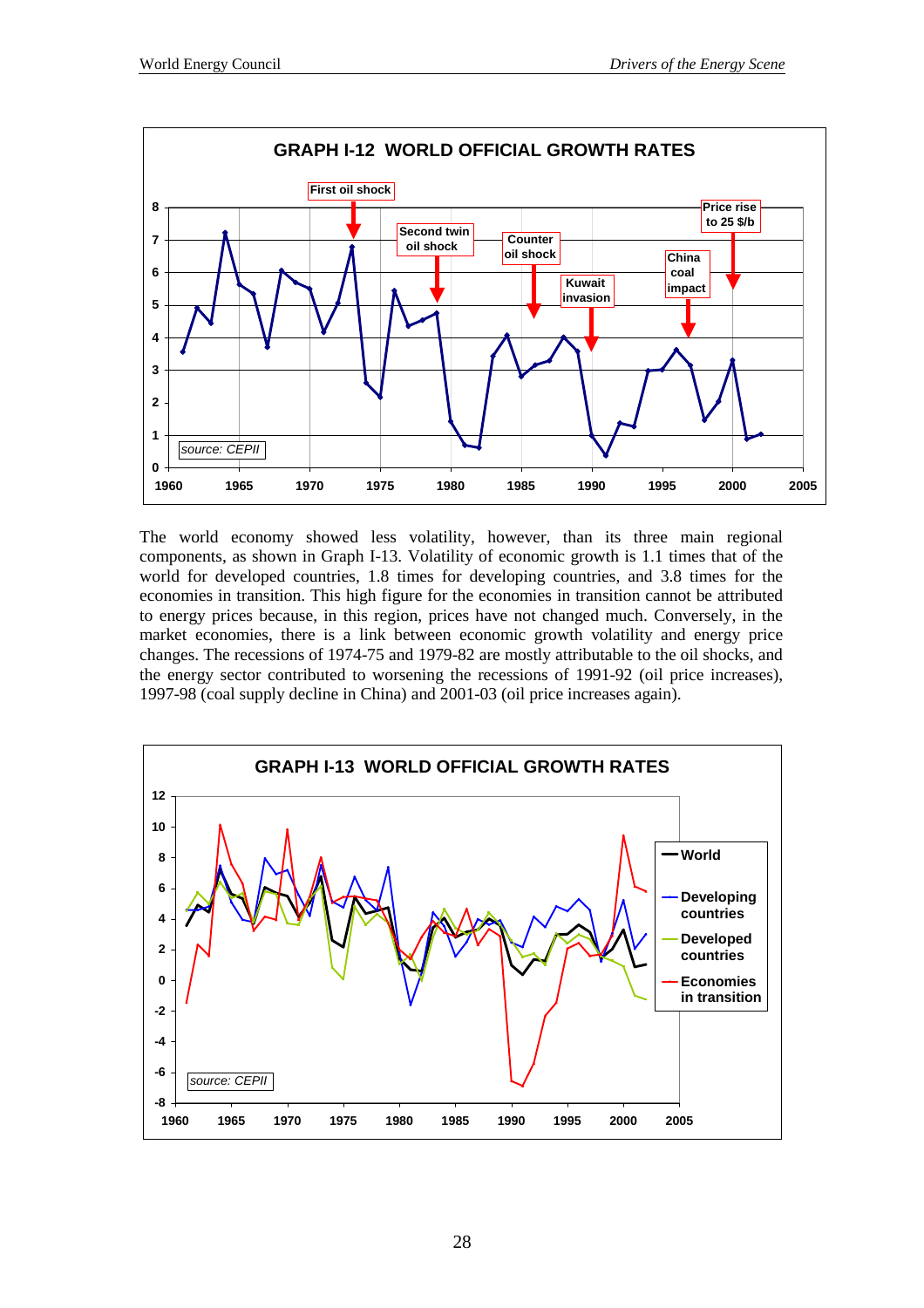**GRAPH I-12 WORLD OFFICIAL GROWTH RATES**

*source: CEPII*

The world economy showed less volatility, however, than its three main regional components, as shown in Graph I-13. Volatility of economic growth is 1.1 times that of the world for developed countries, 1.8 times for developing countries, and 3.8 times for the economies in transition. This high figure for the economies in transition cannot be attributed to energy prices because, in this region, prices have not changed much. Conversely, in the market economies, there is a link between economic growth volatility and energy price changes. The recessions of 1974-75 and 1979-82 are mostly attributable to the oil shocks, and the energy sector contributed to worsening the recessions of 1991-92 (oil price increases), 1997-98 (coal supply decline in China) and 2001-03 (oil price increases again).

**GRAPH I-13 WORLD OFFICIAL GROWTH RATES**

*source: CEPII*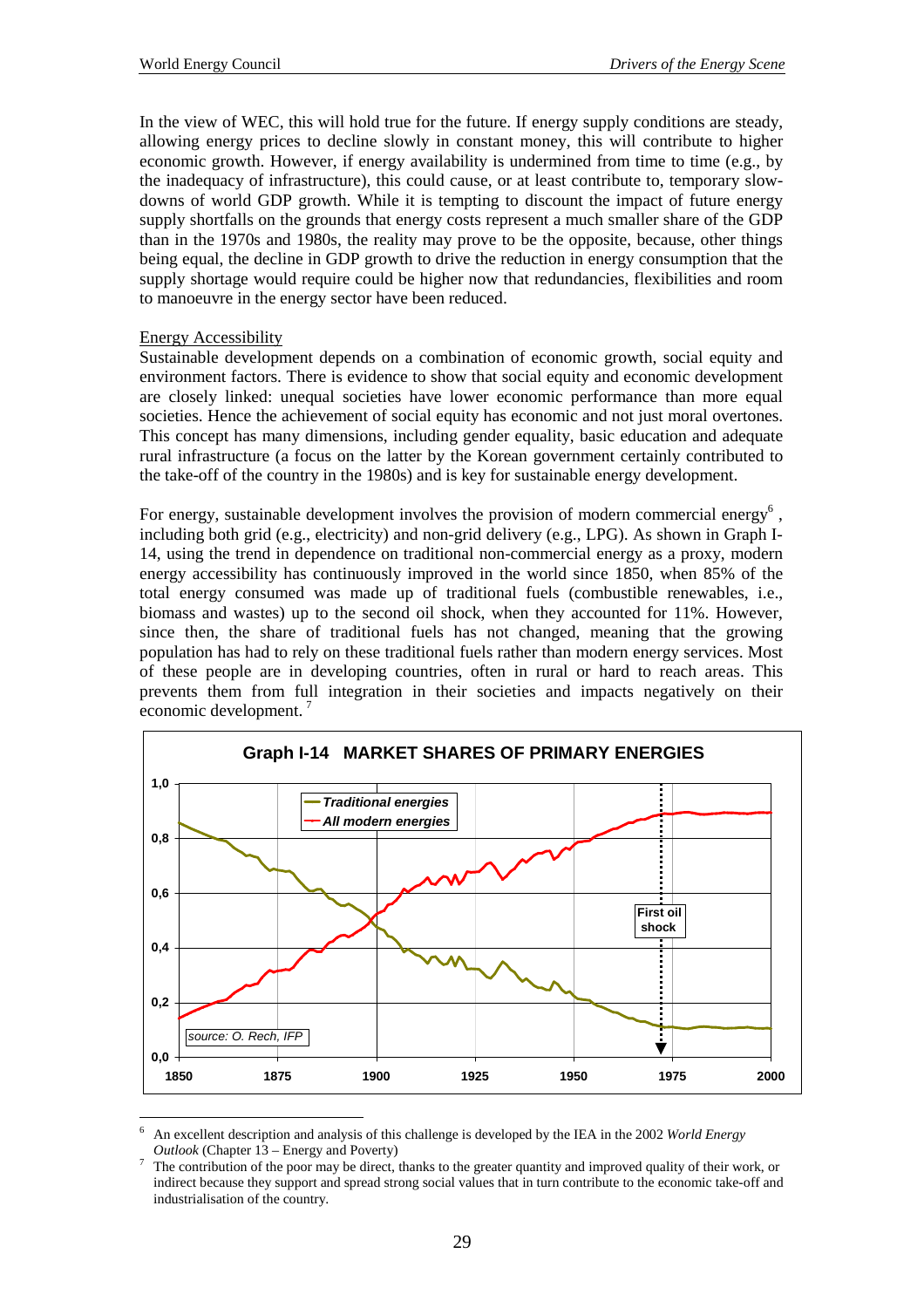In the view of WEC, this will hold true for the future. If energy supply conditions are steady, allowing energy prices to decline slowly in constant money, this will contribute to higher economic growth. However, if energy availability is undermined from time to time (e.g., by the inadequacy of infrastructure), this could cause, or at least contribute to, temporary slow-downs of world GDP growth. While it is tempting to discount the impact of future energy supply shortfalls on the grounds that energy costs represent a much smaller share of the GDP than in the 1970s and 1980s, the reality may prove to be the opposite, because, other things being equal, the decline in GDP growth to drive the reduction in energy consumption that the supply shortage would require could be higher now that redundancies, flexibilities and room to manoeuvre in the energy sector have been reduced.

## Energy Accessibility

Sustainable development depends on a combination of economic growth, social equity and environment factors. There is evidence to show that social equity and economic development are closely linked: unequal societies have lower economic performance than more equal societies. Hence the achievement of social equity has economic and not just moral overtones. This concept has many dimensions, including gender equality, basic education and adequate rural infrastructure (a focus on the latter by the Korean government certainly contributed to the take-off of the country in the 1980s) and is key for sustainable energy development.

For energy, sustainable development involves the provision of modern commercial energy[6], including both grid (e.g., electricity) and non-grid delivery (e.g., LPG). As shown in Graph I-14, using the trend in dependence on traditional non-commercial energy as a proxy, modern energy accessibility has continuously improved in the world since 1850, when 85% of the total energy consumed was made up of traditional fuels (combustible renewables, i.e., biomass and wastes) up to the second oil shock, when they accounted for 11%. However, since then, the share of traditional fuels has not changed, meaning that the growing population has had to rely on these traditional fuels rather than modern energy services. Most of these people are in developing countries, often in rural or hard to reach areas. This prevents them from full integration in their societies and impacts negatively on their economic development.[7]

**Graph I-14 MARKET SHARES OF PRIMARY ENERGIES**

source: O. Rech, IFP

---

[6] An excellent description and analysis of this challenge is developed by the IEA in the 2002 *World Energy Outlook* (Chapter 13 – Energy and Poverty)

[7] The contribution of the poor may be direct, thanks to the greater quantity and improved quality of their work, or indirect because they support and spread strong social values that in turn contribute to the economic take-off and industrialisation of the country.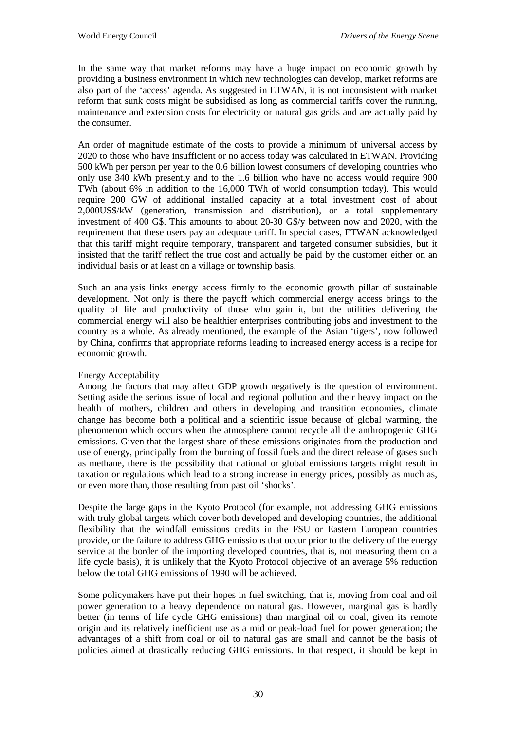In the same way that market reforms may have a huge impact on economic growth by providing a business environment in which new technologies can develop, market reforms are also part of the 'access' agenda. As suggested in ETWAN, it is not inconsistent with market reform that sunk costs might be subsidised as long as commercial tariffs cover the running, maintenance and extension costs for electricity or natural gas grids and are actually paid by the consumer.

An order of magnitude estimate of the costs to provide a minimum of universal access by 2020 to those who have insufficient or no access today was calculated in ETWAN. Providing 500 kWh per person per year to the 0.6 billion lowest consumers of developing countries who only use 340 kWh presently and to the 1.6 billion who have no access would require 900 TWh (about 6% in addition to the 16,000 TWh of world consumption today). This would require 200 GW of additional installed capacity at a total investment cost of about 2,000US$/kW (generation, transmission and distribution), or a total supplementary investment of 400 G$. This amounts to about 20-30 G$/y between now and 2020, with the requirement that these users pay an adequate tariff. In special cases, ETWAN acknowledged that this tariff might require temporary, transparent and targeted consumer subsidies, but it insisted that the tariff reflect the true cost and actually be paid by the customer either on an individual basis or at least on a village or township basis.

Such an analysis links energy access firmly to the economic growth pillar of sustainable development. Not only is there the payoff which commercial energy access brings to the quality of life and productivity of those who gain it, but the utilities delivering the commercial energy will also be healthier enterprises contributing jobs and investment to the country as a whole. As already mentioned, the example of the Asian 'tigers', now followed by China, confirms that appropriate reforms leading to increased energy access is a recipe for economic growth.

### Energy Acceptability

Among the factors that may affect GDP growth negatively is the question of environment. Setting aside the serious issue of local and regional pollution and their heavy impact on the health of mothers, children and others in developing and transition economies, climate change has become both a political and a scientific issue because of global warming, the phenomenon which occurs when the atmosphere cannot recycle all the anthropogenic GHG emissions. Given that the largest share of these emissions originates from the production and use of energy, principally from the burning of fossil fuels and the direct release of gases such as methane, there is the possibility that national or global emissions targets might result in taxation or regulations which lead to a strong increase in energy prices, possibly as much as, or even more than, those resulting from past oil 'shocks'.

Despite the large gaps in the Kyoto Protocol (for example, not addressing GHG emissions with truly global targets which cover both developed and developing countries, the additional flexibility that the windfall emissions credits in the FSU or Eastern European countries provide, or the failure to address GHG emissions that occur prior to the delivery of the energy service at the border of the importing developed countries, that is, not measuring them on a life cycle basis), it is unlikely that the Kyoto Protocol objective of an average 5% reduction below the total GHG emissions of 1990 will be achieved.

Some policymakers have put their hopes in fuel switching, that is, moving from coal and oil power generation to a heavy dependence on natural gas. However, marginal gas is hardly better (in terms of life cycle GHG emissions) than marginal oil or coal, given its remote origin and its relatively inefficient use as a mid or peak-load fuel for power generation; the advantages of a shift from coal or oil to natural gas are small and cannot be the basis of policies aimed at drastically reducing GHG emissions. In that respect, it should be kept in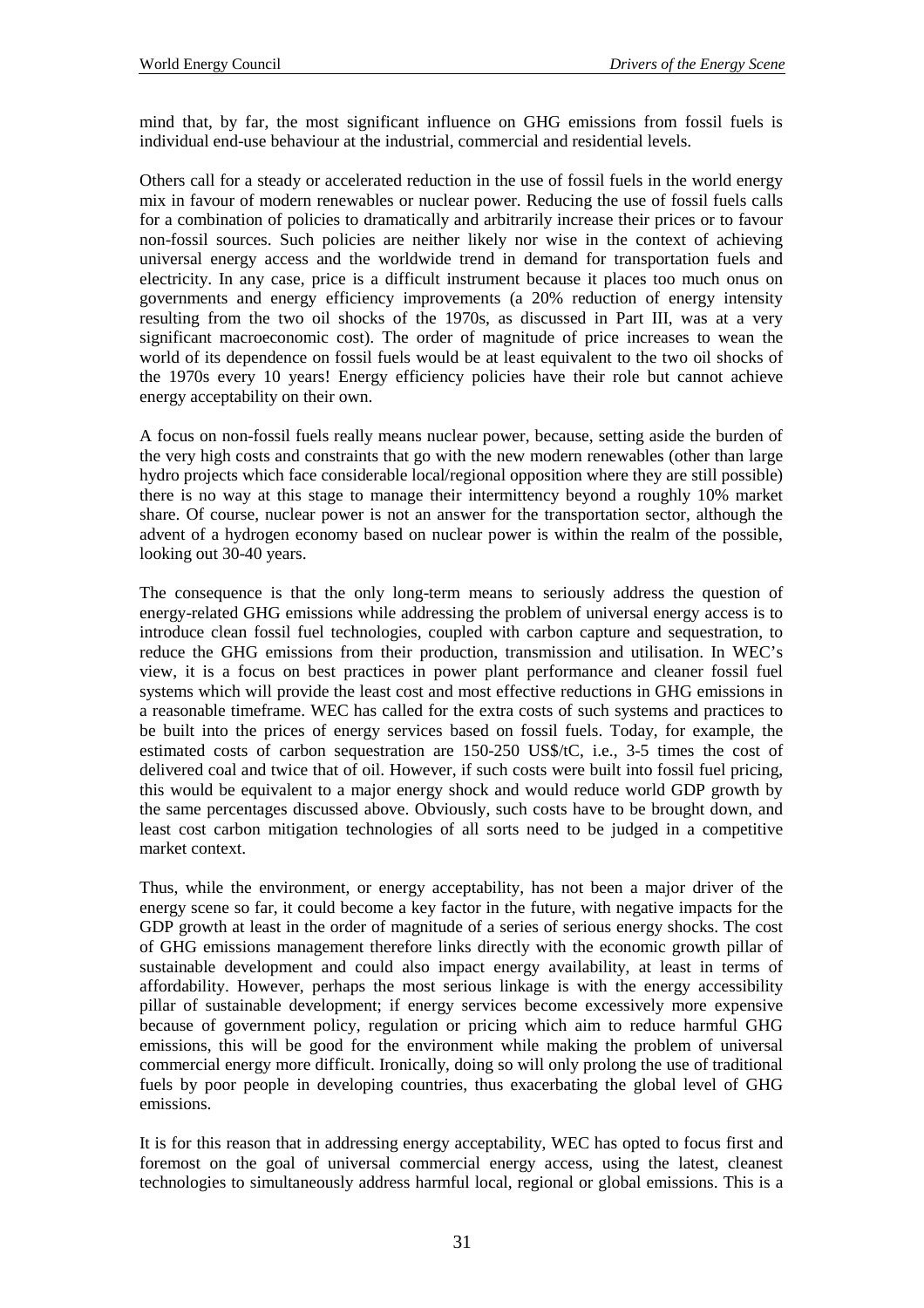mind that, by far, the most significant influence on GHG emissions from fossil fuels is individual end-use behaviour at the industrial, commercial and residential levels.

Others call for a steady or accelerated reduction in the use of fossil fuels in the world energy mix in favour of modern renewables or nuclear power. Reducing the use of fossil fuels calls for a combination of policies to dramatically and arbitrarily increase their prices or to favour non-fossil sources. Such policies are neither likely nor wise in the context of achieving universal energy access and the worldwide trend in demand for transportation fuels and electricity. In any case, price is a difficult instrument because it places too much onus on governments and energy efficiency improvements (a 20% reduction of energy intensity resulting from the two oil shocks of the 1970s, as discussed in Part III, was at a very significant macroeconomic cost). The order of magnitude of price increases to wean the world of its dependence on fossil fuels would be at least equivalent to the two oil shocks of the 1970s every 10 years! Energy efficiency policies have their role but cannot achieve energy acceptability on their own.

A focus on non-fossil fuels really means nuclear power, because, setting aside the burden of the very high costs and constraints that go with the new modern renewables (other than large hydro projects which face considerable local/regional opposition where they are still possible) there is no way at this stage to manage their intermittency beyond a roughly 10% market share. Of course, nuclear power is not an answer for the transportation sector, although the advent of a hydrogen economy based on nuclear power is within the realm of the possible, looking out 30-40 years.

The consequence is that the only long-term means to seriously address the question of energy-related GHG emissions while addressing the problem of universal energy access is to introduce clean fossil fuel technologies, coupled with carbon capture and sequestration, to reduce the GHG emissions from their production, transmission and utilisation. In WEC's view, it is a focus on best practices in power plant performance and cleaner fossil fuel systems which will provide the least cost and most effective reductions in GHG emissions in a reasonable timeframe. WEC has called for the extra costs of such systems and practices to be built into the prices of energy services based on fossil fuels. Today, for example, the estimated costs of carbon sequestration are 150-250 US$/tC, i.e., 3-5 times the cost of delivered coal and twice that of oil. However, if such costs were built into fossil fuel pricing, this would be equivalent to a major energy shock and would reduce world GDP growth by the same percentages discussed above. Obviously, such costs have to be brought down, and least cost carbon mitigation technologies of all sorts need to be judged in a competitive market context.

Thus, while the environment, or energy acceptability, has not been a major driver of the energy scene so far, it could become a key factor in the future, with negative impacts for the GDP growth at least in the order of magnitude of a series of serious energy shocks. The cost of GHG emissions management therefore links directly with the economic growth pillar of sustainable development and could also impact energy availability, at least in terms of affordability. However, perhaps the most serious linkage is with the energy accessibility pillar of sustainable development; if energy services become excessively more expensive because of government policy, regulation or pricing which aim to reduce harmful GHG emissions, this will be good for the environment while making the problem of universal commercial energy more difficult. Ironically, doing so will only prolong the use of traditional fuels by poor people in developing countries, thus exacerbating the global level of GHG emissions.

It is for this reason that in addressing energy acceptability, WEC has opted to focus first and foremost on the goal of universal commercial energy access, using the latest, cleanest technologies to simultaneously address harmful local, regional or global emissions. This is a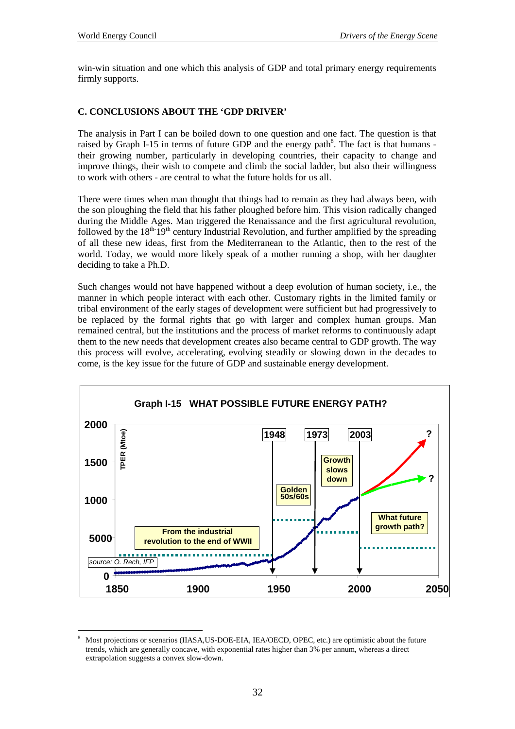win-win situation and one which this analysis of GDP and total primary energy requirements firmly supports.

## C. CONCLUSIONS ABOUT THE 'GDP DRIVER'

The analysis in Part I can be boiled down to one question and one fact. The question is that raised by Graph I-15 in terms of future GDP and the energy path[8]. The fact is that humans - their growing number, particularly in developing countries, their capacity to change and improve things, their wish to compete and climb the social ladder, but also their willingness to work with others - are central to what the future holds for us all.

There were times when man thought that things had to remain as they had always been, with the son ploughing the field that his father ploughed before him. This vision radically changed during the Middle Ages. Man triggered the Renaissance and the first agricultural revolution, followed by the 18th-19th century Industrial Revolution, and further amplified by the spreading of all these new ideas, first from the Mediterranean to the Atlantic, then to the rest of the world. Today, we would more likely speak of a mother running a shop, with her daughter deciding to take a Ph.D.

Such changes would not have happened without a deep evolution of human society, i.e., the manner in which people interact with each other. Customary rights in the limited family or tribal environment of the early stages of development were sufficient but had progressively to be replaced by the formal rights that go with larger and complex human groups. Man remained central, but the institutions and the process of market reforms to continuously adapt them to the new needs that development creates also became central to GDP growth. The way this process will evolve, accelerating, evolving steadily or slowing down in the decades to come, is the key issue for the future of GDP and sustainable energy development.

**Graph I-15 WHAT POSSIBLE FUTURE ENERGY PATH?**

TPER (Mtoe); y-axis: 0, 5000, 1000, 1500, 2000; x-axis: 1850, 1900, 1950, 2000, 2050

1948 — 1973 — 2003 — ?

From the industrial revolution to the end of WWII; Golden 50s/60s; Growth slows down; What future growth path?

source: O. Rech, IFP

---

[8] Most projections or scenarios (IIASA,US-DOE-EIA, IEA/OECD, OPEC, etc.) are optimistic about the future trends, which are generally concave, with exponential rates higher than 3% per annum, whereas a direct extrapolation suggests a convex slow-down.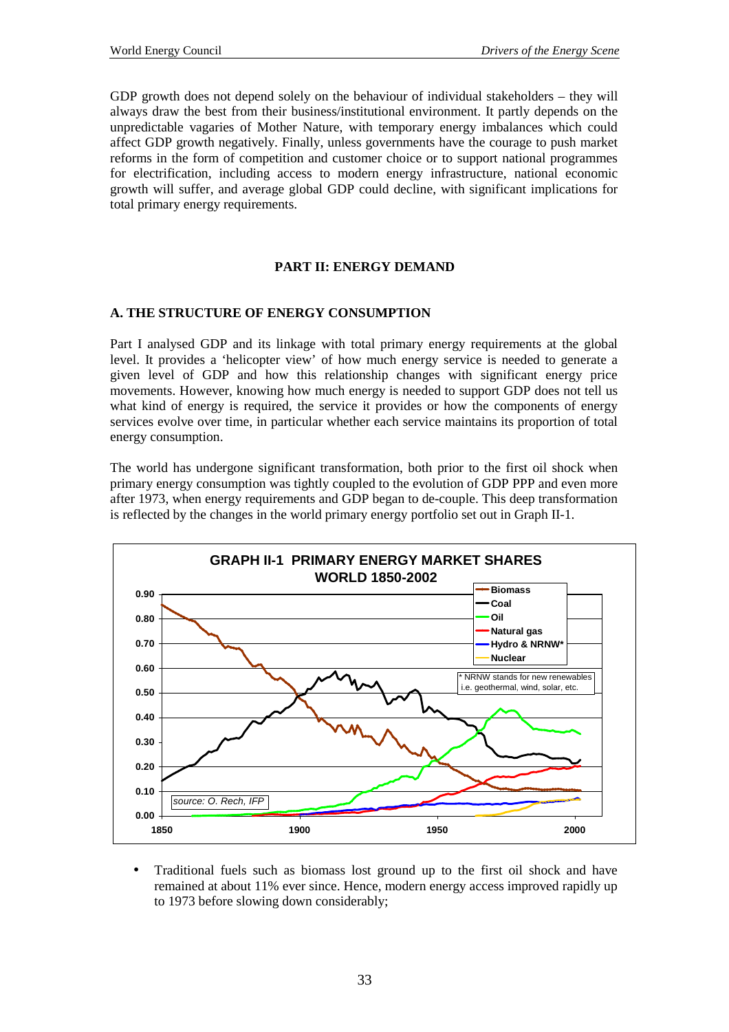GDP growth does not depend solely on the behaviour of individual stakeholders – they will always draw the best from their business/institutional environment. It partly depends on the unpredictable vagaries of Mother Nature, with temporary energy imbalances which could affect GDP growth negatively. Finally, unless governments have the courage to push market reforms in the form of competition and customer choice or to support national programmes for electrification, including access to modern energy infrastructure, national economic growth will suffer, and average global GDP could decline, with significant implications for total primary energy requirements.

## PART II: ENERGY DEMAND

### A. THE STRUCTURE OF ENERGY CONSUMPTION

Part I analysed GDP and its linkage with total primary energy requirements at the global level. It provides a 'helicopter view' of how much energy service is needed to generate a given level of GDP and how this relationship changes with significant energy price movements. However, knowing how much energy is needed to support GDP does not tell us what kind of energy is required, the service it provides or how the components of energy services evolve over time, in particular whether each service maintains its proportion of total energy consumption.

The world has undergone significant transformation, both prior to the first oil shock when primary energy consumption was tightly coupled to the evolution of GDP PPP and even more after 1973, when energy requirements and GDP began to de-couple. This deep transformation is reflected by the changes in the world primary energy portfolio set out in Graph II-1.

**GRAPH II-1 PRIMARY ENERGY MARKET SHARES WORLD 1850-2002**

- Traditional fuels such as biomass lost ground up to the first oil shock and have remained at about 11% ever since. Hence, modern energy access improved rapidly up to 1973 before slowing down considerably;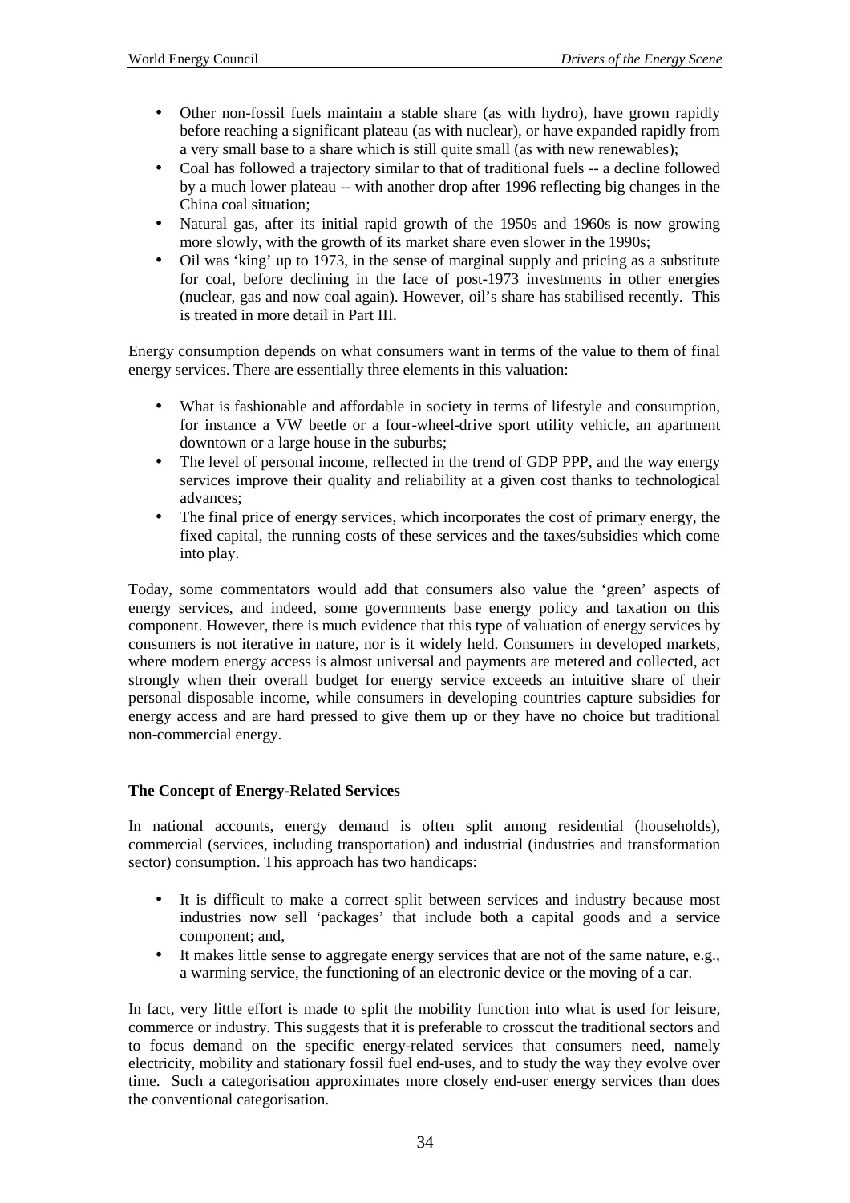- Other non-fossil fuels maintain a stable share (as with hydro), have grown rapidly before reaching a significant plateau (as with nuclear), or have expanded rapidly from a very small base to a share which is still quite small (as with new renewables);
- Coal has followed a trajectory similar to that of traditional fuels -- a decline followed by a much lower plateau -- with another drop after 1996 reflecting big changes in the China coal situation;
- Natural gas, after its initial rapid growth of the 1950s and 1960s is now growing more slowly, with the growth of its market share even slower in the 1990s;
- Oil was 'king' up to 1973, in the sense of marginal supply and pricing as a substitute for coal, before declining in the face of post-1973 investments in other energies (nuclear, gas and now coal again). However, oil's share has stabilised recently. This is treated in more detail in Part III.

Energy consumption depends on what consumers want in terms of the value to them of final energy services. There are essentially three elements in this valuation:

- What is fashionable and affordable in society in terms of lifestyle and consumption, for instance a VW beetle or a four-wheel-drive sport utility vehicle, an apartment downtown or a large house in the suburbs;
- The level of personal income, reflected in the trend of GDP PPP, and the way energy services improve their quality and reliability at a given cost thanks to technological advances;
- The final price of energy services, which incorporates the cost of primary energy, the fixed capital, the running costs of these services and the taxes/subsidies which come into play.

Today, some commentators would add that consumers also value the 'green' aspects of energy services, and indeed, some governments base energy policy and taxation on this component. However, there is much evidence that this type of valuation of energy services by consumers is not iterative in nature, nor is it widely held. Consumers in developed markets, where modern energy access is almost universal and payments are metered and collected, act strongly when their overall budget for energy service exceeds an intuitive share of their personal disposable income, while consumers in developing countries capture subsidies for energy access and are hard pressed to give them up or they have no choice but traditional non-commercial energy.

**The Concept of Energy-Related Services**

In national accounts, energy demand is often split among residential (households), commercial (services, including transportation) and industrial (industries and transformation sector) consumption. This approach has two handicaps:

- It is difficult to make a correct split between services and industry because most industries now sell 'packages' that include both a capital goods and a service component; and,
- It makes little sense to aggregate energy services that are not of the same nature, e.g., a warming service, the functioning of an electronic device or the moving of a car.

In fact, very little effort is made to split the mobility function into what is used for leisure, commerce or industry. This suggests that it is preferable to crosscut the traditional sectors and to focus demand on the specific energy-related services that consumers need, namely electricity, mobility and stationary fossil fuel end-uses, and to study the way they evolve over time. Such a categorisation approximates more closely end-user energy services than does the conventional categorisation.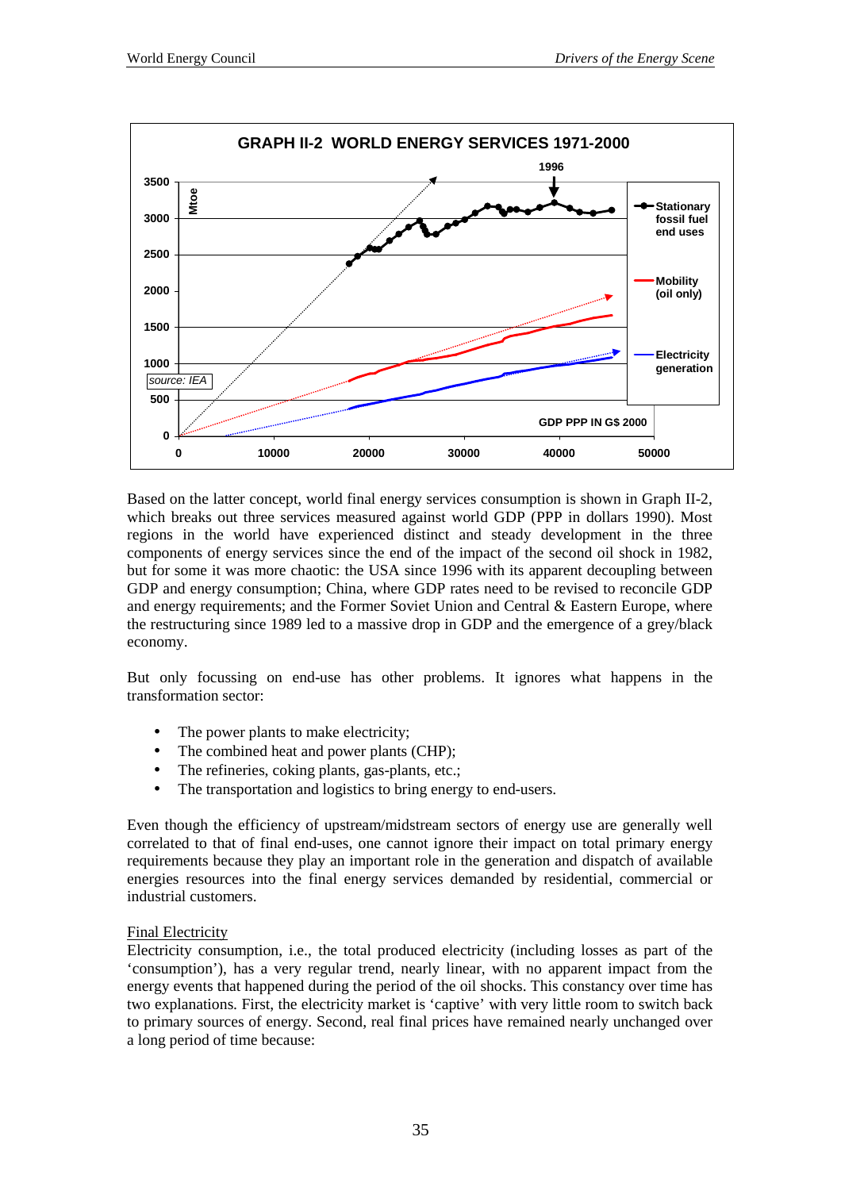GRAPH II-2 WORLD ENERGY SERVICES 1971-2000

Based on the latter concept, world final energy services consumption is shown in Graph II-2, which breaks out three services measured against world GDP (PPP in dollars 1990). Most regions in the world have experienced distinct and steady development in the three components of energy services since the end of the impact of the second oil shock in 1982, but for some it was more chaotic: the USA since 1996 with its apparent decoupling between GDP and energy consumption; China, where GDP rates need to be revised to reconcile GDP and energy requirements; and the Former Soviet Union and Central & Eastern Europe, where the restructuring since 1989 led to a massive drop in GDP and the emergence of a grey/black economy.

But only focussing on end-use has other problems. It ignores what happens in the transformation sector:

- The power plants to make electricity;
- The combined heat and power plants (CHP);
- The refineries, coking plants, gas-plants, etc.;
- The transportation and logistics to bring energy to end-users.

Even though the efficiency of upstream/midstream sectors of energy use are generally well correlated to that of final end-uses, one cannot ignore their impact on total primary energy requirements because they play an important role in the generation and dispatch of available energies resources into the final energy services demanded by residential, commercial or industrial customers.

Final Electricity

Electricity consumption, i.e., the total produced electricity (including losses as part of the 'consumption'), has a very regular trend, nearly linear, with no apparent impact from the energy events that happened during the period of the oil shocks. This constancy over time has two explanations. First, the electricity market is 'captive' with very little room to switch back to primary sources of energy. Second, real final prices have remained nearly unchanged over a long period of time because: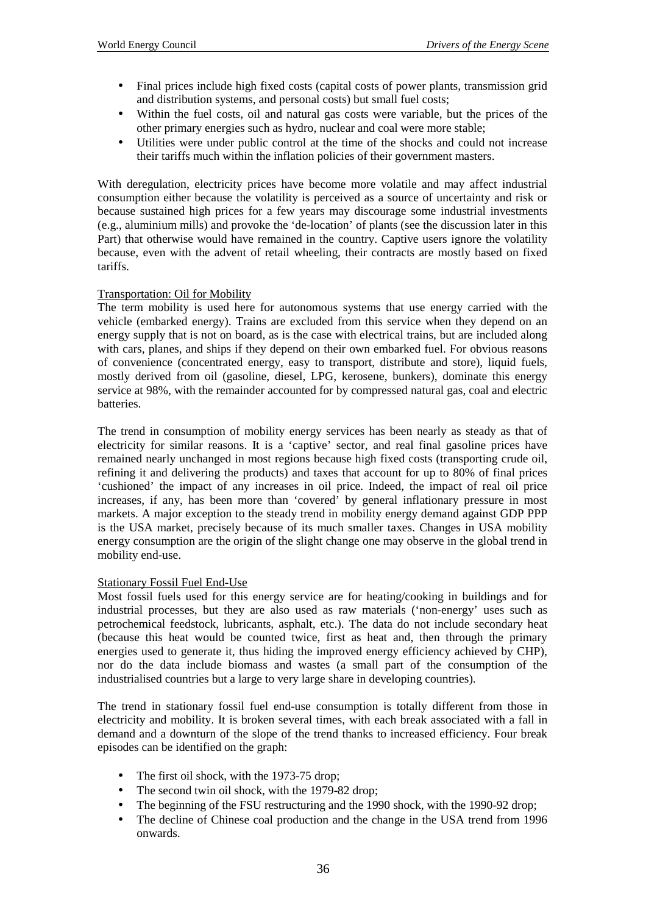- Final prices include high fixed costs (capital costs of power plants, transmission grid and distribution systems, and personal costs) but small fuel costs;
- Within the fuel costs, oil and natural gas costs were variable, but the prices of the other primary energies such as hydro, nuclear and coal were more stable;
- Utilities were under public control at the time of the shocks and could not increase their tariffs much within the inflation policies of their government masters.

With deregulation, electricity prices have become more volatile and may affect industrial consumption either because the volatility is perceived as a source of uncertainty and risk or because sustained high prices for a few years may discourage some industrial investments (e.g., aluminium mills) and provoke the 'de-location' of plants (see the discussion later in this Part) that otherwise would have remained in the country. Captive users ignore the volatility because, even with the advent of retail wheeling, their contracts are mostly based on fixed tariffs.

Transportation: Oil for Mobility

The term mobility is used here for autonomous systems that use energy carried with the vehicle (embarked energy). Trains are excluded from this service when they depend on an energy supply that is not on board, as is the case with electrical trains, but are included along with cars, planes, and ships if they depend on their own embarked fuel. For obvious reasons of convenience (concentrated energy, easy to transport, distribute and store), liquid fuels, mostly derived from oil (gasoline, diesel, LPG, kerosene, bunkers), dominate this energy service at 98%, with the remainder accounted for by compressed natural gas, coal and electric batteries.

The trend in consumption of mobility energy services has been nearly as steady as that of electricity for similar reasons. It is a 'captive' sector, and real final gasoline prices have remained nearly unchanged in most regions because high fixed costs (transporting crude oil, refining it and delivering the products) and taxes that account for up to 80% of final prices 'cushioned' the impact of any increases in oil price. Indeed, the impact of real oil price increases, if any, has been more than 'covered' by general inflationary pressure in most markets. A major exception to the steady trend in mobility energy demand against GDP PPP is the USA market, precisely because of its much smaller taxes. Changes in USA mobility energy consumption are the origin of the slight change one may observe in the global trend in mobility end-use.

Stationary Fossil Fuel End-Use

Most fossil fuels used for this energy service are for heating/cooking in buildings and for industrial processes, but they are also used as raw materials ('non-energy' uses such as petrochemical feedstock, lubricants, asphalt, etc.). The data do not include secondary heat (because this heat would be counted twice, first as heat and, then through the primary energies used to generate it, thus hiding the improved energy efficiency achieved by CHP), nor do the data include biomass and wastes (a small part of the consumption of the industrialised countries but a large to very large share in developing countries).

The trend in stationary fossil fuel end-use consumption is totally different from those in electricity and mobility. It is broken several times, with each break associated with a fall in demand and a downturn of the slope of the trend thanks to increased efficiency. Four break episodes can be identified on the graph:

- The first oil shock, with the 1973-75 drop;
- The second twin oil shock, with the 1979-82 drop;
- The beginning of the FSU restructuring and the 1990 shock, with the 1990-92 drop;
- The decline of Chinese coal production and the change in the USA trend from 1996 onwards.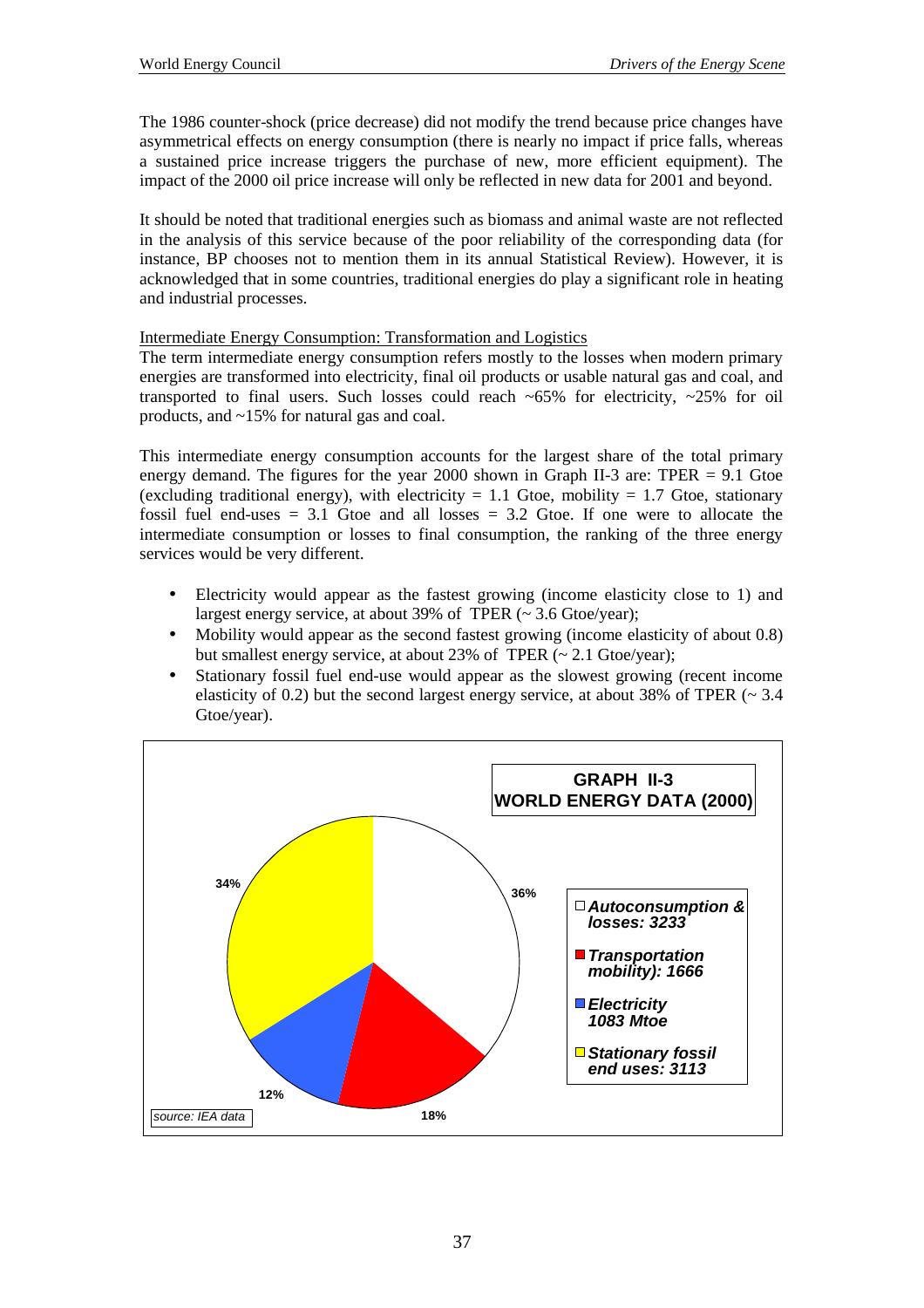The 1986 counter-shock (price decrease) did not modify the trend because price changes have asymmetrical effects on energy consumption (there is nearly no impact if price falls, whereas a sustained price increase triggers the purchase of new, more efficient equipment). The impact of the 2000 oil price increase will only be reflected in new data for 2001 and beyond.

It should be noted that traditional energies such as biomass and animal waste are not reflected in the analysis of this service because of the poor reliability of the corresponding data (for instance, BP chooses not to mention them in its annual Statistical Review). However, it is acknowledged that in some countries, traditional energies do play a significant role in heating and industrial processes.

Intermediate Energy Consumption: Transformation and Logistics

The term intermediate energy consumption refers mostly to the losses when modern primary energies are transformed into electricity, final oil products or usable natural gas and coal, and transported to final users. Such losses could reach ~65% for electricity, ~25% for oil products, and ~15% for natural gas and coal.

This intermediate energy consumption accounts for the largest share of the total primary energy demand. The figures for the year 2000 shown in Graph II-3 are: TPER = 9.1 Gtoe (excluding traditional energy), with electricity = 1.1 Gtoe, mobility = 1.7 Gtoe, stationary fossil fuel end-uses = 3.1 Gtoe and all losses = 3.2 Gtoe. If one were to allocate the intermediate consumption or losses to final consumption, the ranking of the three energy services would be very different.

- Electricity would appear as the fastest growing (income elasticity close to 1) and largest energy service, at about 39% of TPER (~ 3.6 Gtoe/year);
- Mobility would appear as the second fastest growing (income elasticity of about 0.8) but smallest energy service, at about 23% of TPER (~ 2.1 Gtoe/year);
- Stationary fossil fuel end-use would appear as the slowest growing (recent income elasticity of 0.2) but the second largest energy service, at about 38% of TPER (~ 3.4 Gtoe/year).

**GRAPH II-3**
**WORLD ENERGY DATA (2000)**

- *Autoconsumption & losses: 3233* — 36%
- *Transportation mobility): 1666* — 18%
- *Electricity 1083 Mtoe* — 12%
- *Stationary fossil end uses: 3113* — 34%

*source: IEA data*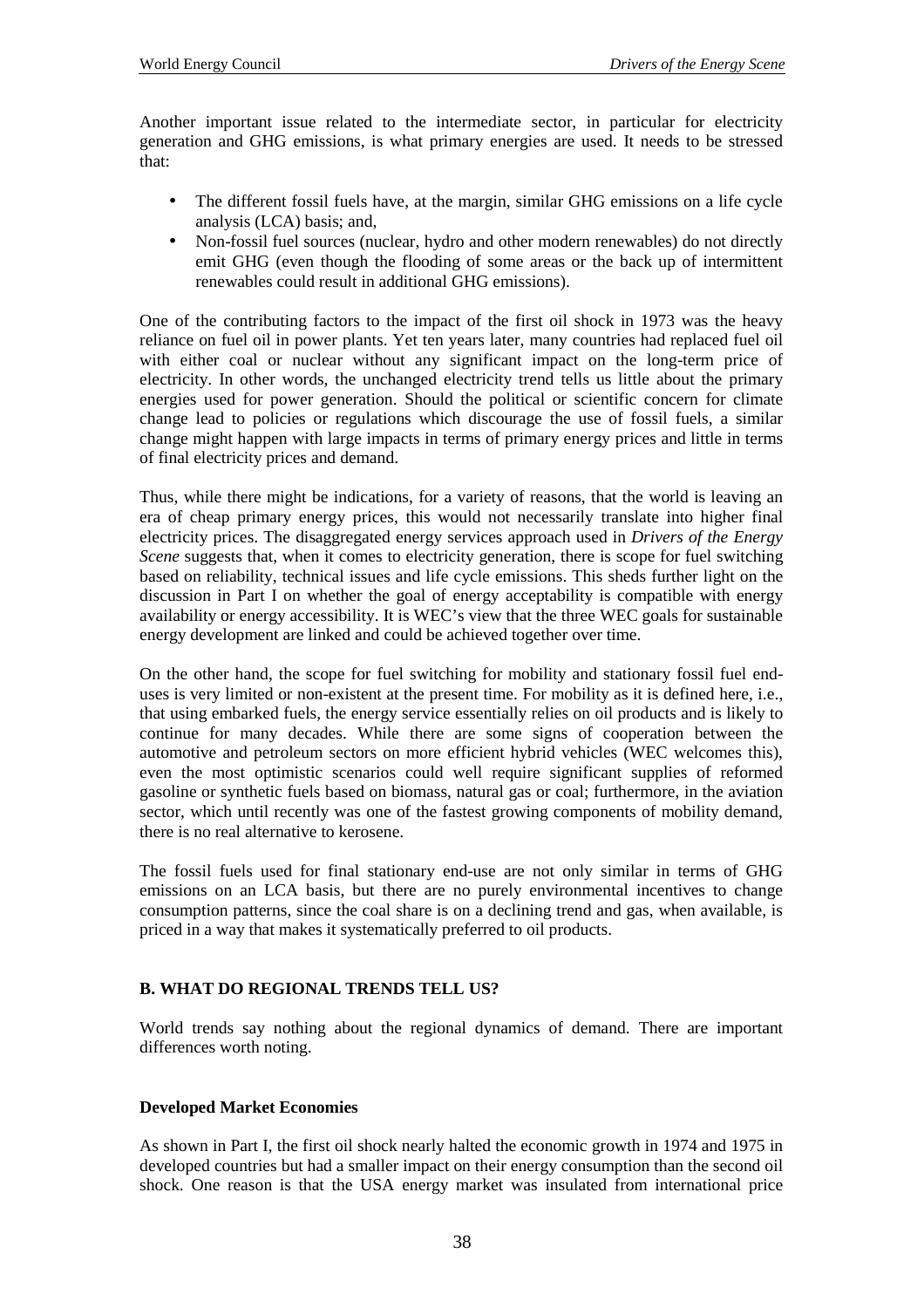Another important issue related to the intermediate sector, in particular for electricity generation and GHG emissions, is what primary energies are used. It needs to be stressed that:

- The different fossil fuels have, at the margin, similar GHG emissions on a life cycle analysis (LCA) basis; and,
- Non-fossil fuel sources (nuclear, hydro and other modern renewables) do not directly emit GHG (even though the flooding of some areas or the back up of intermittent renewables could result in additional GHG emissions).

One of the contributing factors to the impact of the first oil shock in 1973 was the heavy reliance on fuel oil in power plants. Yet ten years later, many countries had replaced fuel oil with either coal or nuclear without any significant impact on the long-term price of electricity. In other words, the unchanged electricity trend tells us little about the primary energies used for power generation. Should the political or scientific concern for climate change lead to policies or regulations which discourage the use of fossil fuels, a similar change might happen with large impacts in terms of primary energy prices and little in terms of final electricity prices and demand.

Thus, while there might be indications, for a variety of reasons, that the world is leaving an era of cheap primary energy prices, this would not necessarily translate into higher final electricity prices. The disaggregated energy services approach used in *Drivers of the Energy Scene* suggests that, when it comes to electricity generation, there is scope for fuel switching based on reliability, technical issues and life cycle emissions. This sheds further light on the discussion in Part I on whether the goal of energy acceptability is compatible with energy availability or energy accessibility. It is WEC's view that the three WEC goals for sustainable energy development are linked and could be achieved together over time.

On the other hand, the scope for fuel switching for mobility and stationary fossil fuel end-uses is very limited or non-existent at the present time. For mobility as it is defined here, i.e., that using embarked fuels, the energy service essentially relies on oil products and is likely to continue for many decades. While there are some signs of cooperation between the automotive and petroleum sectors on more efficient hybrid vehicles (WEC welcomes this), even the most optimistic scenarios could well require significant supplies of reformed gasoline or synthetic fuels based on biomass, natural gas or coal; furthermore, in the aviation sector, which until recently was one of the fastest growing components of mobility demand, there is no real alternative to kerosene.

The fossil fuels used for final stationary end-use are not only similar in terms of GHG emissions on an LCA basis, but there are no purely environmental incentives to change consumption patterns, since the coal share is on a declining trend and gas, when available, is priced in a way that makes it systematically preferred to oil products.

## B. WHAT DO REGIONAL TRENDS TELL US?

World trends say nothing about the regional dynamics of demand. There are important differences worth noting.

### Developed Market Economies

As shown in Part I, the first oil shock nearly halted the economic growth in 1974 and 1975 in developed countries but had a smaller impact on their energy consumption than the second oil shock. One reason is that the USA energy market was insulated from international price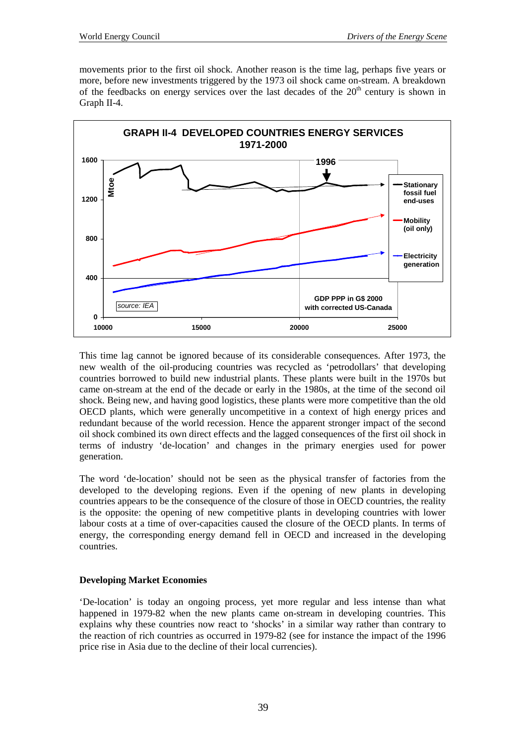movements prior to the first oil shock. Another reason is the time lag, perhaps five years or more, before new investments triggered by the 1973 oil shock came on-stream. A breakdown of the feedbacks on energy services over the last decades of the 20th century is shown in Graph II-4.

**GRAPH II-4 DEVELOPED COUNTRIES ENERGY SERVICES 1971-2000**

This time lag cannot be ignored because of its considerable consequences. After 1973, the new wealth of the oil-producing countries was recycled as 'petrodollars' that developing countries borrowed to build new industrial plants. These plants were built in the 1970s but came on-stream at the end of the decade or early in the 1980s, at the time of the second oil shock. Being new, and having good logistics, these plants were more competitive than the old OECD plants, which were generally uncompetitive in a context of high energy prices and redundant because of the world recession. Hence the apparent stronger impact of the second oil shock combined its own direct effects and the lagged consequences of the first oil shock in terms of industry 'de-location' and changes in the primary energies used for power generation.

The word 'de-location' should not be seen as the physical transfer of factories from the developed to the developing regions. Even if the opening of new plants in developing countries appears to be the consequence of the closure of those in OECD countries, the reality is the opposite: the opening of new competitive plants in developing countries with lower labour costs at a time of over-capacities caused the closure of the OECD plants. In terms of energy, the corresponding energy demand fell in OECD and increased in the developing countries.

**Developing Market Economies**

'De-location' is today an ongoing process, yet more regular and less intense than what happened in 1979-82 when the new plants came on-stream in developing countries. This explains why these countries now react to 'shocks' in a similar way rather than contrary to the reaction of rich countries as occurred in 1979-82 (see for instance the impact of the 1996 price rise in Asia due to the decline of their local currencies).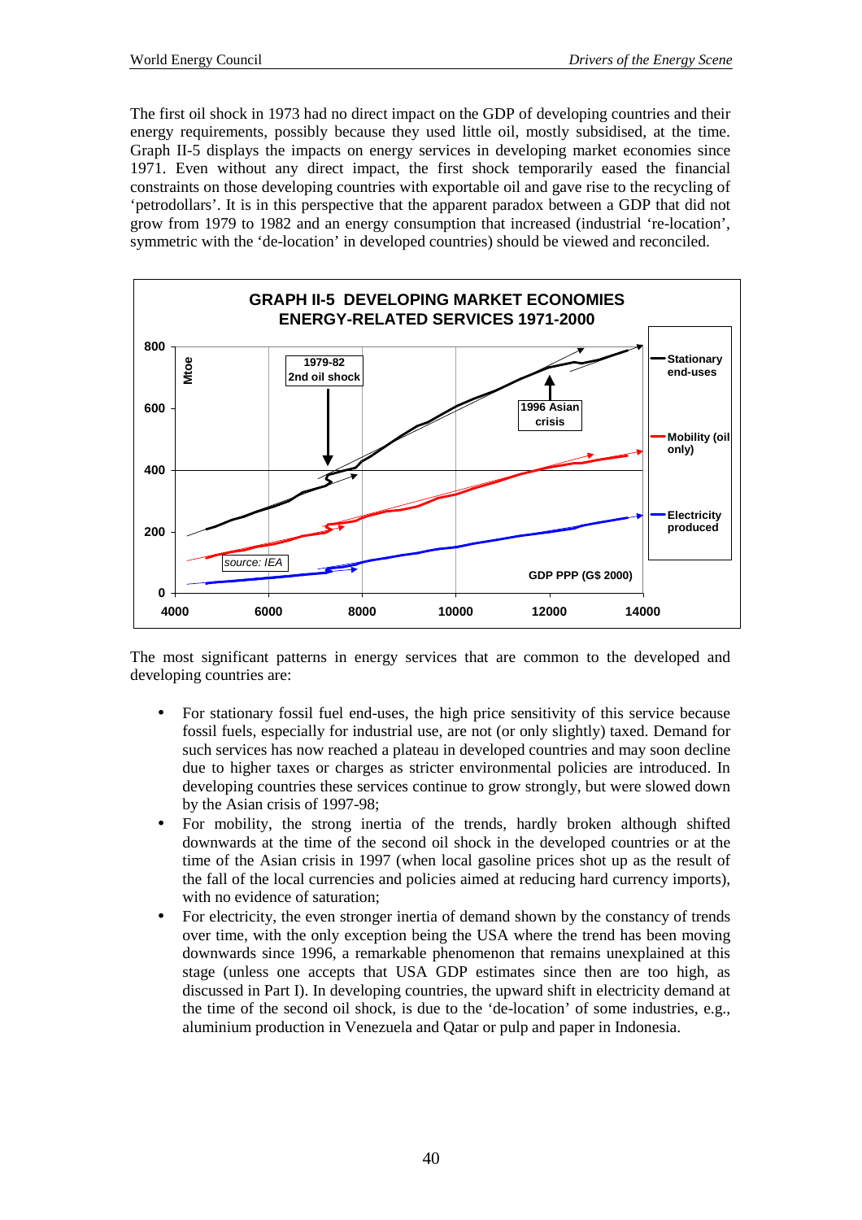The first oil shock in 1973 had no direct impact on the GDP of developing countries and their energy requirements, possibly because they used little oil, mostly subsidised, at the time. Graph II-5 displays the impacts on energy services in developing market economies since 1971. Even without any direct impact, the first shock temporarily eased the financial constraints on those developing countries with exportable oil and gave rise to the recycling of 'petrodollars'. It is in this perspective that the apparent paradox between a GDP that did not grow from 1979 to 1982 and an energy consumption that increased (industrial 're-location', symmetric with the 'de-location' in developed countries) should be viewed and reconciled.

**GRAPH II-5 DEVELOPING MARKET ECONOMIES ENERGY-RELATED SERVICES 1971-2000**

The most significant patterns in energy services that are common to the developed and developing countries are:

- For stationary fossil fuel end-uses, the high price sensitivity of this service because fossil fuels, especially for industrial use, are not (or only slightly) taxed. Demand for such services has now reached a plateau in developed countries and may soon decline due to higher taxes or charges as stricter environmental policies are introduced. In developing countries these services continue to grow strongly, but were slowed down by the Asian crisis of 1997-98;
- For mobility, the strong inertia of the trends, hardly broken although shifted downwards at the time of the second oil shock in the developed countries or at the time of the Asian crisis in 1997 (when local gasoline prices shot up as the result of the fall of the local currencies and policies aimed at reducing hard currency imports), with no evidence of saturation;
- For electricity, the even stronger inertia of demand shown by the constancy of trends over time, with the only exception being the USA where the trend has been moving downwards since 1996, a remarkable phenomenon that remains unexplained at this stage (unless one accepts that USA GDP estimates since then are too high, as discussed in Part I). In developing countries, the upward shift in electricity demand at the time of the second oil shock, is due to the 'de-location' of some industries, e.g., aluminium production in Venezuela and Qatar or pulp and paper in Indonesia.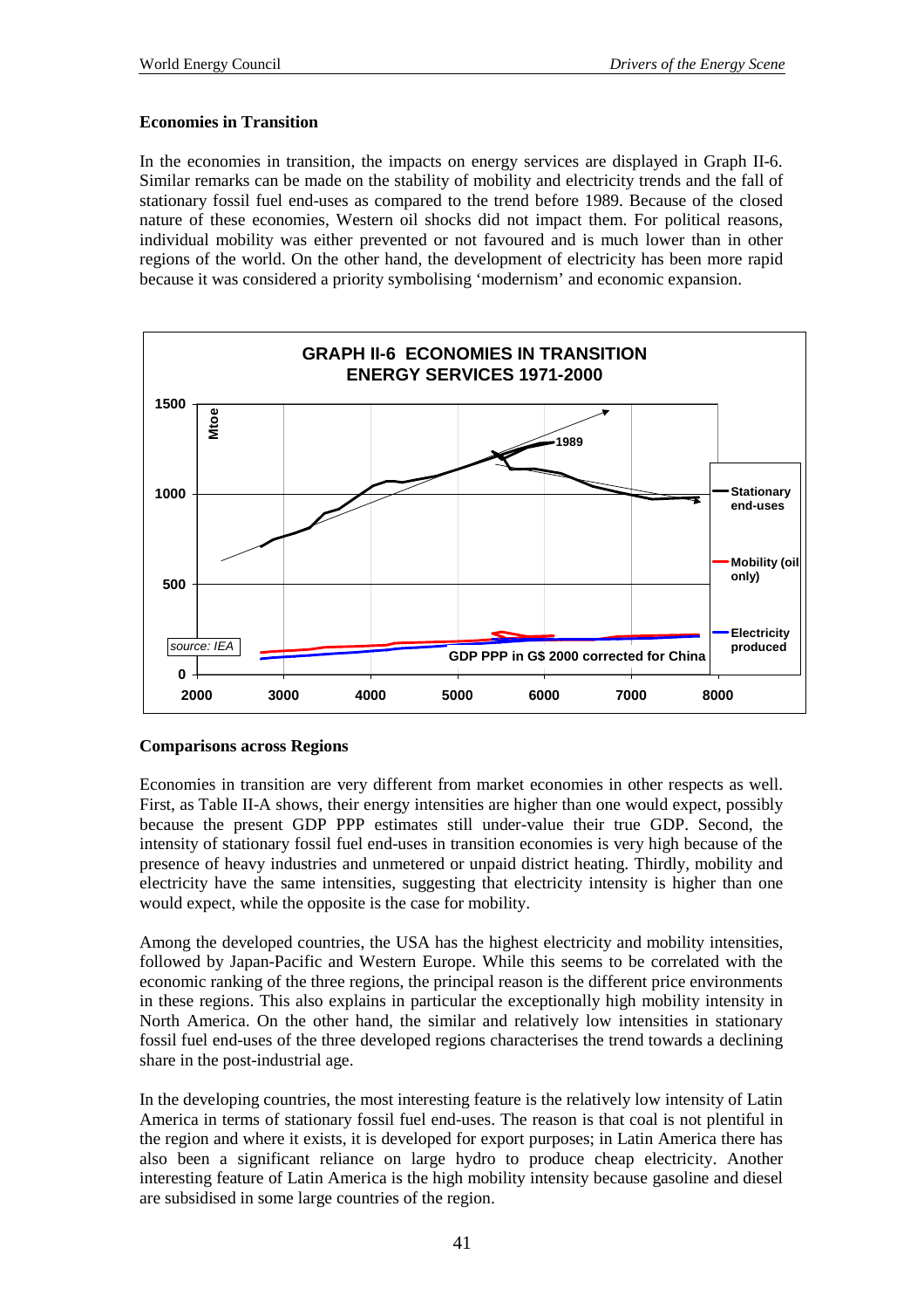### Economies in Transition

In the economies in transition, the impacts on energy services are displayed in Graph II-6. Similar remarks can be made on the stability of mobility and electricity trends and the fall of stationary fossil fuel end-uses as compared to the trend before 1989. Because of the closed nature of these economies, Western oil shocks did not impact them. For political reasons, individual mobility was either prevented or not favoured and is much lower than in other regions of the world. On the other hand, the development of electricity has been more rapid because it was considered a priority symbolising 'modernism' and economic expansion.

**GRAPH II-6 ECONOMIES IN TRANSITION ENERGY SERVICES 1971-2000**

### Comparisons across Regions

Economies in transition are very different from market economies in other respects as well. First, as Table II-A shows, their energy intensities are higher than one would expect, possibly because the present GDP PPP estimates still under-value their true GDP. Second, the intensity of stationary fossil fuel end-uses in transition economies is very high because of the presence of heavy industries and unmetered or unpaid district heating. Thirdly, mobility and electricity have the same intensities, suggesting that electricity intensity is higher than one would expect, while the opposite is the case for mobility.

Among the developed countries, the USA has the highest electricity and mobility intensities, followed by Japan-Pacific and Western Europe. While this seems to be correlated with the economic ranking of the three regions, the principal reason is the different price environments in these regions. This also explains in particular the exceptionally high mobility intensity in North America. On the other hand, the similar and relatively low intensities in stationary fossil fuel end-uses of the three developed regions characterises the trend towards a declining share in the post-industrial age.

In the developing countries, the most interesting feature is the relatively low intensity of Latin America in terms of stationary fossil fuel end-uses. The reason is that coal is not plentiful in the region and where it exists, it is developed for export purposes; in Latin America there has also been a significant reliance on large hydro to produce cheap electricity. Another interesting feature of Latin America is the high mobility intensity because gasoline and diesel are subsidised in some large countries of the region.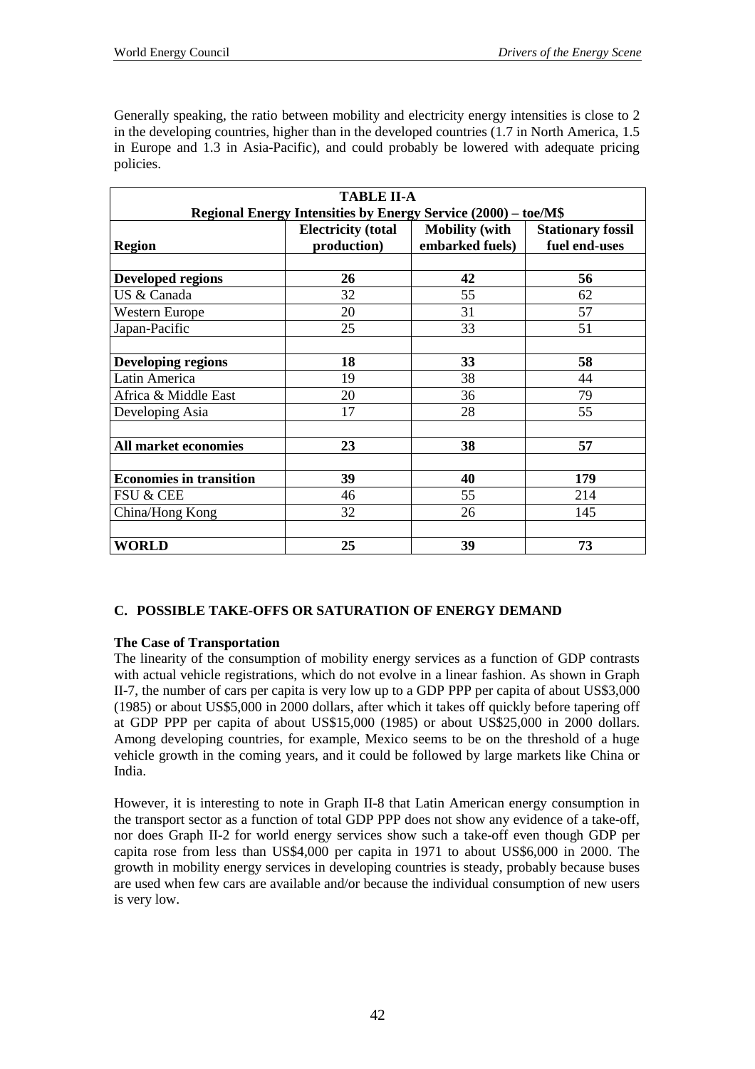Generally speaking, the ratio between mobility and electricity energy intensities is close to 2 in the developing countries, higher than in the developed countries (1.7 in North America, 1.5 in Europe and 1.3 in Asia-Pacific), and could probably be lowered with adequate pricing policies.

**TABLE II-A**
**Regional Energy Intensities by Energy Service (2000) – toe/M$**

| Region | Electricity (total production) | Mobility (with embarked fuels) | Stationary fossil fuel end-uses |
|---|---|---|---|
| | | | |
| **Developed regions** | **26** | **42** | **56** |
| US & Canada | 32 | 55 | 62 |
| Western Europe | 20 | 31 | 57 |
| Japan-Pacific | 25 | 33 | 51 |
| | | | |
| **Developing regions** | **18** | **33** | **58** |
| Latin America | 19 | 38 | 44 |
| Africa & Middle East | 20 | 36 | 79 |
| Developing Asia | 17 | 28 | 55 |
| | | | |
| **All market economies** | **23** | **38** | **57** |
| | | | |
| **Economies in transition** | **39** | **40** | **179** |
| FSU & CEE | 46 | 55 | 214 |
| China/Hong Kong | 32 | 26 | 145 |
| | | | |
| **WORLD** | **25** | **39** | **73** |

## C. POSSIBLE TAKE-OFFS OR SATURATION OF ENERGY DEMAND

### The Case of Transportation

The linearity of the consumption of mobility energy services as a function of GDP contrasts with actual vehicle registrations, which do not evolve in a linear fashion. As shown in Graph II-7, the number of cars per capita is very low up to a GDP PPP per capita of about US$3,000 (1985) or about US$5,000 in 2000 dollars, after which it takes off quickly before tapering off at GDP PPP per capita of about US$15,000 (1985) or about US$25,000 in 2000 dollars. Among developing countries, for example, Mexico seems to be on the threshold of a huge vehicle growth in the coming years, and it could be followed by large markets like China or India.

However, it is interesting to note in Graph II-8 that Latin American energy consumption in the transport sector as a function of total GDP PPP does not show any evidence of a take-off, nor does Graph II-2 for world energy services show such a take-off even though GDP per capita rose from less than US$4,000 per capita in 1971 to about US$6,000 in 2000. The growth in mobility energy services in developing countries is steady, probably because buses are used when few cars are available and/or because the individual consumption of new users is very low.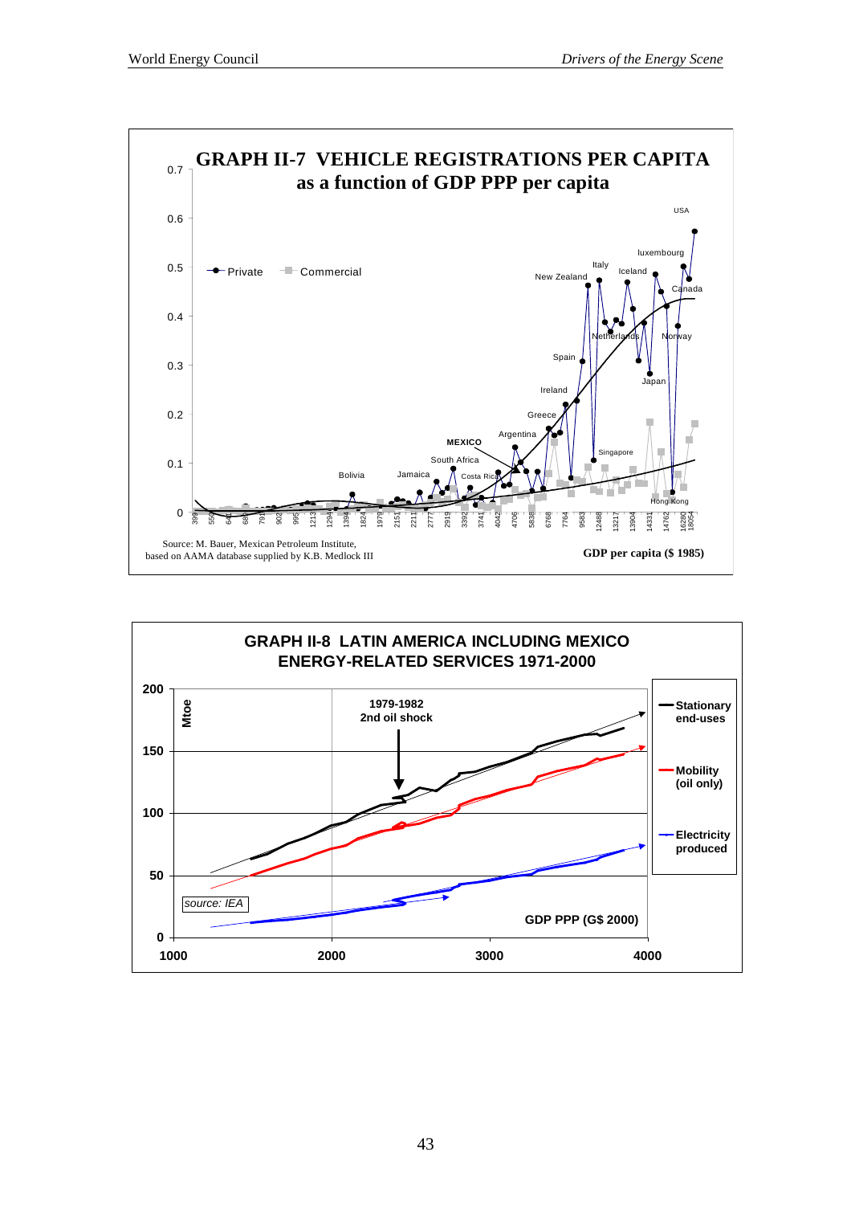**GRAPH II-7 VEHICLE REGISTRATIONS PER CAPITA as a function of GDP PPP per capita**

Source: M. Bauer, Mexican Petroleum Institute, based on AAMA database supplied by K.B. Medlock III

GDP per capita ($ 1985)

**GRAPH II-8 LATIN AMERICA INCLUDING MEXICO ENERGY-RELATED SERVICES 1971-2000**

source: IEA

GDP PPP (G$ 2000)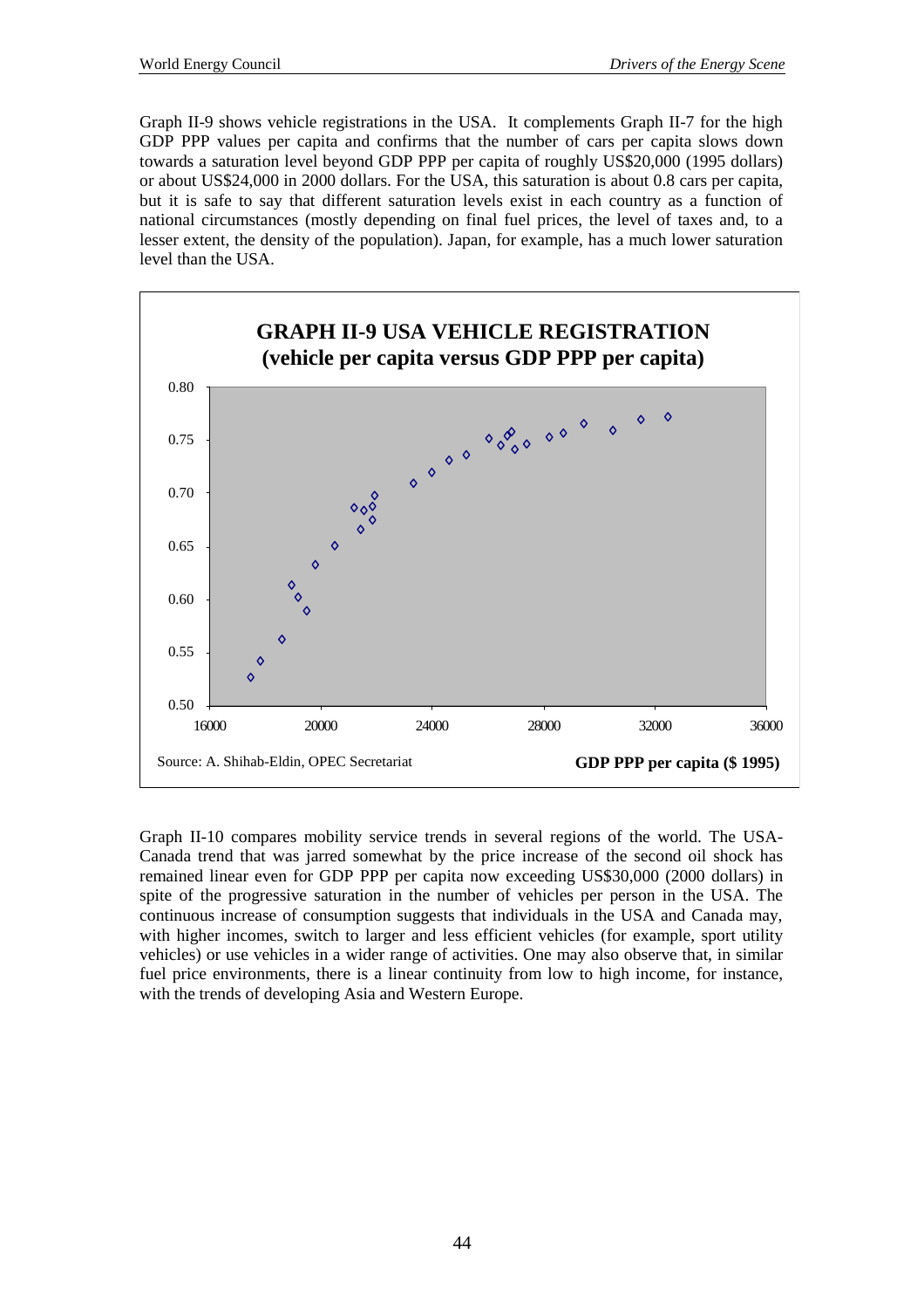Graph II-9 shows vehicle registrations in the USA. It complements Graph II-7 for the high GDP PPP values per capita and confirms that the number of cars per capita slows down towards a saturation level beyond GDP PPP per capita of roughly US$20,000 (1995 dollars) or about US$24,000 in 2000 dollars. For the USA, this saturation is about 0.8 cars per capita, but it is safe to say that different saturation levels exist in each country as a function of national circumstances (mostly depending on final fuel prices, the level of taxes and, to a lesser extent, the density of the population). Japan, for example, has a much lower saturation level than the USA.

**GRAPH II-9 USA VEHICLE REGISTRATION (vehicle per capita versus GDP PPP per capita)**

Source: A. Shihab-Eldin, OPEC Secretariat

GDP PPP per capita ($ 1995)

Graph II-10 compares mobility service trends in several regions of the world. The USA-Canada trend that was jarred somewhat by the price increase of the second oil shock has remained linear even for GDP PPP per capita now exceeding US$30,000 (2000 dollars) in spite of the progressive saturation in the number of vehicles per person in the USA. The continuous increase of consumption suggests that individuals in the USA and Canada may, with higher incomes, switch to larger and less efficient vehicles (for example, sport utility vehicles) or use vehicles in a wider range of activities. One may also observe that, in similar fuel price environments, there is a linear continuity from low to high income, for instance, with the trends of developing Asia and Western Europe.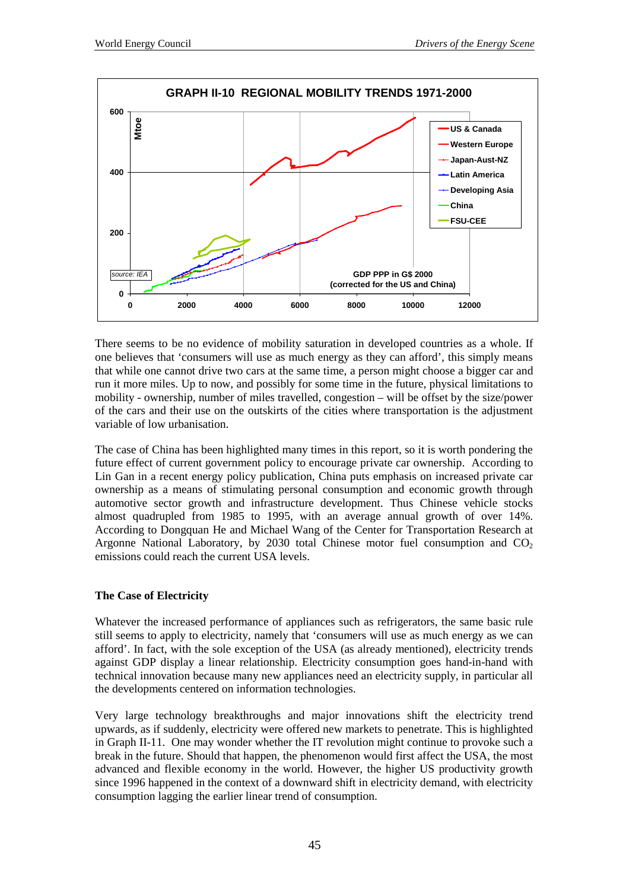GRAPH II-10 REGIONAL MOBILITY TRENDS 1971-2000

There seems to be no evidence of mobility saturation in developed countries as a whole. If one believes that 'consumers will use as much energy as they can afford', this simply means that while one cannot drive two cars at the same time, a person might choose a bigger car and run it more miles. Up to now, and possibly for some time in the future, physical limitations to mobility - ownership, number of miles travelled, congestion – will be offset by the size/power of the cars and their use on the outskirts of the cities where transportation is the adjustment variable of low urbanisation.

The case of China has been highlighted many times in this report, so it is worth pondering the future effect of current government policy to encourage private car ownership. According to Lin Gan in a recent energy policy publication, China puts emphasis on increased private car ownership as a means of stimulating personal consumption and economic growth through automotive sector growth and infrastructure development. Thus Chinese vehicle stocks almost quadrupled from 1985 to 1995, with an average annual growth of over 14%. According to Dongquan He and Michael Wang of the Center for Transportation Research at Argonne National Laboratory, by 2030 total Chinese motor fuel consumption and $CO_2$ emissions could reach the current USA levels.

### The Case of Electricity

Whatever the increased performance of appliances such as refrigerators, the same basic rule still seems to apply to electricity, namely that 'consumers will use as much energy as we can afford'. In fact, with the sole exception of the USA (as already mentioned), electricity trends against GDP display a linear relationship. Electricity consumption goes hand-in-hand with technical innovation because many new appliances need an electricity supply, in particular all the developments centered on information technologies.

Very large technology breakthroughs and major innovations shift the electricity trend upwards, as if suddenly, electricity were offered new markets to penetrate. This is highlighted in Graph II-11. One may wonder whether the IT revolution might continue to provoke such a break in the future. Should that happen, the phenomenon would first affect the USA, the most advanced and flexible economy in the world. However, the higher US productivity growth since 1996 happened in the context of a downward shift in electricity demand, with electricity consumption lagging the earlier linear trend of consumption.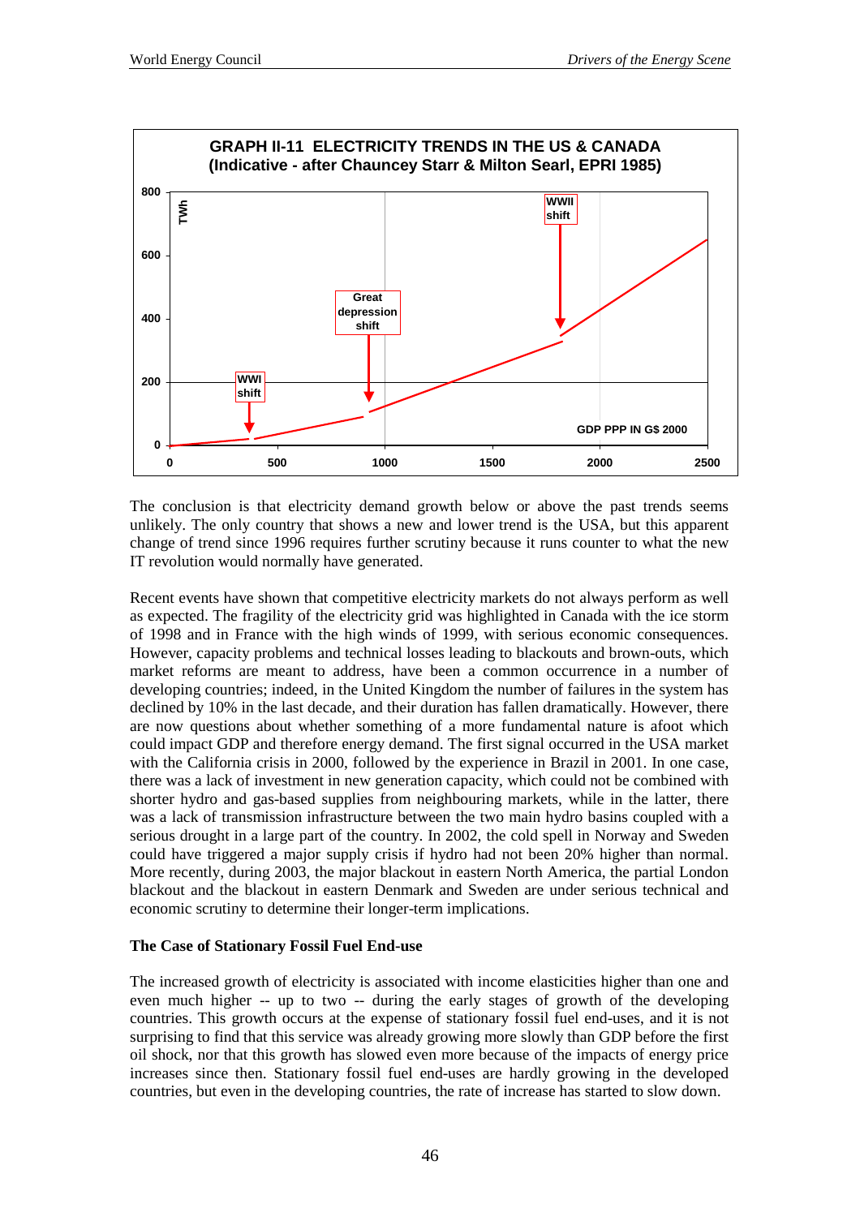**GRAPH II-11 ELECTRICITY TRENDS IN THE US & CANADA (Indicative - after Chauncey Starr & Milton Searl, EPRI 1985)**

The conclusion is that electricity demand growth below or above the past trends seems unlikely. The only country that shows a new and lower trend is the USA, but this apparent change of trend since 1996 requires further scrutiny because it runs counter to what the new IT revolution would normally have generated.

Recent events have shown that competitive electricity markets do not always perform as well as expected. The fragility of the electricity grid was highlighted in Canada with the ice storm of 1998 and in France with the high winds of 1999, with serious economic consequences. However, capacity problems and technical losses leading to blackouts and brown-outs, which market reforms are meant to address, have been a common occurrence in a number of developing countries; indeed, in the United Kingdom the number of failures in the system has declined by 10% in the last decade, and their duration has fallen dramatically. However, there are now questions about whether something of a more fundamental nature is afoot which could impact GDP and therefore energy demand. The first signal occurred in the USA market with the California crisis in 2000, followed by the experience in Brazil in 2001. In one case, there was a lack of investment in new generation capacity, which could not be combined with shorter hydro and gas-based supplies from neighbouring markets, while in the latter, there was a lack of transmission infrastructure between the two main hydro basins coupled with a serious drought in a large part of the country. In 2002, the cold spell in Norway and Sweden could have triggered a major supply crisis if hydro had not been 20% higher than normal. More recently, during 2003, the major blackout in eastern North America, the partial London blackout and the blackout in eastern Denmark and Sweden are under serious technical and economic scrutiny to determine their longer-term implications.

**The Case of Stationary Fossil Fuel End-use**

The increased growth of electricity is associated with income elasticities higher than one and even much higher -- up to two -- during the early stages of growth of the developing countries. This growth occurs at the expense of stationary fossil fuel end-uses, and it is not surprising to find that this service was already growing more slowly than GDP before the first oil shock, nor that this growth has slowed even more because of the impacts of energy price increases since then. Stationary fossil fuel end-uses are hardly growing in the developed countries, but even in the developing countries, the rate of increase has started to slow down.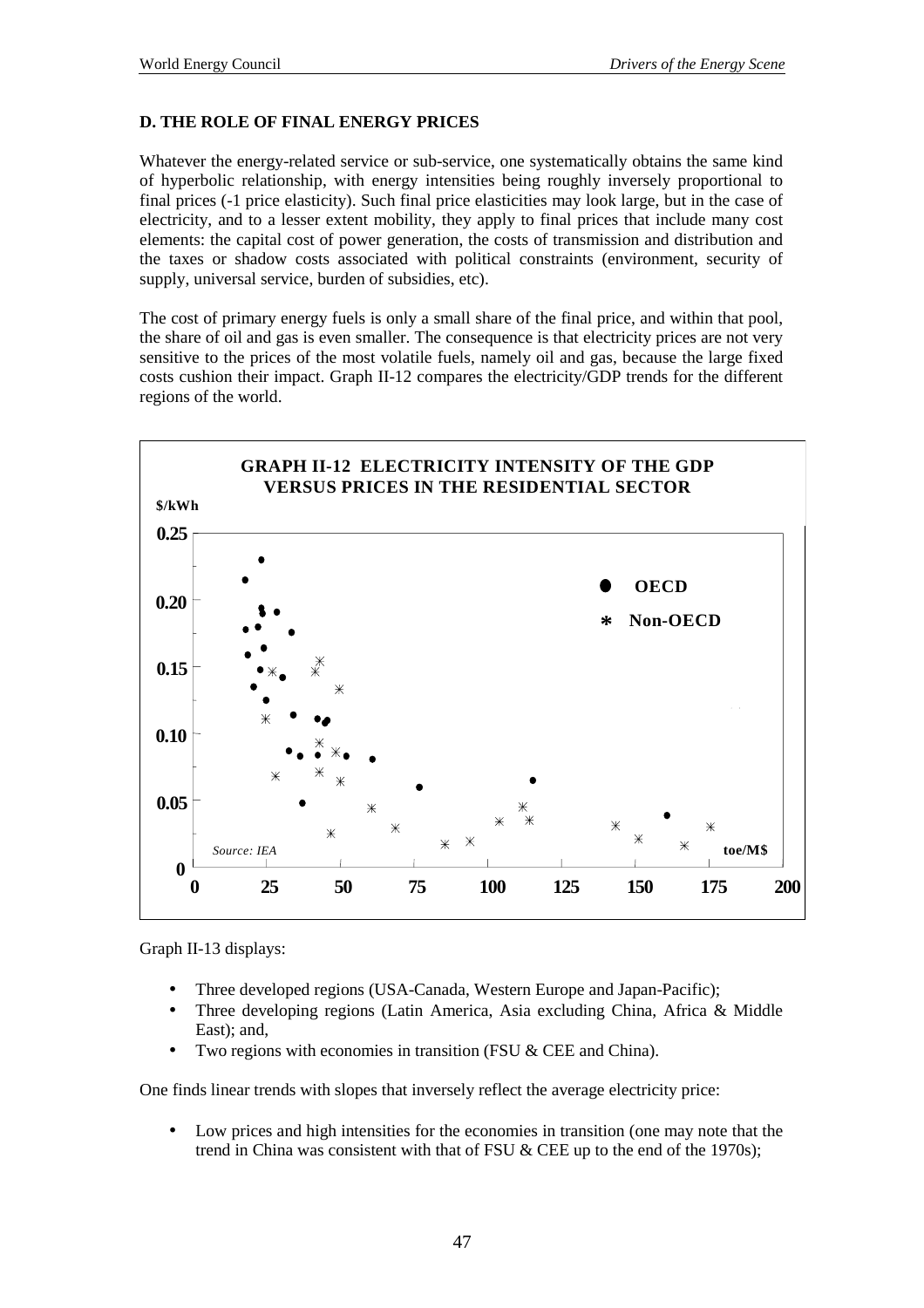## D. THE ROLE OF FINAL ENERGY PRICES

Whatever the energy-related service or sub-service, one systematically obtains the same kind of hyperbolic relationship, with energy intensities being roughly inversely proportional to final prices (-1 price elasticity). Such final price elasticities may look large, but in the case of electricity, and to a lesser extent mobility, they apply to final prices that include many cost elements: the capital cost of power generation, the costs of transmission and distribution and the taxes or shadow costs associated with political constraints (environment, security of supply, universal service, burden of subsidies, etc).

The cost of primary energy fuels is only a small share of the final price, and within that pool, the share of oil and gas is even smaller. The consequence is that electricity prices are not very sensitive to the prices of the most volatile fuels, namely oil and gas, because the large fixed costs cushion their impact. Graph II-12 compares the electricity/GDP trends for the different regions of the world.

**GRAPH II-12 ELECTRICITY INTENSITY OF THE GDP VERSUS PRICES IN THE RESIDENTIAL SECTOR**

*Source: IEA*

Graph II-13 displays:

- Three developed regions (USA-Canada, Western Europe and Japan-Pacific);
- Three developing regions (Latin America, Asia excluding China, Africa & Middle East); and,
- Two regions with economies in transition (FSU & CEE and China).

One finds linear trends with slopes that inversely reflect the average electricity price:

- Low prices and high intensities for the economies in transition (one may note that the trend in China was consistent with that of FSU & CEE up to the end of the 1970s);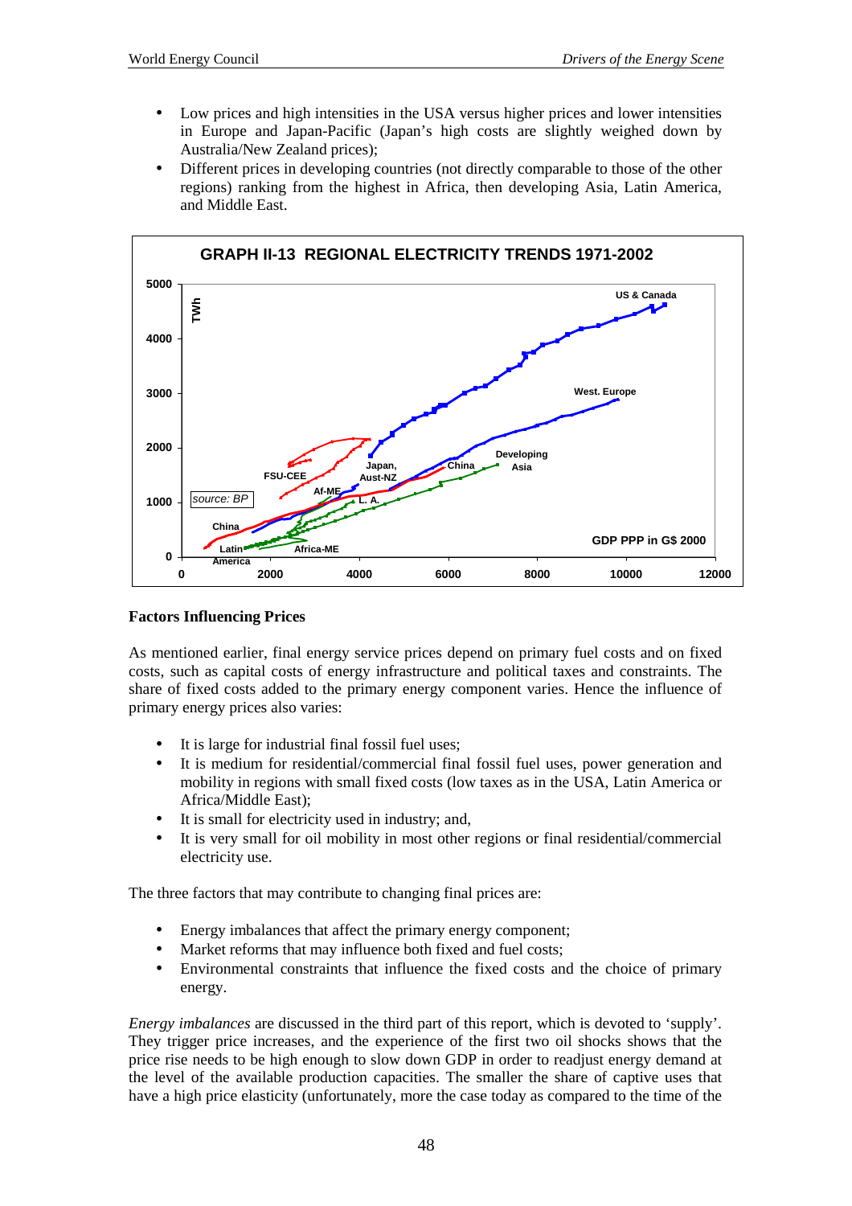- Low prices and high intensities in the USA versus higher prices and lower intensities in Europe and Japan-Pacific (Japan's high costs are slightly weighed down by Australia/New Zealand prices);
- Different prices in developing countries (not directly comparable to those of the other regions) ranking from the highest in Africa, then developing Asia, Latin America, and Middle East.

**GRAPH II-13 REGIONAL ELECTRICITY TRENDS 1971-2002**

### Factors Influencing Prices

As mentioned earlier, final energy service prices depend on primary fuel costs and on fixed costs, such as capital costs of energy infrastructure and political taxes and constraints. The share of fixed costs added to the primary energy component varies. Hence the influence of primary energy prices also varies:

- It is large for industrial final fossil fuel uses;
- It is medium for residential/commercial final fossil fuel uses, power generation and mobility in regions with small fixed costs (low taxes as in the USA, Latin America or Africa/Middle East);
- It is small for electricity used in industry; and,
- It is very small for oil mobility in most other regions or final residential/commercial electricity use.

The three factors that may contribute to changing final prices are:

- Energy imbalances that affect the primary energy component;
- Market reforms that may influence both fixed and fuel costs;
- Environmental constraints that influence the fixed costs and the choice of primary energy.

*Energy imbalances* are discussed in the third part of this report, which is devoted to 'supply'. They trigger price increases, and the experience of the first two oil shocks shows that the price rise needs to be high enough to slow down GDP in order to readjust energy demand at the level of the available production capacities. The smaller the share of captive uses that have a high price elasticity (unfortunately, more the case today as compared to the time of the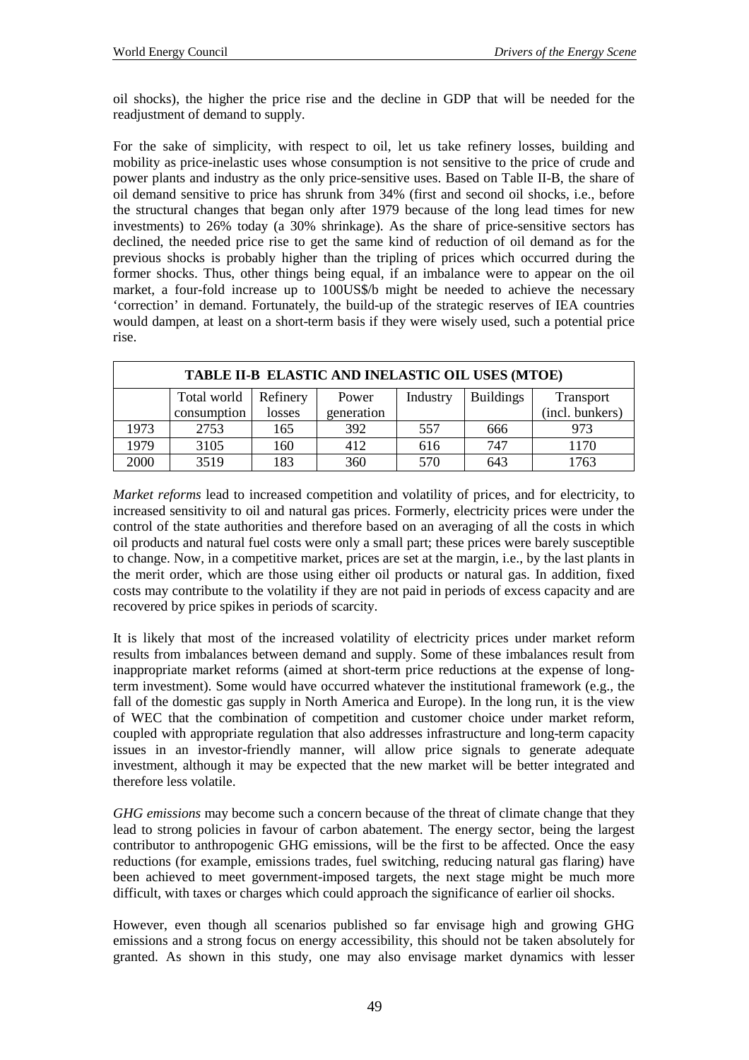oil shocks), the higher the price rise and the decline in GDP that will be needed for the readjustment of demand to supply.

For the sake of simplicity, with respect to oil, let us take refinery losses, building and mobility as price-inelastic uses whose consumption is not sensitive to the price of crude and power plants and industry as the only price-sensitive uses. Based on Table II-B, the share of oil demand sensitive to price has shrunk from 34% (first and second oil shocks, i.e., before the structural changes that began only after 1979 because of the long lead times for new investments) to 26% today (a 30% shrinkage). As the share of price-sensitive sectors has declined, the needed price rise to get the same kind of reduction of oil demand as for the previous shocks is probably higher than the tripling of prices which occurred during the former shocks. Thus, other things being equal, if an imbalance were to appear on the oil market, a four-fold increase up to 100US$/b might be needed to achieve the necessary 'correction' in demand. Fortunately, the build-up of the strategic reserves of IEA countries would dampen, at least on a short-term basis if they were wisely used, such a potential price rise.

**TABLE II-B ELASTIC AND INELASTIC OIL USES (MTOE)**

| | Total world consumption | Refinery losses | Power generation | Industry | Buildings | Transport (incl. bunkers) |
|---|---|---|---|---|---|---|
| 1973 | 2753 | 165 | 392 | 557 | 666 | 973 |
| 1979 | 3105 | 160 | 412 | 616 | 747 | 1170 |
| 2000 | 3519 | 183 | 360 | 570 | 643 | 1763 |

*Market reforms* lead to increased competition and volatility of prices, and for electricity, to increased sensitivity to oil and natural gas prices. Formerly, electricity prices were under the control of the state authorities and therefore based on an averaging of all the costs in which oil products and natural fuel costs were only a small part; these prices were barely susceptible to change. Now, in a competitive market, prices are set at the margin, i.e., by the last plants in the merit order, which are those using either oil products or natural gas. In addition, fixed costs may contribute to the volatility if they are not paid in periods of excess capacity and are recovered by price spikes in periods of scarcity.

It is likely that most of the increased volatility of electricity prices under market reform results from imbalances between demand and supply. Some of these imbalances result from inappropriate market reforms (aimed at short-term price reductions at the expense of long-term investment). Some would have occurred whatever the institutional framework (e.g., the fall of the domestic gas supply in North America and Europe). In the long run, it is the view of WEC that the combination of competition and customer choice under market reform, coupled with appropriate regulation that also addresses infrastructure and long-term capacity issues in an investor-friendly manner, will allow price signals to generate adequate investment, although it may be expected that the new market will be better integrated and therefore less volatile.

*GHG emissions* may become such a concern because of the threat of climate change that they lead to strong policies in favour of carbon abatement. The energy sector, being the largest contributor to anthropogenic GHG emissions, will be the first to be affected. Once the easy reductions (for example, emissions trades, fuel switching, reducing natural gas flaring) have been achieved to meet government-imposed targets, the next stage might be much more difficult, with taxes or charges which could approach the significance of earlier oil shocks.

However, even though all scenarios published so far envisage high and growing GHG emissions and a strong focus on energy accessibility, this should not be taken absolutely for granted. As shown in this study, one may also envisage market dynamics with lesser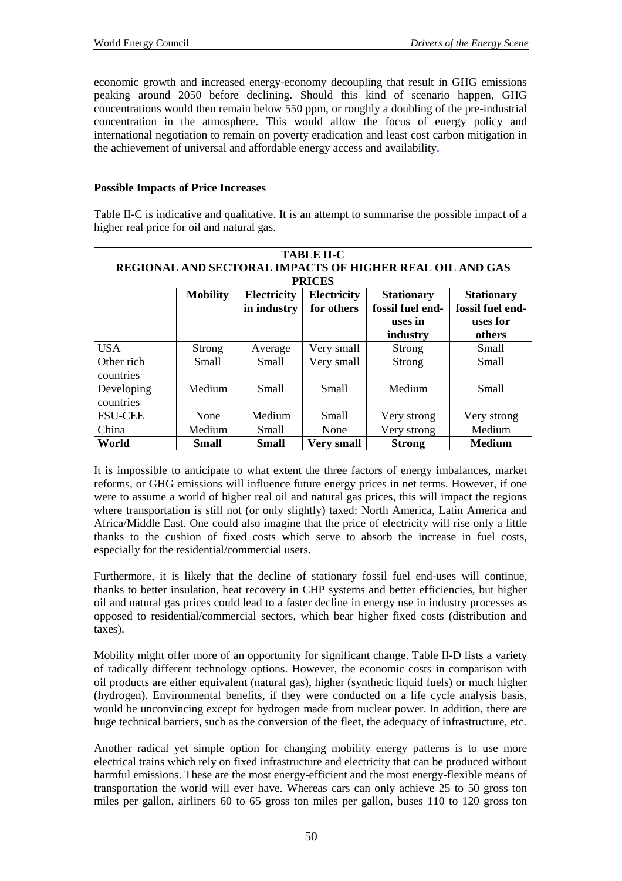economic growth and increased energy-economy decoupling that result in GHG emissions peaking around 2050 before declining. Should this kind of scenario happen, GHG concentrations would then remain below 550 ppm, or roughly a doubling of the pre-industrial concentration in the atmosphere. This would allow the focus of energy policy and international negotiation to remain on poverty eradication and least cost carbon mitigation in the achievement of universal and affordable energy access and availability.

**Possible Impacts of Price Increases**

Table II-C is indicative and qualitative. It is an attempt to summarise the possible impact of a higher real price for oil and natural gas.

**TABLE II-C**
**REGIONAL AND SECTORAL IMPACTS OF HIGHER REAL OIL AND GAS PRICES**

| | Mobility | Electricity in industry | Electricity for others | Stationary fossil fuel end-uses in industry | Stationary fossil fuel end-uses for others |
|---|---|---|---|---|---|
| USA | Strong | Average | Very small | Strong | Small |
| Other rich countries | Small | Small | Very small | Strong | Small |
| Developing countries | Medium | Small | Small | Medium | Small |
| FSU-CEE | None | Medium | Small | Very strong | Very strong |
| China | Medium | Small | None | Very strong | Medium |
| **World** | **Small** | **Small** | **Very small** | **Strong** | **Medium** |

It is impossible to anticipate to what extent the three factors of energy imbalances, market reforms, or GHG emissions will influence future energy prices in net terms. However, if one were to assume a world of higher real oil and natural gas prices, this will impact the regions where transportation is still not (or only slightly) taxed: North America, Latin America and Africa/Middle East. One could also imagine that the price of electricity will rise only a little thanks to the cushion of fixed costs which serve to absorb the increase in fuel costs, especially for the residential/commercial users.

Furthermore, it is likely that the decline of stationary fossil fuel end-uses will continue, thanks to better insulation, heat recovery in CHP systems and better efficiencies, but higher oil and natural gas prices could lead to a faster decline in energy use in industry processes as opposed to residential/commercial sectors, which bear higher fixed costs (distribution and taxes).

Mobility might offer more of an opportunity for significant change. Table II-D lists a variety of radically different technology options. However, the economic costs in comparison with oil products are either equivalent (natural gas), higher (synthetic liquid fuels) or much higher (hydrogen). Environmental benefits, if they were conducted on a life cycle analysis basis, would be unconvincing except for hydrogen made from nuclear power. In addition, there are huge technical barriers, such as the conversion of the fleet, the adequacy of infrastructure, etc.

Another radical yet simple option for changing mobility energy patterns is to use more electrical trains which rely on fixed infrastructure and electricity that can be produced without harmful emissions. These are the most energy-efficient and the most energy-flexible means of transportation the world will ever have. Whereas cars can only achieve 25 to 50 gross ton miles per gallon, airliners 60 to 65 gross ton miles per gallon, buses 110 to 120 gross ton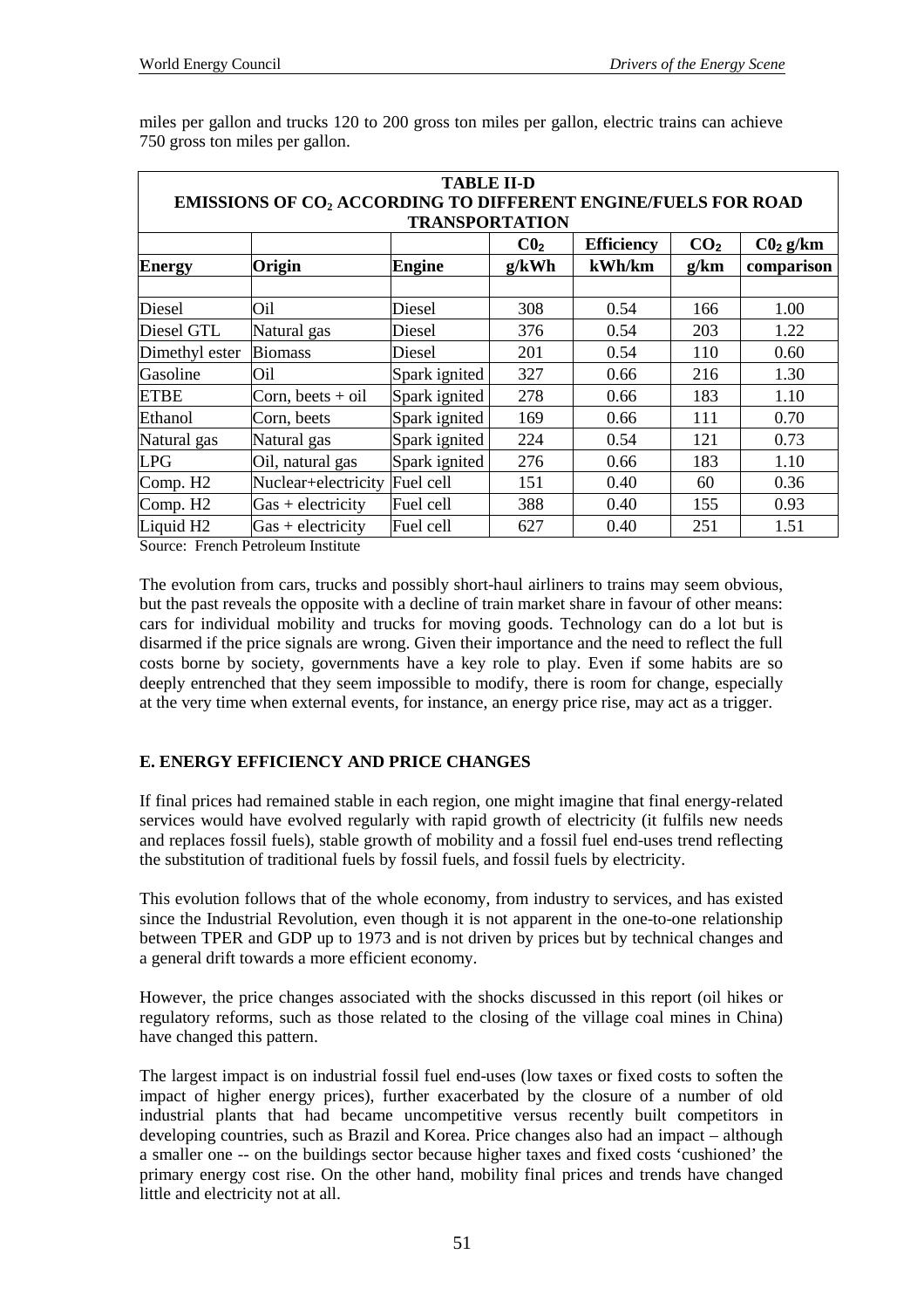miles per gallon and trucks 120 to 200 gross ton miles per gallon, electric trains can achieve 750 gross ton miles per gallon.

**TABLE II-D**
**EMISSIONS OF $CO_2$ ACCORDING TO DIFFERENT ENGINE/FUELS FOR ROAD TRANSPORTATION**

| Energy | Origin | Engine | $CO_2$ g/kWh | Efficiency kWh/km | $CO_2$ g/km | $CO_2$ g/km comparison |
|---|---|---|---|---|---|---|
| Diesel | Oil | Diesel | 308 | 0.54 | 166 | 1.00 |
| Diesel GTL | Natural gas | Diesel | 376 | 0.54 | 203 | 1.22 |
| Dimethyl ester | Biomass | Diesel | 201 | 0.54 | 110 | 0.60 |
| Gasoline | Oil | Spark ignited | 327 | 0.66 | 216 | 1.30 |
| ETBE | Corn, beets + oil | Spark ignited | 278 | 0.66 | 183 | 1.10 |
| Ethanol | Corn, beets | Spark ignited | 169 | 0.66 | 111 | 0.70 |
| Natural gas | Natural gas | Spark ignited | 224 | 0.54 | 121 | 0.73 |
| LPG | Oil, natural gas | Spark ignited | 276 | 0.66 | 183 | 1.10 |
| Comp. H2 | Nuclear+electricity | Fuel cell | 151 | 0.40 | 60 | 0.36 |
| Comp. H2 | Gas + electricity | Fuel cell | 388 | 0.40 | 155 | 0.93 |
| Liquid H2 | Gas + electricity | Fuel cell | 627 | 0.40 | 251 | 1.51 |

Source: French Petroleum Institute

The evolution from cars, trucks and possibly short-haul airliners to trains may seem obvious, but the past reveals the opposite with a decline of train market share in favour of other means: cars for individual mobility and trucks for moving goods. Technology can do a lot but is disarmed if the price signals are wrong. Given their importance and the need to reflect the full costs borne by society, governments have a key role to play. Even if some habits are so deeply entrenched that they seem impossible to modify, there is room for change, especially at the very time when external events, for instance, an energy price rise, may act as a trigger.

## E. ENERGY EFFICIENCY AND PRICE CHANGES

If final prices had remained stable in each region, one might imagine that final energy-related services would have evolved regularly with rapid growth of electricity (it fulfils new needs and replaces fossil fuels), stable growth of mobility and a fossil fuel end-uses trend reflecting the substitution of traditional fuels by fossil fuels, and fossil fuels by electricity.

This evolution follows that of the whole economy, from industry to services, and has existed since the Industrial Revolution, even though it is not apparent in the one-to-one relationship between TPER and GDP up to 1973 and is not driven by prices but by technical changes and a general drift towards a more efficient economy.

However, the price changes associated with the shocks discussed in this report (oil hikes or regulatory reforms, such as those related to the closing of the village coal mines in China) have changed this pattern.

The largest impact is on industrial fossil fuel end-uses (low taxes or fixed costs to soften the impact of higher energy prices), further exacerbated by the closure of a number of old industrial plants that had became uncompetitive versus recently built competitors in developing countries, such as Brazil and Korea. Price changes also had an impact – although a smaller one -- on the buildings sector because higher taxes and fixed costs 'cushioned' the primary energy cost rise. On the other hand, mobility final prices and trends have changed little and electricity not at all.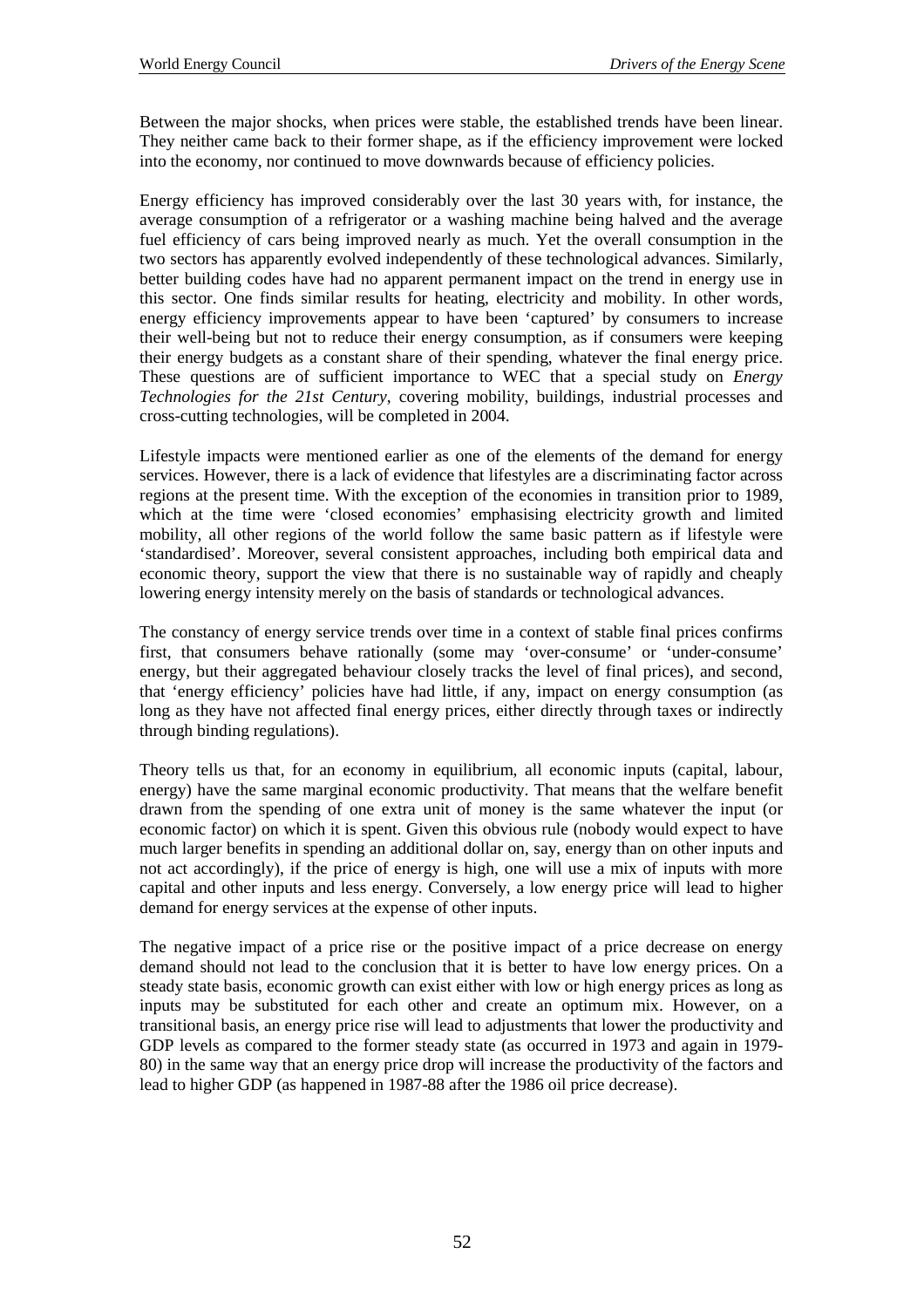Between the major shocks, when prices were stable, the established trends have been linear. They neither came back to their former shape, as if the efficiency improvement were locked into the economy, nor continued to move downwards because of efficiency policies.

Energy efficiency has improved considerably over the last 30 years with, for instance, the average consumption of a refrigerator or a washing machine being halved and the average fuel efficiency of cars being improved nearly as much. Yet the overall consumption in the two sectors has apparently evolved independently of these technological advances. Similarly, better building codes have had no apparent permanent impact on the trend in energy use in this sector. One finds similar results for heating, electricity and mobility. In other words, energy efficiency improvements appear to have been 'captured' by consumers to increase their well-being but not to reduce their energy consumption, as if consumers were keeping their energy budgets as a constant share of their spending, whatever the final energy price. These questions are of sufficient importance to WEC that a special study on *Energy Technologies for the 21st Century*, covering mobility, buildings, industrial processes and cross-cutting technologies, will be completed in 2004.

Lifestyle impacts were mentioned earlier as one of the elements of the demand for energy services. However, there is a lack of evidence that lifestyles are a discriminating factor across regions at the present time. With the exception of the economies in transition prior to 1989, which at the time were 'closed economies' emphasising electricity growth and limited mobility, all other regions of the world follow the same basic pattern as if lifestyle were 'standardised'. Moreover, several consistent approaches, including both empirical data and economic theory, support the view that there is no sustainable way of rapidly and cheaply lowering energy intensity merely on the basis of standards or technological advances.

The constancy of energy service trends over time in a context of stable final prices confirms first, that consumers behave rationally (some may 'over-consume' or 'under-consume' energy, but their aggregated behaviour closely tracks the level of final prices), and second, that 'energy efficiency' policies have had little, if any, impact on energy consumption (as long as they have not affected final energy prices, either directly through taxes or indirectly through binding regulations).

Theory tells us that, for an economy in equilibrium, all economic inputs (capital, labour, energy) have the same marginal economic productivity. That means that the welfare benefit drawn from the spending of one extra unit of money is the same whatever the input (or economic factor) on which it is spent. Given this obvious rule (nobody would expect to have much larger benefits in spending an additional dollar on, say, energy than on other inputs and not act accordingly), if the price of energy is high, one will use a mix of inputs with more capital and other inputs and less energy. Conversely, a low energy price will lead to higher demand for energy services at the expense of other inputs.

The negative impact of a price rise or the positive impact of a price decrease on energy demand should not lead to the conclusion that it is better to have low energy prices. On a steady state basis, economic growth can exist either with low or high energy prices as long as inputs may be substituted for each other and create an optimum mix. However, on a transitional basis, an energy price rise will lead to adjustments that lower the productivity and GDP levels as compared to the former steady state (as occurred in 1973 and again in 1979-80) in the same way that an energy price drop will increase the productivity of the factors and lead to higher GDP (as happened in 1987-88 after the 1986 oil price decrease).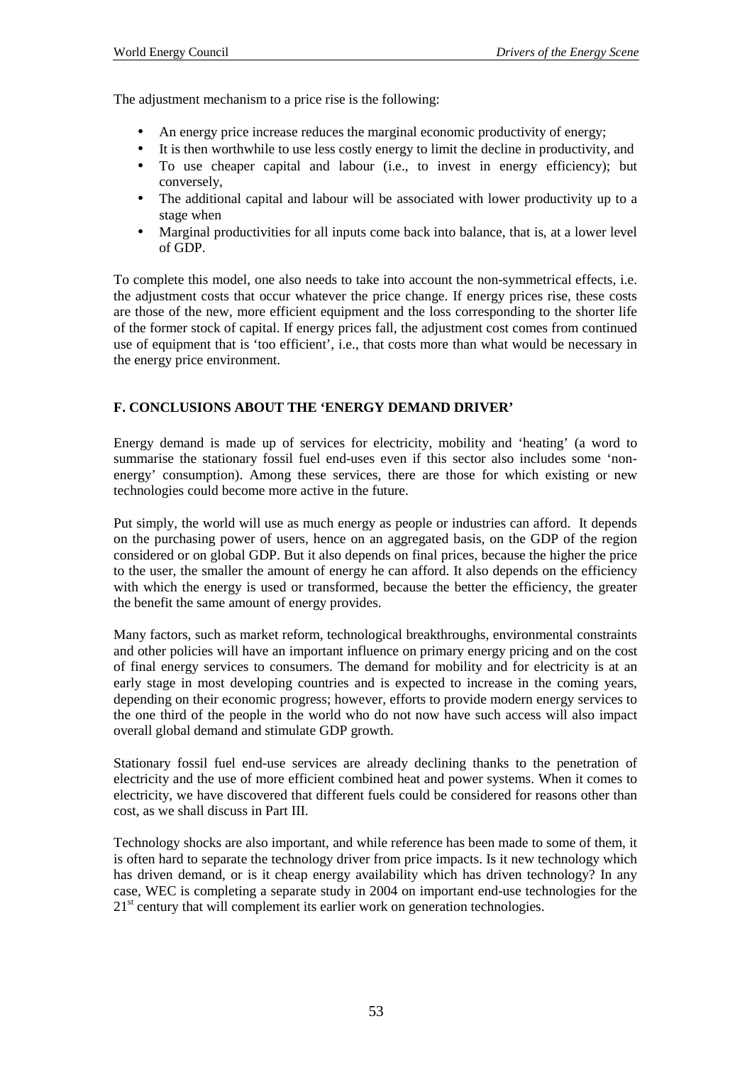The adjustment mechanism to a price rise is the following:

- An energy price increase reduces the marginal economic productivity of energy;
- It is then worthwhile to use less costly energy to limit the decline in productivity, and
- To use cheaper capital and labour (i.e., to invest in energy efficiency); but conversely,
- The additional capital and labour will be associated with lower productivity up to a stage when
- Marginal productivities for all inputs come back into balance, that is, at a lower level of GDP.

To complete this model, one also needs to take into account the non-symmetrical effects, i.e. the adjustment costs that occur whatever the price change. If energy prices rise, these costs are those of the new, more efficient equipment and the loss corresponding to the shorter life of the former stock of capital. If energy prices fall, the adjustment cost comes from continued use of equipment that is 'too efficient', i.e., that costs more than what would be necessary in the energy price environment.

## F. CONCLUSIONS ABOUT THE 'ENERGY DEMAND DRIVER'

Energy demand is made up of services for electricity, mobility and 'heating' (a word to summarise the stationary fossil fuel end-uses even if this sector also includes some 'non-energy' consumption). Among these services, there are those for which existing or new technologies could become more active in the future.

Put simply, the world will use as much energy as people or industries can afford. It depends on the purchasing power of users, hence on an aggregated basis, on the GDP of the region considered or on global GDP. But it also depends on final prices, because the higher the price to the user, the smaller the amount of energy he can afford. It also depends on the efficiency with which the energy is used or transformed, because the better the efficiency, the greater the benefit the same amount of energy provides.

Many factors, such as market reform, technological breakthroughs, environmental constraints and other policies will have an important influence on primary energy pricing and on the cost of final energy services to consumers. The demand for mobility and for electricity is at an early stage in most developing countries and is expected to increase in the coming years, depending on their economic progress; however, efforts to provide modern energy services to the one third of the people in the world who do not now have such access will also impact overall global demand and stimulate GDP growth.

Stationary fossil fuel end-use services are already declining thanks to the penetration of electricity and the use of more efficient combined heat and power systems. When it comes to electricity, we have discovered that different fuels could be considered for reasons other than cost, as we shall discuss in Part III.

Technology shocks are also important, and while reference has been made to some of them, it is often hard to separate the technology driver from price impacts. Is it new technology which has driven demand, or is it cheap energy availability which has driven technology? In any case, WEC is completing a separate study in 2004 on important end-use technologies for the 21st century that will complement its earlier work on generation technologies.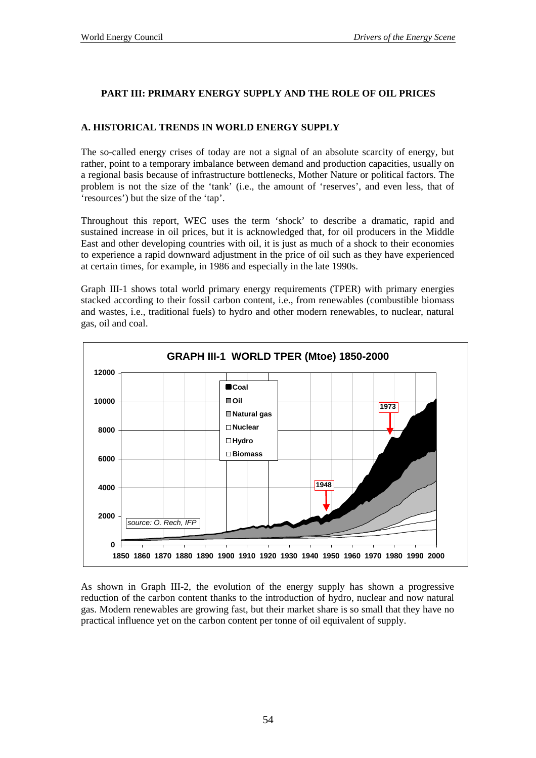## PART III: PRIMARY ENERGY SUPPLY AND THE ROLE OF OIL PRICES

### A. HISTORICAL TRENDS IN WORLD ENERGY SUPPLY

The so-called energy crises of today are not a signal of an absolute scarcity of energy, but rather, point to a temporary imbalance between demand and production capacities, usually on a regional basis because of infrastructure bottlenecks, Mother Nature or political factors. The problem is not the size of the 'tank' (i.e., the amount of 'reserves', and even less, that of 'resources') but the size of the 'tap'.

Throughout this report, WEC uses the term 'shock' to describe a dramatic, rapid and sustained increase in oil prices, but it is acknowledged that, for oil producers in the Middle East and other developing countries with oil, it is just as much of a shock to their economies to experience a rapid downward adjustment in the price of oil such as they have experienced at certain times, for example, in 1986 and especially in the late 1990s.

Graph III-1 shows total world primary energy requirements (TPER) with primary energies stacked according to their fossil carbon content, i.e., from renewables (combustible biomass and wastes, i.e., traditional fuels) to hydro and other modern renewables, to nuclear, natural gas, oil and coal.

**GRAPH III-1 WORLD TPER (Mtoe) 1850-2000**

*source: O. Rech, IFP*

As shown in Graph III-2, the evolution of the energy supply has shown a progressive reduction of the carbon content thanks to the introduction of hydro, nuclear and now natural gas. Modern renewables are growing fast, but their market share is so small that they have no practical influence yet on the carbon content per tonne of oil equivalent of supply.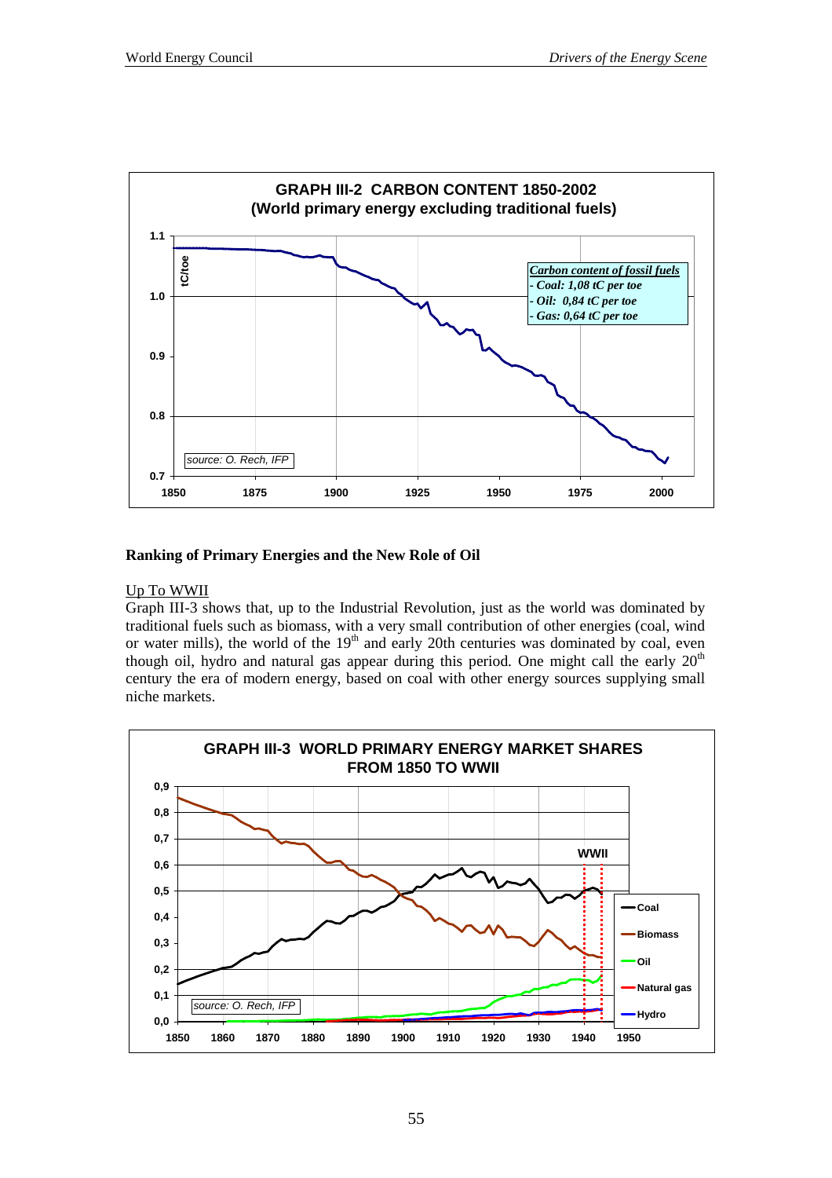GRAPH III-2 CARBON CONTENT 1850-2002
(World primary energy excluding traditional fuels)

*Carbon content of fossil fuels*
*- Coal: 1,08 tC per toe*
*- Oil: 0,84 tC per toe*
*- Gas: 0,64 tC per toe*

*source: O. Rech, IFP*

**Ranking of Primary Energies and the New Role of Oil**

Up To WWII

Graph III-3 shows that, up to the Industrial Revolution, just as the world was dominated by traditional fuels such as biomass, with a very small contribution of other energies (coal, wind or water mills), the world of the 19th and early 20th centuries was dominated by coal, even though oil, hydro and natural gas appear during this period. One might call the early 20th century the era of modern energy, based on coal with other energy sources supplying small niche markets.

GRAPH III-3 WORLD PRIMARY ENERGY MARKET SHARES FROM 1850 TO WWII

*source: O. Rech, IFP*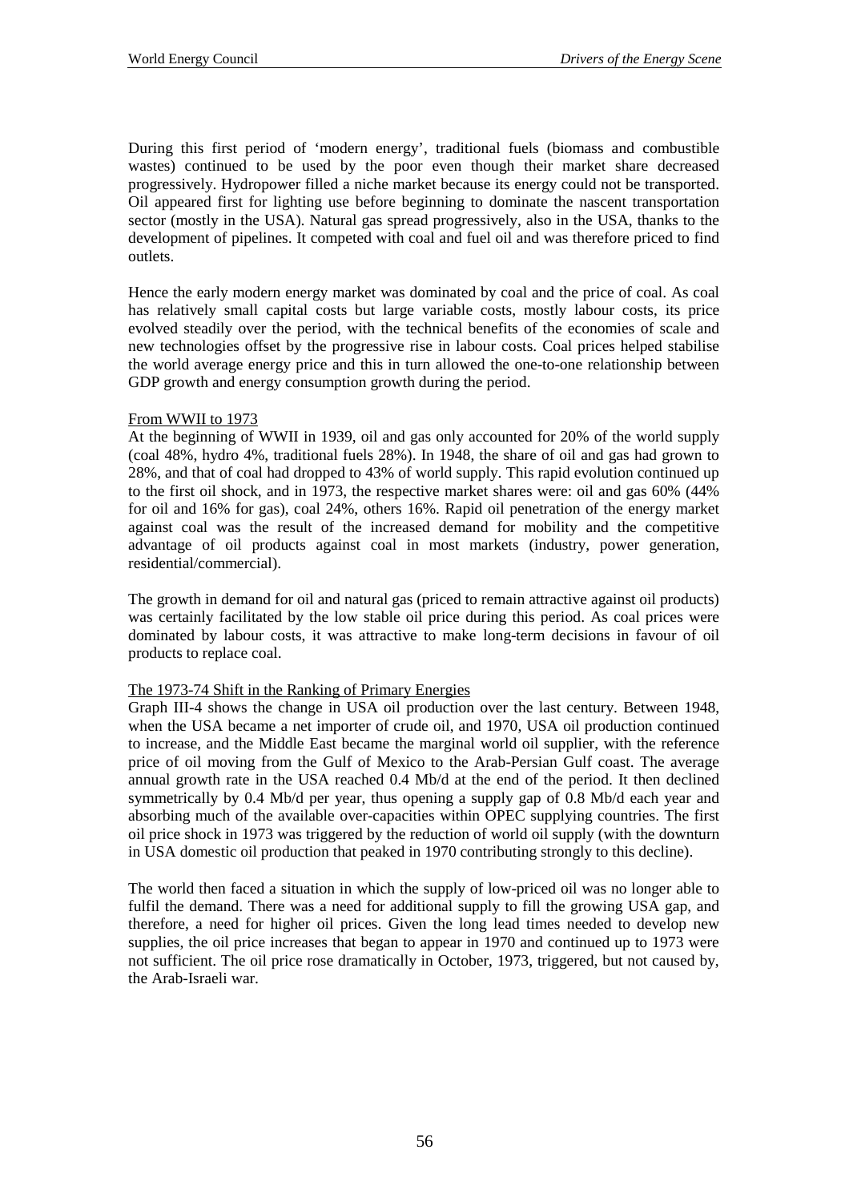During this first period of 'modern energy', traditional fuels (biomass and combustible wastes) continued to be used by the poor even though their market share decreased progressively. Hydropower filled a niche market because its energy could not be transported. Oil appeared first for lighting use before beginning to dominate the nascent transportation sector (mostly in the USA). Natural gas spread progressively, also in the USA, thanks to the development of pipelines. It competed with coal and fuel oil and was therefore priced to find outlets.

Hence the early modern energy market was dominated by coal and the price of coal. As coal has relatively small capital costs but large variable costs, mostly labour costs, its price evolved steadily over the period, with the technical benefits of the economies of scale and new technologies offset by the progressive rise in labour costs. Coal prices helped stabilise the world average energy price and this in turn allowed the one-to-one relationship between GDP growth and energy consumption growth during the period.

### From WWII to 1973

At the beginning of WWII in 1939, oil and gas only accounted for 20% of the world supply (coal 48%, hydro 4%, traditional fuels 28%). In 1948, the share of oil and gas had grown to 28%, and that of coal had dropped to 43% of world supply. This rapid evolution continued up to the first oil shock, and in 1973, the respective market shares were: oil and gas 60% (44% for oil and 16% for gas), coal 24%, others 16%. Rapid oil penetration of the energy market against coal was the result of the increased demand for mobility and the competitive advantage of oil products against coal in most markets (industry, power generation, residential/commercial).

The growth in demand for oil and natural gas (priced to remain attractive against oil products) was certainly facilitated by the low stable oil price during this period. As coal prices were dominated by labour costs, it was attractive to make long-term decisions in favour of oil products to replace coal.

### The 1973-74 Shift in the Ranking of Primary Energies

Graph III-4 shows the change in USA oil production over the last century. Between 1948, when the USA became a net importer of crude oil, and 1970, USA oil production continued to increase, and the Middle East became the marginal world oil supplier, with the reference price of oil moving from the Gulf of Mexico to the Arab-Persian Gulf coast. The average annual growth rate in the USA reached 0.4 Mb/d at the end of the period. It then declined symmetrically by 0.4 Mb/d per year, thus opening a supply gap of 0.8 Mb/d each year and absorbing much of the available over-capacities within OPEC supplying countries. The first oil price shock in 1973 was triggered by the reduction of world oil supply (with the downturn in USA domestic oil production that peaked in 1970 contributing strongly to this decline).

The world then faced a situation in which the supply of low-priced oil was no longer able to fulfil the demand. There was a need for additional supply to fill the growing USA gap, and therefore, a need for higher oil prices. Given the long lead times needed to develop new supplies, the oil price increases that began to appear in 1970 and continued up to 1973 were not sufficient. The oil price rose dramatically in October, 1973, triggered, but not caused by, the Arab-Israeli war.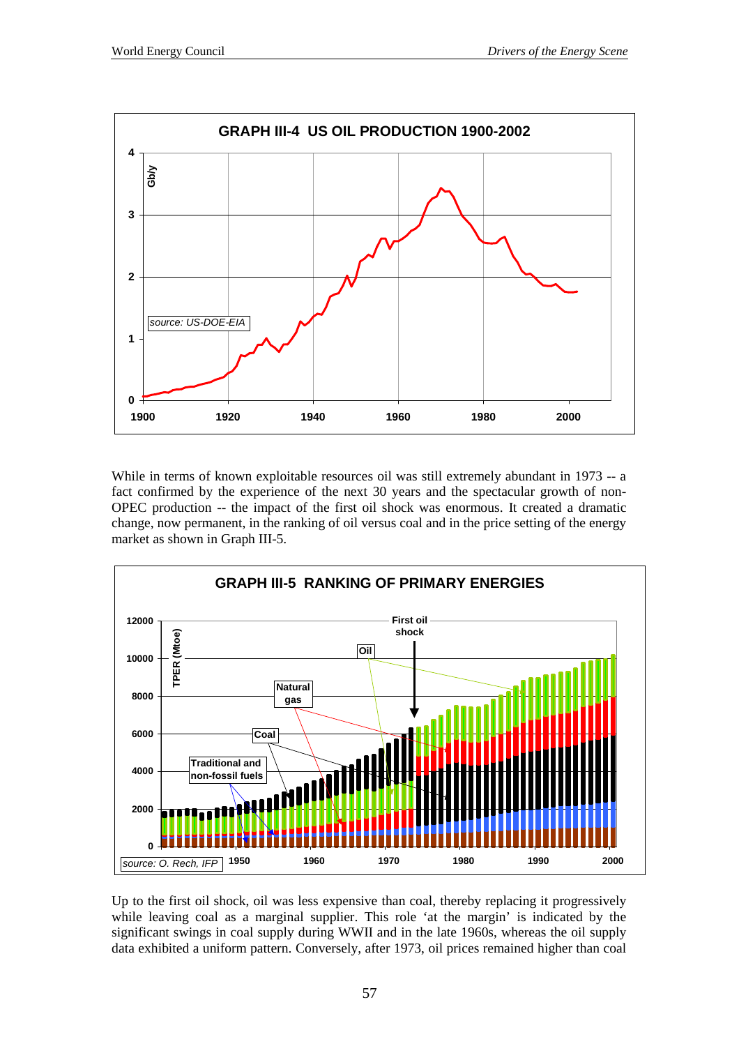**GRAPH III-4 US OIL PRODUCTION 1900-2002**

While in terms of known exploitable resources oil was still extremely abundant in 1973 -- a fact confirmed by the experience of the next 30 years and the spectacular growth of non-OPEC production -- the impact of the first oil shock was enormous. It created a dramatic change, now permanent, in the ranking of oil versus coal and in the price setting of the energy market as shown in Graph III-5.

**GRAPH III-5 RANKING OF PRIMARY ENERGIES**

Up to the first oil shock, oil was less expensive than coal, thereby replacing it progressively while leaving coal as a marginal supplier. This role 'at the margin' is indicated by the significant swings in coal supply during WWII and in the late 1960s, whereas the oil supply data exhibited a uniform pattern. Conversely, after 1973, oil prices remained higher than coal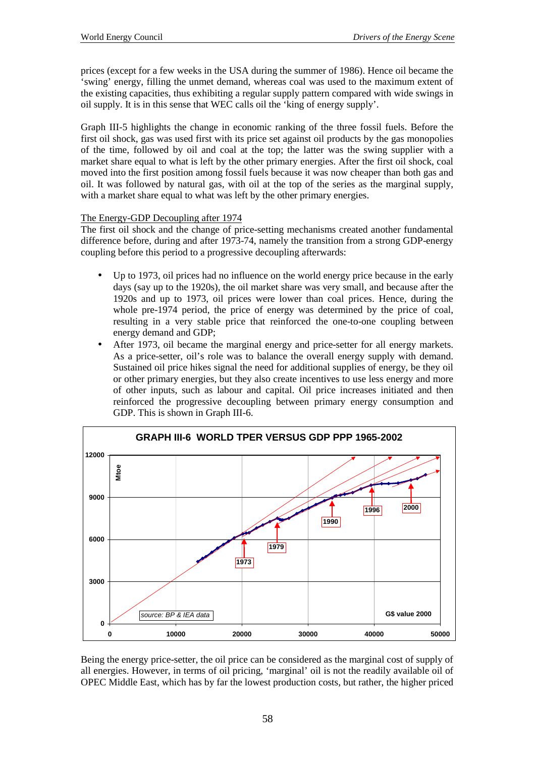prices (except for a few weeks in the USA during the summer of 1986). Hence oil became the 'swing' energy, filling the unmet demand, whereas coal was used to the maximum extent of the existing capacities, thus exhibiting a regular supply pattern compared with wide swings in oil supply. It is in this sense that WEC calls oil the 'king of energy supply'.

Graph III-5 highlights the change in economic ranking of the three fossil fuels. Before the first oil shock, gas was used first with its price set against oil products by the gas monopolies of the time, followed by oil and coal at the top; the latter was the swing supplier with a market share equal to what is left by the other primary energies. After the first oil shock, coal moved into the first position among fossil fuels because it was now cheaper than both gas and oil. It was followed by natural gas, with oil at the top of the series as the marginal supply, with a market share equal to what was left by the other primary energies.

The Energy-GDP Decoupling after 1974

The first oil shock and the change of price-setting mechanisms created another fundamental difference before, during and after 1973-74, namely the transition from a strong GDP-energy coupling before this period to a progressive decoupling afterwards:

- Up to 1973, oil prices had no influence on the world energy price because in the early days (say up to the 1920s), the oil market share was very small, and because after the 1920s and up to 1973, oil prices were lower than coal prices. Hence, during the whole pre-1974 period, the price of energy was determined by the price of coal, resulting in a very stable price that reinforced the one-to-one coupling between energy demand and GDP;
- After 1973, oil became the marginal energy and price-setter for all energy markets. As a price-setter, oil's role was to balance the overall energy supply with demand. Sustained oil price hikes signal the need for additional supplies of energy, be they oil or other primary energies, but they also create incentives to use less energy and more of other inputs, such as labour and capital. Oil price increases initiated and then reinforced the progressive decoupling between primary energy consumption and GDP. This is shown in Graph III-6.

**GRAPH III-6 WORLD TPER VERSUS GDP PPP 1965-2002**

Being the energy price-setter, the oil price can be considered as the marginal cost of supply of all energies. However, in terms of oil pricing, 'marginal' oil is not the readily available oil of OPEC Middle East, which has by far the lowest production costs, but rather, the higher priced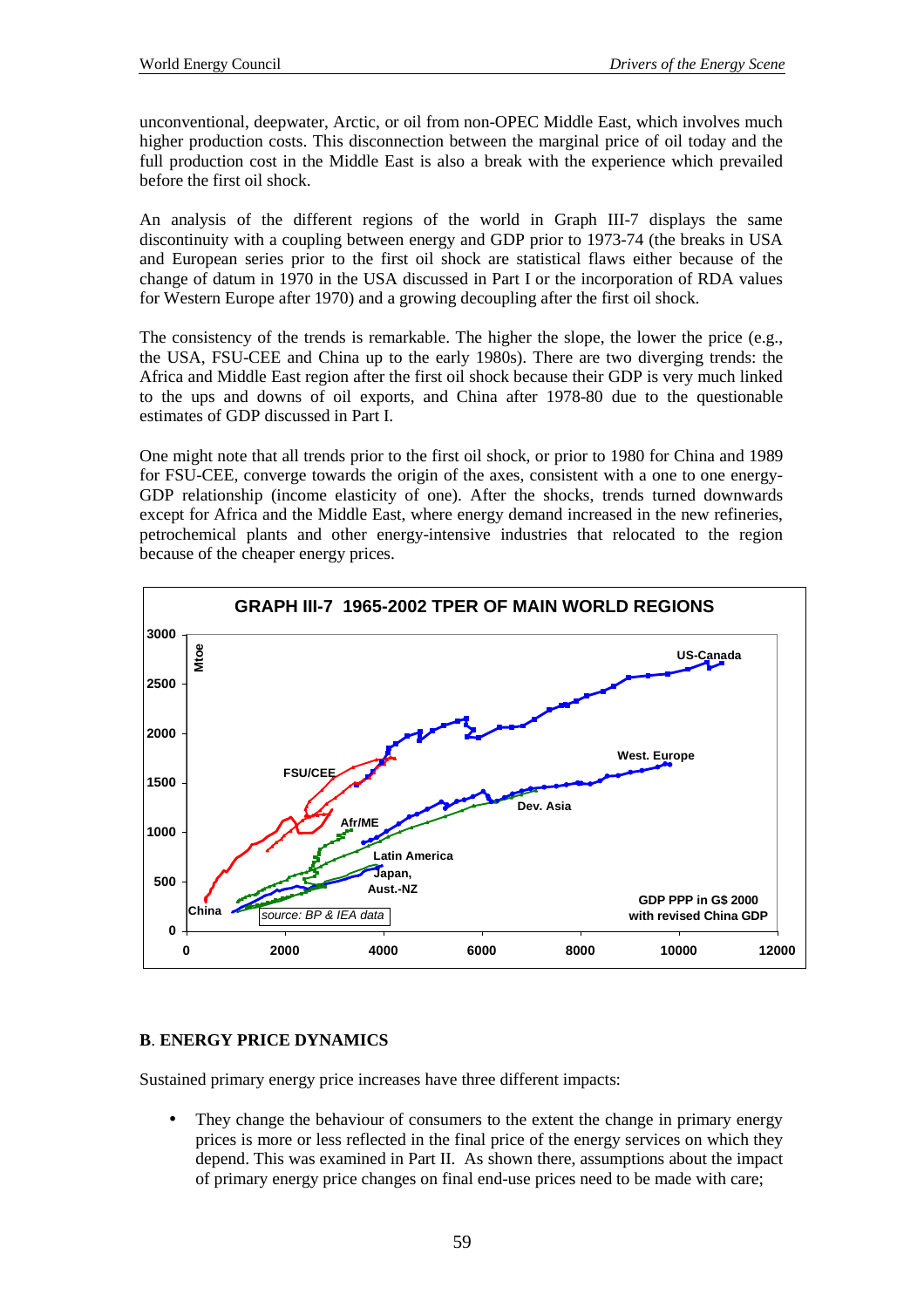unconventional, deepwater, Arctic, or oil from non-OPEC Middle East, which involves much higher production costs. This disconnection between the marginal price of oil today and the full production cost in the Middle East is also a break with the experience which prevailed before the first oil shock.

An analysis of the different regions of the world in Graph III-7 displays the same discontinuity with a coupling between energy and GDP prior to 1973-74 (the breaks in USA and European series prior to the first oil shock are statistical flaws either because of the change of datum in 1970 in the USA discussed in Part I or the incorporation of RDA values for Western Europe after 1970) and a growing decoupling after the first oil shock.

The consistency of the trends is remarkable. The higher the slope, the lower the price (e.g., the USA, FSU-CEE and China up to the early 1980s). There are two diverging trends: the Africa and Middle East region after the first oil shock because their GDP is very much linked to the ups and downs of oil exports, and China after 1978-80 due to the questionable estimates of GDP discussed in Part I.

One might note that all trends prior to the first oil shock, or prior to 1980 for China and 1989 for FSU-CEE, converge towards the origin of the axes, consistent with a one to one energy-GDP relationship (income elasticity of one). After the shocks, trends turned downwards except for Africa and the Middle East, where energy demand increased in the new refineries, petrochemical plants and other energy-intensive industries that relocated to the region because of the cheaper energy prices.

**GRAPH III-7 1965-2002 TPER OF MAIN WORLD REGIONS**

## B. ENERGY PRICE DYNAMICS

Sustained primary energy price increases have three different impacts:

- They change the behaviour of consumers to the extent the change in primary energy prices is more or less reflected in the final price of the energy services on which they depend. This was examined in Part II. As shown there, assumptions about the impact of primary energy price changes on final end-use prices need to be made with care;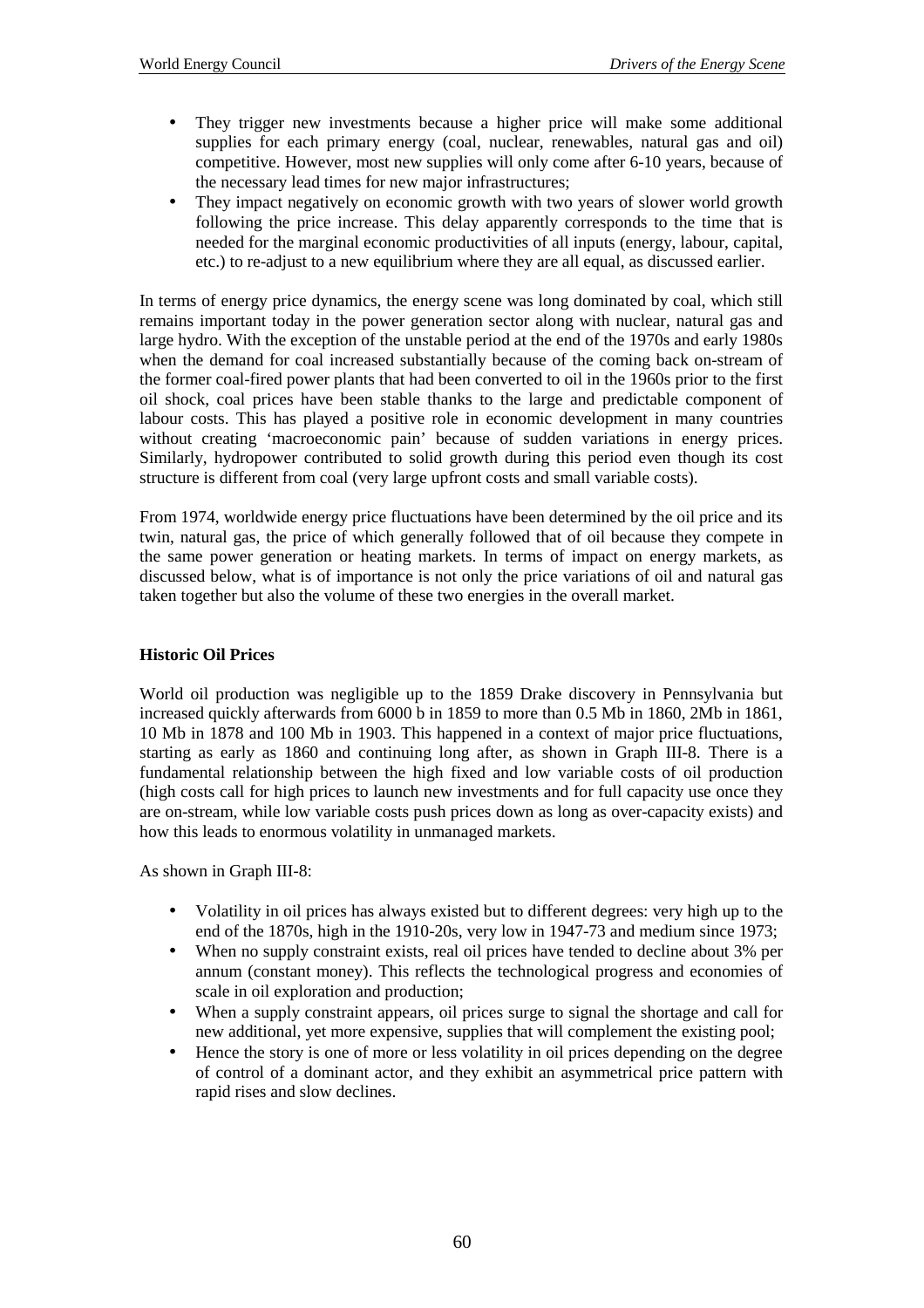- They trigger new investments because a higher price will make some additional supplies for each primary energy (coal, nuclear, renewables, natural gas and oil) competitive. However, most new supplies will only come after 6-10 years, because of the necessary lead times for new major infrastructures;
- They impact negatively on economic growth with two years of slower world growth following the price increase. This delay apparently corresponds to the time that is needed for the marginal economic productivities of all inputs (energy, labour, capital, etc.) to re-adjust to a new equilibrium where they are all equal, as discussed earlier.

In terms of energy price dynamics, the energy scene was long dominated by coal, which still remains important today in the power generation sector along with nuclear, natural gas and large hydro. With the exception of the unstable period at the end of the 1970s and early 1980s when the demand for coal increased substantially because of the coming back on-stream of the former coal-fired power plants that had been converted to oil in the 1960s prior to the first oil shock, coal prices have been stable thanks to the large and predictable component of labour costs. This has played a positive role in economic development in many countries without creating 'macroeconomic pain' because of sudden variations in energy prices. Similarly, hydropower contributed to solid growth during this period even though its cost structure is different from coal (very large upfront costs and small variable costs).

From 1974, worldwide energy price fluctuations have been determined by the oil price and its twin, natural gas, the price of which generally followed that of oil because they compete in the same power generation or heating markets. In terms of impact on energy markets, as discussed below, what is of importance is not only the price variations of oil and natural gas taken together but also the volume of these two energies in the overall market.

**Historic Oil Prices**

World oil production was negligible up to the 1859 Drake discovery in Pennsylvania but increased quickly afterwards from 6000 b in 1859 to more than 0.5 Mb in 1860, 2Mb in 1861, 10 Mb in 1878 and 100 Mb in 1903. This happened in a context of major price fluctuations, starting as early as 1860 and continuing long after, as shown in Graph III-8. There is a fundamental relationship between the high fixed and low variable costs of oil production (high costs call for high prices to launch new investments and for full capacity use once they are on-stream, while low variable costs push prices down as long as over-capacity exists) and how this leads to enormous volatility in unmanaged markets.

As shown in Graph III-8:

- Volatility in oil prices has always existed but to different degrees: very high up to the end of the 1870s, high in the 1910-20s, very low in 1947-73 and medium since 1973;
- When no supply constraint exists, real oil prices have tended to decline about 3% per annum (constant money). This reflects the technological progress and economies of scale in oil exploration and production;
- When a supply constraint appears, oil prices surge to signal the shortage and call for new additional, yet more expensive, supplies that will complement the existing pool;
- Hence the story is one of more or less volatility in oil prices depending on the degree of control of a dominant actor, and they exhibit an asymmetrical price pattern with rapid rises and slow declines.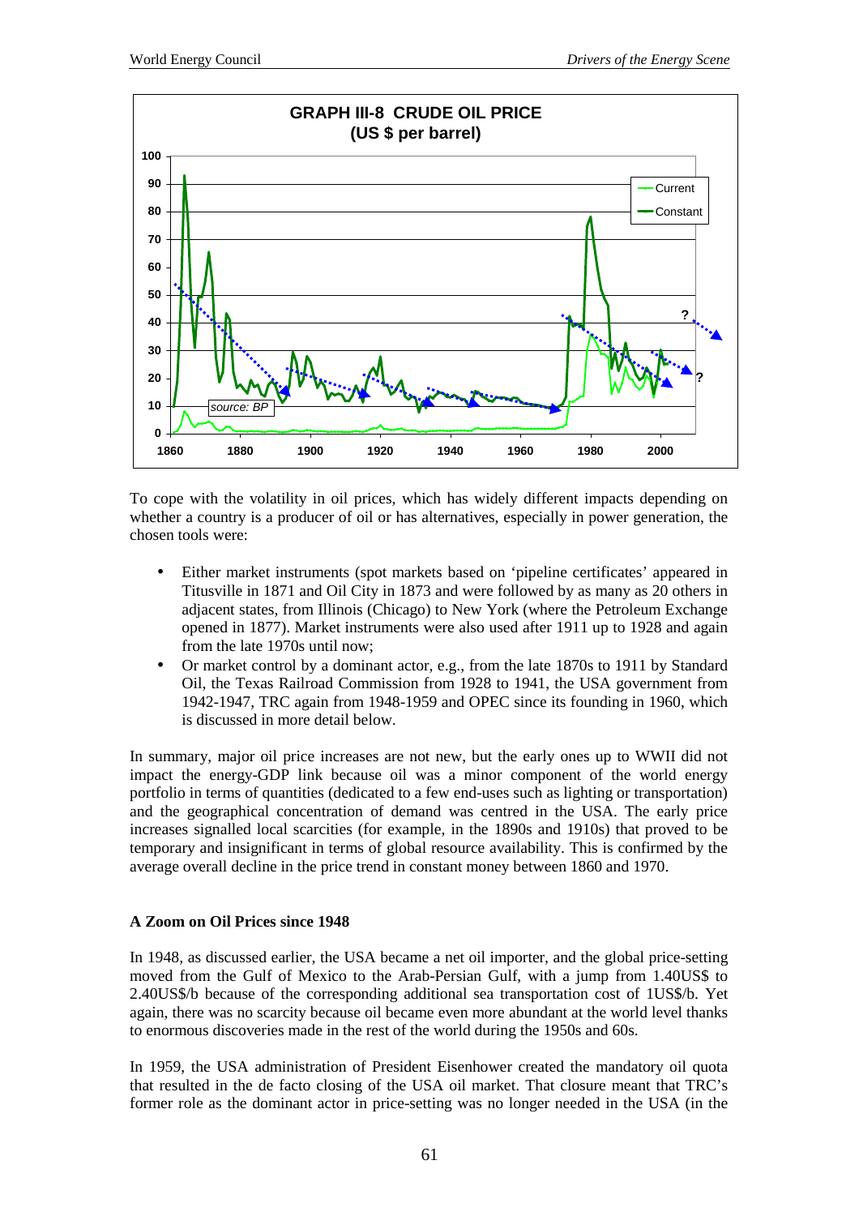**GRAPH III-8 CRUDE OIL PRICE (US $ per barrel)**

To cope with the volatility in oil prices, which has widely different impacts depending on whether a country is a producer of oil or has alternatives, especially in power generation, the chosen tools were:

- Either market instruments (spot markets based on 'pipeline certificates' appeared in Titusville in 1871 and Oil City in 1873 and were followed by as many as 20 others in adjacent states, from Illinois (Chicago) to New York (where the Petroleum Exchange opened in 1877). Market instruments were also used after 1911 up to 1928 and again from the late 1970s until now;
- Or market control by a dominant actor, e.g., from the late 1870s to 1911 by Standard Oil, the Texas Railroad Commission from 1928 to 1941, the USA government from 1942-1947, TRC again from 1948-1959 and OPEC since its founding in 1960, which is discussed in more detail below.

In summary, major oil price increases are not new, but the early ones up to WWII did not impact the energy-GDP link because oil was a minor component of the world energy portfolio in terms of quantities (dedicated to a few end-uses such as lighting or transportation) and the geographical concentration of demand was centred in the USA. The early price increases signalled local scarcities (for example, in the 1890s and 1910s) that proved to be temporary and insignificant in terms of global resource availability. This is confirmed by the average overall decline in the price trend in constant money between 1860 and 1970.

### A Zoom on Oil Prices since 1948

In 1948, as discussed earlier, the USA became a net oil importer, and the global price-setting moved from the Gulf of Mexico to the Arab-Persian Gulf, with a jump from 1.40US$ to 2.40US$/b because of the corresponding additional sea transportation cost of 1US$/b. Yet again, there was no scarcity because oil became even more abundant at the world level thanks to enormous discoveries made in the rest of the world during the 1950s and 60s.

In 1959, the USA administration of President Eisenhower created the mandatory oil quota that resulted in the de facto closing of the USA oil market. That closure meant that TRC's former role as the dominant actor in price-setting was no longer needed in the USA (in the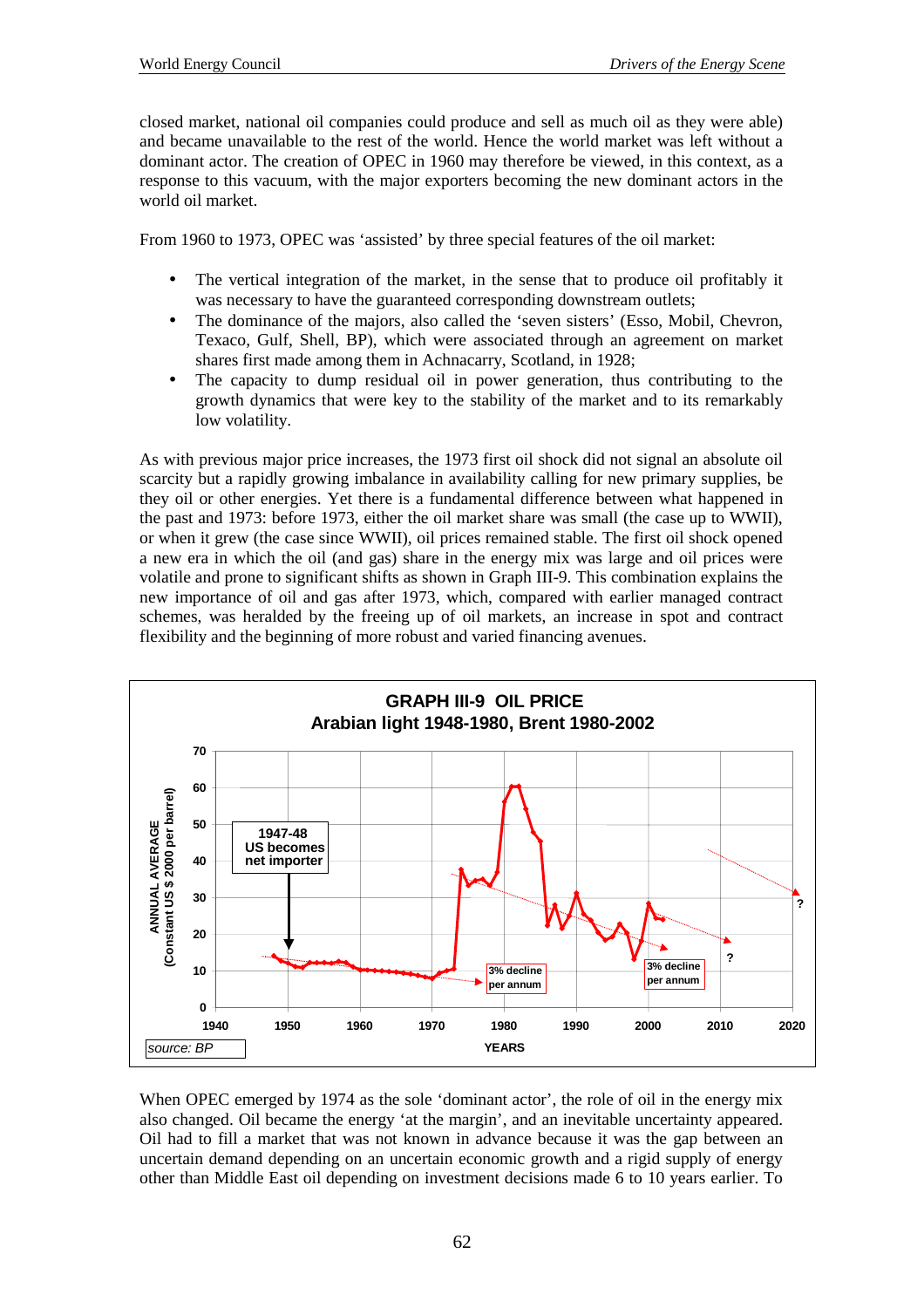closed market, national oil companies could produce and sell as much oil as they were able) and became unavailable to the rest of the world. Hence the world market was left without a dominant actor. The creation of OPEC in 1960 may therefore be viewed, in this context, as a response to this vacuum, with the major exporters becoming the new dominant actors in the world oil market.

From 1960 to 1973, OPEC was 'assisted' by three special features of the oil market:

- The vertical integration of the market, in the sense that to produce oil profitably it was necessary to have the guaranteed corresponding downstream outlets;
- The dominance of the majors, also called the 'seven sisters' (Esso, Mobil, Chevron, Texaco, Gulf, Shell, BP), which were associated through an agreement on market shares first made among them in Achnacarry, Scotland, in 1928;
- The capacity to dump residual oil in power generation, thus contributing to the growth dynamics that were key to the stability of the market and to its remarkably low volatility.

As with previous major price increases, the 1973 first oil shock did not signal an absolute oil scarcity but a rapidly growing imbalance in availability calling for new primary supplies, be they oil or other energies. Yet there is a fundamental difference between what happened in the past and 1973: before 1973, either the oil market share was small (the case up to WWII), or when it grew (the case since WWII), oil prices remained stable. The first oil shock opened a new era in which the oil (and gas) share in the energy mix was large and oil prices were volatile and prone to significant shifts as shown in Graph III-9. This combination explains the new importance of oil and gas after 1973, which, compared with earlier managed contract schemes, was heralded by the freeing up of oil markets, an increase in spot and contract flexibility and the beginning of more robust and varied financing avenues.

**GRAPH III-9 OIL PRICE**
**Arabian light 1948-1980, Brent 1980-2002**

When OPEC emerged by 1974 as the sole 'dominant actor', the role of oil in the energy mix also changed. Oil became the energy 'at the margin', and an inevitable uncertainty appeared. Oil had to fill a market that was not known in advance because it was the gap between an uncertain demand depending on an uncertain economic growth and a rigid supply of energy other than Middle East oil depending on investment decisions made 6 to 10 years earlier. To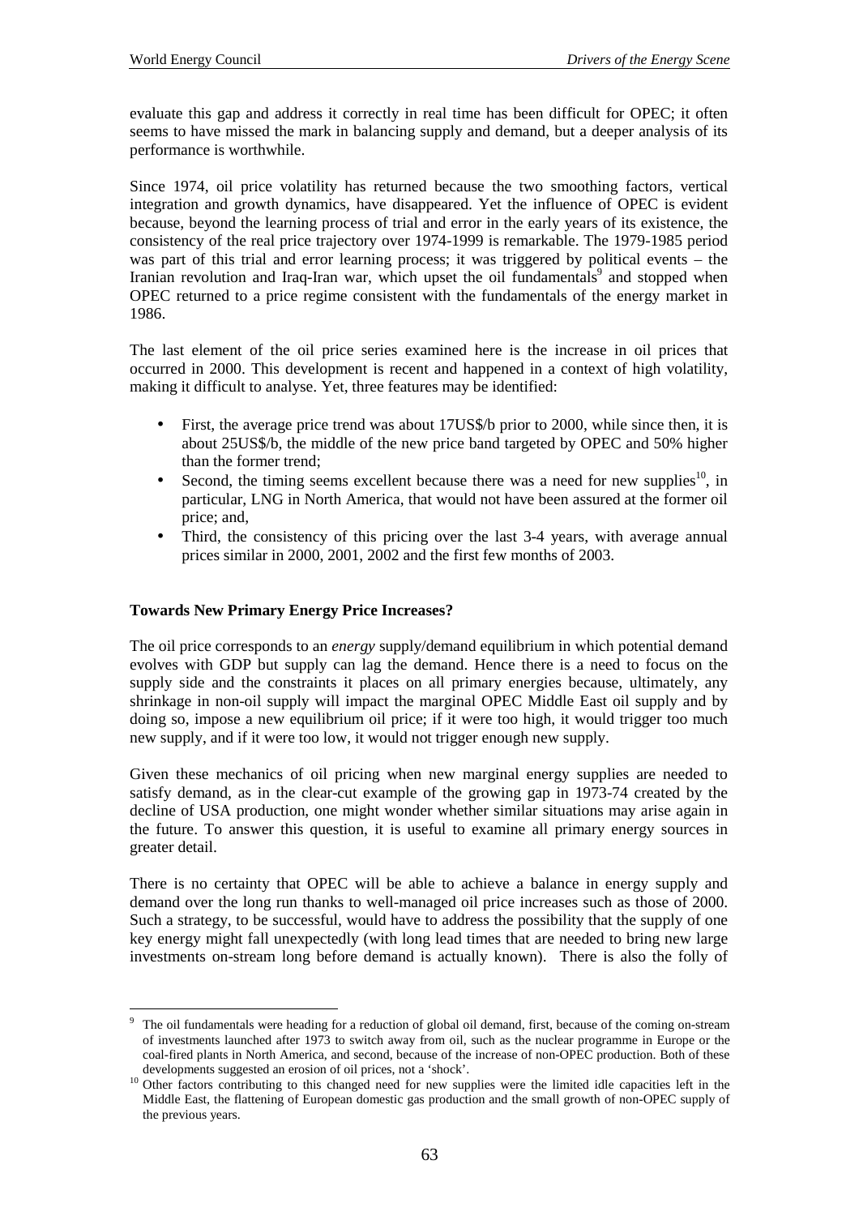evaluate this gap and address it correctly in real time has been difficult for OPEC; it often seems to have missed the mark in balancing supply and demand, but a deeper analysis of its performance is worthwhile.

Since 1974, oil price volatility has returned because the two smoothing factors, vertical integration and growth dynamics, have disappeared. Yet the influence of OPEC is evident because, beyond the learning process of trial and error in the early years of its existence, the consistency of the real price trajectory over 1974-1999 is remarkable. The 1979-1985 period was part of this trial and error learning process; it was triggered by political events – the Iranian revolution and Iraq-Iran war, which upset the oil fundamentals[9] and stopped when OPEC returned to a price regime consistent with the fundamentals of the energy market in 1986.

The last element of the oil price series examined here is the increase in oil prices that occurred in 2000. This development is recent and happened in a context of high volatility, making it difficult to analyse. Yet, three features may be identified:

- First, the average price trend was about 17US$/b prior to 2000, while since then, it is about 25US$/b, the middle of the new price band targeted by OPEC and 50% higher than the former trend;
- Second, the timing seems excellent because there was a need for new supplies[10], in particular, LNG in North America, that would not have been assured at the former oil price; and,
- Third, the consistency of this pricing over the last 3-4 years, with average annual prices similar in 2000, 2001, 2002 and the first few months of 2003.

**Towards New Primary Energy Price Increases?**

The oil price corresponds to an *energy* supply/demand equilibrium in which potential demand evolves with GDP but supply can lag the demand. Hence there is a need to focus on the supply side and the constraints it places on all primary energies because, ultimately, any shrinkage in non-oil supply will impact the marginal OPEC Middle East oil supply and by doing so, impose a new equilibrium oil price; if it were too high, it would trigger too much new supply, and if it were too low, it would not trigger enough new supply.

Given these mechanics of oil pricing when new marginal energy supplies are needed to satisfy demand, as in the clear-cut example of the growing gap in 1973-74 created by the decline of USA production, one might wonder whether similar situations may arise again in the future. To answer this question, it is useful to examine all primary energy sources in greater detail.

There is no certainty that OPEC will be able to achieve a balance in energy supply and demand over the long run thanks to well-managed oil price increases such as those of 2000. Such a strategy, to be successful, would have to address the possibility that the supply of one key energy might fall unexpectedly (with long lead times that are needed to bring new large investments on-stream long before demand is actually known). There is also the folly of

[9] The oil fundamentals were heading for a reduction of global oil demand, first, because of the coming on-stream of investments launched after 1973 to switch away from oil, such as the nuclear programme in Europe or the coal-fired plants in North America, and second, because of the increase of non-OPEC production. Both of these developments suggested an erosion of oil prices, not a 'shock'.

[10] Other factors contributing to this changed need for new supplies were the limited idle capacities left in the Middle East, the flattening of European domestic gas production and the small growth of non-OPEC supply of the previous years.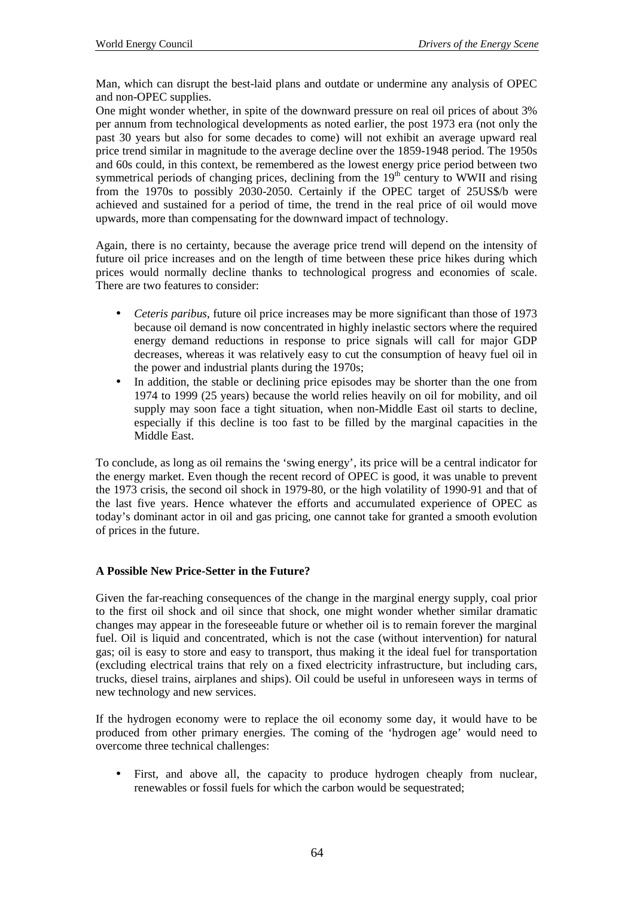Man, which can disrupt the best-laid plans and outdate or undermine any analysis of OPEC and non-OPEC supplies.

One might wonder whether, in spite of the downward pressure on real oil prices of about 3% per annum from technological developments as noted earlier, the post 1973 era (not only the past 30 years but also for some decades to come) will not exhibit an average upward real price trend similar in magnitude to the average decline over the 1859-1948 period. The 1950s and 60s could, in this context, be remembered as the lowest energy price period between two symmetrical periods of changing prices, declining from the 19th century to WWII and rising from the 1970s to possibly 2030-2050. Certainly if the OPEC target of 25US$/b were achieved and sustained for a period of time, the trend in the real price of oil would move upwards, more than compensating for the downward impact of technology.

Again, there is no certainty, because the average price trend will depend on the intensity of future oil price increases and on the length of time between these price hikes during which prices would normally decline thanks to technological progress and economies of scale. There are two features to consider:

- *Ceteris paribus*, future oil price increases may be more significant than those of 1973 because oil demand is now concentrated in highly inelastic sectors where the required energy demand reductions in response to price signals will call for major GDP decreases, whereas it was relatively easy to cut the consumption of heavy fuel oil in the power and industrial plants during the 1970s;
- In addition, the stable or declining price episodes may be shorter than the one from 1974 to 1999 (25 years) because the world relies heavily on oil for mobility, and oil supply may soon face a tight situation, when non-Middle East oil starts to decline, especially if this decline is too fast to be filled by the marginal capacities in the Middle East.

To conclude, as long as oil remains the 'swing energy', its price will be a central indicator for the energy market. Even though the recent record of OPEC is good, it was unable to prevent the 1973 crisis, the second oil shock in 1979-80, or the high volatility of 1990-91 and that of the last five years. Hence whatever the efforts and accumulated experience of OPEC as today's dominant actor in oil and gas pricing, one cannot take for granted a smooth evolution of prices in the future.

**A Possible New Price-Setter in the Future?**

Given the far-reaching consequences of the change in the marginal energy supply, coal prior to the first oil shock and oil since that shock, one might wonder whether similar dramatic changes may appear in the foreseeable future or whether oil is to remain forever the marginal fuel. Oil is liquid and concentrated, which is not the case (without intervention) for natural gas; oil is easy to store and easy to transport, thus making it the ideal fuel for transportation (excluding electrical trains that rely on a fixed electricity infrastructure, but including cars, trucks, diesel trains, airplanes and ships). Oil could be useful in unforeseen ways in terms of new technology and new services.

If the hydrogen economy were to replace the oil economy some day, it would have to be produced from other primary energies. The coming of the 'hydrogen age' would need to overcome three technical challenges:

- First, and above all, the capacity to produce hydrogen cheaply from nuclear, renewables or fossil fuels for which the carbon would be sequestrated;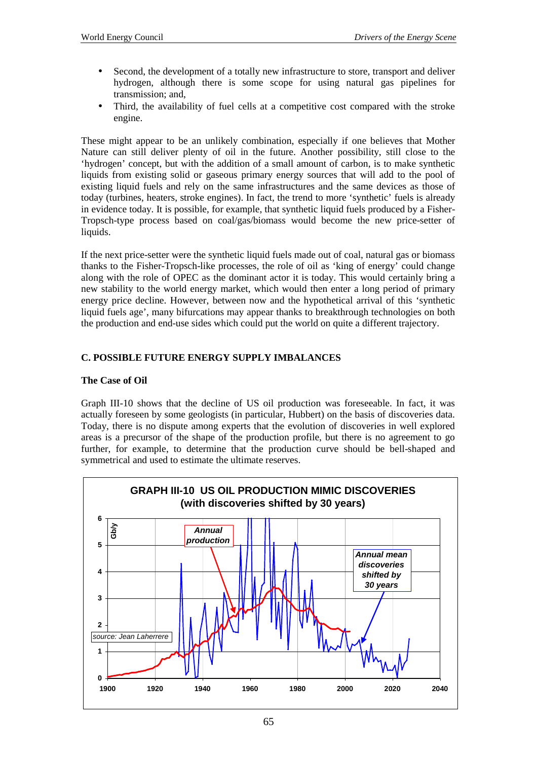- Second, the development of a totally new infrastructure to store, transport and deliver hydrogen, although there is some scope for using natural gas pipelines for transmission; and,
- Third, the availability of fuel cells at a competitive cost compared with the stroke engine.

These might appear to be an unlikely combination, especially if one believes that Mother Nature can still deliver plenty of oil in the future. Another possibility, still close to the 'hydrogen' concept, but with the addition of a small amount of carbon, is to make synthetic liquids from existing solid or gaseous primary energy sources that will add to the pool of existing liquid fuels and rely on the same infrastructures and the same devices as those of today (turbines, heaters, stroke engines). In fact, the trend to more 'synthetic' fuels is already in evidence today. It is possible, for example, that synthetic liquid fuels produced by a Fisher-Tropsch-type process based on coal/gas/biomass would become the new price-setter of liquids.

If the next price-setter were the synthetic liquid fuels made out of coal, natural gas or biomass thanks to the Fisher-Tropsch-like processes, the role of oil as 'king of energy' could change along with the role of OPEC as the dominant actor it is today. This would certainly bring a new stability to the world energy market, which would then enter a long period of primary energy price decline. However, between now and the hypothetical arrival of this 'synthetic liquid fuels age', many bifurcations may appear thanks to breakthrough technologies on both the production and end-use sides which could put the world on quite a different trajectory.

## C. POSSIBLE FUTURE ENERGY SUPPLY IMBALANCES

### The Case of Oil

Graph III-10 shows that the decline of US oil production was foreseeable. In fact, it was actually foreseen by some geologists (in particular, Hubbert) on the basis of discoveries data. Today, there is no dispute among experts that the evolution of discoveries in well explored areas is a precursor of the shape of the production profile, but there is no agreement to go further, for example, to determine that the production curve should be bell-shaped and symmetrical and used to estimate the ultimate reserves.

**GRAPH III-10 US OIL PRODUCTION MIMIC DISCOVERIES (with discoveries shifted by 30 years)**

source: Jean Laherrere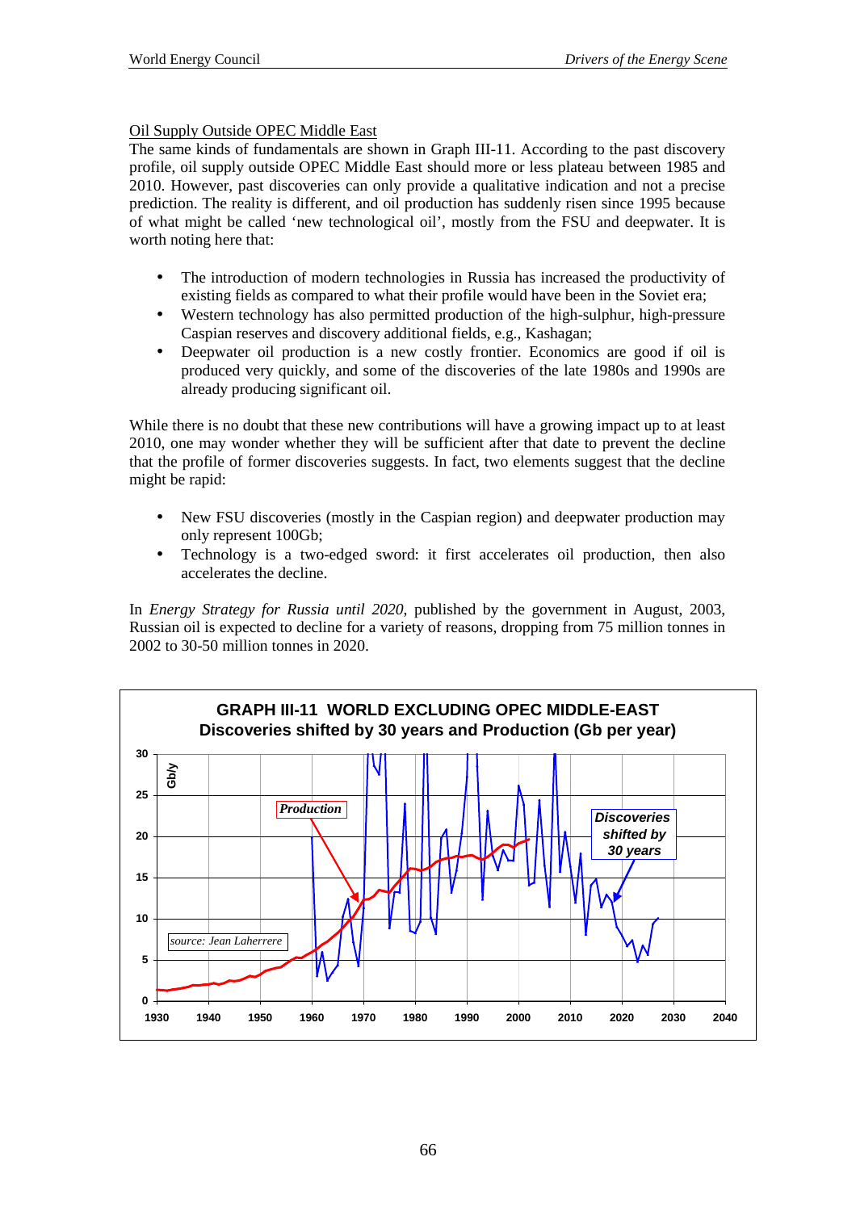## Oil Supply Outside OPEC Middle East

The same kinds of fundamentals are shown in Graph III-11. According to the past discovery profile, oil supply outside OPEC Middle East should more or less plateau between 1985 and 2010. However, past discoveries can only provide a qualitative indication and not a precise prediction. The reality is different, and oil production has suddenly risen since 1995 because of what might be called 'new technological oil', mostly from the FSU and deepwater. It is worth noting here that:

- The introduction of modern technologies in Russia has increased the productivity of existing fields as compared to what their profile would have been in the Soviet era;
- Western technology has also permitted production of the high-sulphur, high-pressure Caspian reserves and discovery additional fields, e.g., Kashagan;
- Deepwater oil production is a new costly frontier. Economics are good if oil is produced very quickly, and some of the discoveries of the late 1980s and 1990s are already producing significant oil.

While there is no doubt that these new contributions will have a growing impact up to at least 2010, one may wonder whether they will be sufficient after that date to prevent the decline that the profile of former discoveries suggests. In fact, two elements suggest that the decline might be rapid:

- New FSU discoveries (mostly in the Caspian region) and deepwater production may only represent 100Gb;
- Technology is a two-edged sword: it first accelerates oil production, then also accelerates the decline.

In *Energy Strategy for Russia until 2020*, published by the government in August, 2003, Russian oil is expected to decline for a variety of reasons, dropping from 75 million tonnes in 2002 to 30-50 million tonnes in 2020.

**GRAPH III-11 WORLD EXCLUDING OPEC MIDDLE-EAST**
**Discoveries shifted by 30 years and Production (Gb per year)**

*source: Jean Laherrere*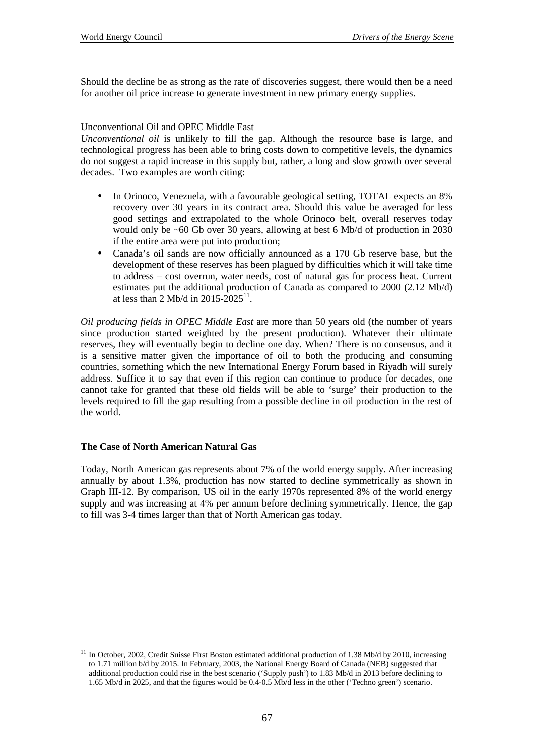Should the decline be as strong as the rate of discoveries suggest, there would then be a need for another oil price increase to generate investment in new primary energy supplies.

Unconventional Oil and OPEC Middle East

*Unconventional oil* is unlikely to fill the gap. Although the resource base is large, and technological progress has been able to bring costs down to competitive levels, the dynamics do not suggest a rapid increase in this supply but, rather, a long and slow growth over several decades. Two examples are worth citing:

- In Orinoco, Venezuela, with a favourable geological setting, TOTAL expects an 8% recovery over 30 years in its contract area. Should this value be averaged for less good settings and extrapolated to the whole Orinoco belt, overall reserves today would only be ~60 Gb over 30 years, allowing at best 6 Mb/d of production in 2030 if the entire area were put into production;
- Canada's oil sands are now officially announced as a 170 Gb reserve base, but the development of these reserves has been plagued by difficulties which it will take time to address – cost overrun, water needs, cost of natural gas for process heat. Current estimates put the additional production of Canada as compared to 2000 (2.12 Mb/d) at less than 2 Mb/d in 2015-2025[11].

*Oil producing fields in OPEC Middle East* are more than 50 years old (the number of years since production started weighted by the present production). Whatever their ultimate reserves, they will eventually begin to decline one day. When? There is no consensus, and it is a sensitive matter given the importance of oil to both the producing and consuming countries, something which the new International Energy Forum based in Riyadh will surely address. Suffice it to say that even if this region can continue to produce for decades, one cannot take for granted that these old fields will be able to 'surge' their production to the levels required to fill the gap resulting from a possible decline in oil production in the rest of the world.

**The Case of North American Natural Gas**

Today, North American gas represents about 7% of the world energy supply. After increasing annually by about 1.3%, production has now started to decline symmetrically as shown in Graph III-12. By comparison, US oil in the early 1970s represented 8% of the world energy supply and was increasing at 4% per annum before declining symmetrically. Hence, the gap to fill was 3-4 times larger than that of North American gas today.

[11] In October, 2002, Credit Suisse First Boston estimated additional production of 1.38 Mb/d by 2010, increasing to 1.71 million b/d by 2015. In February, 2003, the National Energy Board of Canada (NEB) suggested that additional production could rise in the best scenario ('Supply push') to 1.83 Mb/d in 2013 before declining to 1.65 Mb/d in 2025, and that the figures would be 0.4-0.5 Mb/d less in the other ('Techno green') scenario.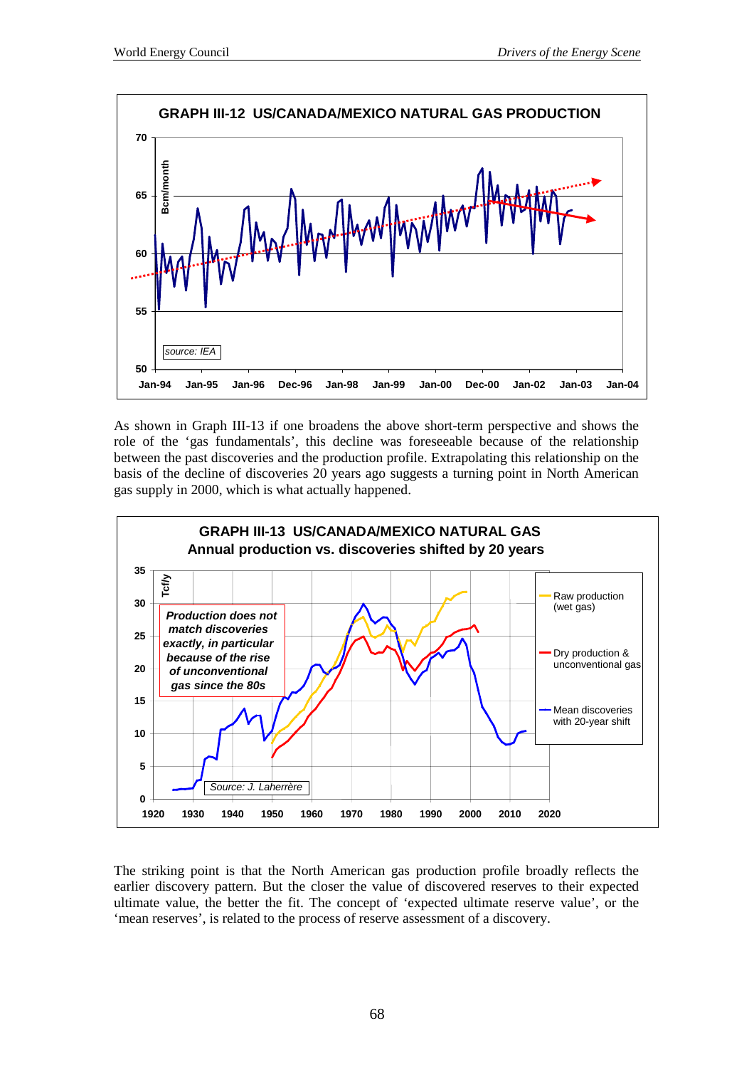**GRAPH III-12 US/CANADA/MEXICO NATURAL GAS PRODUCTION**

As shown in Graph III-13 if one broadens the above short-term perspective and shows the role of the 'gas fundamentals', this decline was foreseeable because of the relationship between the past discoveries and the production profile. Extrapolating this relationship on the basis of the decline of discoveries 20 years ago suggests a turning point in North American gas supply in 2000, which is what actually happened.

**GRAPH III-13 US/CANADA/MEXICO NATURAL GAS**
**Annual production vs. discoveries shifted by 20 years**

The striking point is that the North American gas production profile broadly reflects the earlier discovery pattern. But the closer the value of discovered reserves to their expected ultimate value, the better the fit. The concept of 'expected ultimate reserve value', or the 'mean reserves', is related to the process of reserve assessment of a discovery.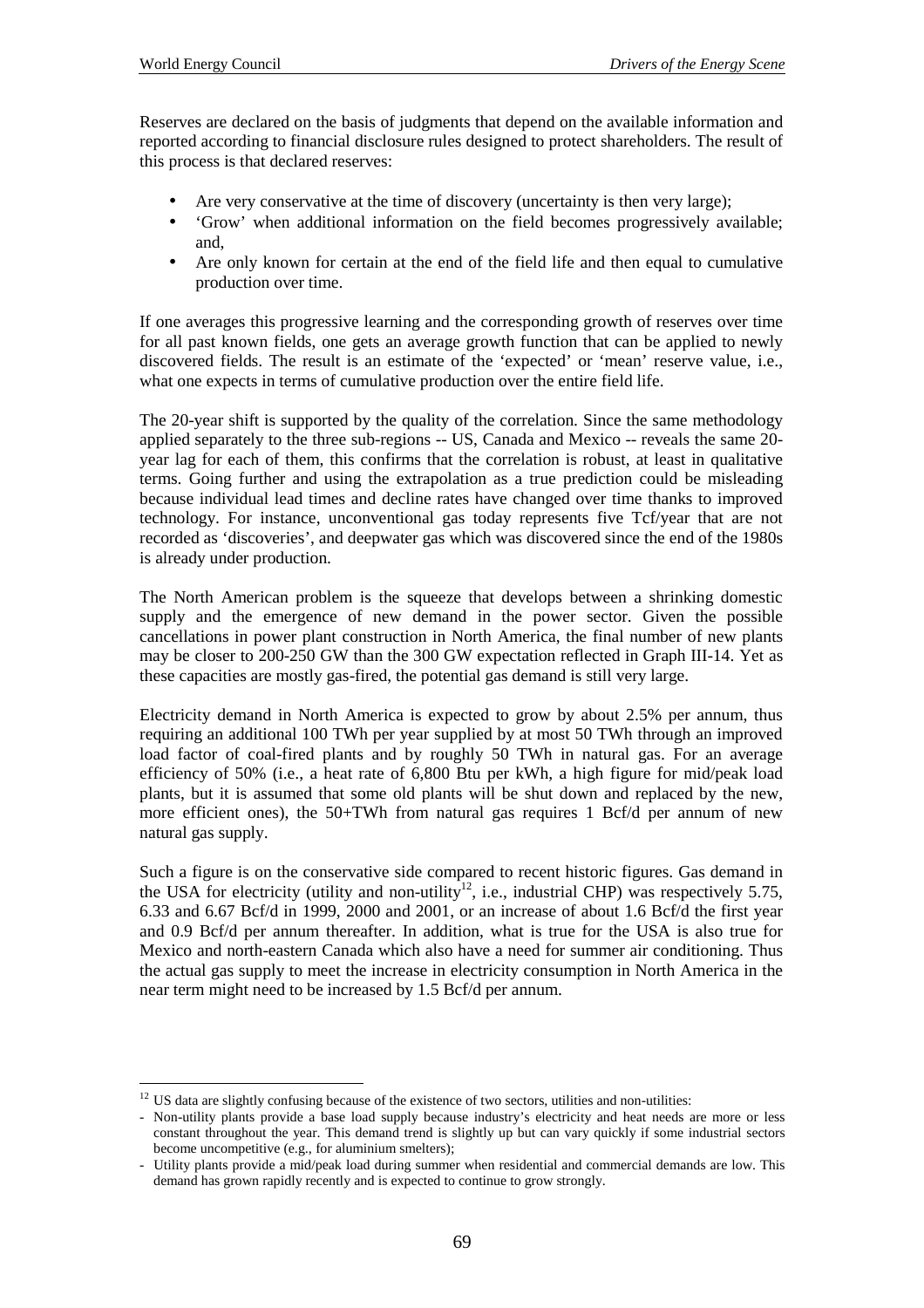Reserves are declared on the basis of judgments that depend on the available information and reported according to financial disclosure rules designed to protect shareholders. The result of this process is that declared reserves:

- Are very conservative at the time of discovery (uncertainty is then very large);
- 'Grow' when additional information on the field becomes progressively available; and,
- Are only known for certain at the end of the field life and then equal to cumulative production over time.

If one averages this progressive learning and the corresponding growth of reserves over time for all past known fields, one gets an average growth function that can be applied to newly discovered fields. The result is an estimate of the 'expected' or 'mean' reserve value, i.e., what one expects in terms of cumulative production over the entire field life.

The 20-year shift is supported by the quality of the correlation. Since the same methodology applied separately to the three sub-regions -- US, Canada and Mexico -- reveals the same 20-year lag for each of them, this confirms that the correlation is robust, at least in qualitative terms. Going further and using the extrapolation as a true prediction could be misleading because individual lead times and decline rates have changed over time thanks to improved technology. For instance, unconventional gas today represents five Tcf/year that are not recorded as 'discoveries', and deepwater gas which was discovered since the end of the 1980s is already under production.

The North American problem is the squeeze that develops between a shrinking domestic supply and the emergence of new demand in the power sector. Given the possible cancellations in power plant construction in North America, the final number of new plants may be closer to 200-250 GW than the 300 GW expectation reflected in Graph III-14. Yet as these capacities are mostly gas-fired, the potential gas demand is still very large.

Electricity demand in North America is expected to grow by about 2.5% per annum, thus requiring an additional 100 TWh per year supplied by at most 50 TWh through an improved load factor of coal-fired plants and by roughly 50 TWh in natural gas. For an average efficiency of 50% (i.e., a heat rate of 6,800 Btu per kWh, a high figure for mid/peak load plants, but it is assumed that some old plants will be shut down and replaced by the new, more efficient ones), the 50+TWh from natural gas requires 1 Bcf/d per annum of new natural gas supply.

Such a figure is on the conservative side compared to recent historic figures. Gas demand in the USA for electricity (utility and non-utility[12], i.e., industrial CHP) was respectively 5.75, 6.33 and 6.67 Bcf/d in 1999, 2000 and 2001, or an increase of about 1.6 Bcf/d the first year and 0.9 Bcf/d per annum thereafter. In addition, what is true for the USA is also true for Mexico and north-eastern Canada which also have a need for summer air conditioning. Thus the actual gas supply to meet the increase in electricity consumption in North America in the near term might need to be increased by 1.5 Bcf/d per annum.

---

[12] US data are slightly confusing because of the existence of two sectors, utilities and non-utilities:

- Non-utility plants provide a base load supply because industry's electricity and heat needs are more or less constant throughout the year. This demand trend is slightly up but can vary quickly if some industrial sectors become uncompetitive (e.g., for aluminium smelters);
- Utility plants provide a mid/peak load during summer when residential and commercial demands are low. This demand has grown rapidly recently and is expected to continue to grow strongly.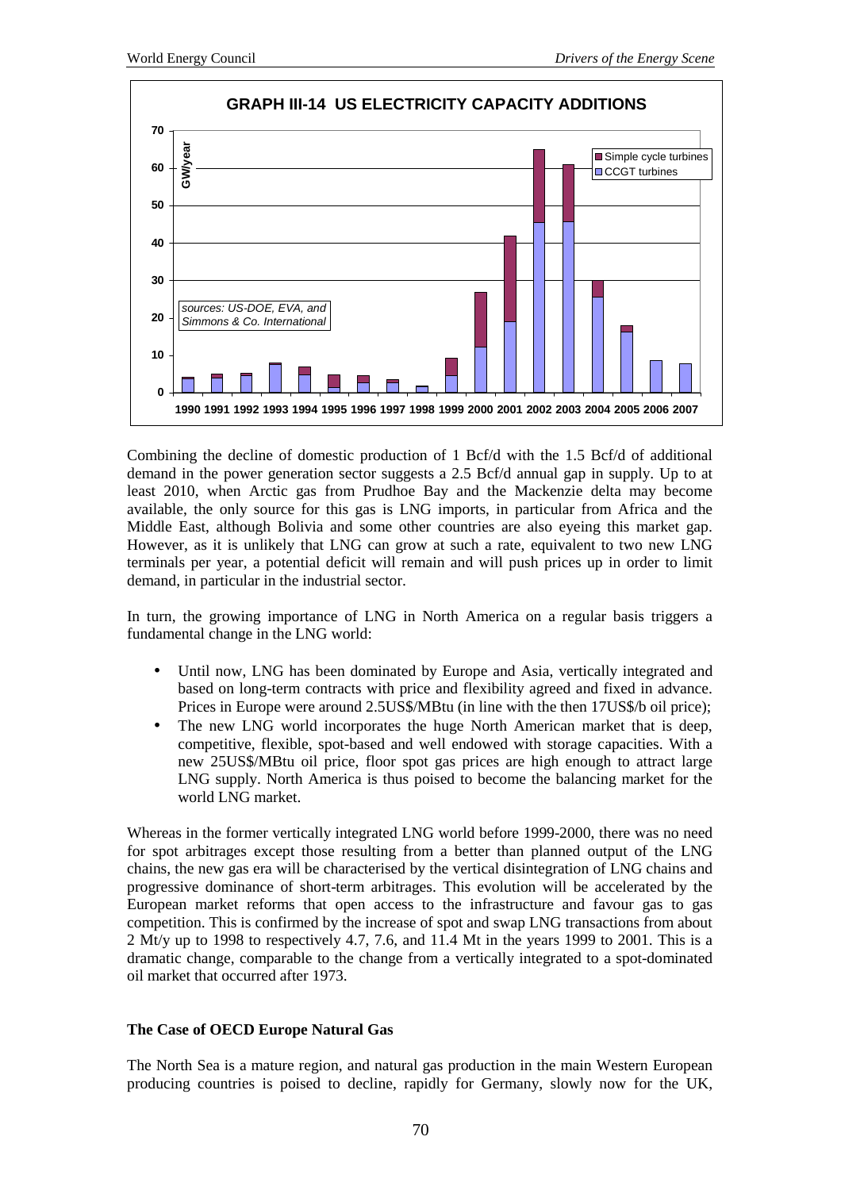**GRAPH III-14 US ELECTRICITY CAPACITY ADDITIONS**

Combining the decline of domestic production of 1 Bcf/d with the 1.5 Bcf/d of additional demand in the power generation sector suggests a 2.5 Bcf/d annual gap in supply. Up to at least 2010, when Arctic gas from Prudhoe Bay and the Mackenzie delta may become available, the only source for this gas is LNG imports, in particular from Africa and the Middle East, although Bolivia and some other countries are also eyeing this market gap. However, as it is unlikely that LNG can grow at such a rate, equivalent to two new LNG terminals per year, a potential deficit will remain and will push prices up in order to limit demand, in particular in the industrial sector.

In turn, the growing importance of LNG in North America on a regular basis triggers a fundamental change in the LNG world:

- Until now, LNG has been dominated by Europe and Asia, vertically integrated and based on long-term contracts with price and flexibility agreed and fixed in advance. Prices in Europe were around 2.5US$/MBtu (in line with the then 17US$/b oil price);
- The new LNG world incorporates the huge North American market that is deep, competitive, flexible, spot-based and well endowed with storage capacities. With a new 25US$/MBtu oil price, floor spot gas prices are high enough to attract large LNG supply. North America is thus poised to become the balancing market for the world LNG market.

Whereas in the former vertically integrated LNG world before 1999-2000, there was no need for spot arbitrages except those resulting from a better than planned output of the LNG chains, the new gas era will be characterised by the vertical disintegration of LNG chains and progressive dominance of short-term arbitrages. This evolution will be accelerated by the European market reforms that open access to the infrastructure and favour gas to gas competition. This is confirmed by the increase of spot and swap LNG transactions from about 2 Mt/y up to 1998 to respectively 4.7, 7.6, and 11.4 Mt in the years 1999 to 2001. This is a dramatic change, comparable to the change from a vertically integrated to a spot-dominated oil market that occurred after 1973.

### The Case of OECD Europe Natural Gas

The North Sea is a mature region, and natural gas production in the main Western European producing countries is poised to decline, rapidly for Germany, slowly now for the UK,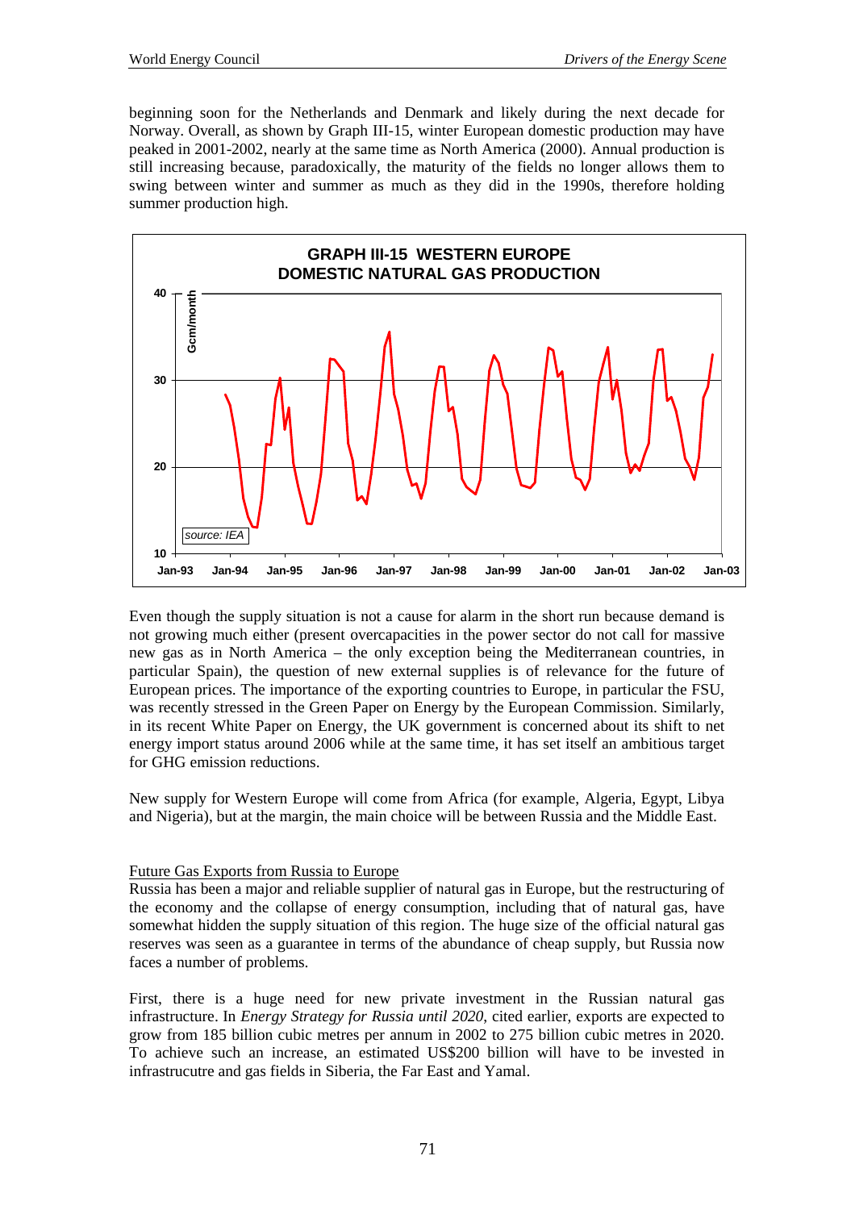beginning soon for the Netherlands and Denmark and likely during the next decade for Norway. Overall, as shown by Graph III-15, winter European domestic production may have peaked in 2001-2002, nearly at the same time as North America (2000). Annual production is still increasing because, paradoxically, the maturity of the fields no longer allows them to swing between winter and summer as much as they did in the 1990s, therefore holding summer production high.

**GRAPH III-15 WESTERN EUROPE DOMESTIC NATURAL GAS PRODUCTION**

Even though the supply situation is not a cause for alarm in the short run because demand is not growing much either (present overcapacities in the power sector do not call for massive new gas as in North America – the only exception being the Mediterranean countries, in particular Spain), the question of new external supplies is of relevance for the future of European prices. The importance of the exporting countries to Europe, in particular the FSU, was recently stressed in the Green Paper on Energy by the European Commission. Similarly, in its recent White Paper on Energy, the UK government is concerned about its shift to net energy import status around 2006 while at the same time, it has set itself an ambitious target for GHG emission reductions.

New supply for Western Europe will come from Africa (for example, Algeria, Egypt, Libya and Nigeria), but at the margin, the main choice will be between Russia and the Middle East.

Future Gas Exports from Russia to Europe

Russia has been a major and reliable supplier of natural gas in Europe, but the restructuring of the economy and the collapse of energy consumption, including that of natural gas, have somewhat hidden the supply situation of this region. The huge size of the official natural gas reserves was seen as a guarantee in terms of the abundance of cheap supply, but Russia now faces a number of problems.

First, there is a huge need for new private investment in the Russian natural gas infrastructure. In *Energy Strategy for Russia until 2020*, cited earlier, exports are expected to grow from 185 billion cubic metres per annum in 2002 to 275 billion cubic metres in 2020. To achieve such an increase, an estimated US$200 billion will have to be invested in infrastrucutre and gas fields in Siberia, the Far East and Yamal.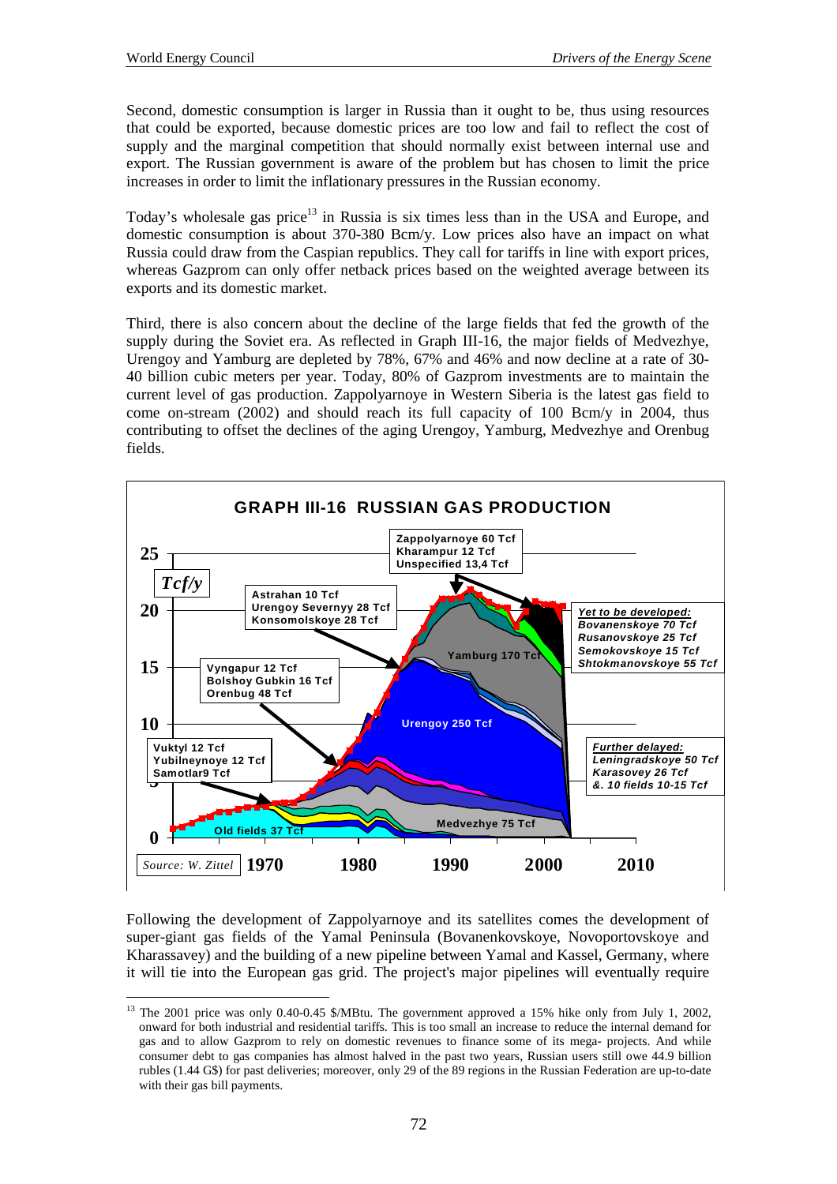Second, domestic consumption is larger in Russia than it ought to be, thus using resources that could be exported, because domestic prices are too low and fail to reflect the cost of supply and the marginal competition that should normally exist between internal use and export. The Russian government is aware of the problem but has chosen to limit the price increases in order to limit the inflationary pressures in the Russian economy.

Today's wholesale gas price[13] in Russia is six times less than in the USA and Europe, and domestic consumption is about 370-380 Bcm/y. Low prices also have an impact on what Russia could draw from the Caspian republics. They call for tariffs in line with export prices, whereas Gazprom can only offer netback prices based on the weighted average between its exports and its domestic market.

Third, there is also concern about the decline of the large fields that fed the growth of the supply during the Soviet era. As reflected in Graph III-16, the major fields of Medvezhye, Urengoy and Yamburg are depleted by 78%, 67% and 46% and now decline at a rate of 30-40 billion cubic meters per year. Today, 80% of Gazprom investments are to maintain the current level of gas production. Zappolyarnoye in Western Siberia is the latest gas field to come on-stream (2002) and should reach its full capacity of 100 Bcm/y in 2004, thus contributing to offset the declines of the aging Urengoy, Yamburg, Medvezhye and Orenbug fields.

**GRAPH III-16 RUSSIAN GAS PRODUCTION**

Tcf/y

Zappolyarnoye 60 Tcf
Kharampur 12 Tcf
Unspecified 13,4 Tcf

Astrahan 10 Tcf
Urengoy Severnyy 28 Tcf
Konsomolskoye 28 Tcf

Vyngapur 12 Tcf
Bolshoy Gubkin 16 Tcf
Orenbug 48 Tcf

Vuktyl 12 Tcf
Yubilneynoye 12 Tcf
Samotlar9 Tcf

Yamburg 170 Tcf

Urengoy 250 Tcf

Medvezhye 75 Tcf

Old fields 37 Tcf

*Yet to be developed:*
*Bovanenskoye 70 Tcf*
*Rusanovskoye 25 Tcf*
*Semokovskoye 15 Tcf*
*Shtokmanovskoye 55 Tcf*

*Further delayed:*
*Leningradskoye 50 Tcf*
*Karasovey 26 Tcf*
*&. 10 fields 10-15 Tcf*

*Source: W. Zittel*

Following the development of Zappolyarnoye and its satellites comes the development of super-giant gas fields of the Yamal Peninsula (Bovanenkovskoye, Novoportovskoye and Kharassavey) and the building of a new pipeline between Yamal and Kassel, Germany, where it will tie into the European gas grid. The project's major pipelines will eventually require

---

[13] The 2001 price was only 0.40-0.45 \$/MBtu. The government approved a 15% hike only from July 1, 2002, onward for both industrial and residential tariffs. This is too small an increase to reduce the internal demand for gas and to allow Gazprom to rely on domestic revenues to finance some of its mega- projects. And while consumer debt to gas companies has almost halved in the past two years, Russian users still owe 44.9 billion rubles (1.44 G\$) for past deliveries; moreover, only 29 of the 89 regions in the Russian Federation are up-to-date with their gas bill payments.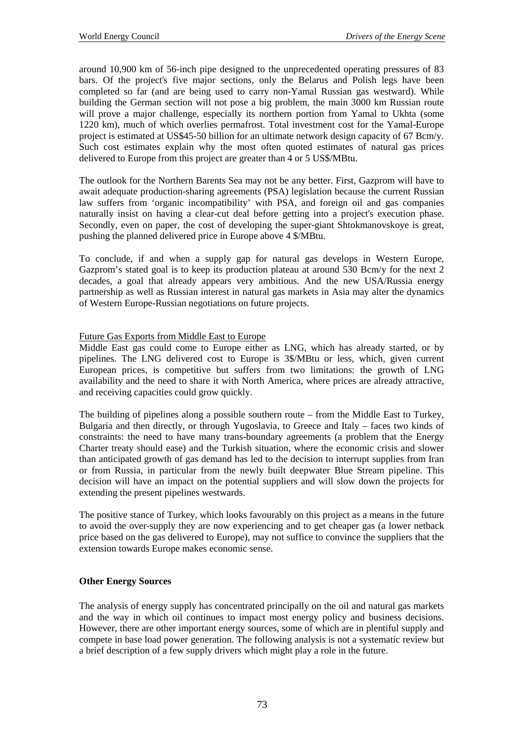around 10,900 km of 56-inch pipe designed to the unprecedented operating pressures of 83 bars. Of the project's five major sections, only the Belarus and Polish legs have been completed so far (and are being used to carry non-Yamal Russian gas westward). While building the German section will not pose a big problem, the main 3000 km Russian route will prove a major challenge, especially its northern portion from Yamal to Ukhta (some 1220 km), much of which overlies permafrost. Total investment cost for the Yamal-Europe project is estimated at US$45-50 billion for an ultimate network design capacity of 67 Bcm/y. Such cost estimates explain why the most often quoted estimates of natural gas prices delivered to Europe from this project are greater than 4 or 5 US$/MBtu.

The outlook for the Northern Barents Sea may not be any better. First, Gazprom will have to await adequate production-sharing agreements (PSA) legislation because the current Russian law suffers from 'organic incompatibility' with PSA, and foreign oil and gas companies naturally insist on having a clear-cut deal before getting into a project's execution phase. Secondly, even on paper, the cost of developing the super-giant Shtokmanovskoye is great, pushing the planned delivered price in Europe above 4 $/MBtu.

To conclude, if and when a supply gap for natural gas develops in Western Europe, Gazprom's stated goal is to keep its production plateau at around 530 Bcm/y for the next 2 decades, a goal that already appears very ambitious. And the new USA/Russia energy partnership as well as Russian interest in natural gas markets in Asia may alter the dynamics of Western Europe-Russian negotiations on future projects.

Future Gas Exports from Middle East to Europe

Middle East gas could come to Europe either as LNG, which has already started, or by pipelines. The LNG delivered cost to Europe is 3$/MBtu or less, which, given current European prices, is competitive but suffers from two limitations: the growth of LNG availability and the need to share it with North America, where prices are already attractive, and receiving capacities could grow quickly.

The building of pipelines along a possible southern route – from the Middle East to Turkey, Bulgaria and then directly, or through Yugoslavia, to Greece and Italy – faces two kinds of constraints: the need to have many trans-boundary agreements (a problem that the Energy Charter treaty should ease) and the Turkish situation, where the economic crisis and slower than anticipated growth of gas demand has led to the decision to interrupt supplies from Iran or from Russia, in particular from the newly built deepwater Blue Stream pipeline. This decision will have an impact on the potential suppliers and will slow down the projects for extending the present pipelines westwards.

The positive stance of Turkey, which looks favourably on this project as a means in the future to avoid the over-supply they are now experiencing and to get cheaper gas (a lower netback price based on the gas delivered to Europe), may not suffice to convince the suppliers that the extension towards Europe makes economic sense.

**Other Energy Sources**

The analysis of energy supply has concentrated principally on the oil and natural gas markets and the way in which oil continues to impact most energy policy and business decisions. However, there are other important energy sources, some of which are in plentiful supply and compete in base load power generation. The following analysis is not a systematic review but a brief description of a few supply drivers which might play a role in the future.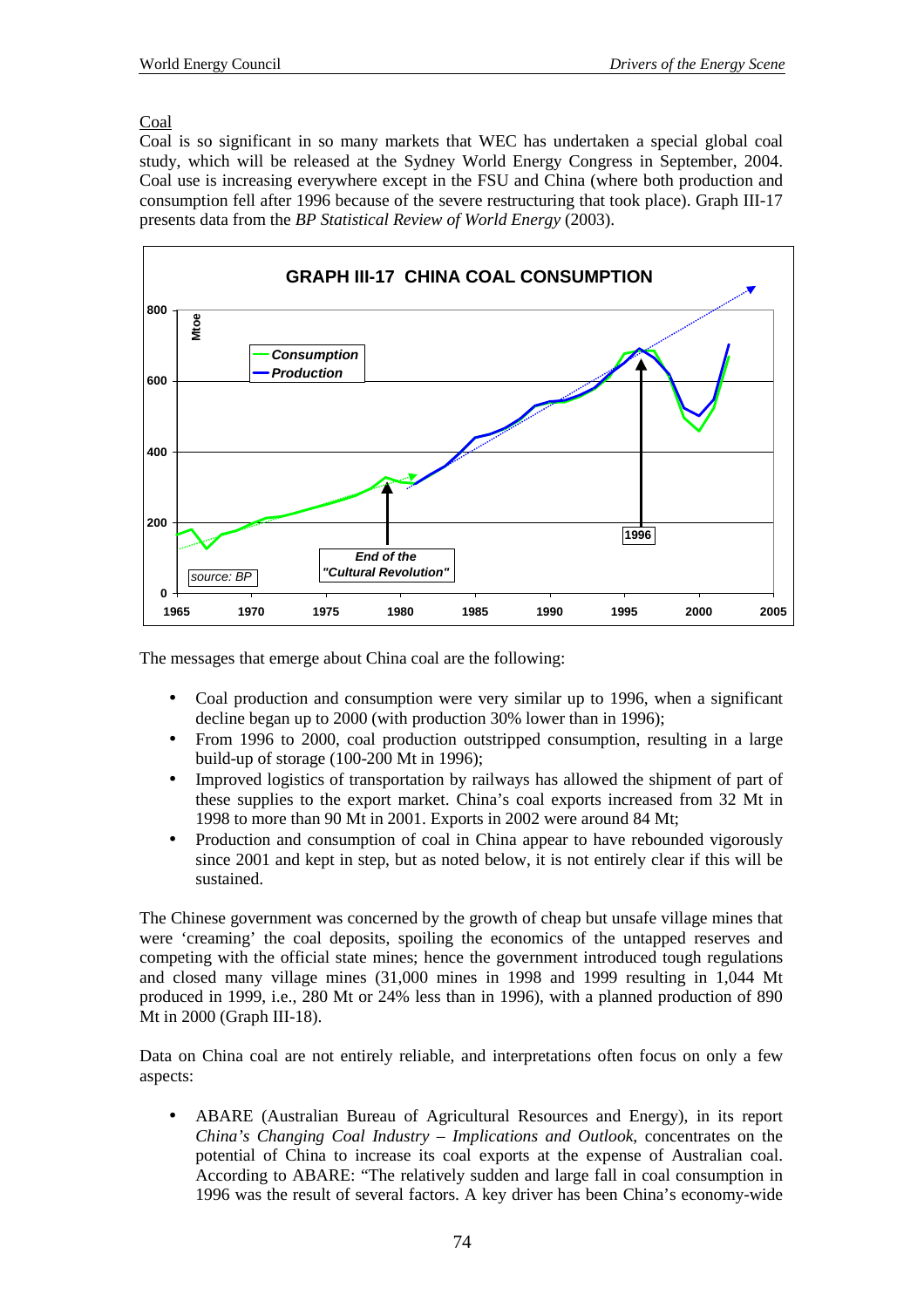Coal

Coal is so significant in so many markets that WEC has undertaken a special global coal study, which will be released at the Sydney World Energy Congress in September, 2004. Coal use is increasing everywhere except in the FSU and China (where both production and consumption fell after 1996 because of the severe restructuring that took place). Graph III-17 presents data from the *BP Statistical Review of World Energy* (2003).

**GRAPH III-17 CHINA COAL CONSUMPTION**

The messages that emerge about China coal are the following:

- Coal production and consumption were very similar up to 1996, when a significant decline began up to 2000 (with production 30% lower than in 1996);
- From 1996 to 2000, coal production outstripped consumption, resulting in a large build-up of storage (100-200 Mt in 1996);
- Improved logistics of transportation by railways has allowed the shipment of part of these supplies to the export market. China's coal exports increased from 32 Mt in 1998 to more than 90 Mt in 2001. Exports in 2002 were around 84 Mt;
- Production and consumption of coal in China appear to have rebounded vigorously since 2001 and kept in step, but as noted below, it is not entirely clear if this will be sustained.

The Chinese government was concerned by the growth of cheap but unsafe village mines that were 'creaming' the coal deposits, spoiling the economics of the untapped reserves and competing with the official state mines; hence the government introduced tough regulations and closed many village mines (31,000 mines in 1998 and 1999 resulting in 1,044 Mt produced in 1999, i.e., 280 Mt or 24% less than in 1996), with a planned production of 890 Mt in 2000 (Graph III-18).

Data on China coal are not entirely reliable, and interpretations often focus on only a few aspects:

- ABARE (Australian Bureau of Agricultural Resources and Energy), in its report *China's Changing Coal Industry – Implications and Outlook*, concentrates on the potential of China to increase its coal exports at the expense of Australian coal. According to ABARE: "The relatively sudden and large fall in coal consumption in 1996 was the result of several factors. A key driver has been China's economy-wide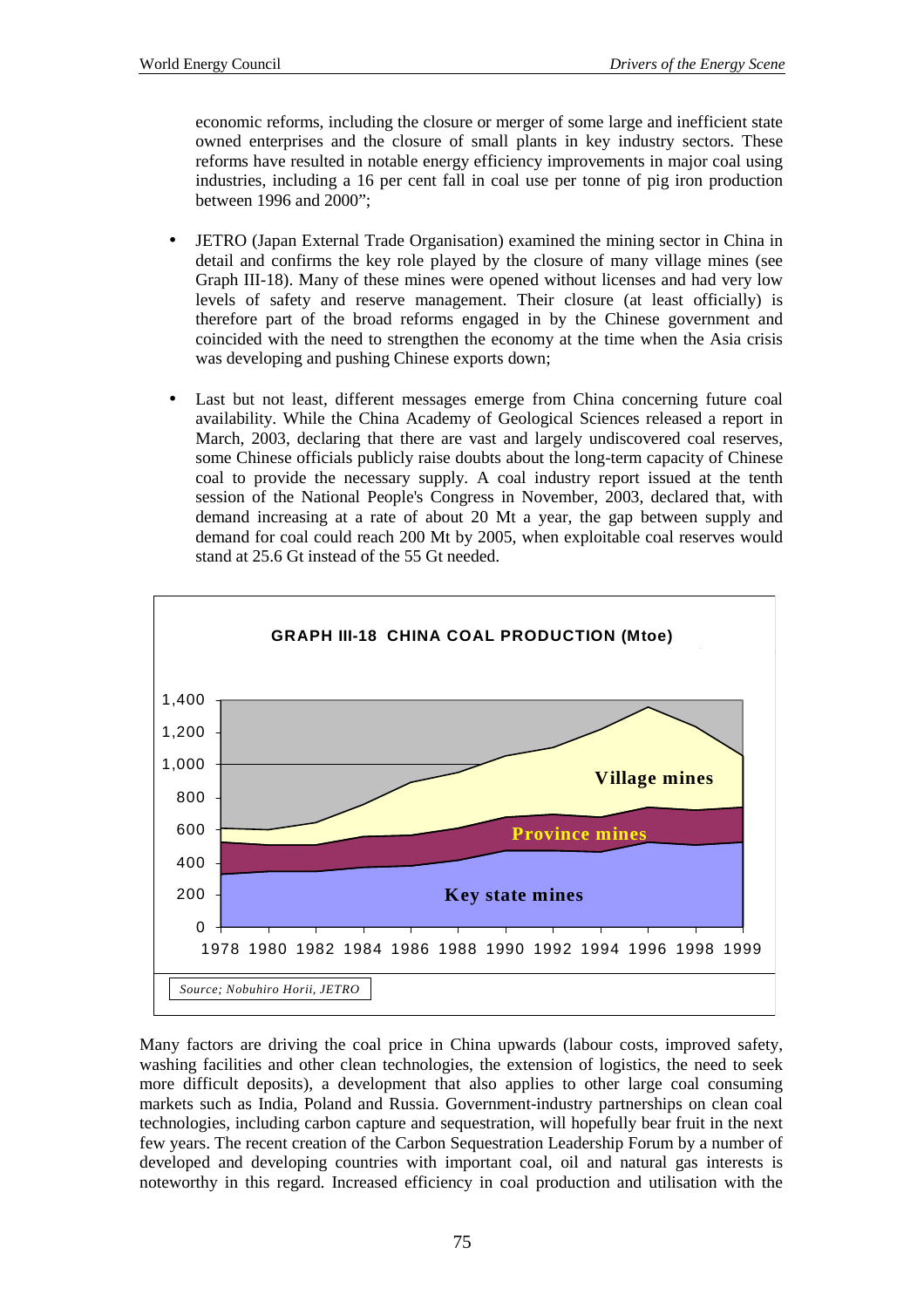economic reforms, including the closure or merger of some large and inefficient state owned enterprises and the closure of small plants in key industry sectors. These reforms have resulted in notable energy efficiency improvements in major coal using industries, including a 16 per cent fall in coal use per tonne of pig iron production between 1996 and 2000";

- JETRO (Japan External Trade Organisation) examined the mining sector in China in detail and confirms the key role played by the closure of many village mines (see Graph III-18). Many of these mines were opened without licenses and had very low levels of safety and reserve management. Their closure (at least officially) is therefore part of the broad reforms engaged in by the Chinese government and coincided with the need to strengthen the economy at the time when the Asia crisis was developing and pushing Chinese exports down;

- Last but not least, different messages emerge from China concerning future coal availability. While the China Academy of Geological Sciences released a report in March, 2003, declaring that there are vast and largely undiscovered coal reserves, some Chinese officials publicly raise doubts about the long-term capacity of Chinese coal to provide the necessary supply. A coal industry report issued at the tenth session of the National People's Congress in November, 2003, declared that, with demand increasing at a rate of about 20 Mt a year, the gap between supply and demand for coal could reach 200 Mt by 2005, when exploitable coal reserves would stand at 25.6 Gt instead of the 55 Gt needed.

**GRAPH III-18 CHINA COAL PRODUCTION (Mtoe)**

*Source; Nobuhiro Horii, JETRO*

Many factors are driving the coal price in China upwards (labour costs, improved safety, washing facilities and other clean technologies, the extension of logistics, the need to seek more difficult deposits), a development that also applies to other large coal consuming markets such as India, Poland and Russia. Government-industry partnerships on clean coal technologies, including carbon capture and sequestration, will hopefully bear fruit in the next few years. The recent creation of the Carbon Sequestration Leadership Forum by a number of developed and developing countries with important coal, oil and natural gas interests is noteworthy in this regard. Increased efficiency in coal production and utilisation with the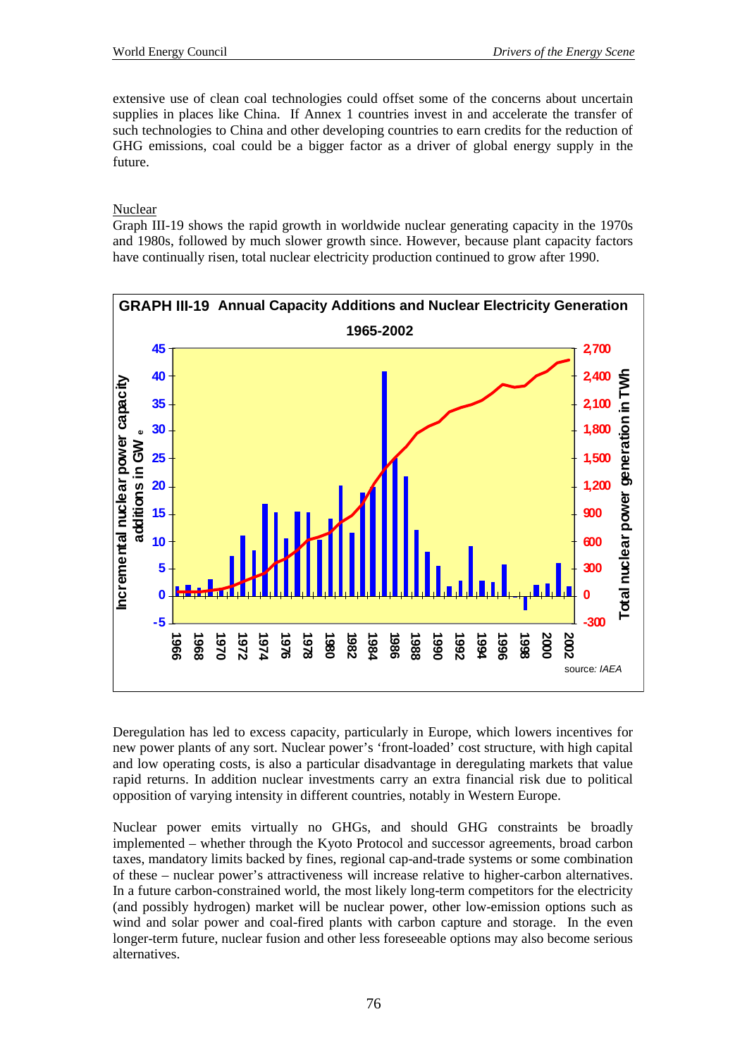extensive use of clean coal technologies could offset some of the concerns about uncertain supplies in places like China. If Annex 1 countries invest in and accelerate the transfer of such technologies to China and other developing countries to earn credits for the reduction of GHG emissions, coal could be a bigger factor as a driver of global energy supply in the future.

Nuclear

Graph III-19 shows the rapid growth in worldwide nuclear generating capacity in the 1970s and 1980s, followed by much slower growth since. However, because plant capacity factors have continually risen, total nuclear electricity production continued to grow after 1990.

**GRAPH III-19 Annual Capacity Additions and Nuclear Electricity Generation 1965-2002**

source: *IAEA*

Deregulation has led to excess capacity, particularly in Europe, which lowers incentives for new power plants of any sort. Nuclear power's 'front-loaded' cost structure, with high capital and low operating costs, is also a particular disadvantage in deregulating markets that value rapid returns. In addition nuclear investments carry an extra financial risk due to political opposition of varying intensity in different countries, notably in Western Europe.

Nuclear power emits virtually no GHGs, and should GHG constraints be broadly implemented – whether through the Kyoto Protocol and successor agreements, broad carbon taxes, mandatory limits backed by fines, regional cap-and-trade systems or some combination of these – nuclear power's attractiveness will increase relative to higher-carbon alternatives. In a future carbon-constrained world, the most likely long-term competitors for the electricity (and possibly hydrogen) market will be nuclear power, other low-emission options such as wind and solar power and coal-fired plants with carbon capture and storage. In the even longer-term future, nuclear fusion and other less foreseeable options may also become serious alternatives.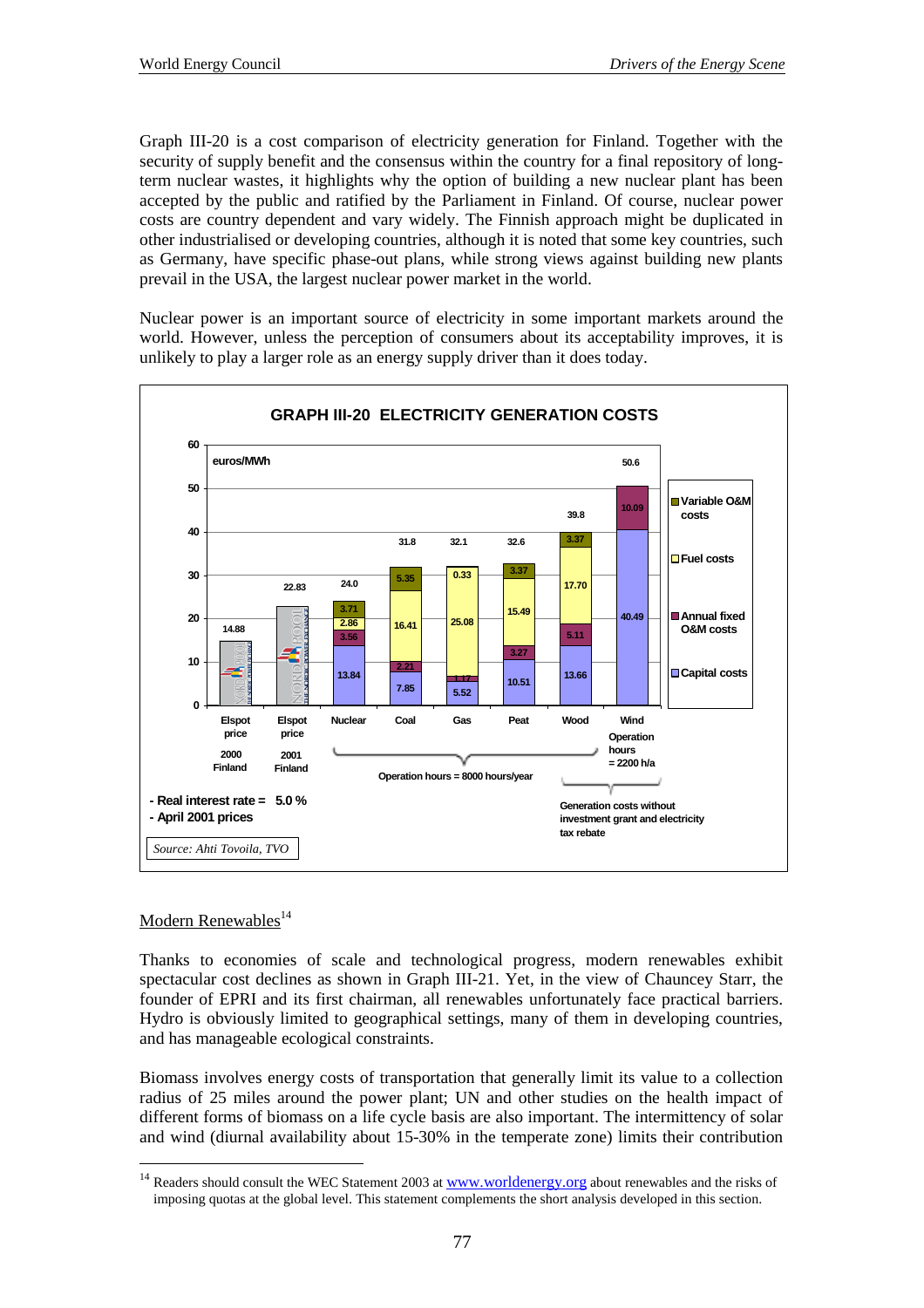Graph III-20 is a cost comparison of electricity generation for Finland. Together with the security of supply benefit and the consensus within the country for a final repository of long-term nuclear wastes, it highlights why the option of building a new nuclear plant has been accepted by the public and ratified by the Parliament in Finland. Of course, nuclear power costs are country dependent and vary widely. The Finnish approach might be duplicated in other industrialised or developing countries, although it is noted that some key countries, such as Germany, have specific phase-out plans, while strong views against building new plants prevail in the USA, the largest nuclear power market in the world.

Nuclear power is an important source of electricity in some important markets around the world. However, unless the perception of consumers about its acceptability improves, it is unlikely to play a larger role as an energy supply driver than it does today.

**GRAPH III-20 ELECTRICITY GENERATION COSTS**

euros/MWh

| | Elspot price 2000 Finland | Elspot price 2001 Finland | Nuclear | Coal | Gas | Peat | Wood | Wind |
|---|---|---|---|---|---|---|---|---|
| Capital costs | | | 13.84 | 7.85 | 5.52 | 10.51 | 13.66 | 40.49 |
| Annual fixed O&M costs | | | 3.56 | 2.21 | 1.17 | 3.27 | 5.11 | 10.09 |
| Fuel costs | | | 2.86 | 16.41 | 25.08 | 15.49 | 17.70 | |
| Variable O&M costs | | | 3.71 | 5.35 | 0.33 | 3.37 | 3.37 | |
| Total | 14.88 | 22.83 | 24.0 | 31.8 | 32.1 | 32.6 | 39.8 | 50.6 |

Nuclear, Coal, Gas, Peat, Wood: Operation hours = 8000 hours/year

Wind: Operation hours = 2200 h/a

Wood, Wind: Generation costs without investment grant and electricity tax rebate

- Real interest rate = 5.0 %
- April 2001 prices

*Source: Ahti Tovoila, TVO*

## Modern Renewables[14]

Thanks to economies of scale and technological progress, modern renewables exhibit spectacular cost declines as shown in Graph III-21. Yet, in the view of Chauncey Starr, the founder of EPRI and its first chairman, all renewables unfortunately face practical barriers. Hydro is obviously limited to geographical settings, many of them in developing countries, and has manageable ecological constraints.

Biomass involves energy costs of transportation that generally limit its value to a collection radius of 25 miles around the power plant; UN and other studies on the health impact of different forms of biomass on a life cycle basis are also important. The intermittency of solar and wind (diurnal availability about 15-30% in the temperate zone) limits their contribution

[14] Readers should consult the WEC Statement 2003 at www.worldenergy.org about renewables and the risks of imposing quotas at the global level. This statement complements the short analysis developed in this section.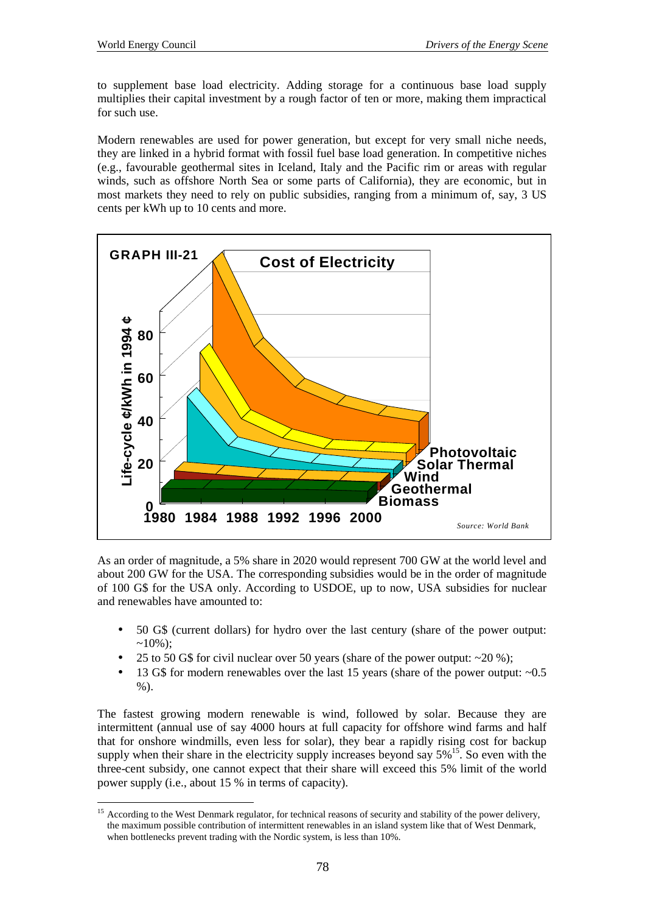to supplement base load electricity. Adding storage for a continuous base load supply multiplies their capital investment by a rough factor of ten or more, making them impractical for such use.

Modern renewables are used for power generation, but except for very small niche needs, they are linked in a hybrid format with fossil fuel base load generation. In competitive niches (e.g., favourable geothermal sites in Iceland, Italy and the Pacific rim or areas with regular winds, such as offshore North Sea or some parts of California), they are economic, but in most markets they need to rely on public subsidies, ranging from a minimum of, say, 3 US cents per kWh up to 10 cents and more.

**GRAPH III-21**

**Cost of Electricity**

*Source: World Bank*

As an order of magnitude, a 5% share in 2020 would represent 700 GW at the world level and about 200 GW for the USA. The corresponding subsidies would be in the order of magnitude of 100 G$ for the USA only. According to USDOE, up to now, USA subsidies for nuclear and renewables have amounted to:

- 50 G$ (current dollars) for hydro over the last century (share of the power output: ~10%);
- 25 to 50 G$ for civil nuclear over 50 years (share of the power output: ~20 %);
- 13 G$ for modern renewables over the last 15 years (share of the power output: ~0.5 %).

The fastest growing modern renewable is wind, followed by solar. Because they are intermittent (annual use of say 4000 hours at full capacity for offshore wind farms and half that for onshore windmills, even less for solar), they bear a rapidly rising cost for backup supply when their share in the electricity supply increases beyond say 5%[15]. So even with the three-cent subsidy, one cannot expect that their share will exceed this 5% limit of the world power supply (i.e., about 15 % in terms of capacity).

[15] According to the West Denmark regulator, for technical reasons of security and stability of the power delivery, the maximum possible contribution of intermittent renewables in an island system like that of West Denmark, when bottlenecks prevent trading with the Nordic system, is less than 10%.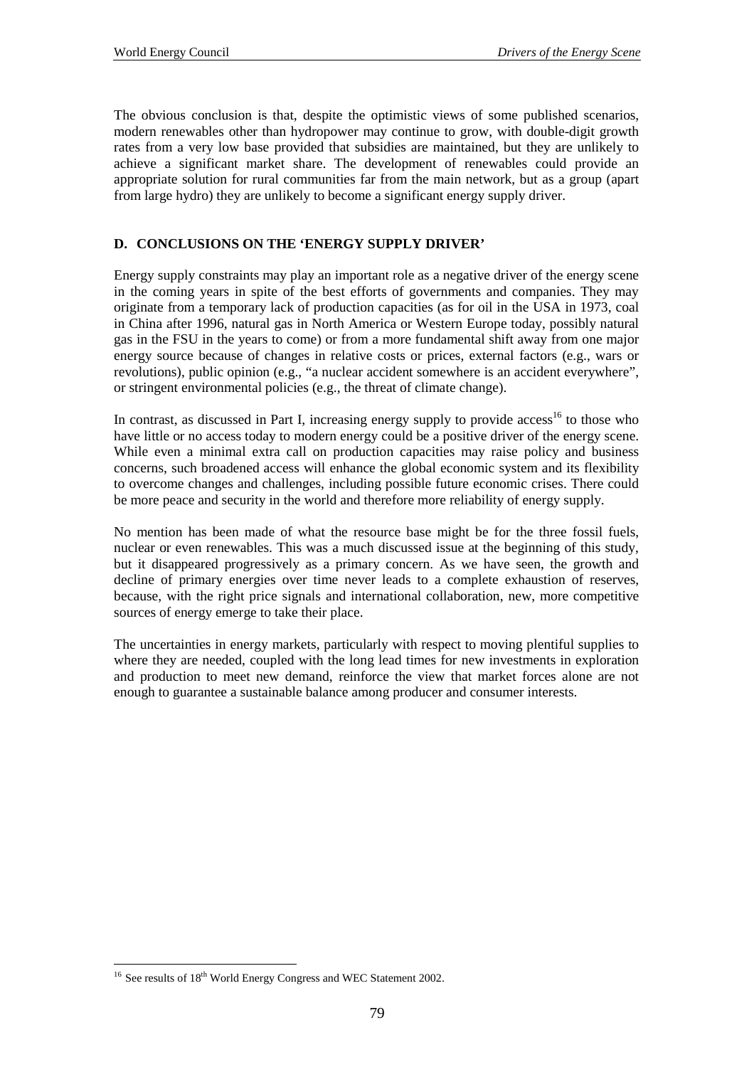The obvious conclusion is that, despite the optimistic views of some published scenarios, modern renewables other than hydropower may continue to grow, with double-digit growth rates from a very low base provided that subsidies are maintained, but they are unlikely to achieve a significant market share. The development of renewables could provide an appropriate solution for rural communities far from the main network, but as a group (apart from large hydro) they are unlikely to become a significant energy supply driver.

## D. CONCLUSIONS ON THE 'ENERGY SUPPLY DRIVER'

Energy supply constraints may play an important role as a negative driver of the energy scene in the coming years in spite of the best efforts of governments and companies. They may originate from a temporary lack of production capacities (as for oil in the USA in 1973, coal in China after 1996, natural gas in North America or Western Europe today, possibly natural gas in the FSU in the years to come) or from a more fundamental shift away from one major energy source because of changes in relative costs or prices, external factors (e.g., wars or revolutions), public opinion (e.g., "a nuclear accident somewhere is an accident everywhere", or stringent environmental policies (e.g., the threat of climate change).

In contrast, as discussed in Part I, increasing energy supply to provide access[16] to those who have little or no access today to modern energy could be a positive driver of the energy scene. While even a minimal extra call on production capacities may raise policy and business concerns, such broadened access will enhance the global economic system and its flexibility to overcome changes and challenges, including possible future economic crises. There could be more peace and security in the world and therefore more reliability of energy supply.

No mention has been made of what the resource base might be for the three fossil fuels, nuclear or even renewables. This was a much discussed issue at the beginning of this study, but it disappeared progressively as a primary concern. As we have seen, the growth and decline of primary energies over time never leads to a complete exhaustion of reserves, because, with the right price signals and international collaboration, new, more competitive sources of energy emerge to take their place.

The uncertainties in energy markets, particularly with respect to moving plentiful supplies to where they are needed, coupled with the long lead times for new investments in exploration and production to meet new demand, reinforce the view that market forces alone are not enough to guarantee a sustainable balance among producer and consumer interests.

---

[16] See results of 18th World Energy Congress and WEC Statement 2002.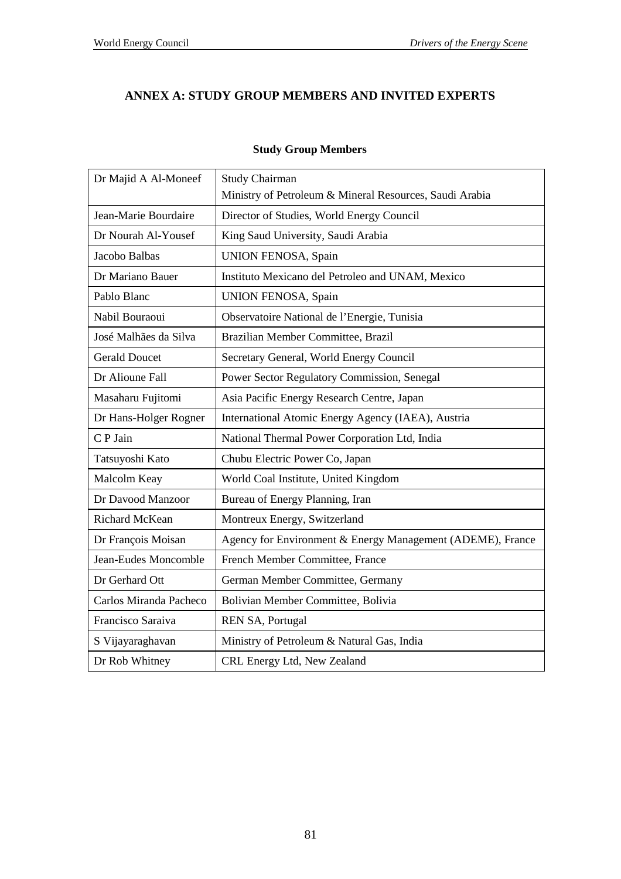## ANNEX A: STUDY GROUP MEMBERS AND INVITED EXPERTS

### Study Group Members

| | |
|---|---|
| Dr Majid A Al-Moneef | Study Chairman<br>Ministry of Petroleum & Mineral Resources, Saudi Arabia |
| Jean-Marie Bourdaire | Director of Studies, World Energy Council |
| Dr Nourah Al-Yousef | King Saud University, Saudi Arabia |
| Jacobo Balbas | UNION FENOSA, Spain |
| Dr Mariano Bauer | Instituto Mexicano del Petroleo and UNAM, Mexico |
| Pablo Blanc | UNION FENOSA, Spain |
| Nabil Bouraoui | Observatoire National de l'Energie, Tunisia |
| José Malhães da Silva | Brazilian Member Committee, Brazil |
| Gerald Doucet | Secretary General, World Energy Council |
| Dr Alioune Fall | Power Sector Regulatory Commission, Senegal |
| Masaharu Fujitomi | Asia Pacific Energy Research Centre, Japan |
| Dr Hans-Holger Rogner | International Atomic Energy Agency (IAEA), Austria |
| C P Jain | National Thermal Power Corporation Ltd, India |
| Tatsuyoshi Kato | Chubu Electric Power Co, Japan |
| Malcolm Keay | World Coal Institute, United Kingdom |
| Dr Davood Manzoor | Bureau of Energy Planning, Iran |
| Richard McKean | Montreux Energy, Switzerland |
| Dr François Moisan | Agency for Environment & Energy Management (ADEME), France |
| Jean-Eudes Moncomble | French Member Committee, France |
| Dr Gerhard Ott | German Member Committee, Germany |
| Carlos Miranda Pacheco | Bolivian Member Committee, Bolivia |
| Francisco Saraiva | REN SA, Portugal |
| S Vijayaraghavan | Ministry of Petroleum & Natural Gas, India |
| Dr Rob Whitney | CRL Energy Ltd, New Zealand |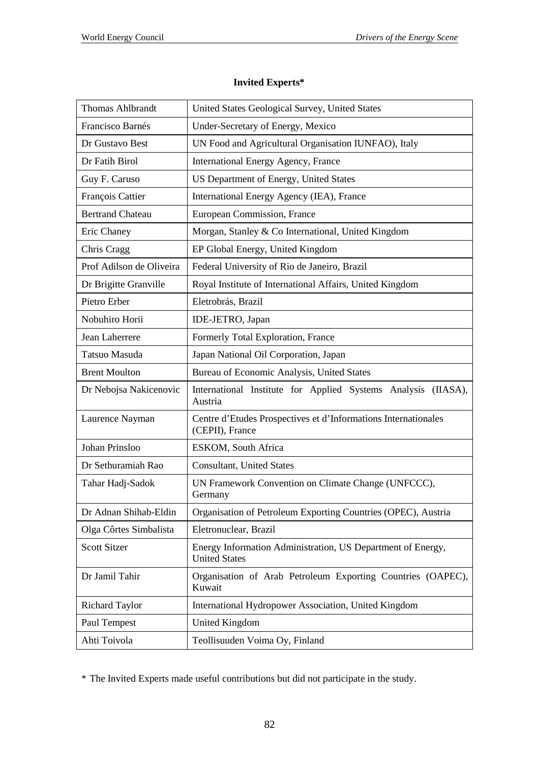**Invited Experts***

| | |
|---|---|
| Thomas Ahlbrandt | United States Geological Survey, United States |
| Francisco Barnés | Under-Secretary of Energy, Mexico |
| Dr Gustavo Best | UN Food and Agricultural Organisation IUNFAO), Italy |
| Dr Fatih Birol | International Energy Agency, France |
| Guy F. Caruso | US Department of Energy, United States |
| François Cattier | International Energy Agency (IEA), France |
| Bertrand Chateau | European Commission, France |
| Eric Chaney | Morgan, Stanley & Co International, United Kingdom |
| Chris Cragg | EP Global Energy, United Kingdom |
| Prof Adilson de Oliveira | Federal University of Rio de Janeiro, Brazil |
| Dr Brigitte Granville | Royal Institute of International Affairs, United Kingdom |
| Pietro Erber | Eletrobrás, Brazil |
| Nobuhiro Horii | IDE-JETRO, Japan |
| Jean Laherrere | Formerly Total Exploration, France |
| Tatsuo Masuda | Japan National Oil Corporation, Japan |
| Brent Moulton | Bureau of Economic Analysis, United States |
| Dr Nebojsa Nakicenovic | International Institute for Applied Systems Analysis (IIASA), Austria |
| Laurence Nayman | Centre d'Etudes Prospectives et d'Informations Internationales (CEPII), France |
| Johan Prinsloo | ESKOM, South Africa |
| Dr Sethuramiah Rao | Consultant, United States |
| Tahar Hadj-Sadok | UN Framework Convention on Climate Change (UNFCCC), Germany |
| Dr Adnan Shihab-Eldin | Organisation of Petroleum Exporting Countries (OPEC), Austria |
| Olga Côrtes Simbalista | Eletronuclear, Brazil |
| Scott Sitzer | Energy Information Administration, US Department of Energy, United States |
| Dr Jamil Tahir | Organisation of Arab Petroleum Exporting Countries (OAPEC), Kuwait |
| Richard Taylor | International Hydropower Association, United Kingdom |
| Paul Tempest | United Kingdom |
| Ahti Toivola | Teollisuuden Voima Oy, Finland |

* The Invited Experts made useful contributions but did not participate in the study.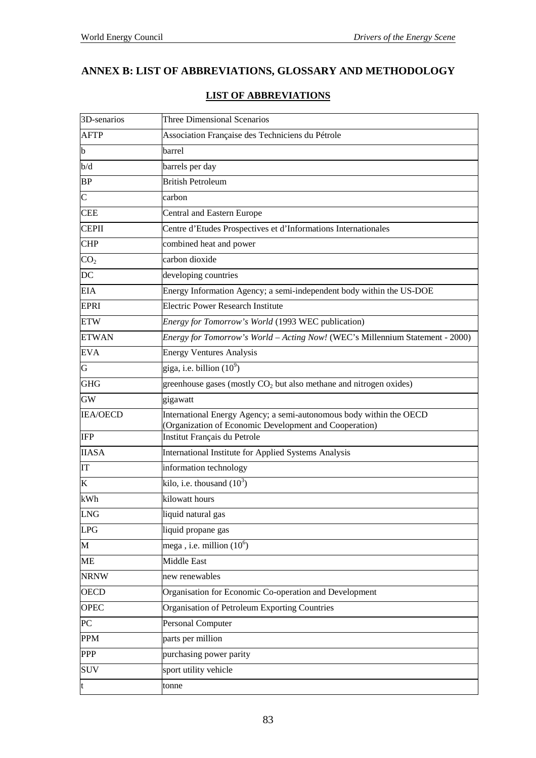# ANNEX B: LIST OF ABBREVIATIONS, GLOSSARY AND METHODOLOGY

## LIST OF ABBREVIATIONS

| | |
|---|---|
| 3D-senarios | Three Dimensional Scenarios |
| AFTP | Association Française des Techniciens du Pétrole |
| b | barrel |
| b/d | barrels per day |
| BP | British Petroleum |
| C | carbon |
| CEE | Central and Eastern Europe |
| CEPII | Centre d'Etudes Prospectives et d'Informations Internationales |
| CHP | combined heat and power |
| $CO_2$ | carbon dioxide |
| DC | developing countries |
| EIA | Energy Information Agency; a semi-independent body within the US-DOE |
| EPRI | Electric Power Research Institute |
| ETW | *Energy for Tomorrow's World* (1993 WEC publication) |
| ETWAN | *Energy for Tomorrow's World – Acting Now!* (WEC's Millennium Statement - 2000) |
| EVA | Energy Ventures Analysis |
| G | giga, i.e. billion ($10^9$) |
| GHG | greenhouse gases (mostly $CO_2$ but also methane and nitrogen oxides) |
| GW | gigawatt |
| IEA/OECD | International Energy Agency; a semi-autonomous body within the OECD (Organization of Economic Development and Cooperation) |
| IFP | Institut Français du Petrole |
| IIASA | International Institute for Applied Systems Analysis |
| IT | information technology |
| K | kilo, i.e. thousand ($10^3$) |
| kWh | kilowatt hours |
| LNG | liquid natural gas |
| LPG | liquid propane gas |
| M | mega , i.e. million ($10^6$) |
| ME | Middle East |
| NRNW | new renewables |
| OECD | Organisation for Economic Co-operation and Development |
| OPEC | Organisation of Petroleum Exporting Countries |
| PC | Personal Computer |
| PPM | parts per million |
| PPP | purchasing power parity |
| SUV | sport utility vehicle |
| t | tonne |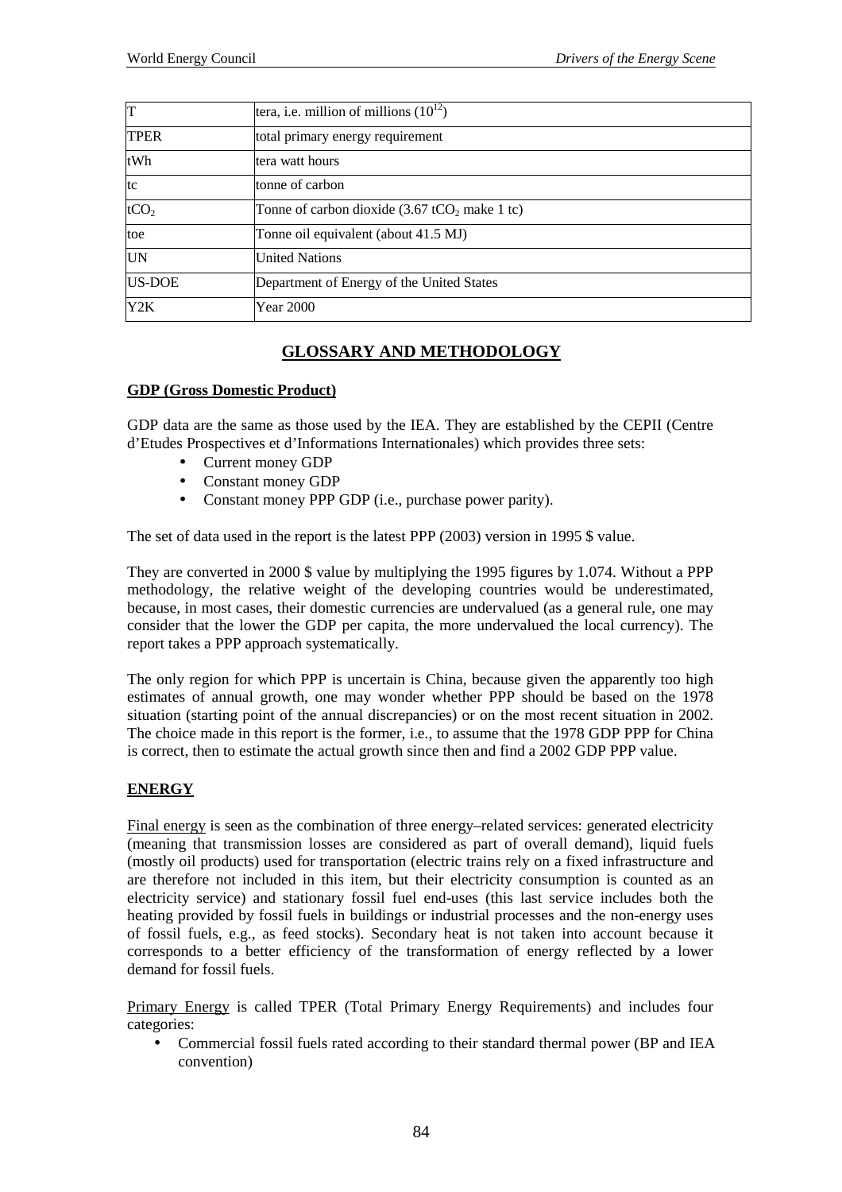| | |
|---|---|
| T | tera, i.e. million of millions ($10^{12}$) |
| TPER | total primary energy requirement |
| tWh | tera watt hours |
| tc | tonne of carbon |
| $tCO_2$ | Tonne of carbon dioxide (3.67 $tCO_2$ make 1 tc) |
| toe | Tonne oil equivalent (about 41.5 MJ) |
| UN | United Nations |
| US-DOE | Department of Energy of the United States |
| Y2K | Year 2000 |

# GLOSSARY AND METHODOLOGY

## GDP (Gross Domestic Product)

GDP data are the same as those used by the IEA. They are established by the CEPII (Centre d'Etudes Prospectives et d'Informations Internationales) which provides three sets:

- Current money GDP
- Constant money GDP
- Constant money PPP GDP (i.e., purchase power parity).

The set of data used in the report is the latest PPP (2003) version in 1995 $ value.

They are converted in 2000 $ value by multiplying the 1995 figures by 1.074. Without a PPP methodology, the relative weight of the developing countries would be underestimated, because, in most cases, their domestic currencies are undervalued (as a general rule, one may consider that the lower the GDP per capita, the more undervalued the local currency). The report takes a PPP approach systematically.

The only region for which PPP is uncertain is China, because given the apparently too high estimates of annual growth, one may wonder whether PPP should be based on the 1978 situation (starting point of the annual discrepancies) or on the most recent situation in 2002. The choice made in this report is the former, i.e., to assume that the 1978 GDP PPP for China is correct, then to estimate the actual growth since then and find a 2002 GDP PPP value.

## ENERGY

Final energy is seen as the combination of three energy–related services: generated electricity (meaning that transmission losses are considered as part of overall demand), liquid fuels (mostly oil products) used for transportation (electric trains rely on a fixed infrastructure and are therefore not included in this item, but their electricity consumption is counted as an electricity service) and stationary fossil fuel end-uses (this last service includes both the heating provided by fossil fuels in buildings or industrial processes and the non-energy uses of fossil fuels, e.g., as feed stocks). Secondary heat is not taken into account because it corresponds to a better efficiency of the transformation of energy reflected by a lower demand for fossil fuels.

Primary Energy is called TPER (Total Primary Energy Requirements) and includes four categories:

- Commercial fossil fuels rated according to their standard thermal power (BP and IEA convention)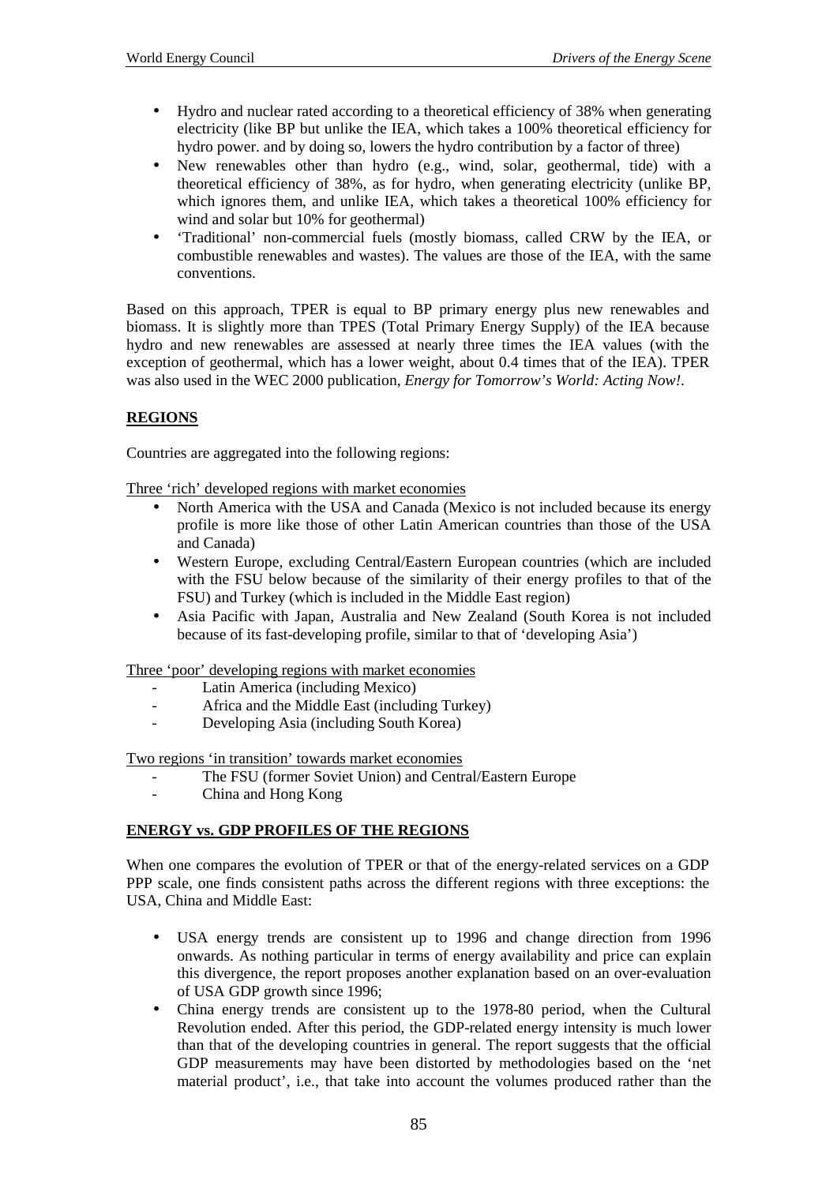- Hydro and nuclear rated according to a theoretical efficiency of 38% when generating electricity (like BP but unlike the IEA, which takes a 100% theoretical efficiency for hydro power. and by doing so, lowers the hydro contribution by a factor of three)
- New renewables other than hydro (e.g., wind, solar, geothermal, tide) with a theoretical efficiency of 38%, as for hydro, when generating electricity (unlike BP, which ignores them, and unlike IEA, which takes a theoretical 100% efficiency for wind and solar but 10% for geothermal)
- 'Traditional' non-commercial fuels (mostly biomass, called CRW by the IEA, or combustible renewables and wastes). The values are those of the IEA, with the same conventions.

Based on this approach, TPER is equal to BP primary energy plus new renewables and biomass. It is slightly more than TPES (Total Primary Energy Supply) of the IEA because hydro and new renewables are assessed at nearly three times the IEA values (with the exception of geothermal, which has a lower weight, about 0.4 times that of the IEA). TPER was also used in the WEC 2000 publication, *Energy for Tomorrow's World: Acting Now!*.

## REGIONS

Countries are aggregated into the following regions:

Three 'rich' developed regions with market economies

- North America with the USA and Canada (Mexico is not included because its energy profile is more like those of other Latin American countries than those of the USA and Canada)
- Western Europe, excluding Central/Eastern European countries (which are included with the FSU below because of the similarity of their energy profiles to that of the FSU) and Turkey (which is included in the Middle East region)
- Asia Pacific with Japan, Australia and New Zealand (South Korea is not included because of its fast-developing profile, similar to that of 'developing Asia')

Three 'poor' developing regions with market economies

- Latin America (including Mexico)
- Africa and the Middle East (including Turkey)
- Developing Asia (including South Korea)

Two regions 'in transition' towards market economies

- The FSU (former Soviet Union) and Central/Eastern Europe
- China and Hong Kong

## ENERGY vs. GDP PROFILES OF THE REGIONS

When one compares the evolution of TPER or that of the energy-related services on a GDP PPP scale, one finds consistent paths across the different regions with three exceptions: the USA, China and Middle East:

- USA energy trends are consistent up to 1996 and change direction from 1996 onwards. As nothing particular in terms of energy availability and price can explain this divergence, the report proposes another explanation based on an over-evaluation of USA GDP growth since 1996;
- China energy trends are consistent up to the 1978-80 period, when the Cultural Revolution ended. After this period, the GDP-related energy intensity is much lower than that of the developing countries in general. The report suggests that the official GDP measurements may have been distorted by methodologies based on the 'net material product', i.e., that take into account the volumes produced rather than the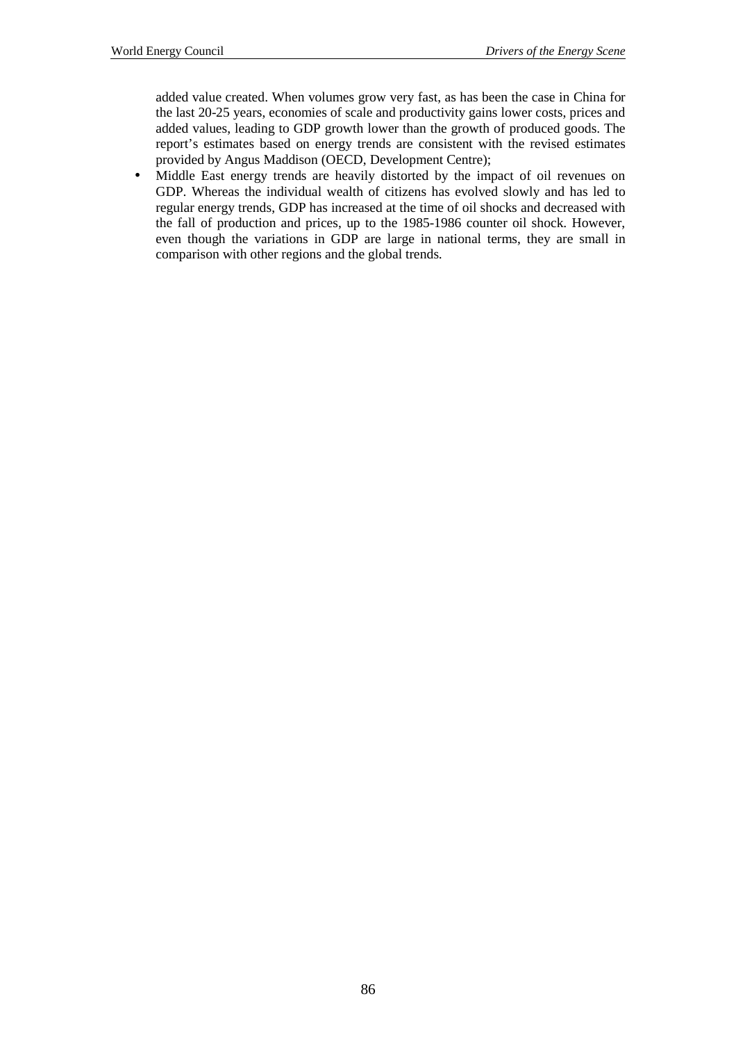added value created. When volumes grow very fast, as has been the case in China for the last 20-25 years, economies of scale and productivity gains lower costs, prices and added values, leading to GDP growth lower than the growth of produced goods. The report's estimates based on energy trends are consistent with the revised estimates provided by Angus Maddison (OECD, Development Centre);

- Middle East energy trends are heavily distorted by the impact of oil revenues on GDP. Whereas the individual wealth of citizens has evolved slowly and has led to regular energy trends, GDP has increased at the time of oil shocks and decreased with the fall of production and prices, up to the 1985-1986 counter oil shock. However, even though the variations in GDP are large in national terms, they are small in comparison with other regions and the global trends.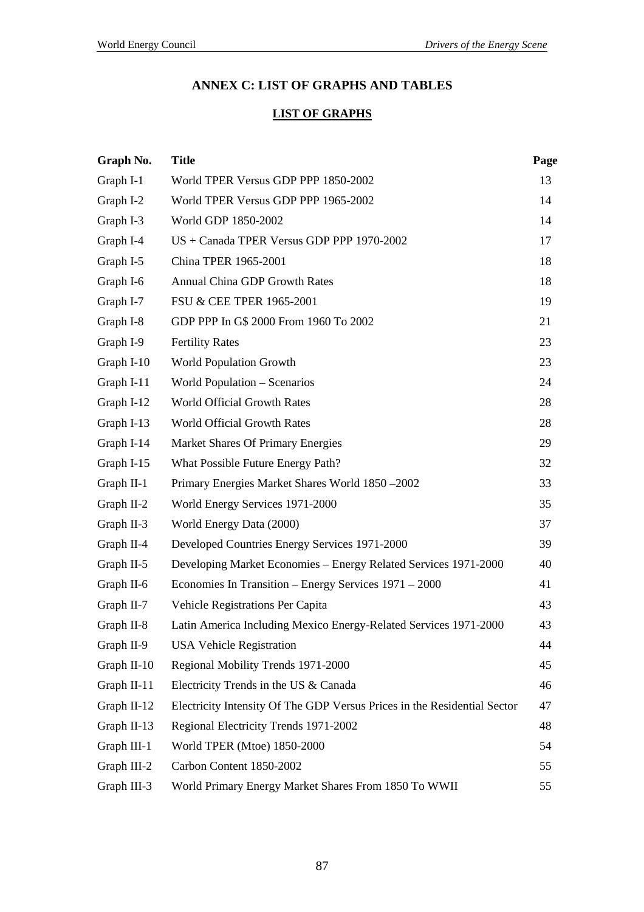## ANNEX C: LIST OF GRAPHS AND TABLES

### LIST OF GRAPHS

| Graph No. | Title | Page |
|---|---|---|
| Graph I-1 | World TPER Versus GDP PPP 1850-2002 | 13 |
| Graph I-2 | World TPER Versus GDP PPP 1965-2002 | 14 |
| Graph I-3 | World GDP 1850-2002 | 14 |
| Graph I-4 | US + Canada TPER Versus GDP PPP 1970-2002 | 17 |
| Graph I-5 | China TPER 1965-2001 | 18 |
| Graph I-6 | Annual China GDP Growth Rates | 18 |
| Graph I-7 | FSU & CEE TPER 1965-2001 | 19 |
| Graph I-8 | GDP PPP In G$ 2000 From 1960 To 2002 | 21 |
| Graph I-9 | Fertility Rates | 23 |
| Graph I-10 | World Population Growth | 23 |
| Graph I-11 | World Population – Scenarios | 24 |
| Graph I-12 | World Official Growth Rates | 28 |
| Graph I-13 | World Official Growth Rates | 28 |
| Graph I-14 | Market Shares Of Primary Energies | 29 |
| Graph I-15 | What Possible Future Energy Path? | 32 |
| Graph II-1 | Primary Energies Market Shares World 1850 –2002 | 33 |
| Graph II-2 | World Energy Services 1971-2000 | 35 |
| Graph II-3 | World Energy Data (2000) | 37 |
| Graph II-4 | Developed Countries Energy Services 1971-2000 | 39 |
| Graph II-5 | Developing Market Economies – Energy Related Services 1971-2000 | 40 |
| Graph II-6 | Economies In Transition – Energy Services 1971 – 2000 | 41 |
| Graph II-7 | Vehicle Registrations Per Capita | 43 |
| Graph II-8 | Latin America Including Mexico Energy-Related Services 1971-2000 | 43 |
| Graph II-9 | USA Vehicle Registration | 44 |
| Graph II-10 | Regional Mobility Trends 1971-2000 | 45 |
| Graph II-11 | Electricity Trends in the US & Canada | 46 |
| Graph II-12 | Electricity Intensity Of The GDP Versus Prices in the Residential Sector | 47 |
| Graph II-13 | Regional Electricity Trends 1971-2002 | 48 |
| Graph III-1 | World TPER (Mtoe) 1850-2000 | 54 |
| Graph III-2 | Carbon Content 1850-2002 | 55 |
| Graph III-3 | World Primary Energy Market Shares From 1850 To WWII | 55 |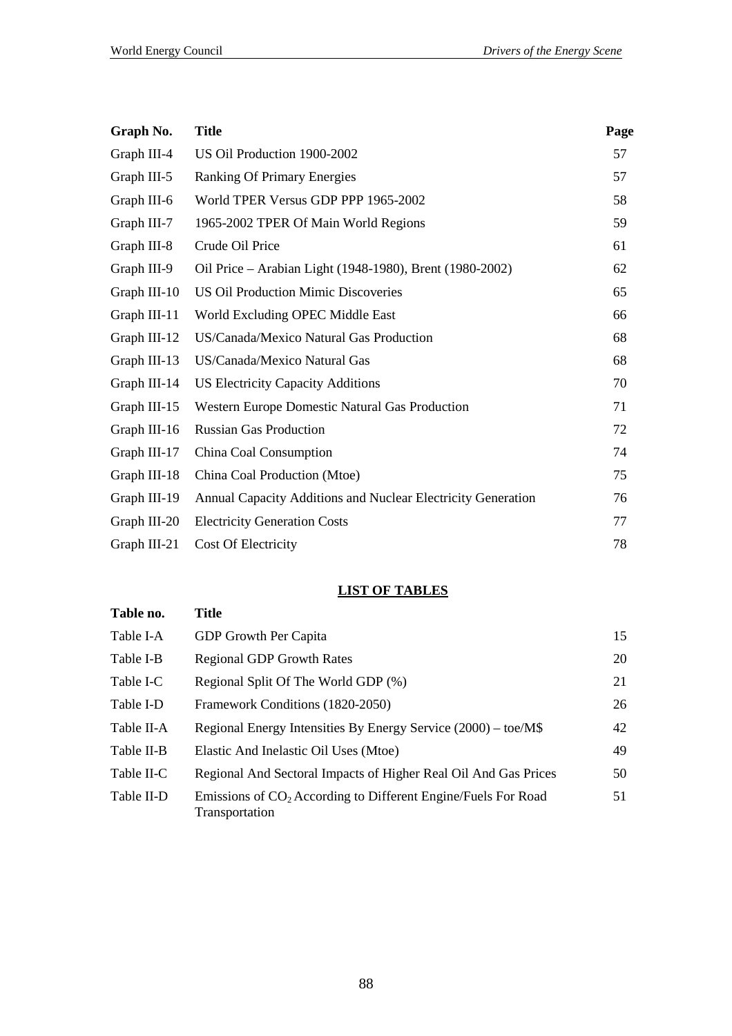| Graph No. | Title | Page |
|---|---|---|
| Graph III-4 | US Oil Production 1900-2002 | 57 |
| Graph III-5 | Ranking Of Primary Energies | 57 |
| Graph III-6 | World TPER Versus GDP PPP 1965-2002 | 58 |
| Graph III-7 | 1965-2002 TPER Of Main World Regions | 59 |
| Graph III-8 | Crude Oil Price | 61 |
| Graph III-9 | Oil Price – Arabian Light (1948-1980), Brent (1980-2002) | 62 |
| Graph III-10 | US Oil Production Mimic Discoveries | 65 |
| Graph III-11 | World Excluding OPEC Middle East | 66 |
| Graph III-12 | US/Canada/Mexico Natural Gas Production | 68 |
| Graph III-13 | US/Canada/Mexico Natural Gas | 68 |
| Graph III-14 | US Electricity Capacity Additions | 70 |
| Graph III-15 | Western Europe Domestic Natural Gas Production | 71 |
| Graph III-16 | Russian Gas Production | 72 |
| Graph III-17 | China Coal Consumption | 74 |
| Graph III-18 | China Coal Production (Mtoe) | 75 |
| Graph III-19 | Annual Capacity Additions and Nuclear Electricity Generation | 76 |
| Graph III-20 | Electricity Generation Costs | 77 |
| Graph III-21 | Cost Of Electricity | 78 |

## LIST OF TABLES

| Table no. | Title | |
|---|---|---|
| Table I-A | GDP Growth Per Capita | 15 |
| Table I-B | Regional GDP Growth Rates | 20 |
| Table I-C | Regional Split Of The World GDP (%) | 21 |
| Table I-D | Framework Conditions (1820-2050) | 26 |
| Table II-A | Regional Energy Intensities By Energy Service (2000) – toe/M$ | 42 |
| Table II-B | Elastic And Inelastic Oil Uses (Mtoe) | 49 |
| Table II-C | Regional And Sectoral Impacts of Higher Real Oil And Gas Prices | 50 |
| Table II-D | Emissions of $CO_2$ According to Different Engine/Fuels For Road Transportation | 51 |